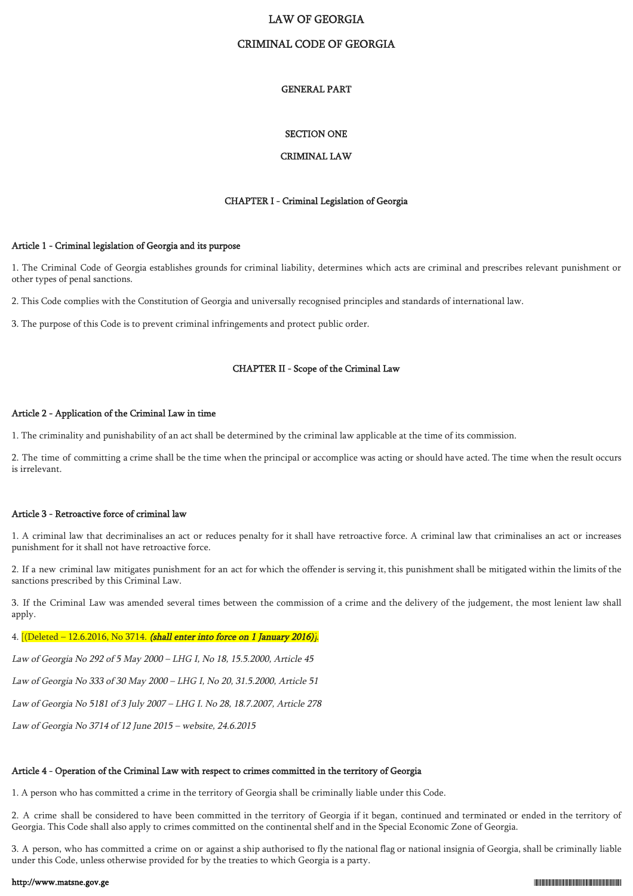# LAW OF GEORGIA

# CRIMINAL CODE OF GEORGIA

## GENERAL PART

## SECTION ONE

## CRIMINAL LAW

### CHAPTER I - Criminal Legislation of Georgia

#### Article 1 - Criminal legislation of Georgia and its purpose

1. The Criminal Code of Georgia establishes grounds for criminal liability, determines which acts are criminal and prescribes relevant punishment or other types of penal sanctions.

2. This Code complies with the Constitution of Georgia and universally recognised principles and standards of international law.

3. The purpose of this Code is to prevent criminal infringements and protect public order.

### CHAPTER II - Scope of the Criminal Law

#### Article 2 - Application of the Criminal Law in time

1. The criminality and punishability of an act shall be determined by the criminal law applicable at the time of its commission.

2. The time of committing a crime shall be the time when the principal or accomplice was acting or should have acted. The time when the result occurs is irrelevant.

#### Article 3 - Retroactive force of criminal law

1. A criminal law that decriminalises an act or reduces penalty for it shall have retroactive force. A criminal law that criminalises an act or increases punishment for it shall not have retroactive force.

2. If a new criminal law mitigates punishment for an act for which the offender is serving it, this punishment shall be mitigated within the limits of the sanctions prescribed by this Criminal Law.

3. If the Criminal Law was amended several times between the commission of a crime and the delivery of the judgement, the most lenient law shall apply.

4. [(Deleted – 12.6.2016, No 3714. *(shall enter into force on 1 January 2016)*].

*Law of Georgia No 292 of 5 May 2000 – LHG I, No 18, 15.5.2000, Article 45*

*Law of Georgia No 333 of 30 May 2000 – LHG I, No 20, 31.5.2000, Article 51*

*Law of Georgia No 5181 of 3 July 2007 – LHG I. No 28, 18.7.2007, Article 278*

*Law of Georgia No 3714 of 12 June 2015 – website, 24.6.2015*

#### Article 4 - Operation of the Criminal Law with respect to crimes committed in the territory of Georgia

1. A person who has committed a crime in the territory of Georgia shall be criminally liable under this Code.

2. A crime shall be considered to have been committed in the territory of Georgia if it began, continued and terminated or ended in the territory of Georgia. This Code shall also apply to crimes committed on the continental shelf and in the Special Economic Zone of Georgia.

3. A person, who has committed a crime on or against a ship authorised to fly the national flag or national insignia of Georgia, shall be criminally liable under this Code, unless otherwise provided for by the treaties to which Georgia is a party.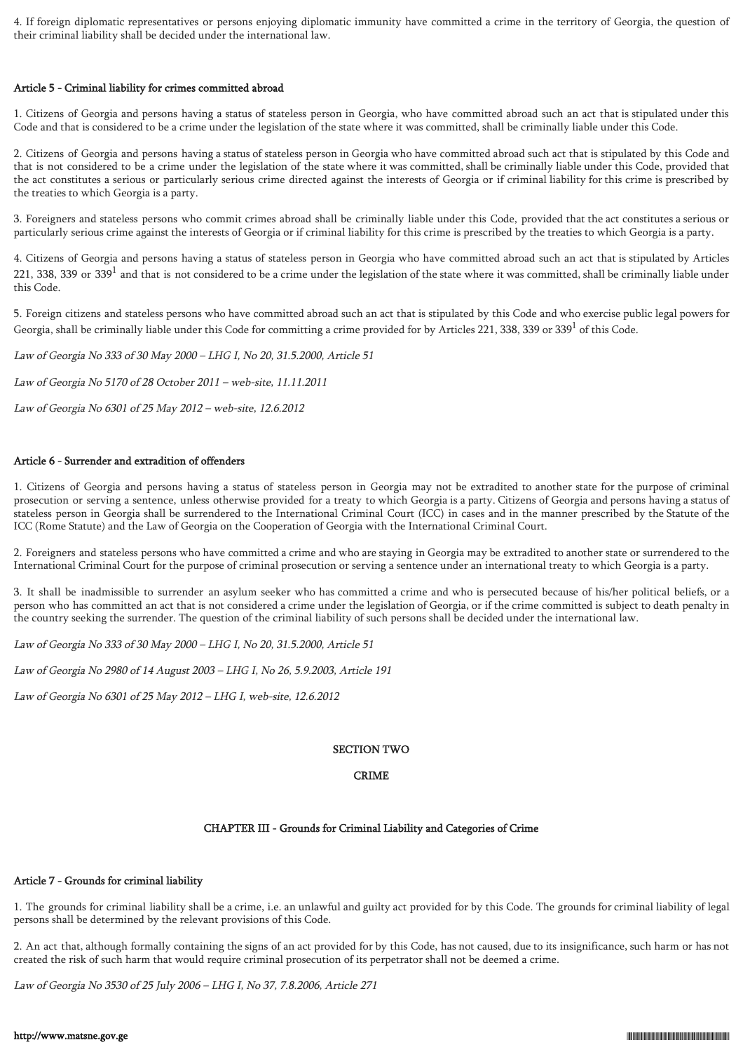4. If foreign diplomatic representatives or persons enjoying diplomatic immunity have committed a crime in the territory of Georgia, the question of their criminal liability shall be decided under the international law.

#### Article 5 - Criminal liability for crimes committed abroad

1. Citizens of Georgia and persons having a status of stateless person in Georgia, who have committed abroad such an act that is stipulated under this Code and that is considered to be a crime under the legislation of the state where it was committed, shall be criminally liable under this Code.

2. Citizens of Georgia and persons having a status of stateless person in Georgia who have committed abroad such act that is stipulated by this Code and that is not considered to be a crime under the legislation of the state where it was committed, shall be criminally liable under this Code, provided that the act constitutes a serious or particularly serious crime directed against the interests of Georgia or if criminal liability for this crime is prescribed by the treaties to which Georgia is a party.

3. Foreigners and stateless persons who commit crimes abroad shall be criminally liable under this Code, provided that the act constitutes a serious or particularly serious crime against the interests of Georgia or if criminal liability for this crime is prescribed by the treaties to which Georgia is a party.

4. Citizens of Georgia and persons having a status of stateless person in Georgia who have committed abroad such an act that is stipulated by Articles 221, 338, 339 or 339[1] and that is not considered to be a crime under the legislation of the state where it was committed, shall be criminally liable under this Code.

5. Foreign citizens and stateless persons who have committed abroad such an act that is stipulated by this Code and who exercise public legal powers for Georgia, shall be criminally liable under this Code for committing a crime provided for by Articles 221, 338, 339 or 339[1] of this Code.

*Law of Georgia No 333 of 30 May 2000 – LHG I, No 20, 31.5.2000, Article 51*

*Law of Georgia No 5170 of 28 October 2011 – web-site, 11.11.2011*

*Law of Georgia No 6301 of 25 May 2012 – web-site, 12.6.2012*

#### Article 6 - Surrender and extradition of offenders

1. Citizens of Georgia and persons having a status of stateless person in Georgia may not be extradited to another state for the purpose of criminal prosecution or serving a sentence, unless otherwise provided for a treaty to which Georgia is a party. Citizens of Georgia and persons having a status of stateless person in Georgia shall be surrendered to the International Criminal Court (ICC) in cases and in the manner prescribed by the Statute of the ICC (Rome Statute) and the Law of Georgia on the Cooperation of Georgia with the International Criminal Court.

2. Foreigners and stateless persons who have committed a crime and who are staying in Georgia may be extradited to another state or surrendered to the International Criminal Court for the purpose of criminal prosecution or serving a sentence under an international treaty to which Georgia is a party.

3. It shall be inadmissible to surrender an asylum seeker who has committed a crime and who is persecuted because of his/her political beliefs, or a person who has committed an act that is not considered a crime under the legislation of Georgia, or if the crime committed is subject to death penalty in the country seeking the surrender. The question of the criminal liability of such persons shall be decided under the international law.

*Law of Georgia No 333 of 30 May 2000 – LHG I, No 20, 31.5.2000, Article 51*

*Law of Georgia No 2980 of 14 August 2003 – LHG I, No 26, 5.9.2003, Article 191*

*Law of Georgia No 6301 of 25 May 2012 – LHG I, web-site, 12.6.2012*

## SECTION TWO

## CRIME

### CHAPTER III - Grounds for Criminal Liability and Categories of Crime

#### Article 7 - Grounds for criminal liability

1. The grounds for criminal liability shall be a crime, i.e. an unlawful and guilty act provided for by this Code. The grounds for criminal liability of legal persons shall be determined by the relevant provisions of this Code.

2. An act that, although formally containing the signs of an act provided for by this Code, has not caused, due to its insignificance, such harm or has not created the risk of such harm that would require criminal prosecution of its perpetrator shall not be deemed a crime.

*Law of Georgia No 3530 of 25 July 2006 – LHG I, No 37, 7.8.2006, Article 271*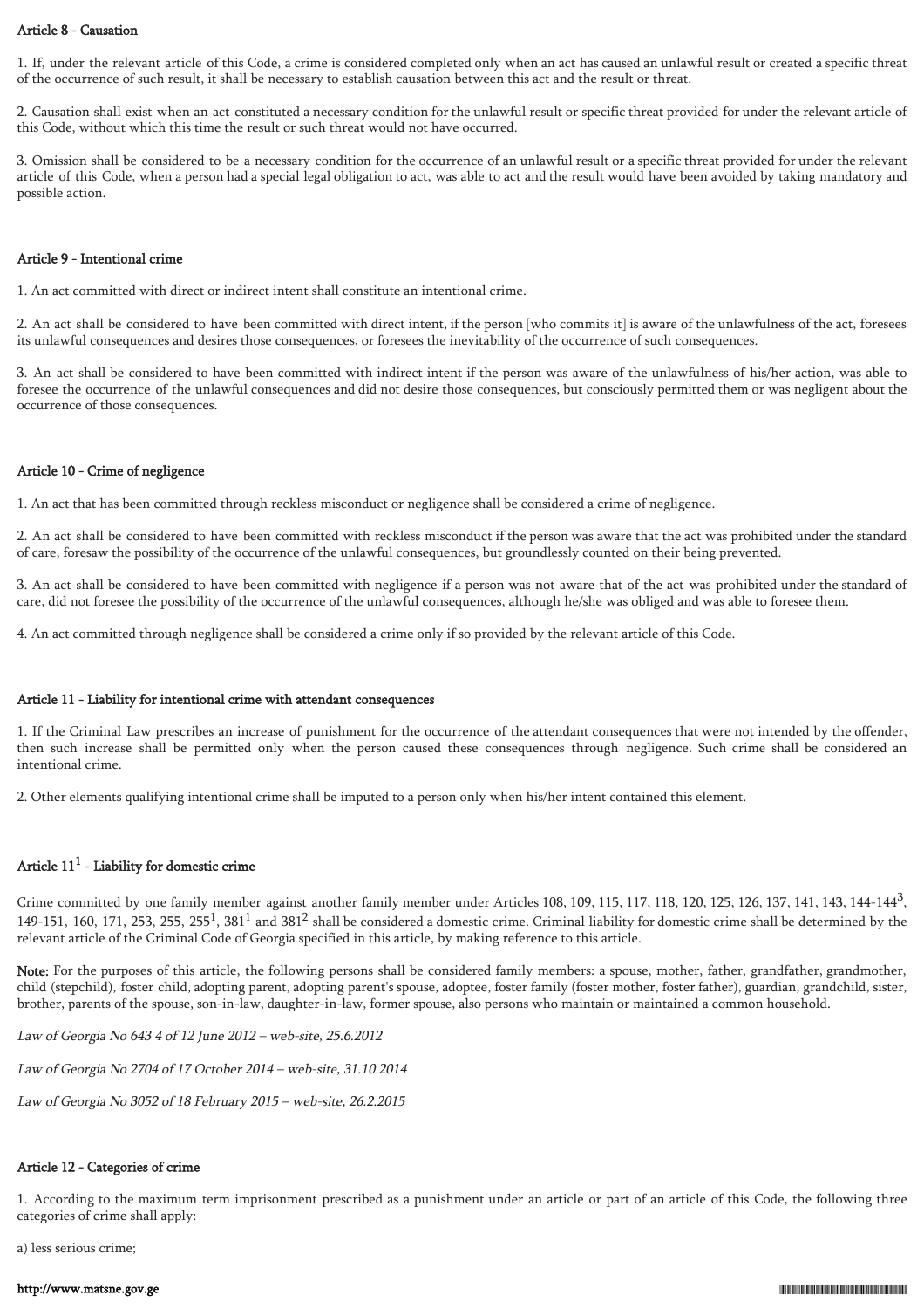### Article 8 - Causation

1. If, under the relevant article of this Code, a crime is considered completed only when an act has caused an unlawful result or created a specific threat of the occurrence of such result, it shall be necessary to establish causation between this act and the result or threat.

2. Causation shall exist when an act constituted a necessary condition for the unlawful result or specific threat provided for under the relevant article of this Code, without which this time the result or such threat would not have occurred.

3. Omission shall be considered to be a necessary condition for the occurrence of an unlawful result or a specific threat provided for under the relevant article of this Code, when a person had a special legal obligation to act, was able to act and the result would have been avoided by taking mandatory and possible action.

### Article 9 - Intentional crime

1. An act committed with direct or indirect intent shall constitute an intentional crime.

2. An act shall be considered to have been committed with direct intent, if the person [who commits it] is aware of the unlawfulness of the act, foresees its unlawful consequences and desires those consequences, or foresees the inevitability of the occurrence of such consequences.

3. An act shall be considered to have been committed with indirect intent if the person was aware of the unlawfulness of his/her action, was able to foresee the occurrence of the unlawful consequences and did not desire those consequences, but consciously permitted them or was negligent about the occurrence of those consequences.

### Article 10 - Crime of negligence

1. An act that has been committed through reckless misconduct or negligence shall be considered a crime of negligence.

2. An act shall be considered to have been committed with reckless misconduct if the person was aware that the act was prohibited under the standard of care, foresaw the possibility of the occurrence of the unlawful consequences, but groundlessly counted on their being prevented.

3. An act shall be considered to have been committed with negligence if a person was not aware that of the act was prohibited under the standard of care, did not foresee the possibility of the occurrence of the unlawful consequences, although he/she was obliged and was able to foresee them.

4. An act committed through negligence shall be considered a crime only if so provided by the relevant article of this Code.

### Article 11 - Liability for intentional crime with attendant consequences

1. If the Criminal Law prescribes an increase of punishment for the occurrence of the attendant consequences that were not intended by the offender, then such increase shall be permitted only when the person caused these consequences through negligence. Such crime shall be considered an intentional crime.

2. Other elements qualifying intentional crime shall be imputed to a person only when his/her intent contained this element.

### Article $11^1$ - Liability for domestic crime

Crime committed by one family member against another family member under Articles 108, 109, 115, 117, 118, 120, 125, 126, 137, 141, 143, 144-$144^3$, 149-151, 160, 171, 253, 255, $255^1$, $381^1$ and $381^2$ shall be considered a domestic crime. Criminal liability for domestic crime shall be determined by the relevant article of the Criminal Code of Georgia specified in this article, by making reference to this article.

**Note:** For the purposes of this article, the following persons shall be considered family members: a spouse, mother, father, grandfather, grandmother, child (stepchild), foster child, adopting parent, adopting parent's spouse, adoptee, foster family (foster mother, foster father), guardian, grandchild, sister, brother, parents of the spouse, son-in-law, daughter-in-law, former spouse, also persons who maintain or maintained a common household.

*Law of Georgia No 643 4 of 12 June 2012 – web-site, 25.6.2012*

*Law of Georgia No 2704 of 17 October 2014 – web-site, 31.10.2014*

*Law of Georgia No 3052 of 18 February 2015 – web-site, 26.2.2015*

### Article 12 - Categories of crime

1. According to the maximum term imprisonment prescribed as a punishment under an article or part of an article of this Code, the following three categories of crime shall apply:

a) less serious crime;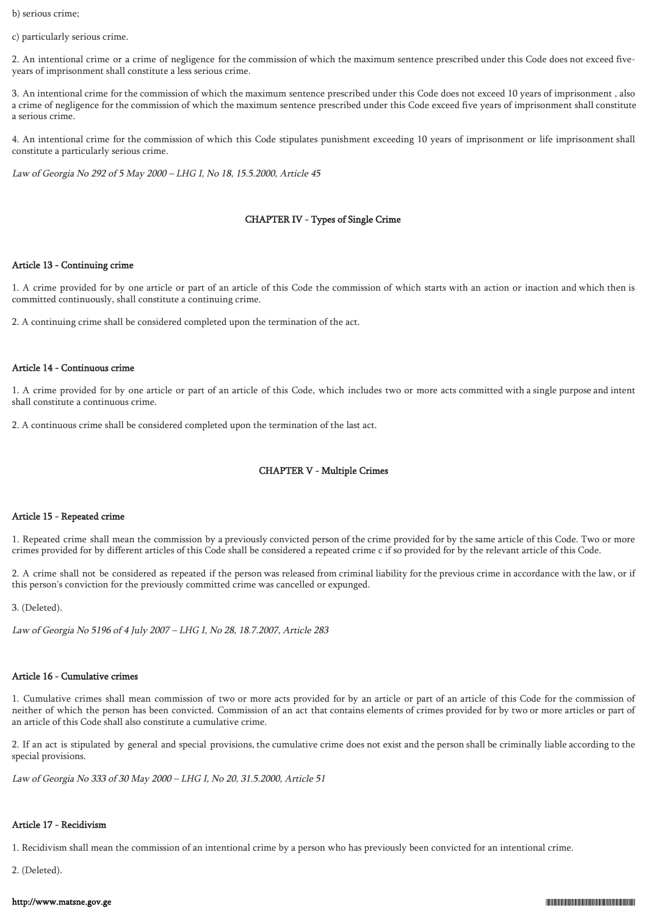b) serious crime;

c) particularly serious crime.

2. An intentional crime or a crime of negligence for the commission of which the maximum sentence prescribed under this Code does not exceed five-years of imprisonment shall constitute a less serious crime.

3. An intentional crime for the commission of which the maximum sentence prescribed under this Code does not exceed 10 years of imprisonment , also a crime of negligence for the commission of which the maximum sentence prescribed under this Code exceed five years of imprisonment shall constitute a serious crime.

4. An intentional crime for the commission of which this Code stipulates punishment exceeding 10 years of imprisonment or life imprisonment shall constitute a particularly serious crime.

*Law of Georgia No 292 of 5 May 2000 – LHG I, No 18, 15.5.2000, Article 45*

## CHAPTER IV - Types of Single Crime

### Article 13 - Continuing crime

1. A crime provided for by one article or part of an article of this Code the commission of which starts with an action or inaction and which then is committed continuously, shall constitute a continuing crime.

2. A continuing crime shall be considered completed upon the termination of the act.

### Article 14 - Continuous crime

1. A crime provided for by one article or part of an article of this Code, which includes two or more acts committed with a single purpose and intent shall constitute a continuous crime.

2. A continuous crime shall be considered completed upon the termination of the last act.

## CHAPTER V - Multiple Crimes

### Article 15 - Repeated crime

1. Repeated crime shall mean the commission by a previously convicted person of the crime provided for by the same article of this Code. Two or more crimes provided for by different articles of this Code shall be considered a repeated crime c if so provided for by the relevant article of this Code.

2. A crime shall not be considered as repeated if the person was released from criminal liability for the previous crime in accordance with the law, or if this person's conviction for the previously committed crime was cancelled or expunged.

3. (Deleted).

*Law of Georgia No 5196 of 4 July 2007 – LHG I, No 28, 18.7.2007, Article 283*

### Article 16 - Cumulative crimes

1. Cumulative crimes shall mean commission of two or more acts provided for by an article or part of an article of this Code for the commission of neither of which the person has been convicted. Commission of an act that contains elements of crimes provided for by two or more articles or part of an article of this Code shall also constitute a cumulative crime.

2. If an act is stipulated by general and special provisions, the cumulative crime does not exist and the person shall be criminally liable according to the special provisions.

*Law of Georgia No 333 of 30 May 2000 – LHG I, No 20, 31.5.2000, Article 51*

### Article 17 - Recidivism

1. Recidivism shall mean the commission of an intentional crime by a person who has previously been convicted for an intentional crime.

2. (Deleted).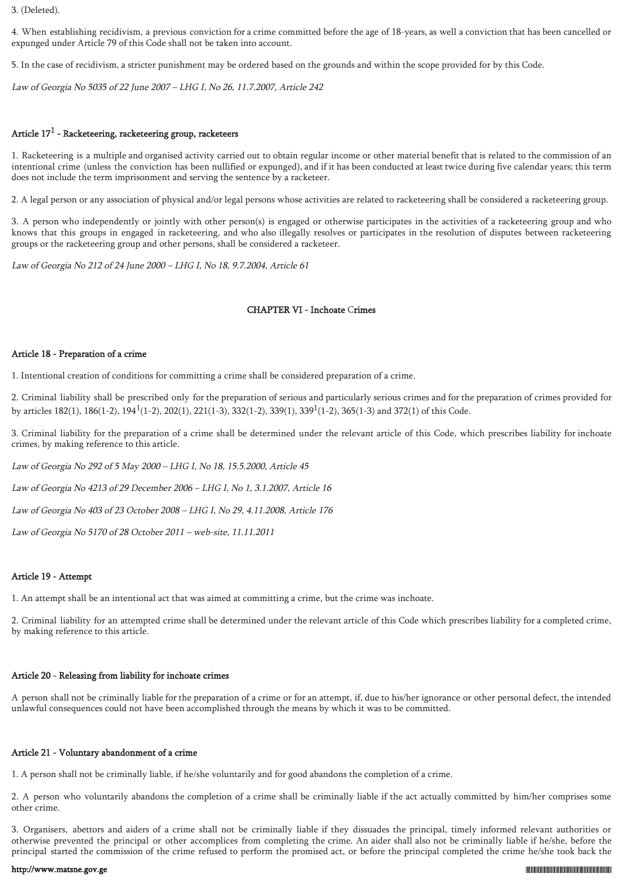3. (Deleted).

4. When establishing recidivism, a previous conviction for a crime committed before the age of 18-years, as well a conviction that has been cancelled or expunged under Article 79 of this Code shall not be taken into account.

5. In the case of recidivism, a stricter punishment may be ordered based on the grounds and within the scope provided for by this Code.

*Law of Georgia No 5035 of 22 June 2007 – LHG I, No 26, 11.7.2007, Article 242*

#### Article $17^1$ - Racketeering, racketeering group, racketeers

1. Racketeering is a multiple and organised activity carried out to obtain regular income or other material benefit that is related to the commission of an intentional crime (unless the conviction has been nullified or expunged), and if it has been conducted at least twice during five calendar years; this term does not include the term imprisonment and serving the sentence by a racketeer.

2. A legal person or any association of physical and/or legal persons whose activities are related to racketeering shall be considered a racketeering group.

3. A person who independently or jointly with other person(s) is engaged or otherwise participates in the activities of a racketeering group and who knows that this groups in engaged in racketeering, and who also illegally resolves or participates in the resolution of disputes between racketeering groups or the racketeering group and other persons, shall be considered a racketeer.

*Law of Georgia No 212 of 24 June 2000 – LHG I, No 18, 9.7.2004, Article 61*

### CHAPTER VI - Inchoate Crimes

#### Article 18 - Preparation of a crime

1. Intentional creation of conditions for committing a crime shall be considered preparation of a crime.

2. Criminal liability shall be prescribed only for the preparation of serious and particularly serious crimes and for the preparation of crimes provided for by articles 182(1), 186(1-2), $194^1$(1-2), 202(1), 221(1-3), 332(1-2), 339(1), $339^1$(1-2), 365(1-3) and 372(1) of this Code.

3. Criminal liability for the preparation of a crime shall be determined under the relevant article of this Code, which prescribes liability for inchoate crimes, by making reference to this article.

*Law of Georgia No 292 of 5 May 2000 – LHG I, No 18, 15.5.2000, Article 45*

*Law of Georgia No 4213 of 29 December 2006 – LHG I, No 1, 3.1.2007, Article 16*

*Law of Georgia No 403 of 23 October 2008 – LHG I, No 29, 4.11.2008, Article 176*

*Law of Georgia No 5170 of 28 October 2011 – web-site, 11.11.2011*

#### Article 19 - Attempt

1. An attempt shall be an intentional act that was aimed at committing a crime, but the crime was inchoate.

2. Criminal liability for an attempted crime shall be determined under the relevant article of this Code which prescribes liability for a completed crime, by making reference to this article.

#### Article 20 - Releasing from liability for inchoate crimes

A person shall not be criminally liable for the preparation of a crime or for an attempt, if, due to his/her ignorance or other personal defect, the intended unlawful consequences could not have been accomplished through the means by which it was to be committed.

#### Article 21 - Voluntary abandonment of a crime

1. A person shall not be criminally liable, if he/she voluntarily and for good abandons the completion of a crime.

2. A person who voluntarily abandons the completion of a crime shall be criminally liable if the act actually committed by him/her comprises some other crime.

3. Organisers, abettors and aiders of a crime shall not be criminally liable if they dissuades the principal, timely informed relevant authorities or otherwise prevented the principal or other accomplices from completing the crime. An aider shall also not be criminally liable if he/she, before the principal started the commission of the crime refused to perform the promised act, or before the principal completed the crime he/she took back the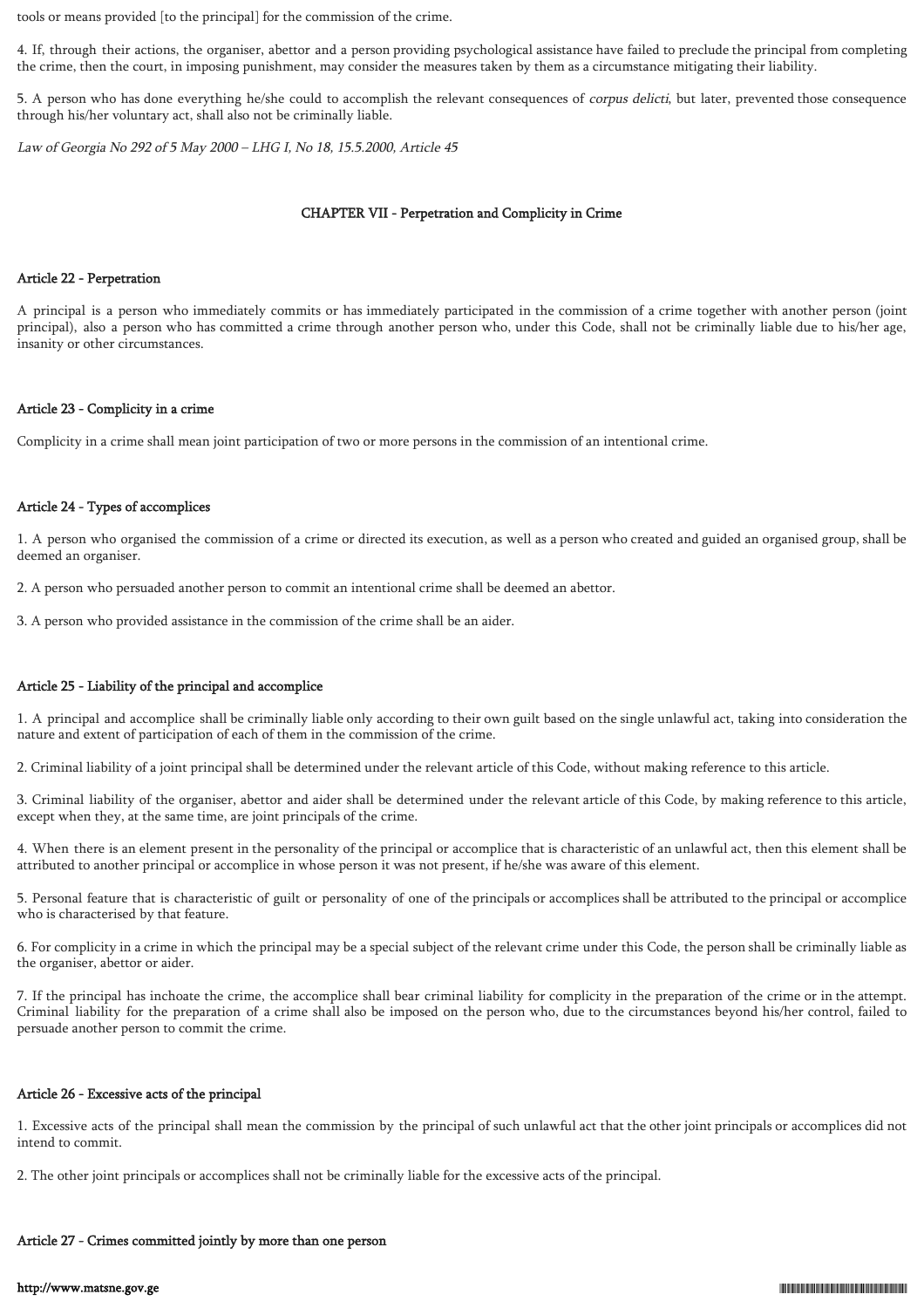tools or means provided [to the principal] for the commission of the crime.

4. If, through their actions, the organiser, abettor and a person providing psychological assistance have failed to preclude the principal from completing the crime, then the court, in imposing punishment, may consider the measures taken by them as a circumstance mitigating their liability.

5. A person who has done everything he/she could to accomplish the relevant consequences of *corpus delicti*, but later, prevented those consequence through his/her voluntary act, shall also not be criminally liable.

*Law of Georgia No 292 of 5 May 2000 – LHG I, No 18, 15.5.2000, Article 45*

## CHAPTER VII - Perpetration and Complicity in Crime

### Article 22 - Perpetration

A principal is a person who immediately commits or has immediately participated in the commission of a crime together with another person (joint principal), also a person who has committed a crime through another person who, under this Code, shall not be criminally liable due to his/her age, insanity or other circumstances.

### Article 23 - Complicity in a crime

Complicity in a crime shall mean joint participation of two or more persons in the commission of an intentional crime.

### Article 24 - Types of accomplices

1. A person who organised the commission of a crime or directed its execution, as well as a person who created and guided an organised group, shall be deemed an organiser.

2. A person who persuaded another person to commit an intentional crime shall be deemed an abettor.

3. A person who provided assistance in the commission of the crime shall be an aider.

### Article 25 - Liability of the principal and accomplice

1. A principal and accomplice shall be criminally liable only according to their own guilt based on the single unlawful act, taking into consideration the nature and extent of participation of each of them in the commission of the crime.

2. Criminal liability of a joint principal shall be determined under the relevant article of this Code, without making reference to this article.

3. Criminal liability of the organiser, abettor and aider shall be determined under the relevant article of this Code, by making reference to this article, except when they, at the same time, are joint principals of the crime.

4. When there is an element present in the personality of the principal or accomplice that is characteristic of an unlawful act, then this element shall be attributed to another principal or accomplice in whose person it was not present, if he/she was aware of this element.

5. Personal feature that is characteristic of guilt or personality of one of the principals or accomplices shall be attributed to the principal or accomplice who is characterised by that feature.

6. For complicity in a crime in which the principal may be a special subject of the relevant crime under this Code, the person shall be criminally liable as the organiser, abettor or aider.

7. If the principal has inchoate the crime, the accomplice shall bear criminal liability for complicity in the preparation of the crime or in the attempt. Criminal liability for the preparation of a crime shall also be imposed on the person who, due to the circumstances beyond his/her control, failed to persuade another person to commit the crime.

### Article 26 - Excessive acts of the principal

1. Excessive acts of the principal shall mean the commission by the principal of such unlawful act that the other joint principals or accomplices did not intend to commit.

2. The other joint principals or accomplices shall not be criminally liable for the excessive acts of the principal.

### Article 27 - Crimes committed jointly by more than one person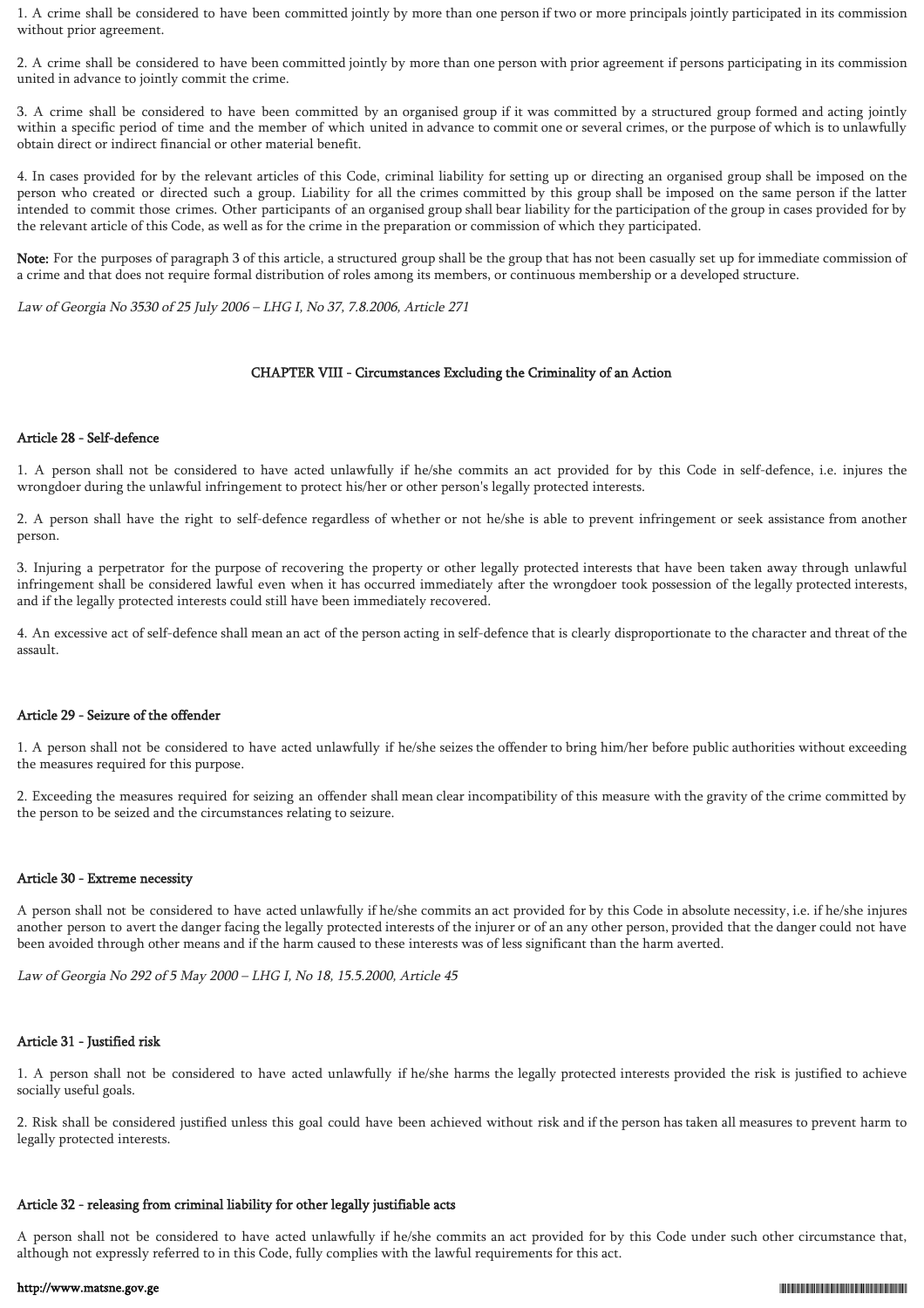1. A crime shall be considered to have been committed jointly by more than one person if two or more principals jointly participated in its commission without prior agreement.

2. A crime shall be considered to have been committed jointly by more than one person with prior agreement if persons participating in its commission united in advance to jointly commit the crime.

3. A crime shall be considered to have been committed by an organised group if it was committed by a structured group formed and acting jointly within a specific period of time and the member of which united in advance to commit one or several crimes, or the purpose of which is to unlawfully obtain direct or indirect financial or other material benefit.

4. In cases provided for by the relevant articles of this Code, criminal liability for setting up or directing an organised group shall be imposed on the person who created or directed such a group. Liability for all the crimes committed by this group shall be imposed on the same person if the latter intended to commit those crimes. Other participants of an organised group shall bear liability for the participation of the group in cases provided for by the relevant article of this Code, as well as for the crime in the preparation or commission of which they participated.

**Note:** For the purposes of paragraph 3 of this article, a structured group shall be the group that has not been casually set up for immediate commission of a crime and that does not require formal distribution of roles among its members, or continuous membership or a developed structure.

*Law of Georgia No 3530 of 25 July 2006 – LHG I, No 37, 7.8.2006, Article 271*

## CHAPTER VIII - Circumstances Excluding the Criminality of an Action

### Article 28 - Self-defence

1. A person shall not be considered to have acted unlawfully if he/she commits an act provided for by this Code in self-defence, i.e. injures the wrongdoer during the unlawful infringement to protect his/her or other person's legally protected interests.

2. A person shall have the right to self-defence regardless of whether or not he/she is able to prevent infringement or seek assistance from another person.

3. Injuring a perpetrator for the purpose of recovering the property or other legally protected interests that have been taken away through unlawful infringement shall be considered lawful even when it has occurred immediately after the wrongdoer took possession of the legally protected interests, and if the legally protected interests could still have been immediately recovered.

4. An excessive act of self-defence shall mean an act of the person acting in self-defence that is clearly disproportionate to the character and threat of the assault.

### Article 29 - Seizure of the offender

1. A person shall not be considered to have acted unlawfully if he/she seizes the offender to bring him/her before public authorities without exceeding the measures required for this purpose.

2. Exceeding the measures required for seizing an offender shall mean clear incompatibility of this measure with the gravity of the crime committed by the person to be seized and the circumstances relating to seizure.

### Article 30 - Extreme necessity

A person shall not be considered to have acted unlawfully if he/she commits an act provided for by this Code in absolute necessity, i.e. if he/she injures another person to avert the danger facing the legally protected interests of the injurer or of an any other person, provided that the danger could not have been avoided through other means and if the harm caused to these interests was of less significant than the harm averted.

*Law of Georgia No 292 of 5 May 2000 – LHG I, No 18, 15.5.2000, Article 45*

### Article 31 - Justified risk

1. A person shall not be considered to have acted unlawfully if he/she harms the legally protected interests provided the risk is justified to achieve socially useful goals.

2. Risk shall be considered justified unless this goal could have been achieved without risk and if the person has taken all measures to prevent harm to legally protected interests.

### Article 32 - releasing from criminal liability for other legally justifiable acts

A person shall not be considered to have acted unlawfully if he/she commits an act provided for by this Code under such other circumstance that, although not expressly referred to in this Code, fully complies with the lawful requirements for this act.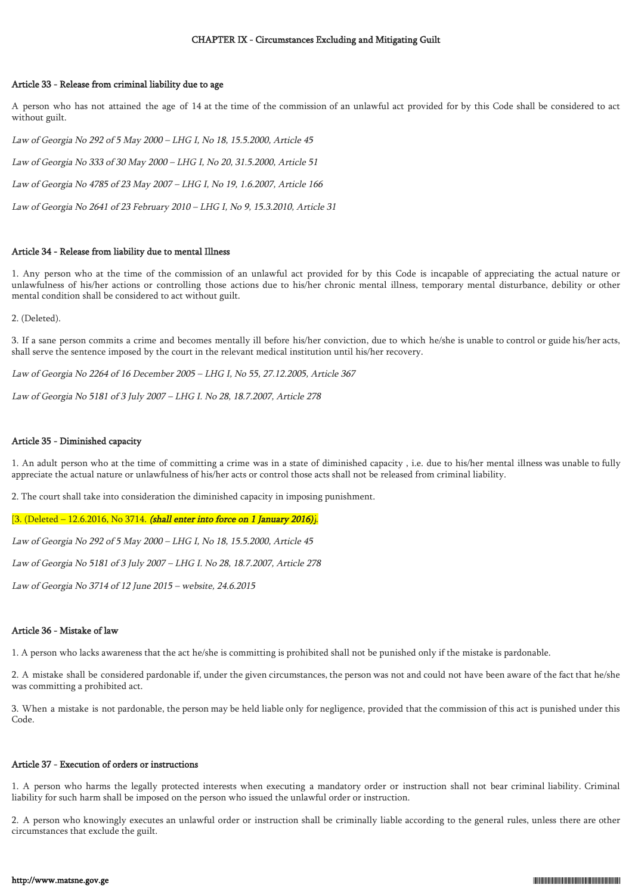## CHAPTER IX - Circumstances Excluding and Mitigating Guilt

### Article 33 - Release from criminal liability due to age

A person who has not attained the age of 14 at the time of the commission of an unlawful act provided for by this Code shall be considered to act without guilt.

*Law of Georgia No 292 of 5 May 2000 – LHG I, No 18, 15.5.2000, Article 45*

*Law of Georgia No 333 of 30 May 2000 – LHG I, No 20, 31.5.2000, Article 51*

*Law of Georgia No 4785 of 23 May 2007 – LHG I, No 19, 1.6.2007, Article 166*

*Law of Georgia No 2641 of 23 February 2010 – LHG I, No 9, 15.3.2010, Article 31*

### Article 34 - Release from liability due to mental Illness

1. Any person who at the time of the commission of an unlawful act provided for by this Code is incapable of appreciating the actual nature or unlawfulness of his/her actions or controlling those actions due to his/her chronic mental illness, temporary mental disturbance, debility or other mental condition shall be considered to act without guilt.

2. (Deleted).

3. If a sane person commits a crime and becomes mentally ill before his/her conviction, due to which he/she is unable to control or guide his/her acts, shall serve the sentence imposed by the court in the relevant medical institution until his/her recovery.

*Law of Georgia No 2264 of 16 December 2005 – LHG I, No 55, 27.12.2005, Article 367*

*Law of Georgia No 5181 of 3 July 2007 – LHG I. No 28, 18.7.2007, Article 278*

### Article 35 - Diminished capacity

1. An adult person who at the time of committing a crime was in a state of diminished capacity , i.e. due to his/her mental illness was unable to fully appreciate the actual nature or unlawfulness of his/her acts or control those acts shall not be released from criminal liability.

2. The court shall take into consideration the diminished capacity in imposing punishment.

[3. (Deleted – 12.6.2016, No 3714. ***(shall enter into force on 1 January 2016)***].

*Law of Georgia No 292 of 5 May 2000 – LHG I, No 18, 15.5.2000, Article 45*

*Law of Georgia No 5181 of 3 July 2007 – LHG I. No 28, 18.7.2007, Article 278*

*Law of Georgia No 3714 of 12 June 2015 – website, 24.6.2015*

### Article 36 - Mistake of law

1. A person who lacks awareness that the act he/she is committing is prohibited shall not be punished only if the mistake is pardonable.

2. A mistake shall be considered pardonable if, under the given circumstances, the person was not and could not have been aware of the fact that he/she was committing a prohibited act.

3. When a mistake is not pardonable, the person may be held liable only for negligence, provided that the commission of this act is punished under this Code.

### Article 37 - Execution of orders or instructions

1. A person who harms the legally protected interests when executing a mandatory order or instruction shall not bear criminal liability. Criminal liability for such harm shall be imposed on the person who issued the unlawful order or instruction.

2. A person who knowingly executes an unlawful order or instruction shall be criminally liable according to the general rules, unless there are other circumstances that exclude the guilt.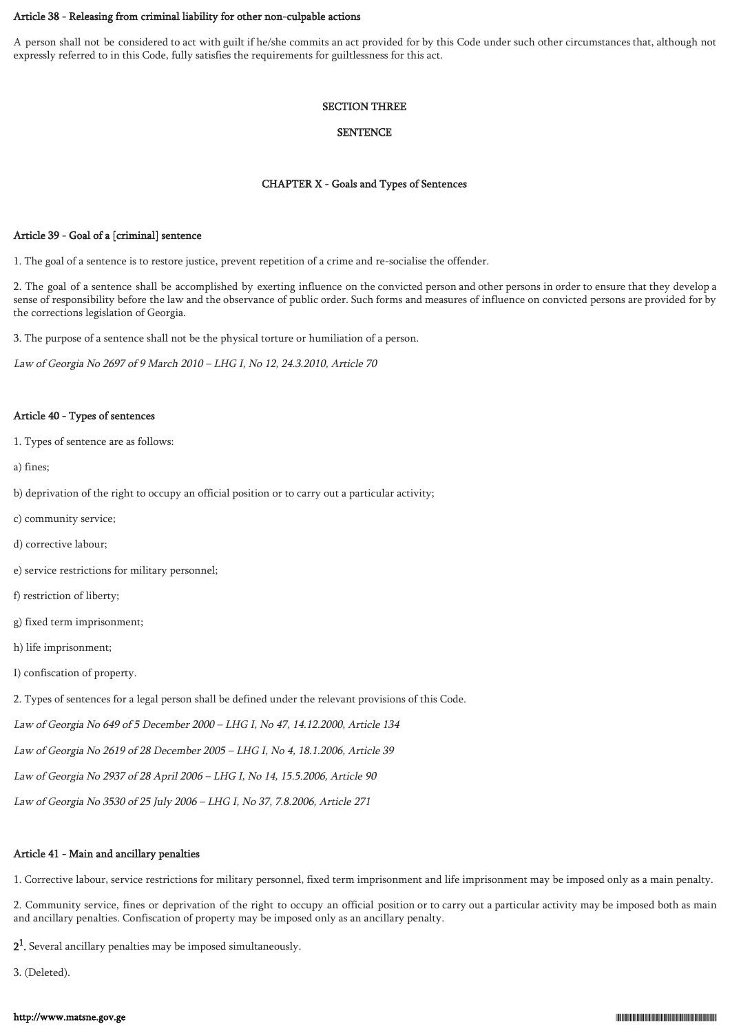#### Article 38 - Releasing from criminal liability for other non-culpable actions

A person shall not be considered to act with guilt if he/she commits an act provided for by this Code under such other circumstances that, although not expressly referred to in this Code, fully satisfies the requirements for guiltlessness for this act.

## SECTION THREE

## SENTENCE

### CHAPTER X - Goals and Types of Sentences

#### Article 39 - Goal of a [criminal] sentence

1. The goal of a sentence is to restore justice, prevent repetition of a crime and re-socialise the offender.

2. The goal of a sentence shall be accomplished by exerting influence on the convicted person and other persons in order to ensure that they develop a sense of responsibility before the law and the observance of public order. Such forms and measures of influence on convicted persons are provided for by the corrections legislation of Georgia.

3. The purpose of a sentence shall not be the physical torture or humiliation of a person.

*Law of Georgia No 2697 of 9 March 2010 – LHG I, No 12, 24.3.2010, Article 70*

#### Article 40 - Types of sentences

1. Types of sentence are as follows:

a) fines;

b) deprivation of the right to occupy an official position or to carry out a particular activity;

c) community service;

d) corrective labour;

e) service restrictions for military personnel;

f) restriction of liberty;

g) fixed term imprisonment;

h) life imprisonment;

I) confiscation of property.

2. Types of sentences for a legal person shall be defined under the relevant provisions of this Code.

*Law of Georgia No 649 of 5 December 2000 – LHG I, No 47, 14.12.2000, Article 134*

*Law of Georgia No 2619 of 28 December 2005 – LHG I, No 4, 18.1.2006, Article 39*

*Law of Georgia No 2937 of 28 April 2006 – LHG I, No 14, 15.5.2006, Article 90*

*Law of Georgia No 3530 of 25 July 2006 – LHG I, No 37, 7.8.2006, Article 271*

#### Article 41 - Main and ancillary penalties

1. Corrective labour, service restrictions for military personnel, fixed term imprisonment and life imprisonment may be imposed only as a main penalty.

2. Community service, fines or deprivation of the right to occupy an official position or to carry out a particular activity may be imposed both as main and ancillary penalties. Confiscation of property may be imposed only as an ancillary penalty.

**2[1].** Several ancillary penalties may be imposed simultaneously.

3. (Deleted).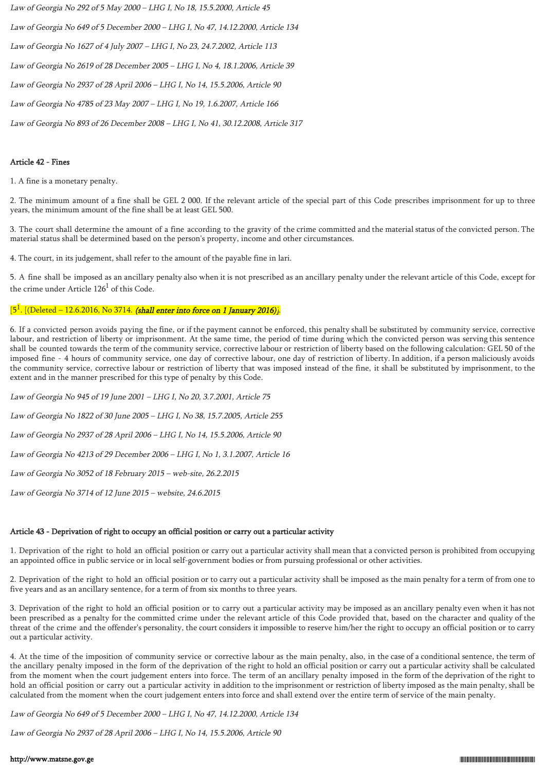*Law of Georgia No 292 of 5 May 2000 – LHG I, No 18, 15.5.2000, Article 45*

*Law of Georgia No 649 of 5 December 2000 – LHG I, No 47, 14.12.2000, Article 134*

*Law of Georgia No 1627 of 4 July 2007 – LHG I, No 23, 24.7.2002, Article 113*

*Law of Georgia No 2619 of 28 December 2005 – LHG I, No 4, 18.1.2006, Article 39*

*Law of Georgia No 2937 of 28 April 2006 – LHG I, No 14, 15.5.2006, Article 90*

*Law of Georgia No 4785 of 23 May 2007 – LHG I, No 19, 1.6.2007, Article 166*

*Law of Georgia No 893 of 26 December 2008 – LHG I, No 41, 30.12.2008, Article 317*

**Article 42 - Fines**

1. A fine is a monetary penalty.

2. The minimum amount of a fine shall be GEL 2 000. If the relevant article of the special part of this Code prescribes imprisonment for up to three years, the minimum amount of the fine shall be at least GEL 500.

3. The court shall determine the amount of a fine according to the gravity of the crime committed and the material status of the convicted person. The material status shall be determined based on the person's property, income and other circumstances.

4. The court, in its judgement, shall refer to the amount of the payable fine in lari.

5. A fine shall be imposed as an ancillary penalty also when it is not prescribed as an ancillary penalty under the relevant article of this Code, except for the crime under Article 126[1] of this Code.

[5[1]. [(Deleted – 12.6.2016, No 3714. ***(shall enter into force on 1 January 2016)***].

6. If a convicted person avoids paying the fine, or if the payment cannot be enforced, this penalty shall be substituted by community service, corrective labour, and restriction of liberty or imprisonment. At the same time, the period of time during which the convicted person was serving this sentence shall be counted towards the term of the community service, corrective labour or restriction of liberty based on the following calculation: GEL 50 of the imposed fine - 4 hours of community service, one day of corrective labour, one day of restriction of liberty. In addition, if a person maliciously avoids the community service, corrective labour or restriction of liberty that was imposed instead of the fine, it shall be substituted by imprisonment, to the extent and in the manner prescribed for this type of penalty by this Code.

*Law of Georgia No 945 of 19 June 2001 – LHG I, No 20, 3.7.2001, Article 75*

*Law of Georgia No 1822 of 30 June 2005 – LHG I, No 38, 15.7.2005, Article 255*

*Law of Georgia No 2937 of 28 April 2006 – LHG I, No 14, 15.5.2006, Article 90*

*Law of Georgia No 4213 of 29 December 2006 – LHG I, No 1, 3.1.2007, Article 16*

*Law of Georgia No 3052 of 18 February 2015 – web-site, 26.2.2015*

*Law of Georgia No 3714 of 12 June 2015 – website, 24.6.2015*

**Article 43 - Deprivation of right to occupy an official position or carry out a particular activity**

1. Deprivation of the right to hold an official position or carry out a particular activity shall mean that a convicted person is prohibited from occupying an appointed office in public service or in local self-government bodies or from pursuing professional or other activities.

2. Deprivation of the right to hold an official position or to carry out a particular activity shall be imposed as the main penalty for a term of from one to five years and as an ancillary sentence, for a term of from six months to three years.

3. Deprivation of the right to hold an official position or to carry out a particular activity may be imposed as an ancillary penalty even when it has not been prescribed as a penalty for the committed crime under the relevant article of this Code provided that, based on the character and quality of the threat of the crime and the offender's personality, the court considers it impossible to reserve him/her the right to occupy an official position or to carry out a particular activity.

4. At the time of the imposition of community service or corrective labour as the main penalty, also, in the case of a conditional sentence, the term of the ancillary penalty imposed in the form of the deprivation of the right to hold an official position or carry out a particular activity shall be calculated from the moment when the court judgement enters into force. The term of an ancillary penalty imposed in the form of the deprivation of the right to hold an official position or carry out a particular activity in addition to the imprisonment or restriction of liberty imposed as the main penalty, shall be calculated from the moment when the court judgement enters into force and shall extend over the entire term of service of the main penalty.

*Law of Georgia No 649 of 5 December 2000 – LHG I, No 47, 14.12.2000, Article 134*

*Law of Georgia No 2937 of 28 April 2006 – LHG I, No 14, 15.5.2006, Article 90*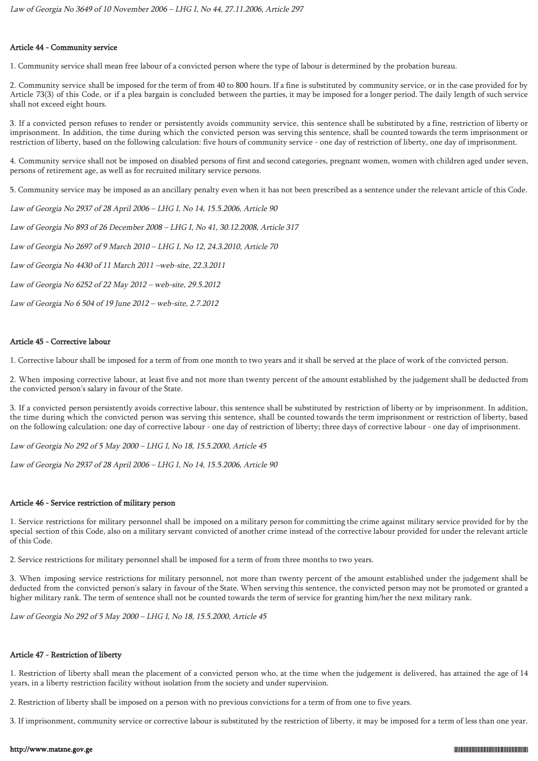*Law of Georgia No 3649 of 10 November 2006 – LHG I, No 44, 27.11.2006, Article 297*

#### Article 44 - Community service

1. Community service shall mean free labour of a convicted person where the type of labour is determined by the probation bureau.

2. Community service shall be imposed for the term of from 40 to 800 hours. If a fine is substituted by community service, or in the case provided for by Article 73(3) of this Code, or if a plea bargain is concluded between the parties, it may be imposed for a longer period. The daily length of such service shall not exceed eight hours.

3. If a convicted person refuses to render or persistently avoids community service, this sentence shall be substituted by a fine, restriction of liberty or imprisonment. In addition, the time during which the convicted person was serving this sentence, shall be counted towards the term imprisonment or restriction of liberty, based on the following calculation: five hours of community service - one day of restriction of liberty, one day of imprisonment.

4. Community service shall not be imposed on disabled persons of first and second categories, pregnant women, women with children aged under seven, persons of retirement age, as well as for recruited military service persons.

5. Community service may be imposed as an ancillary penalty even when it has not been prescribed as a sentence under the relevant article of this Code.

*Law of Georgia No 2937 of 28 April 2006 – LHG I, No 14, 15.5.2006, Article 90*

*Law of Georgia No 893 of 26 December 2008 – LHG I, No 41, 30.12.2008, Article 317*

*Law of Georgia No 2697 of 9 March 2010 – LHG I, No 12, 24.3.2010, Article 70*

*Law of Georgia No 4430 of 11 March 2011 –web-site, 22.3.2011*

*Law of Georgia No 6252 of 22 May 2012 – web-site, 29.5.2012*

*Law of Georgia No 6 504 of 19 June 2012 – web-site, 2.7.2012*

#### Article 45 - Corrective labour

1. Corrective labour shall be imposed for a term of from one month to two years and it shall be served at the place of work of the convicted person.

2. When imposing corrective labour, at least five and not more than twenty percent of the amount established by the judgement shall be deducted from the convicted person's salary in favour of the State.

3. If a convicted person persistently avoids corrective labour, this sentence shall be substituted by restriction of liberty or by imprisonment. In addition, the time during which the convicted person was serving this sentence, shall be counted towards the term imprisonment or restriction of liberty, based on the following calculation: one day of corrective labour - one day of restriction of liberty; three days of corrective labour - one day of imprisonment.

*Law of Georgia No 292 of 5 May 2000 – LHG I, No 18, 15.5.2000, Article 45*

*Law of Georgia No 2937 of 28 April 2006 – LHG I, No 14, 15.5.2006, Article 90*

#### Article 46 - Service restriction of military person

1. Service restrictions for military personnel shall be imposed on a military person for committing the crime against military service provided for by the special section of this Code, also on a military servant convicted of another crime instead of the corrective labour provided for under the relevant article of this Code.

2. Service restrictions for military personnel shall be imposed for a term of from three months to two years.

3. When imposing service restrictions for military personnel, not more than twenty percent of the amount established under the judgement shall be deducted from the convicted person's salary in favour of the State. When serving this sentence, the convicted person may not be promoted or granted a higher military rank. The term of sentence shall not be counted towards the term of service for granting him/her the next military rank.

*Law of Georgia No 292 of 5 May 2000 – LHG I, No 18, 15.5.2000, Article 45*

#### Article 47 - Restriction of liberty

1. Restriction of liberty shall mean the placement of a convicted person who, at the time when the judgement is delivered, has attained the age of 14 years, in a liberty restriction facility without isolation from the society and under supervision.

2. Restriction of liberty shall be imposed on a person with no previous convictions for a term of from one to five years.

3. If imprisonment, community service or corrective labour is substituted by the restriction of liberty, it may be imposed for a term of less than one year.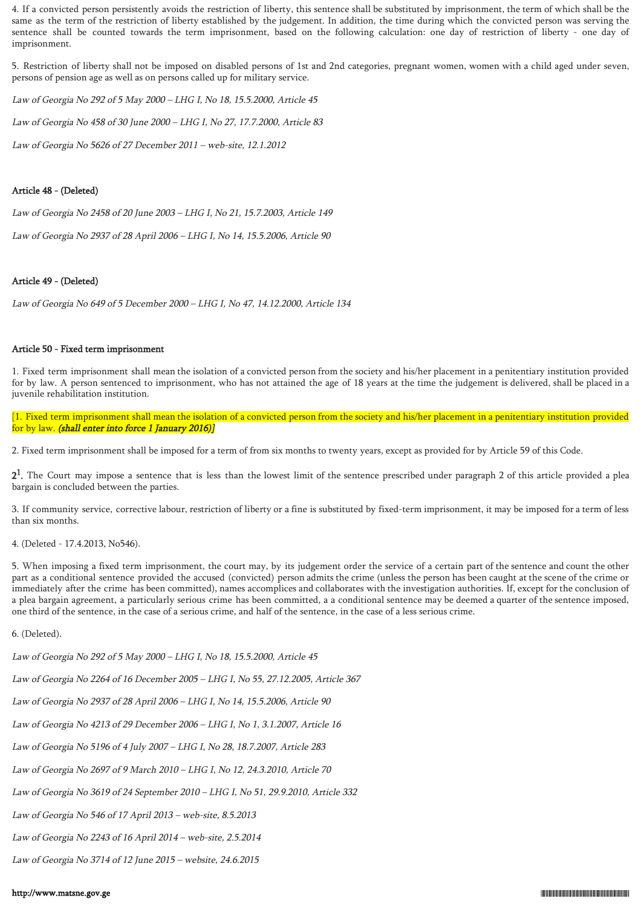4. If a convicted person persistently avoids the restriction of liberty, this sentence shall be substituted by imprisonment, the term of which shall be the same as the term of the restriction of liberty established by the judgement. In addition, the time during which the convicted person was serving the sentence shall be counted towards the term imprisonment, based on the following calculation: one day of restriction of liberty - one day of imprisonment.

5. Restriction of liberty shall not be imposed on disabled persons of 1st and 2nd categories, pregnant women, women with a child aged under seven, persons of pension age as well as on persons called up for military service.

*Law of Georgia No 292 of 5 May 2000 – LHG I, No 18, 15.5.2000, Article 45*

*Law of Georgia No 458 of 30 June 2000 – LHG I, No 27, 17.7.2000, Article 83*

*Law of Georgia No 5626 of 27 December 2011 – web-site, 12.1.2012*

**Article 48 - (Deleted)**

*Law of Georgia No 2458 of 20 June 2003 – LHG I, No 21, 15.7.2003, Article 149*

*Law of Georgia No 2937 of 28 April 2006 – LHG I, No 14, 15.5.2006, Article 90*

**Article 49 - (Deleted)**

*Law of Georgia No 649 of 5 December 2000 – LHG I, No 47, 14.12.2000, Article 134*

**Article 50 - Fixed term imprisonment**

1. Fixed term imprisonment shall mean the isolation of a convicted person from the society and his/her placement in a penitentiary institution provided for by law. A person sentenced to imprisonment, who has not attained the age of 18 years at the time the judgement is delivered, shall be placed in a juvenile rehabilitation institution.

[1. Fixed term imprisonment shall mean the isolation of a convicted person from the society and his/her placement in a penitentiary institution provided for by law. ***(shall enter into force 1 January 2016)***]

2. Fixed term imprisonment shall be imposed for a term of from six months to twenty years, except as provided for by Article 59 of this Code.

$2^1$. The Court may impose a sentence that is less than the lowest limit of the sentence prescribed under paragraph 2 of this article provided a plea bargain is concluded between the parties.

3. If community service, corrective labour, restriction of liberty or a fine is substituted by fixed-term imprisonment, it may be imposed for a term of less than six months.

4. (Deleted - 17.4.2013, No546).

5. When imposing a fixed term imprisonment, the court may, by its judgement order the service of a certain part of the sentence and count the other part as a conditional sentence provided the accused (convicted) person admits the crime (unless the person has been caught at the scene of the crime or immediately after the crime has been committed), names accomplices and collaborates with the investigation authorities. If, except for the conclusion of a plea bargain agreement, a particularly serious crime has been committed, a a conditional sentence may be deemed a quarter of the sentence imposed, one third of the sentence, in the case of a serious crime, and half of the sentence, in the case of a less serious crime.

6. (Deleted).

*Law of Georgia No 292 of 5 May 2000 – LHG I, No 18, 15.5.2000, Article 45*

*Law of Georgia No 2264 of 16 December 2005 – LHG I, No 55, 27.12.2005, Article 367*

*Law of Georgia No 2937 of 28 April 2006 – LHG I, No 14, 15.5.2006, Article 90*

*Law of Georgia No 4213 of 29 December 2006 – LHG I, No 1, 3.1.2007, Article 16*

*Law of Georgia No 5196 of 4 July 2007 – LHG I, No 28, 18.7.2007, Article 283*

*Law of Georgia No 2697 of 9 March 2010 – LHG I, No 12, 24.3.2010, Article 70*

*Law of Georgia No 3619 of 24 September 2010 – LHG I, No 51, 29.9.2010, Article 332*

*Law of Georgia No 546 of 17 April 2013 – web-site, 8.5.2013*

*Law of Georgia No 2243 of 16 April 2014 – web-site, 2.5.2014*

*Law of Georgia No 3714 of 12 June 2015 – website, 24.6.2015*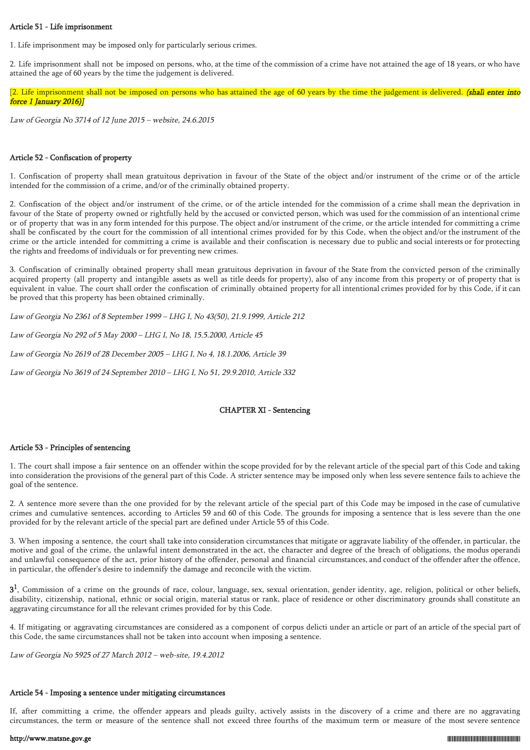#### Article 51 - Life imprisonment

1. Life imprisonment may be imposed only for particularly serious crimes.

2. Life imprisonment shall not be imposed on persons, who, at the time of the commission of a crime have not attained the age of 18 years, or who have attained the age of 60 years by the time the judgement is delivered.

[2. Life imprisonment shall not be imposed on persons who has attained the age of 60 years by the time the judgement is delivered. ***(shall enter into force 1 January 2016)***]

*Law of Georgia No 3714 of 12 June 2015 – website, 24.6.2015*

#### Article 52 - Confiscation of property

1. Confiscation of property shall mean gratuitous deprivation in favour of the State of the object and/or instrument of the crime or of the article intended for the commission of a crime, and/or of the criminally obtained property.

2. Confiscation of the object and/or instrument of the crime, or of the article intended for the commission of a crime shall mean the deprivation in favour of the State of property owned or rightfully held by the accused or convicted person, which was used for the commission of an intentional crime or of property that was in any form intended for this purpose. The object and/or instrument of the crime, or the article intended for committing a crime shall be confiscated by the court for the commission of all intentional crimes provided for by this Code, when the object and/or the instrument of the crime or the article intended for committing a crime is available and their confiscation is necessary due to public and social interests or for protecting the rights and freedoms of individuals or for preventing new crimes.

3. Confiscation of criminally obtained property shall mean gratuitous deprivation in favour of the State from the convicted person of the criminally acquired property (all property and intangible assets as well as title deeds for property), also of any income from this property or of property that is equivalent in value. The court shall order the confiscation of criminally obtained property for all intentional crimes provided for by this Code, if it can be proved that this property has been obtained criminally.

*Law of Georgia No 2361 of 8 September 1999 – LHG I, No 43(50), 21.9.1999, Article 212*

*Law of Georgia No 292 of 5 May 2000 – LHG I, No 18, 15.5.2000, Article 45*

*Law of Georgia No 2619 of 28 December 2005 – LHG I, No 4, 18.1.2006, Article 39*

*Law of Georgia No 3619 of 24 September 2010 – LHG I, No 51, 29.9.2010, Article 332*

### CHAPTER XI - Sentencing

#### Article 53 - Principles of sentencing

1. The court shall impose a fair sentence on an offender within the scope provided for by the relevant article of the special part of this Code and taking into consideration the provisions of the general part of this Code. A stricter sentence may be imposed only when less severe sentence fails to achieve the goal of the sentence.

2. A sentence more severe than the one provided for by the relevant article of the special part of this Code may be imposed in the case of cumulative crimes and cumulative sentences, according to Articles 59 and 60 of this Code. The grounds for imposing a sentence that is less severe than the one provided for by the relevant article of the special part are defined under Article 55 of this Code.

3. When imposing a sentence, the court shall take into consideration circumstances that mitigate or aggravate liability of the offender, in particular, the motive and goal of the crime, the unlawful intent demonstrated in the act, the character and degree of the breach of obligations, the modus operandi and unlawful consequence of the act, prior history of the offender, personal and financial circumstances, and conduct of the offender after the offence, in particular, the offender's desire to indemnify the damage and reconcile with the victim.

**3[1]**. Commission of a crime on the grounds of race, colour, language, sex, sexual orientation, gender identity, age, religion, political or other beliefs, disability, citizenship, national, ethnic or social origin, material status or rank, place of residence or other discriminatory grounds shall constitute an aggravating circumstance for all the relevant crimes provided for by this Code.

4. If mitigating or aggravating circumstances are considered as a component of corpus delicti under an article or part of an article of the special part of this Code, the same circumstances shall not be taken into account when imposing a sentence.

*Law of Georgia No 5925 of 27 March 2012 – web-site, 19.4.2012*

#### Article 54 - Imposing a sentence under mitigating circumstances

If, after committing a crime, the offender appears and pleads guilty, actively assists in the discovery of a crime and there are no aggravating circumstances, the term or measure of the sentence shall not exceed three fourths of the maximum term or measure of the most severe sentence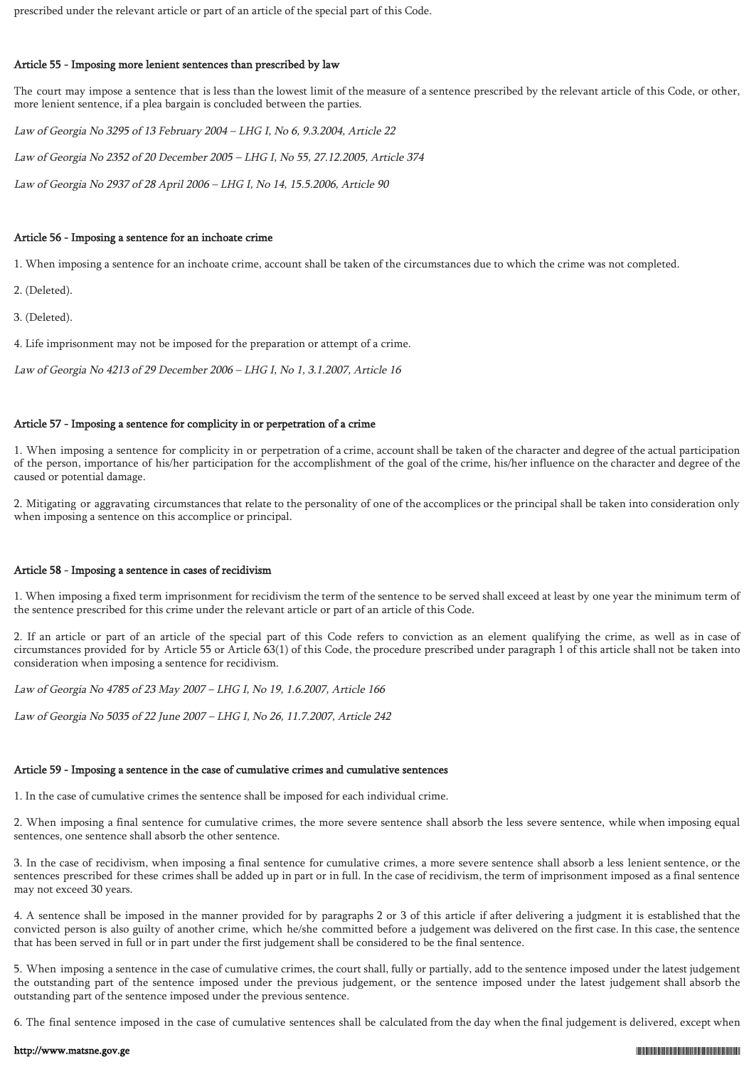prescribed under the relevant article or part of an article of the special part of this Code.

### Article 55 - Imposing more lenient sentences than prescribed by law

The court may impose a sentence that is less than the lowest limit of the measure of a sentence prescribed by the relevant article of this Code, or other, more lenient sentence, if a plea bargain is concluded between the parties.

*Law of Georgia No 3295 of 13 February 2004 – LHG I, No 6, 9.3.2004, Article 22*

*Law of Georgia No 2352 of 20 December 2005 – LHG I, No 55, 27.12.2005, Article 374*

*Law of Georgia No 2937 of 28 April 2006 – LHG I, No 14, 15.5.2006, Article 90*

### Article 56 - Imposing a sentence for an inchoate crime

1. When imposing a sentence for an inchoate crime, account shall be taken of the circumstances due to which the crime was not completed.

2. (Deleted).

3. (Deleted).

4. Life imprisonment may not be imposed for the preparation or attempt of a crime.

*Law of Georgia No 4213 of 29 December 2006 – LHG I, No 1, 3.1.2007, Article 16*

### Article 57 - Imposing a sentence for complicity in or perpetration of a crime

1. When imposing a sentence for complicity in or perpetration of a crime, account shall be taken of the character and degree of the actual participation of the person, importance of his/her participation for the accomplishment of the goal of the crime, his/her influence on the character and degree of the caused or potential damage.

2. Mitigating or aggravating circumstances that relate to the personality of one of the accomplices or the principal shall be taken into consideration only when imposing a sentence on this accomplice or principal.

### Article 58 - Imposing a sentence in cases of recidivism

1. When imposing a fixed term imprisonment for recidivism the term of the sentence to be served shall exceed at least by one year the minimum term of the sentence prescribed for this crime under the relevant article or part of an article of this Code.

2. If an article or part of an article of the special part of this Code refers to conviction as an element qualifying the crime, as well as in case of circumstances provided for by Article 55 or Article 63(1) of this Code, the procedure prescribed under paragraph 1 of this article shall not be taken into consideration when imposing a sentence for recidivism.

*Law of Georgia No 4785 of 23 May 2007 – LHG I, No 19, 1.6.2007, Article 166*

*Law of Georgia No 5035 of 22 June 2007 – LHG I, No 26, 11.7.2007, Article 242*

### Article 59 - Imposing a sentence in the case of cumulative crimes and cumulative sentences

1. In the case of cumulative crimes the sentence shall be imposed for each individual crime.

2. When imposing a final sentence for cumulative crimes, the more severe sentence shall absorb the less severe sentence, while when imposing equal sentences, one sentence shall absorb the other sentence.

3. In the case of recidivism, when imposing a final sentence for cumulative crimes, a more severe sentence shall absorb a less lenient sentence, or the sentences prescribed for these crimes shall be added up in part or in full. In the case of recidivism, the term of imprisonment imposed as a final sentence may not exceed 30 years.

4. A sentence shall be imposed in the manner provided for by paragraphs 2 or 3 of this article if after delivering a judgment it is established that the convicted person is also guilty of another crime, which he/she committed before a judgement was delivered on the first case. In this case, the sentence that has been served in full or in part under the first judgement shall be considered to be the final sentence.

5. When imposing a sentence in the case of cumulative crimes, the court shall, fully or partially, add to the sentence imposed under the latest judgement the outstanding part of the sentence imposed under the previous judgement, or the sentence imposed under the latest judgement shall absorb the outstanding part of the sentence imposed under the previous sentence.

6. The final sentence imposed in the case of cumulative sentences shall be calculated from the day when the final judgement is delivered, except when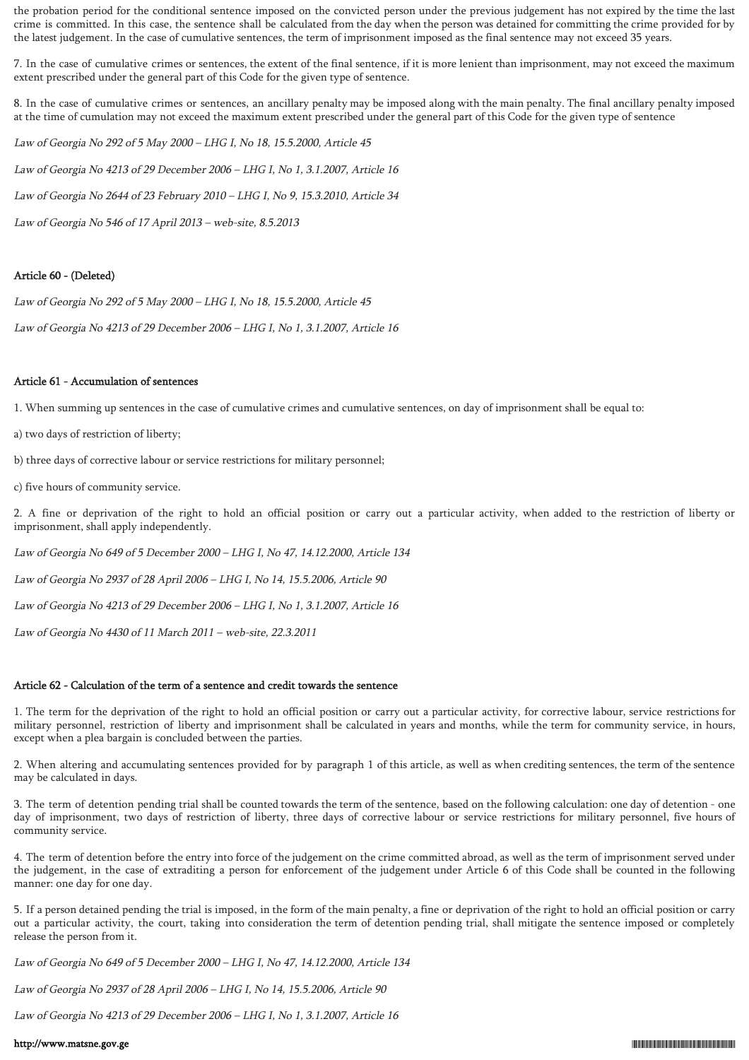the probation period for the conditional sentence imposed on the convicted person under the previous judgement has not expired by the time the last crime is committed. In this case, the sentence shall be calculated from the day when the person was detained for committing the crime provided for by the latest judgement. In the case of cumulative sentences, the term of imprisonment imposed as the final sentence may not exceed 35 years.

7. In the case of cumulative crimes or sentences, the extent of the final sentence, if it is more lenient than imprisonment, may not exceed the maximum extent prescribed under the general part of this Code for the given type of sentence.

8. In the case of cumulative crimes or sentences, an ancillary penalty may be imposed along with the main penalty. The final ancillary penalty imposed at the time of cumulation may not exceed the maximum extent prescribed under the general part of this Code for the given type of sentence

*Law of Georgia No 292 of 5 May 2000 – LHG I, No 18, 15.5.2000, Article 45*

*Law of Georgia No 4213 of 29 December 2006 – LHG I, No 1, 3.1.2007, Article 16*

*Law of Georgia No 2644 of 23 February 2010 – LHG I, No 9, 15.3.2010, Article 34*

*Law of Georgia No 546 of 17 April 2013 – web-site, 8.5.2013*

**Article 60 - (Deleted)**

*Law of Georgia No 292 of 5 May 2000 – LHG I, No 18, 15.5.2000, Article 45*

*Law of Georgia No 4213 of 29 December 2006 – LHG I, No 1, 3.1.2007, Article 16*

**Article 61 - Accumulation of sentences**

1. When summing up sentences in the case of cumulative crimes and cumulative sentences, on day of imprisonment shall be equal to:

a) two days of restriction of liberty;

b) three days of corrective labour or service restrictions for military personnel;

c) five hours of community service.

2. A fine or deprivation of the right to hold an official position or carry out a particular activity, when added to the restriction of liberty or imprisonment, shall apply independently.

*Law of Georgia No 649 of 5 December 2000 – LHG I, No 47, 14.12.2000, Article 134*

*Law of Georgia No 2937 of 28 April 2006 – LHG I, No 14, 15.5.2006, Article 90*

*Law of Georgia No 4213 of 29 December 2006 – LHG I, No 1, 3.1.2007, Article 16*

*Law of Georgia No 4430 of 11 March 2011 – web-site, 22.3.2011*

**Article 62 - Calculation of the term of a sentence and credit towards the sentence**

1. The term for the deprivation of the right to hold an official position or carry out a particular activity, for corrective labour, service restrictions for military personnel, restriction of liberty and imprisonment shall be calculated in years and months, while the term for community service, in hours, except when a plea bargain is concluded between the parties.

2. When altering and accumulating sentences provided for by paragraph 1 of this article, as well as when crediting sentences, the term of the sentence may be calculated in days.

3. The term of detention pending trial shall be counted towards the term of the sentence, based on the following calculation: one day of detention - one day of imprisonment, two days of restriction of liberty, three days of corrective labour or service restrictions for military personnel, five hours of community service.

4. The term of detention before the entry into force of the judgement on the crime committed abroad, as well as the term of imprisonment served under the judgement, in the case of extraditing a person for enforcement of the judgement under Article 6 of this Code shall be counted in the following manner: one day for one day.

5. If a person detained pending the trial is imposed, in the form of the main penalty, a fine or deprivation of the right to hold an official position or carry out a particular activity, the court, taking into consideration the term of detention pending trial, shall mitigate the sentence imposed or completely release the person from it.

*Law of Georgia No 649 of 5 December 2000 – LHG I, No 47, 14.12.2000, Article 134*

*Law of Georgia No 2937 of 28 April 2006 – LHG I, No 14, 15.5.2006, Article 90*

*Law of Georgia No 4213 of 29 December 2006 – LHG I, No 1, 3.1.2007, Article 16*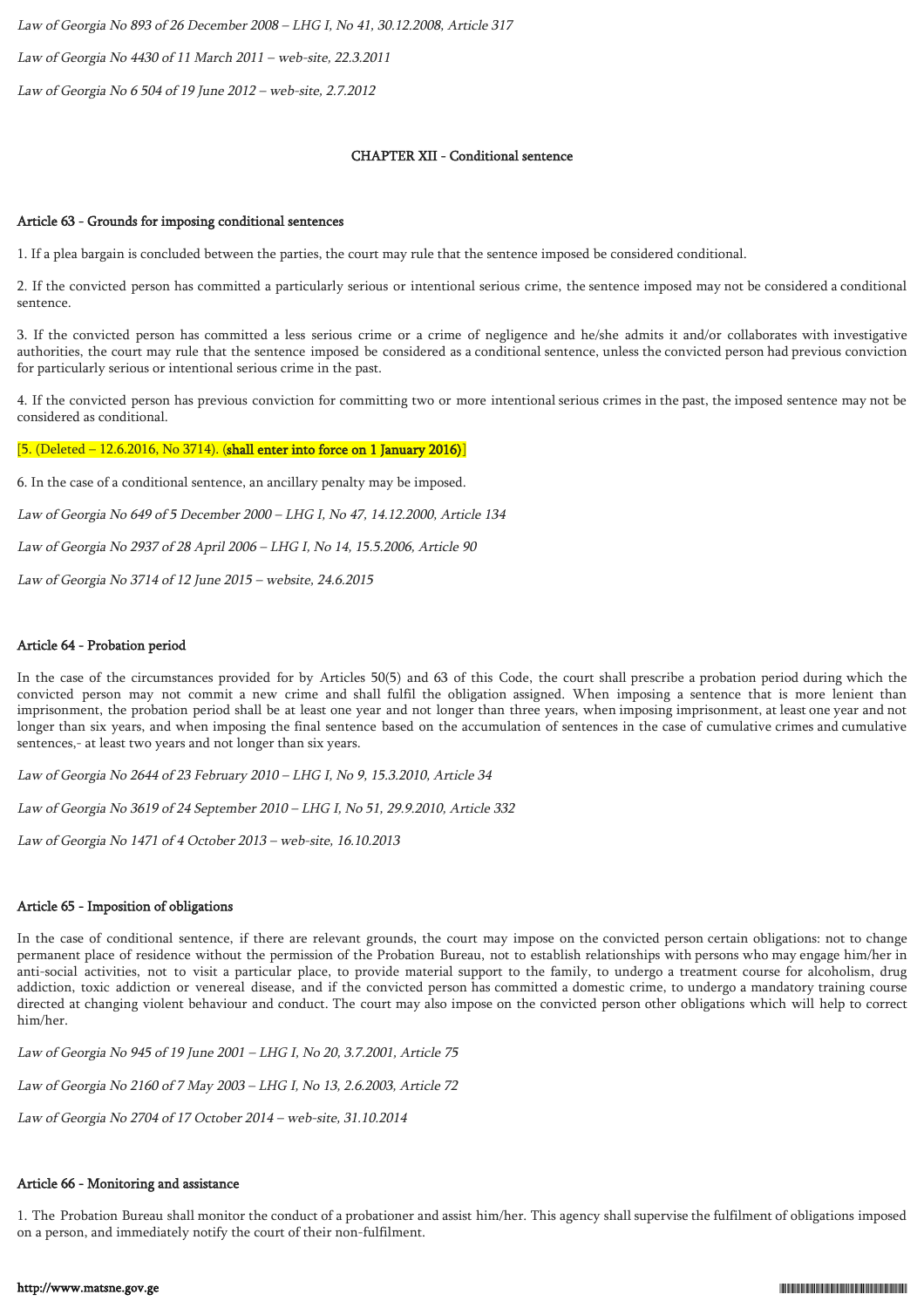*Law of Georgia No 893 of 26 December 2008 – LHG I, No 41, 30.12.2008, Article 317*

*Law of Georgia No 4430 of 11 March 2011 – web-site, 22.3.2011*

*Law of Georgia No 6 504 of 19 June 2012 – web-site, 2.7.2012*

## CHAPTER XII - Conditional sentence

### Article 63 - Grounds for imposing conditional sentences

1. If a plea bargain is concluded between the parties, the court may rule that the sentence imposed be considered conditional.

2. If the convicted person has committed a particularly serious or intentional serious crime, the sentence imposed may not be considered a conditional sentence.

3. If the convicted person has committed a less serious crime or a crime of negligence and he/she admits it and/or collaborates with investigative authorities, the court may rule that the sentence imposed be considered as a conditional sentence, unless the convicted person had previous conviction for particularly serious or intentional serious crime in the past.

4. If the convicted person has previous conviction for committing two or more intentional serious crimes in the past, the imposed sentence may not be considered as conditional.

[5. (Deleted – 12.6.2016, No 3714). (**shall enter into force on 1 January 2016**)]

6. In the case of a conditional sentence, an ancillary penalty may be imposed.

*Law of Georgia No 649 of 5 December 2000 – LHG I, No 47, 14.12.2000, Article 134*

*Law of Georgia No 2937 of 28 April 2006 – LHG I, No 14, 15.5.2006, Article 90*

*Law of Georgia No 3714 of 12 June 2015 – website, 24.6.2015*

### Article 64 - Probation period

In the case of the circumstances provided for by Articles 50(5) and 63 of this Code, the court shall prescribe a probation period during which the convicted person may not commit a new crime and shall fulfil the obligation assigned. When imposing a sentence that is more lenient than imprisonment, the probation period shall be at least one year and not longer than three years, when imposing imprisonment, at least one year and not longer than six years, and when imposing the final sentence based on the accumulation of sentences in the case of cumulative crimes and cumulative sentences,- at least two years and not longer than six years.

*Law of Georgia No 2644 of 23 February 2010 – LHG I, No 9, 15.3.2010, Article 34*

*Law of Georgia No 3619 of 24 September 2010 – LHG I, No 51, 29.9.2010, Article 332*

*Law of Georgia No 1471 of 4 October 2013 – web-site, 16.10.2013*

### Article 65 - Imposition of obligations

In the case of conditional sentence, if there are relevant grounds, the court may impose on the convicted person certain obligations: not to change permanent place of residence without the permission of the Probation Bureau, not to establish relationships with persons who may engage him/her in anti-social activities, not to visit a particular place, to provide material support to the family, to undergo a treatment course for alcoholism, drug addiction, toxic addiction or venereal disease, and if the convicted person has committed a domestic crime, to undergo a mandatory training course directed at changing violent behaviour and conduct. The court may also impose on the convicted person other obligations which will help to correct him/her.

*Law of Georgia No 945 of 19 June 2001 – LHG I, No 20, 3.7.2001, Article 75*

*Law of Georgia No 2160 of 7 May 2003 – LHG I, No 13, 2.6.2003, Article 72*

*Law of Georgia No 2704 of 17 October 2014 – web-site, 31.10.2014*

### Article 66 - Monitoring and assistance

1. The Probation Bureau shall monitor the conduct of a probationer and assist him/her. This agency shall supervise the fulfilment of obligations imposed on a person, and immediately notify the court of their non-fulfilment.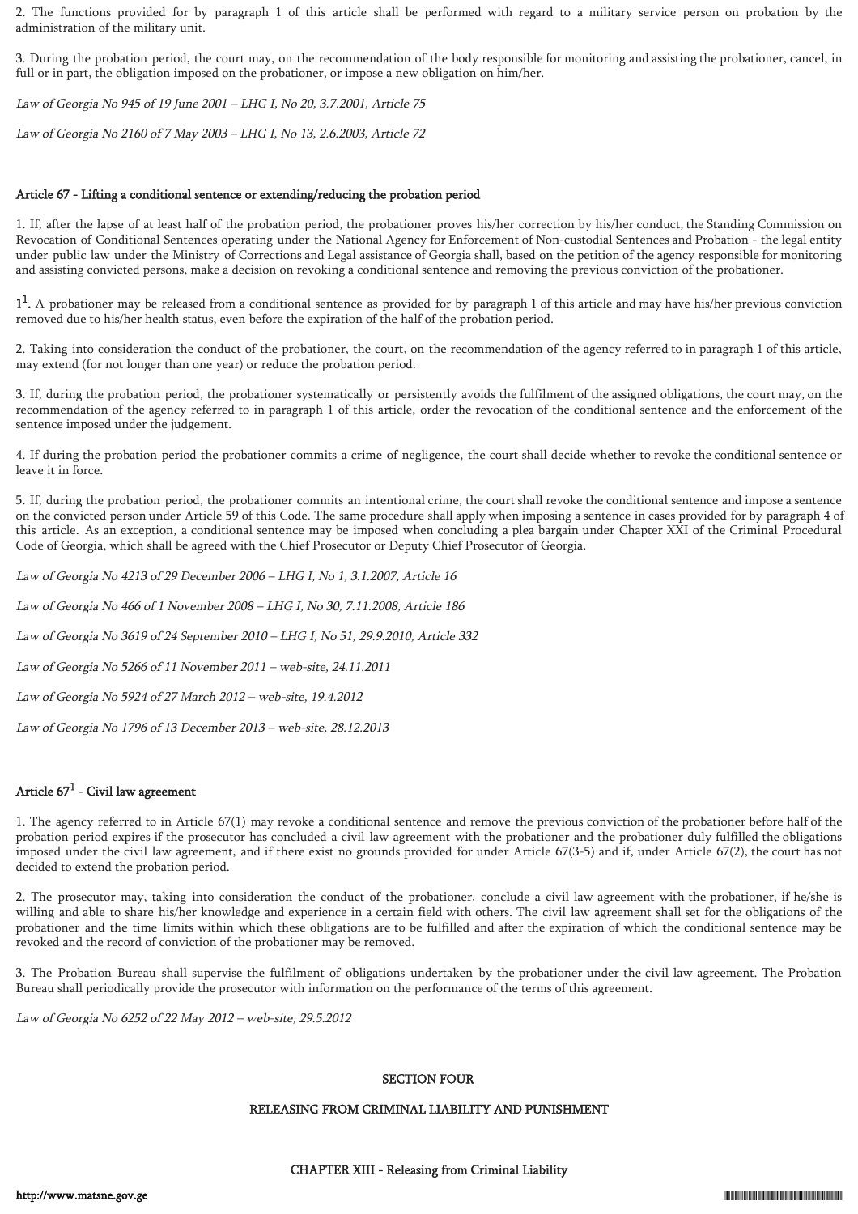2. The functions provided for by paragraph 1 of this article shall be performed with regard to a military service person on probation by the administration of the military unit.

3. During the probation period, the court may, on the recommendation of the body responsible for monitoring and assisting the probationer, cancel, in full or in part, the obligation imposed on the probationer, or impose a new obligation on him/her.

*Law of Georgia No 945 of 19 June 2001 – LHG I, No 20, 3.7.2001, Article 75*

*Law of Georgia No 2160 of 7 May 2003 – LHG I, No 13, 2.6.2003, Article 72*

### Article 67 - Lifting a conditional sentence or extending/reducing the probation period

1. If, after the lapse of at least half of the probation period, the probationer proves his/her correction by his/her conduct, the Standing Commission on Revocation of Conditional Sentences operating under the National Agency for Enforcement of Non-custodial Sentences and Probation - the legal entity under public law under the Ministry of Corrections and Legal assistance of Georgia shall, based on the petition of the agency responsible for monitoring and assisting convicted persons, make a decision on revoking a conditional sentence and removing the previous conviction of the probationer.

1[1]. A probationer may be released from a conditional sentence as provided for by paragraph 1 of this article and may have his/her previous conviction removed due to his/her health status, even before the expiration of the half of the probation period.

2. Taking into consideration the conduct of the probationer, the court, on the recommendation of the agency referred to in paragraph 1 of this article, may extend (for not longer than one year) or reduce the probation period.

3. If, during the probation period, the probationer systematically or persistently avoids the fulfilment of the assigned obligations, the court may, on the recommendation of the agency referred to in paragraph 1 of this article, order the revocation of the conditional sentence and the enforcement of the sentence imposed under the judgement.

4. If during the probation period the probationer commits a crime of negligence, the court shall decide whether to revoke the conditional sentence or leave it in force.

5. If, during the probation period, the probationer commits an intentional crime, the court shall revoke the conditional sentence and impose a sentence on the convicted person under Article 59 of this Code. The same procedure shall apply when imposing a sentence in cases provided for by paragraph 4 of this article. As an exception, a conditional sentence may be imposed when concluding a plea bargain under Chapter XXI of the Criminal Procedural Code of Georgia, which shall be agreed with the Chief Prosecutor or Deputy Chief Prosecutor of Georgia.

*Law of Georgia No 4213 of 29 December 2006 – LHG I, No 1, 3.1.2007, Article 16*

*Law of Georgia No 466 of 1 November 2008 – LHG I, No 30, 7.11.2008, Article 186*

*Law of Georgia No 3619 of 24 September 2010 – LHG I, No 51, 29.9.2010, Article 332*

*Law of Georgia No 5266 of 11 November 2011 – web-site, 24.11.2011*

*Law of Georgia No 5924 of 27 March 2012 – web-site, 19.4.2012*

*Law of Georgia No 1796 of 13 December 2013 – web-site, 28.12.2013*

### Article 67[1] - Civil law agreement

1. The agency referred to in Article 67(1) may revoke a conditional sentence and remove the previous conviction of the probationer before half of the probation period expires if the prosecutor has concluded a civil law agreement with the probationer and the probationer duly fulfilled the obligations imposed under the civil law agreement, and if there exist no grounds provided for under Article 67(3-5) and if, under Article 67(2), the court has not decided to extend the probation period.

2. The prosecutor may, taking into consideration the conduct of the probationer, conclude a civil law agreement with the probationer, if he/she is willing and able to share his/her knowledge and experience in a certain field with others. The civil law agreement shall set for the obligations of the probationer and the time limits within which these obligations are to be fulfilled and after the expiration of which the conditional sentence may be revoked and the record of conviction of the probationer may be removed.

3. The Probation Bureau shall supervise the fulfilment of obligations undertaken by the probationer under the civil law agreement. The Probation Bureau shall periodically provide the prosecutor with information on the performance of the terms of this agreement.

*Law of Georgia No 6252 of 22 May 2012 – web-site, 29.5.2012*

# SECTION FOUR

# RELEASING FROM CRIMINAL LIABILITY AND PUNISHMENT

## CHAPTER XIII - Releasing from Criminal Liability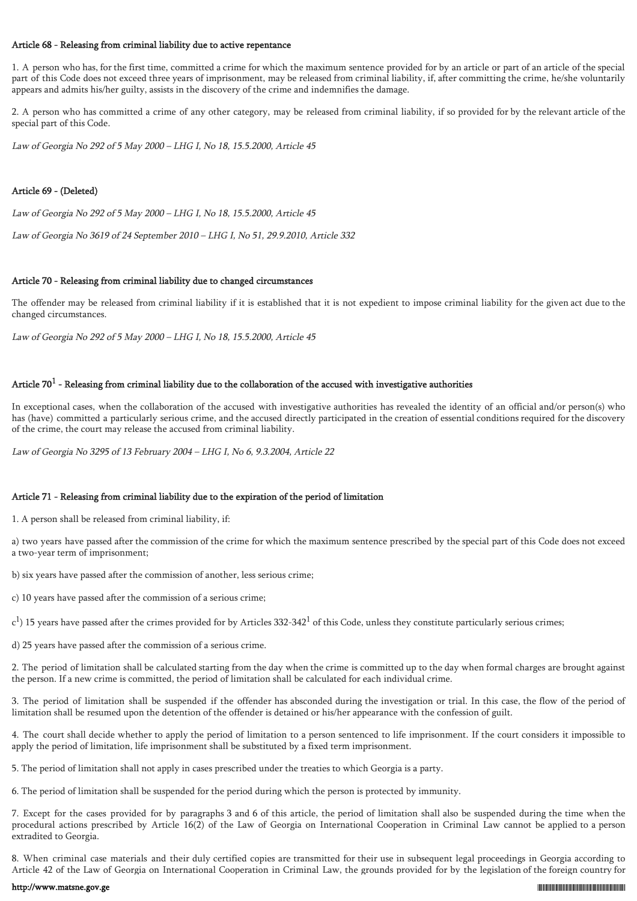#### Article 68 - Releasing from criminal liability due to active repentance

1. A person who has, for the first time, committed a crime for which the maximum sentence provided for by an article or part of an article of the special part of this Code does not exceed three years of imprisonment, may be released from criminal liability, if, after committing the crime, he/she voluntarily appears and admits his/her guilty, assists in the discovery of the crime and indemnifies the damage.

2. A person who has committed a crime of any other category, may be released from criminal liability, if so provided for by the relevant article of the special part of this Code.

*Law of Georgia No 292 of 5 May 2000 – LHG I, No 18, 15.5.2000, Article 45*

#### Article 69 - (Deleted)

*Law of Georgia No 292 of 5 May 2000 – LHG I, No 18, 15.5.2000, Article 45*

*Law of Georgia No 3619 of 24 September 2010 – LHG I, No 51, 29.9.2010, Article 332*

#### Article 70 - Releasing from criminal liability due to changed circumstances

The offender may be released from criminal liability if it is established that it is not expedient to impose criminal liability for the given act due to the changed circumstances.

*Law of Georgia No 292 of 5 May 2000 – LHG I, No 18, 15.5.2000, Article 45*

#### Article $70^1$ - Releasing from criminal liability due to the collaboration of the accused with investigative authorities

In exceptional cases, when the collaboration of the accused with investigative authorities has revealed the identity of an official and/or person(s) who has (have) committed a particularly serious crime, and the accused directly participated in the creation of essential conditions required for the discovery of the crime, the court may release the accused from criminal liability.

*Law of Georgia No 3295 of 13 February 2004 – LHG I, No 6, 9.3.2004, Article 22*

#### Article 71 - Releasing from criminal liability due to the expiration of the period of limitation

1. A person shall be released from criminal liability, if:

a) two years have passed after the commission of the crime for which the maximum sentence prescribed by the special part of this Code does not exceed a two-year term of imprisonment;

b) six years have passed after the commission of another, less serious crime;

c) 10 years have passed after the commission of a serious crime;

$c^1$) 15 years have passed after the crimes provided for by Articles 332-$342^1$ of this Code, unless they constitute particularly serious crimes;

d) 25 years have passed after the commission of a serious crime.

2. The period of limitation shall be calculated starting from the day when the crime is committed up to the day when formal charges are brought against the person. If a new crime is committed, the period of limitation shall be calculated for each individual crime.

3. The period of limitation shall be suspended if the offender has absconded during the investigation or trial. In this case, the flow of the period of limitation shall be resumed upon the detention of the offender is detained or his/her appearance with the confession of guilt.

4. The court shall decide whether to apply the period of limitation to a person sentenced to life imprisonment. If the court considers it impossible to apply the period of limitation, life imprisonment shall be substituted by a fixed term imprisonment.

5. The period of limitation shall not apply in cases prescribed under the treaties to which Georgia is a party.

6. The period of limitation shall be suspended for the period during which the person is protected by immunity.

7. Except for the cases provided for by paragraphs 3 and 6 of this article, the period of limitation shall also be suspended during the time when the procedural actions prescribed by Article 16(2) of the Law of Georgia on International Cooperation in Criminal Law cannot be applied to a person extradited to Georgia.

8. When criminal case materials and their duly certified copies are transmitted for their use in subsequent legal proceedings in Georgia according to Article 42 of the Law of Georgia on International Cooperation in Criminal Law, the grounds provided for by the legislation of the foreign country for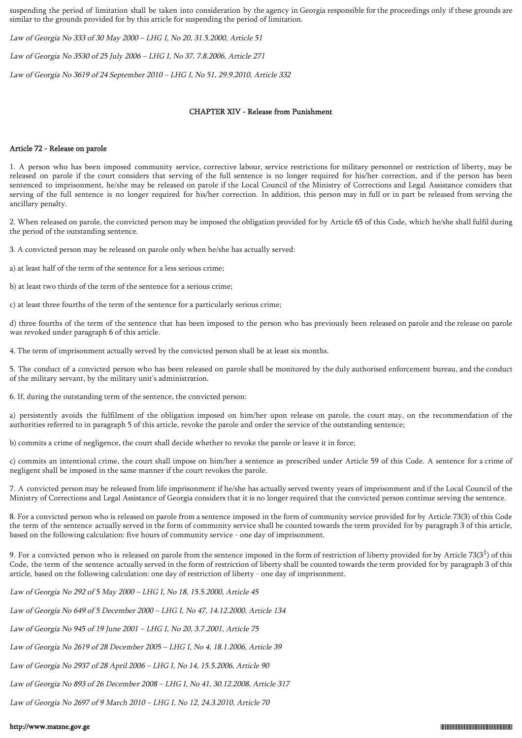suspending the period of limitation shall be taken into consideration by the agency in Georgia responsible for the proceedings only if these grounds are similar to the grounds provided for by this article for suspending the period of limitation.

*Law of Georgia No 333 of 30 May 2000 – LHG I, No 20, 31.5.2000, Article 51*

*Law of Georgia No 3530 of 25 July 2006 – LHG I, No 37, 7.8.2006, Article 271*

*Law of Georgia No 3619 of 24 September 2010 – LHG I, No 51, 29.9.2010, Article 332*

## CHAPTER XIV - Release from Punishment

### Article 72 - Release on parole

1. A person who has been imposed community service, corrective labour, service restrictions for military personnel or restriction of liberty, may be released on parole if the court considers that serving of the full sentence is no longer required for his/her correction, and if the person has been sentenced to imprisonment, he/she may be released on parole if the Local Council of the Ministry of Corrections and Legal Assistance considers that serving of the full sentence is no longer required for his/her correction. In addition, this person may in full or in part be released from serving the ancillary penalty.

2. When released on parole, the convicted person may be imposed the obligation provided for by Article 65 of this Code, which he/she shall fulfil during the period of the outstanding sentence.

3. A convicted person may be released on parole only when he/she has actually served:

a) at least half of the term of the sentence for a less serious crime;

b) at least two thirds of the term of the sentence for a serious crime;

c) at least three fourths of the term of the sentence for a particularly serious crime;

d) three fourths of the term of the sentence that has been imposed to the person who has previously been released on parole and the release on parole was revoked under paragraph 6 of this article.

4. The term of imprisonment actually served by the convicted person shall be at least six months.

5. The conduct of a convicted person who has been released on parole shall be monitored by the duly authorised enforcement bureau, and the conduct of the military servant, by the military unit's administration.

6. If, during the outstanding term of the sentence, the convicted person:

a) persistently avoids the fulfilment of the obligation imposed on him/her upon release on parole, the court may, on the recommendation of the authorities referred to in paragraph 5 of this article, revoke the parole and order the service of the outstanding sentence;

b) commits a crime of negligence, the court shall decide whether to revoke the parole or leave it in force;

c) commits an intentional crime, the court shall impose on him/her a sentence as prescribed under Article 59 of this Code. A sentence for a crime of negligent shall be imposed in the same manner if the court revokes the parole.

7. A convicted person may be released from life imprisonment if he/she has actually served twenty years of imprisonment and if the Local Council of the Ministry of Corrections and Legal Assistance of Georgia considers that it is no longer required that the convicted person continue serving the sentence.

8. For a convicted person who is released on parole from a sentence imposed in the form of community service provided for by Article 73(3) of this Code the term of the sentence actually served in the form of community service shall be counted towards the term provided for by paragraph 3 of this article, based on the following calculation: five hours of community service - one day of imprisonment.

9. For a convicted person who is released on parole from the sentence imposed in the form of restriction of liberty provided for by Article 73($3^1$) of this Code, the term of the sentence actually served in the form of restriction of liberty shall be counted towards the term provided for by paragraph 3 of this article, based on the following calculation: one day of restriction of liberty - one day of imprisonment.

*Law of Georgia No 292 of 5 May 2000 – LHG I, No 18, 15.5.2000, Article 45*

*Law of Georgia No 649 of 5 December 2000 – LHG I, No 47, 14.12.2000, Article 134*

*Law of Georgia No 945 of 19 June 2001 – LHG I, No 20, 3.7.2001, Article 75*

*Law of Georgia No 2619 of 28 December 2005 – LHG I, No 4, 18.1.2006, Article 39*

*Law of Georgia No 2937 of 28 April 2006 – LHG I, No 14, 15.5.2006, Article 90*

*Law of Georgia No 893 of 26 December 2008 – LHG I, No 41, 30.12.2008, Article 317*

*Law of Georgia No 2697 of 9 March 2010 – LHG I, No 12, 24.3.2010, Article 70*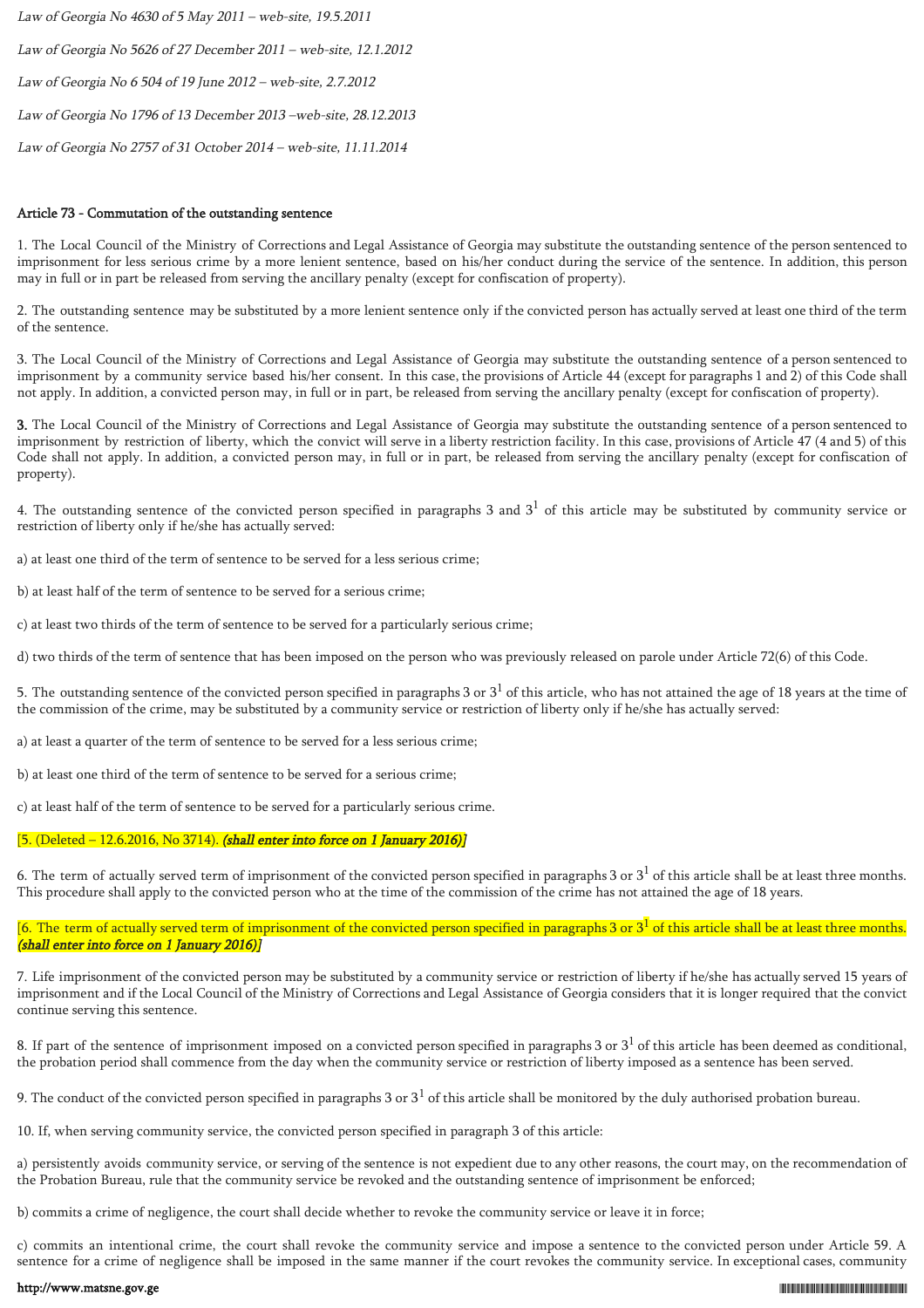*Law of Georgia No 4630 of 5 May 2011 – web-site, 19.5.2011*

*Law of Georgia No 5626 of 27 December 2011 – web-site, 12.1.2012*

*Law of Georgia No 6 504 of 19 June 2012 – web-site, 2.7.2012*

*Law of Georgia No 1796 of 13 December 2013 –web-site, 28.12.2013*

*Law of Georgia No 2757 of 31 October 2014 – web-site, 11.11.2014*

**Article 73 - Commutation of the outstanding sentence**

1. The Local Council of the Ministry of Corrections and Legal Assistance of Georgia may substitute the outstanding sentence of the person sentenced to imprisonment for less serious crime by a more lenient sentence, based on his/her conduct during the service of the sentence. In addition, this person may in full or in part be released from serving the ancillary penalty (except for confiscation of property).

2. The outstanding sentence may be substituted by a more lenient sentence only if the convicted person has actually served at least one third of the term of the sentence.

3. The Local Council of the Ministry of Corrections and Legal Assistance of Georgia may substitute the outstanding sentence of a person sentenced to imprisonment by a community service based his/her consent. In this case, the provisions of Article 44 (except for paragraphs 1 and 2) of this Code shall not apply. In addition, a convicted person may, in full or in part, be released from serving the ancillary penalty (except for confiscation of property).

**3.** The Local Council of the Ministry of Corrections and Legal Assistance of Georgia may substitute the outstanding sentence of a person sentenced to imprisonment by restriction of liberty, which the convict will serve in a liberty restriction facility. In this case, provisions of Article 47 (4 and 5) of this Code shall not apply. In addition, a convicted person may, in full or in part, be released from serving the ancillary penalty (except for confiscation of property).

4. The outstanding sentence of the convicted person specified in paragraphs 3 and $3^1$ of this article may be substituted by community service or restriction of liberty only if he/she has actually served:

a) at least one third of the term of sentence to be served for a less serious crime;

b) at least half of the term of sentence to be served for a serious crime;

c) at least two thirds of the term of sentence to be served for a particularly serious crime;

d) two thirds of the term of sentence that has been imposed on the person who was previously released on parole under Article 72(6) of this Code.

5. The outstanding sentence of the convicted person specified in paragraphs 3 or $3^1$ of this article, who has not attained the age of 18 years at the time of the commission of the crime, may be substituted by a community service or restriction of liberty only if he/she has actually served:

a) at least a quarter of the term of sentence to be served for a less serious crime;

b) at least one third of the term of sentence to be served for a serious crime;

c) at least half of the term of sentence to be served for a particularly serious crime.

[5. (Deleted – 12.6.2016, No 3714). ***(shall enter into force on 1 January 2016)***]

6. The term of actually served term of imprisonment of the convicted person specified in paragraphs 3 or $3^1$ of this article shall be at least three months. This procedure shall apply to the convicted person who at the time of the commission of the crime has not attained the age of 18 years.

[6. The term of actually served term of imprisonment of the convicted person specified in paragraphs 3 or $3^1$ of this article shall be at least three months. ***(shall enter into force on 1 January 2016)***]

7. Life imprisonment of the convicted person may be substituted by a community service or restriction of liberty if he/she has actually served 15 years of imprisonment and if the Local Council of the Ministry of Corrections and Legal Assistance of Georgia considers that it is longer required that the convict continue serving this sentence.

8. If part of the sentence of imprisonment imposed on a convicted person specified in paragraphs 3 or $3^1$ of this article has been deemed as conditional, the probation period shall commence from the day when the community service or restriction of liberty imposed as a sentence has been served.

9. The conduct of the convicted person specified in paragraphs 3 or $3^1$ of this article shall be monitored by the duly authorised probation bureau.

10. If, when serving community service, the convicted person specified in paragraph 3 of this article:

a) persistently avoids community service, or serving of the sentence is not expedient due to any other reasons, the court may, on the recommendation of the Probation Bureau, rule that the community service be revoked and the outstanding sentence of imprisonment be enforced;

b) commits a crime of negligence, the court shall decide whether to revoke the community service or leave it in force;

c) commits an intentional crime, the court shall revoke the community service and impose a sentence to the convicted person under Article 59. A sentence for a crime of negligence shall be imposed in the same manner if the court revokes the community service. In exceptional cases, community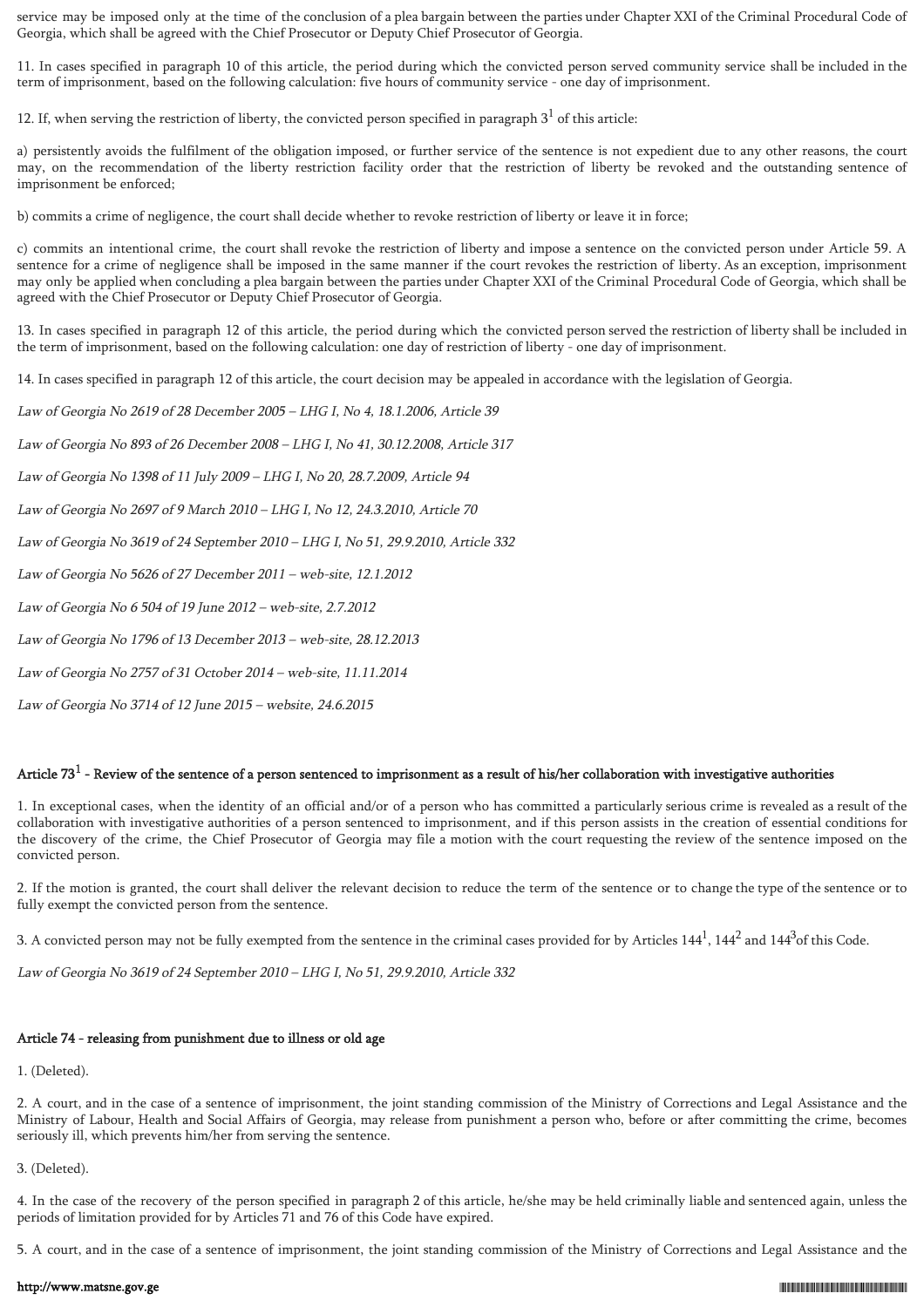service may be imposed only at the time of the conclusion of a plea bargain between the parties under Chapter XXI of the Criminal Procedural Code of Georgia, which shall be agreed with the Chief Prosecutor or Deputy Chief Prosecutor of Georgia.

11. In cases specified in paragraph 10 of this article, the period during which the convicted person served community service shall be included in the term of imprisonment, based on the following calculation: five hours of community service - one day of imprisonment.

12. If, when serving the restriction of liberty, the convicted person specified in paragraph $3^1$ of this article:

a) persistently avoids the fulfilment of the obligation imposed, or further service of the sentence is not expedient due to any other reasons, the court may, on the recommendation of the liberty restriction facility order that the restriction of liberty be revoked and the outstanding sentence of imprisonment be enforced;

b) commits a crime of negligence, the court shall decide whether to revoke restriction of liberty or leave it in force;

c) commits an intentional crime, the court shall revoke the restriction of liberty and impose a sentence on the convicted person under Article 59. A sentence for a crime of negligence shall be imposed in the same manner if the court revokes the restriction of liberty. As an exception, imprisonment may only be applied when concluding a plea bargain between the parties under Chapter XXI of the Criminal Procedural Code of Georgia, which shall be agreed with the Chief Prosecutor or Deputy Chief Prosecutor of Georgia.

13. In cases specified in paragraph 12 of this article, the period during which the convicted person served the restriction of liberty shall be included in the term of imprisonment, based on the following calculation: one day of restriction of liberty - one day of imprisonment.

14. In cases specified in paragraph 12 of this article, the court decision may be appealed in accordance with the legislation of Georgia.

*Law of Georgia No 2619 of 28 December 2005 – LHG I, No 4, 18.1.2006, Article 39*

*Law of Georgia No 893 of 26 December 2008 – LHG I, No 41, 30.12.2008, Article 317*

*Law of Georgia No 1398 of 11 July 2009 – LHG I, No 20, 28.7.2009, Article 94*

*Law of Georgia No 2697 of 9 March 2010 – LHG I, No 12, 24.3.2010, Article 70*

*Law of Georgia No 3619 of 24 September 2010 – LHG I, No 51, 29.9.2010, Article 332*

*Law of Georgia No 5626 of 27 December 2011 – web-site, 12.1.2012*

*Law of Georgia No 6 504 of 19 June 2012 – web-site, 2.7.2012*

*Law of Georgia No 1796 of 13 December 2013 – web-site, 28.12.2013*

*Law of Georgia No 2757 of 31 October 2014 – web-site, 11.11.2014*

*Law of Georgia No 3714 of 12 June 2015 – website, 24.6.2015*

### Article $73^1$ - Review of the sentence of a person sentenced to imprisonment as a result of his/her collaboration with investigative authorities

1. In exceptional cases, when the identity of an official and/or of a person who has committed a particularly serious crime is revealed as a result of the collaboration with investigative authorities of a person sentenced to imprisonment, and if this person assists in the creation of essential conditions for the discovery of the crime, the Chief Prosecutor of Georgia may file a motion with the court requesting the review of the sentence imposed on the convicted person.

2. If the motion is granted, the court shall deliver the relevant decision to reduce the term of the sentence or to change the type of the sentence or to fully exempt the convicted person from the sentence.

3. A convicted person may not be fully exempted from the sentence in the criminal cases provided for by Articles $144^1$, $144^2$ and $144^3$ of this Code.

*Law of Georgia No 3619 of 24 September 2010 – LHG I, No 51, 29.9.2010, Article 332*

### Article 74 - releasing from punishment due to illness or old age

1. (Deleted).

2. A court, and in the case of a sentence of imprisonment, the joint standing commission of the Ministry of Corrections and Legal Assistance and the Ministry of Labour, Health and Social Affairs of Georgia, may release from punishment a person who, before or after committing the crime, becomes seriously ill, which prevents him/her from serving the sentence.

3. (Deleted).

4. In the case of the recovery of the person specified in paragraph 2 of this article, he/she may be held criminally liable and sentenced again, unless the periods of limitation provided for by Articles 71 and 76 of this Code have expired.

5. A court, and in the case of a sentence of imprisonment, the joint standing commission of the Ministry of Corrections and Legal Assistance and the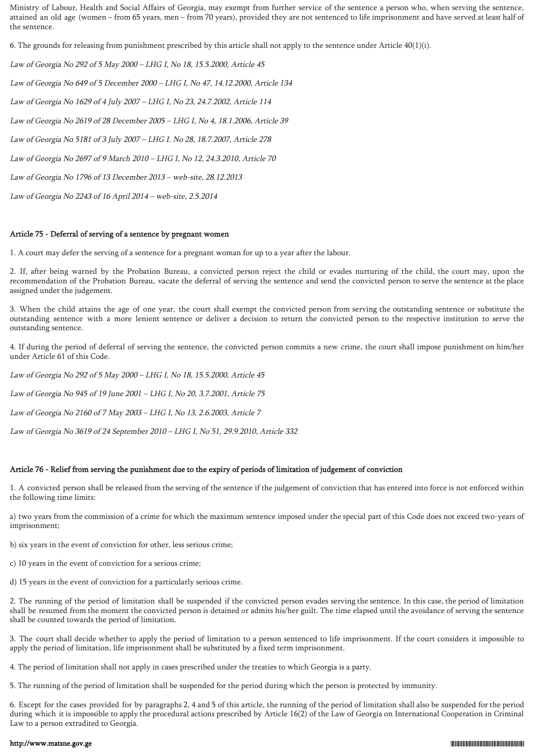Ministry of Labour, Health and Social Affairs of Georgia, may exempt from further service of the sentence a person who, when serving the sentence, attained an old age (women – from 65 years, men – from 70 years), provided they are not sentenced to life imprisonment and have served at least half of the sentence.

6. The grounds for releasing from punishment prescribed by this article shall not apply to the sentence under Article 40(1)(i).

*Law of Georgia No 292 of 5 May 2000 – LHG I, No 18, 15.5.2000, Article 45*

*Law of Georgia No 649 of 5 December 2000 – LHG I, No 47, 14.12.2000, Article 134*

*Law of Georgia No 1629 of 4 July 2007 – LHG I, No 23, 24.7.2002, Article 114*

*Law of Georgia No 2619 of 28 December 2005 – LHG I, No 4, 18.1.2006, Article 39*

*Law of Georgia No 5181 of 3 July 2007 – LHG I. No 28, 18.7.2007, Article 278*

*Law of Georgia No 2697 of 9 March 2010 – LHG I, No 12, 24.3.2010, Article 70*

*Law of Georgia No 1796 of 13 December 2013 – web-site, 28.12.2013*

*Law of Georgia No 2243 of 16 April 2014 – web-site, 2.5.2014*

### Article 75 - Deferral of serving of a sentence by pregnant women

1. A court may defer the serving of a sentence for a pregnant woman for up to a year after the labour.

2. If, after being warned by the Probation Bureau, a convicted person reject the child or evades nurturing of the child, the court may, upon the recommendation of the Probation Bureau, vacate the deferral of serving the sentence and send the convicted person to serve the sentence at the place assigned under the judgement.

3. When the child attains the age of one year, the court shall exempt the convicted person from serving the outstanding sentence or substitute the outstanding sentence with a more lenient sentence or deliver a decision to return the convicted person to the respective institution to serve the outstanding sentence.

4. If during the period of deferral of serving the sentence, the convicted person commits a new crime, the court shall impose punishment on him/her under Article 61 of this Code.

*Law of Georgia No 292 of 5 May 2000 – LHG I, No 18, 15.5.2000, Article 45*

*Law of Georgia No 945 of 19 June 2001 – LHG I, No 20, 3.7.2001, Article 75*

*Law of Georgia No 2160 of 7 May 2003 – LHG I, No 13, 2.6.2003, Article 7*

*Law of Georgia No 3619 of 24 September 2010 – LHG I, No 51, 29.9.2010, Article 332*

### Article 76 - Relief from serving the punishment due to the expiry of periods of limitation of judgement of conviction

1. A convicted person shall be released from the serving of the sentence if the judgement of conviction that has entered into force is not enforced within the following time limits:

a) two years from the commission of a crime for which the maximum sentence imposed under the special part of this Code does not exceed two-years of imprisonment;

b) six years in the event of conviction for other, less serious crime;

c) 10 years in the event of conviction for a serious crime;

d) 15 years in the event of conviction for a particularly serious crime.

2. The running of the period of limitation shall be suspended if the convicted person evades serving the sentence. In this case, the period of limitation shall be resumed from the moment the convicted person is detained or admits his/her guilt. The time elapsed until the avoidance of serving the sentence shall be counted towards the period of limitation.

3. The court shall decide whether to apply the period of limitation to a person sentenced to life imprisonment. If the court considers it impossible to apply the period of limitation, life imprisonment shall be substituted by a fixed term imprisonment.

4. The period of limitation shall not apply in cases prescribed under the treaties to which Georgia is a party.

5. The running of the period of limitation shall be suspended for the period during which the person is protected by immunity.

6. Except for the cases provided for by paragraphs 2, 4 and 5 of this article, the running of the period of limitation shall also be suspended for the period during which it is impossible to apply the procedural actions prescribed by Article 16(2) of the Law of Georgia on International Cooperation in Criminal Law to a person extradited to Georgia.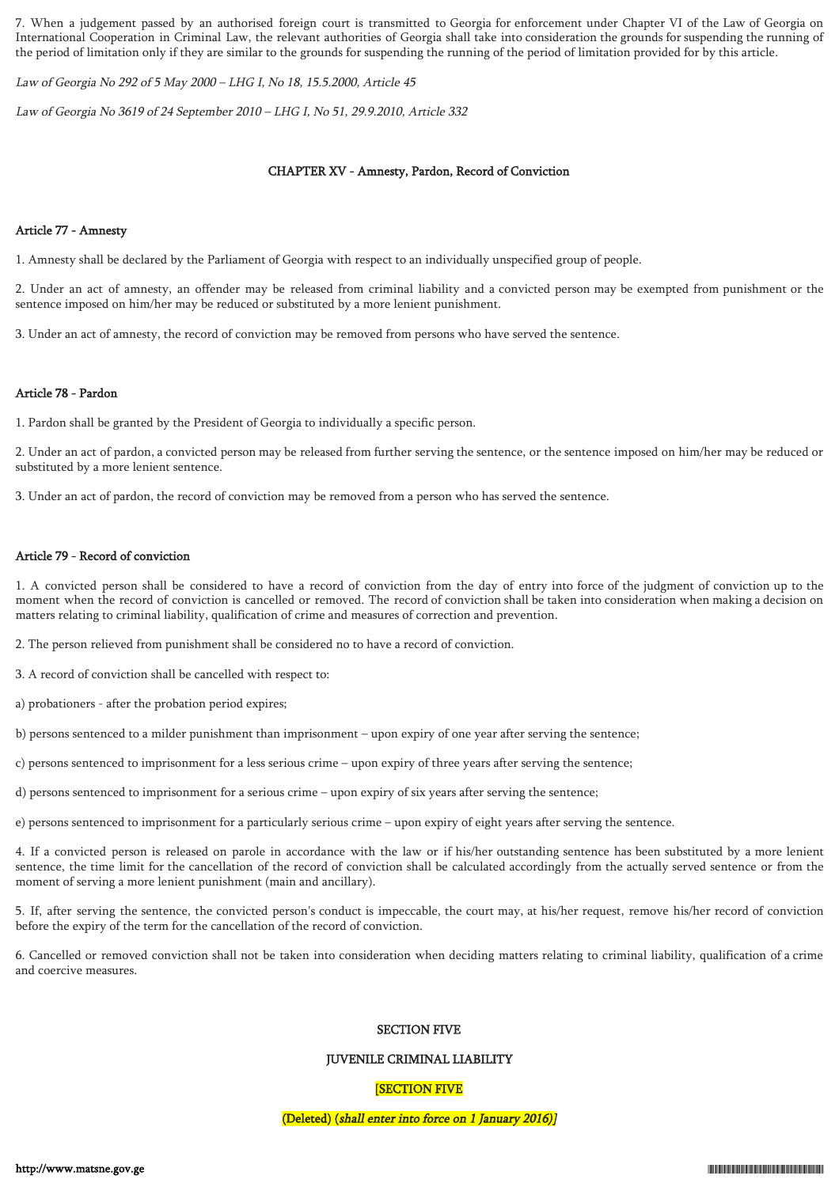7. When a judgement passed by an authorised foreign court is transmitted to Georgia for enforcement under Chapter VI of the Law of Georgia on International Cooperation in Criminal Law, the relevant authorities of Georgia shall take into consideration the grounds for suspending the running of the period of limitation only if they are similar to the grounds for suspending the running of the period of limitation provided for by this article.

*Law of Georgia No 292 of 5 May 2000 – LHG I, No 18, 15.5.2000, Article 45*

*Law of Georgia No 3619 of 24 September 2010 – LHG I, No 51, 29.9.2010, Article 332*

## CHAPTER XV - Amnesty, Pardon, Record of Conviction

### Article 77 - Amnesty

1. Amnesty shall be declared by the Parliament of Georgia with respect to an individually unspecified group of people.

2. Under an act of amnesty, an offender may be released from criminal liability and a convicted person may be exempted from punishment or the sentence imposed on him/her may be reduced or substituted by a more lenient punishment.

3. Under an act of amnesty, the record of conviction may be removed from persons who have served the sentence.

### Article 78 - Pardon

1. Pardon shall be granted by the President of Georgia to individually a specific person.

2. Under an act of pardon, a convicted person may be released from further serving the sentence, or the sentence imposed on him/her may be reduced or substituted by a more lenient sentence.

3. Under an act of pardon, the record of conviction may be removed from a person who has served the sentence.

### Article 79 - Record of conviction

1. A convicted person shall be considered to have a record of conviction from the day of entry into force of the judgment of conviction up to the moment when the record of conviction is cancelled or removed. The record of conviction shall be taken into consideration when making a decision on matters relating to criminal liability, qualification of crime and measures of correction and prevention.

2. The person relieved from punishment shall be considered no to have a record of conviction.

3. A record of conviction shall be cancelled with respect to:

a) probationers - after the probation period expires;

b) persons sentenced to a milder punishment than imprisonment – upon expiry of one year after serving the sentence;

c) persons sentenced to imprisonment for a less serious crime – upon expiry of three years after serving the sentence;

d) persons sentenced to imprisonment for a serious crime – upon expiry of six years after serving the sentence;

e) persons sentenced to imprisonment for a particularly serious crime – upon expiry of eight years after serving the sentence.

4. If a convicted person is released on parole in accordance with the law or if his/her outstanding sentence has been substituted by a more lenient sentence, the time limit for the cancellation of the record of conviction shall be calculated accordingly from the actually served sentence or from the moment of serving a more lenient punishment (main and ancillary).

5. If, after serving the sentence, the convicted person's conduct is impeccable, the court may, at his/her request, remove his/her record of conviction before the expiry of the term for the cancellation of the record of conviction.

6. Cancelled or removed conviction shall not be taken into consideration when deciding matters relating to criminal liability, qualification of a crime and coercive measures.

## SECTION FIVE

## JUVENILE CRIMINAL LIABILITY

[SECTION FIVE

(Deleted) (*shall enter into force on 1 January 2016*)]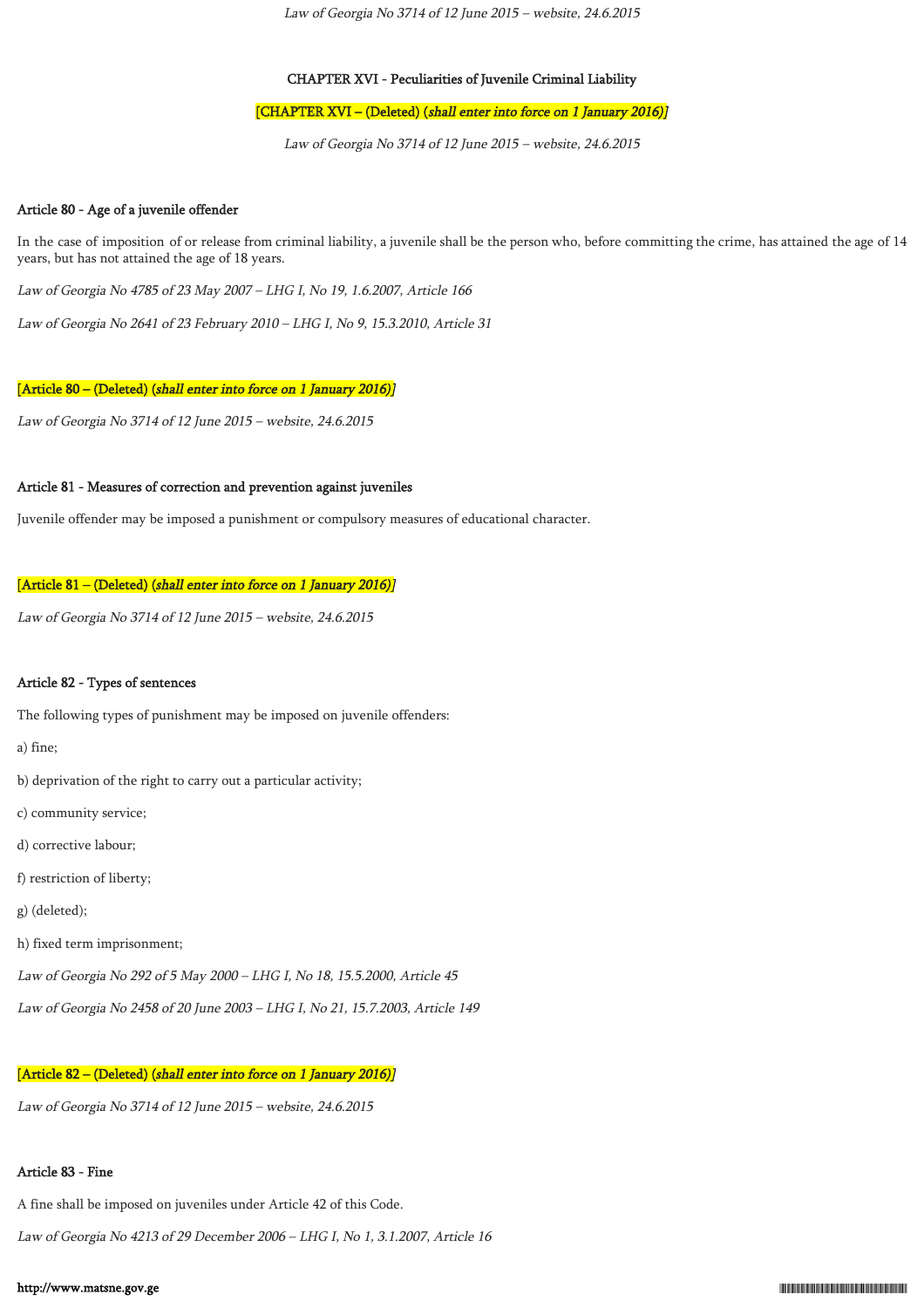*Law of Georgia No 3714 of 12 June 2015 – website, 24.6.2015*

## CHAPTER XVI - Peculiarities of Juvenile Criminal Liability

[CHAPTER XVI – (Deleted) (*shall enter into force on 1 January 2016*)]

*Law of Georgia No 3714 of 12 June 2015 – website, 24.6.2015*

### Article 80 - Age of a juvenile offender

In the case of imposition of or release from criminal liability, a juvenile shall be the person who, before committing the crime, has attained the age of 14 years, but has not attained the age of 18 years.

*Law of Georgia No 4785 of 23 May 2007 – LHG I, No 19, 1.6.2007, Article 166*

*Law of Georgia No 2641 of 23 February 2010 – LHG I, No 9, 15.3.2010, Article 31*

[Article 80 – (Deleted) (*shall enter into force on 1 January 2016*)]

*Law of Georgia No 3714 of 12 June 2015 – website, 24.6.2015*

### Article 81 - Measures of correction and prevention against juveniles

Juvenile offender may be imposed a punishment or compulsory measures of educational character.

[Article 81 – (Deleted) (*shall enter into force on 1 January 2016*)]

*Law of Georgia No 3714 of 12 June 2015 – website, 24.6.2015*

### Article 82 - Types of sentences

The following types of punishment may be imposed on juvenile offenders:

a) fine;

b) deprivation of the right to carry out a particular activity;

c) community service;

d) corrective labour;

f) restriction of liberty;

g) (deleted);

h) fixed term imprisonment;

*Law of Georgia No 292 of 5 May 2000 – LHG I, No 18, 15.5.2000, Article 45*

*Law of Georgia No 2458 of 20 June 2003 – LHG I, No 21, 15.7.2003, Article 149*

[Article 82 – (Deleted) (*shall enter into force on 1 January 2016*)]

*Law of Georgia No 3714 of 12 June 2015 – website, 24.6.2015*

### Article 83 - Fine

A fine shall be imposed on juveniles under Article 42 of this Code.

*Law of Georgia No 4213 of 29 December 2006 – LHG I, No 1, 3.1.2007, Article 16*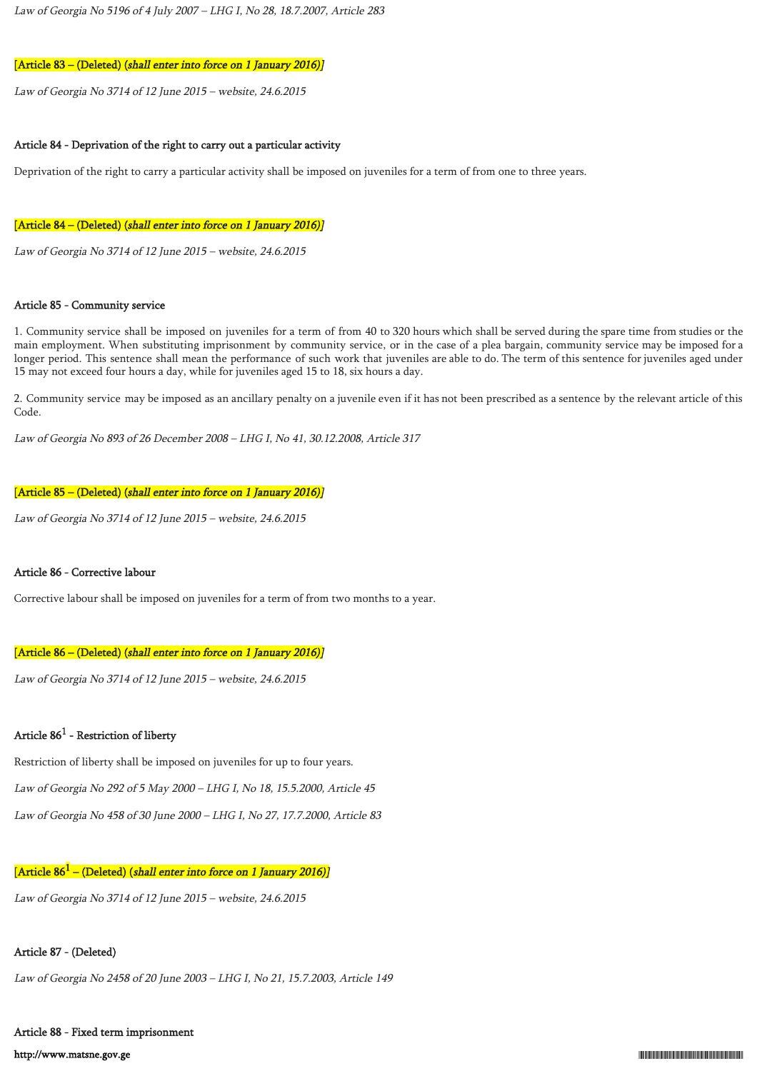*Law of Georgia No 5196 of 4 July 2007 – LHG I, No 28, 18.7.2007, Article 283*

[Article 83 – (Deleted) (*shall enter into force on 1 January 2016*)]

*Law of Georgia No 3714 of 12 June 2015 – website, 24.6.2015*

### Article 84 - Deprivation of the right to carry out a particular activity

Deprivation of the right to carry a particular activity shall be imposed on juveniles for a term of from one to three years.

[Article 84 – (Deleted) (*shall enter into force on 1 January 2016*)]

*Law of Georgia No 3714 of 12 June 2015 – website, 24.6.2015*

### Article 85 - Community service

1. Community service shall be imposed on juveniles for a term of from 40 to 320 hours which shall be served during the spare time from studies or the main employment. When substituting imprisonment by community service, or in the case of a plea bargain, community service may be imposed for a longer period. This sentence shall mean the performance of such work that juveniles are able to do. The term of this sentence for juveniles aged under 15 may not exceed four hours a day, while for juveniles aged 15 to 18, six hours a day.

2. Community service may be imposed as an ancillary penalty on a juvenile even if it has not been prescribed as a sentence by the relevant article of this Code.

*Law of Georgia No 893 of 26 December 2008 – LHG I, No 41, 30.12.2008, Article 317*

[Article 85 – (Deleted) (*shall enter into force on 1 January 2016*)]

*Law of Georgia No 3714 of 12 June 2015 – website, 24.6.2015*

### Article 86 - Corrective labour

Corrective labour shall be imposed on juveniles for a term of from two months to a year.

[Article 86 – (Deleted) (*shall enter into force on 1 January 2016*)]

*Law of Georgia No 3714 of 12 June 2015 – website, 24.6.2015*

### Article 86[1] - Restriction of liberty

Restriction of liberty shall be imposed on juveniles for up to four years.

*Law of Georgia No 292 of 5 May 2000 – LHG I, No 18, 15.5.2000, Article 45*

*Law of Georgia No 458 of 30 June 2000 – LHG I, No 27, 17.7.2000, Article 83*

[Article 86[1] – (Deleted) (*shall enter into force on 1 January 2016*)]

*Law of Georgia No 3714 of 12 June 2015 – website, 24.6.2015*

### Article 87 - (Deleted)

*Law of Georgia No 2458 of 20 June 2003 – LHG I, No 21, 15.7.2003, Article 149*

### Article 88 - Fixed term imprisonment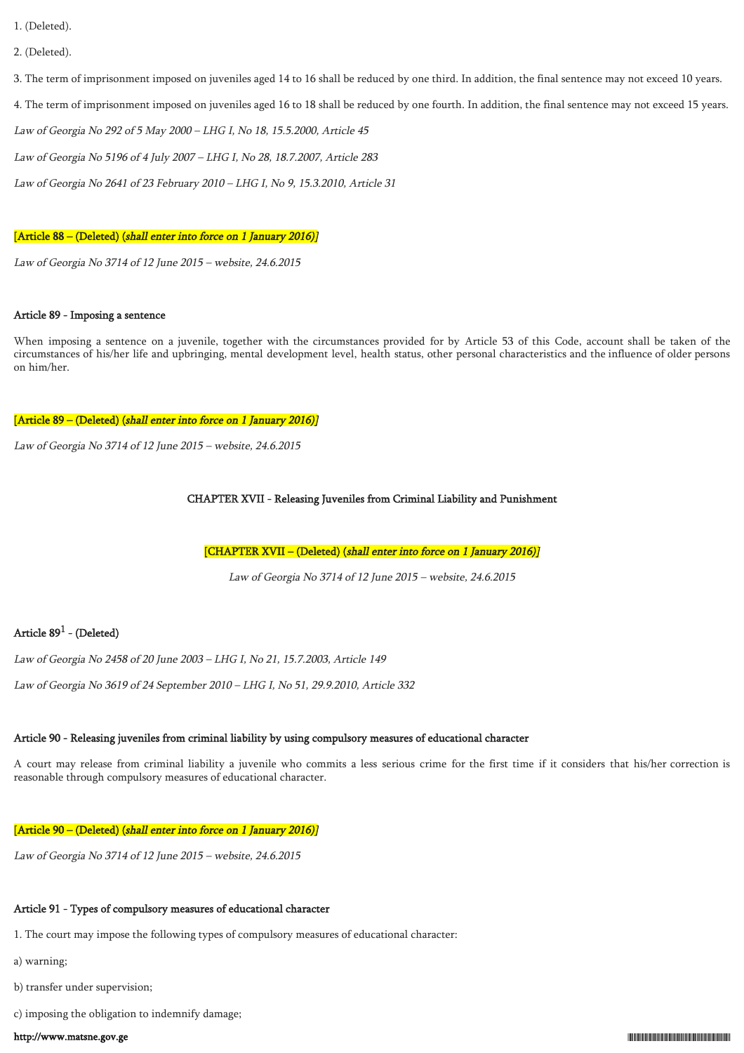1. (Deleted).

2. (Deleted).

3. The term of imprisonment imposed on juveniles aged 14 to 16 shall be reduced by one third. In addition, the final sentence may not exceed 10 years.

4. The term of imprisonment imposed on juveniles aged 16 to 18 shall be reduced by one fourth. In addition, the final sentence may not exceed 15 years.

*Law of Georgia No 292 of 5 May 2000 – LHG I, No 18, 15.5.2000, Article 45*

*Law of Georgia No 5196 of 4 July 2007 – LHG I, No 28, 18.7.2007, Article 283*

*Law of Georgia No 2641 of 23 February 2010 – LHG I, No 9, 15.3.2010, Article 31*

[Article 88 – (Deleted) (*shall enter into force on 1 January 2016*)]

*Law of Georgia No 3714 of 12 June 2015 – website, 24.6.2015*

#### Article 89 - Imposing a sentence

When imposing a sentence on a juvenile, together with the circumstances provided for by Article 53 of this Code, account shall be taken of the circumstances of his/her life and upbringing, mental development level, health status, other personal characteristics and the influence of older persons on him/her.

[Article 89 – (Deleted) (*shall enter into force on 1 January 2016*)]

*Law of Georgia No 3714 of 12 June 2015 – website, 24.6.2015*

### CHAPTER XVII - Releasing Juveniles from Criminal Liability and Punishment

[CHAPTER XVII – (Deleted) (*shall enter into force on 1 January 2016*)]

*Law of Georgia No 3714 of 12 June 2015 – website, 24.6.2015*

#### Article 89[1] - (Deleted)

*Law of Georgia No 2458 of 20 June 2003 – LHG I, No 21, 15.7.2003, Article 149*

*Law of Georgia No 3619 of 24 September 2010 – LHG I, No 51, 29.9.2010, Article 332*

#### Article 90 - Releasing juveniles from criminal liability by using compulsory measures of educational character

A court may release from criminal liability a juvenile who commits a less serious crime for the first time if it considers that his/her correction is reasonable through compulsory measures of educational character.

[Article 90 – (Deleted) (*shall enter into force on 1 January 2016*)]

*Law of Georgia No 3714 of 12 June 2015 – website, 24.6.2015*

#### Article 91 - Types of compulsory measures of educational character

1. The court may impose the following types of compulsory measures of educational character:

a) warning;

b) transfer under supervision;

c) imposing the obligation to indemnify damage;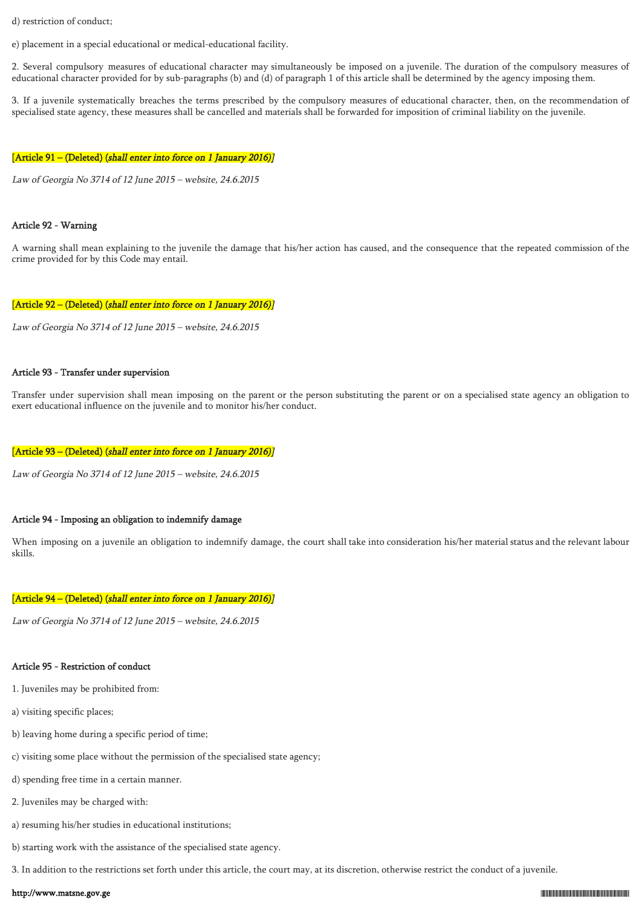d) restriction of conduct;

e) placement in a special educational or medical-educational facility.

2. Several compulsory measures of educational character may simultaneously be imposed on a juvenile. The duration of the compulsory measures of educational character provided for by sub-paragraphs (b) and (d) of paragraph 1 of this article shall be determined by the agency imposing them.

3. If a juvenile systematically breaches the terms prescribed by the compulsory measures of educational character, then, on the recommendation of specialised state agency, these measures shall be cancelled and materials shall be forwarded for imposition of criminal liability on the juvenile.

[Article 91 – (Deleted) (*shall enter into force on 1 January 2016*)]

*Law of Georgia No 3714 of 12 June 2015 – website, 24.6.2015*

#### Article 92 - Warning

A warning shall mean explaining to the juvenile the damage that his/her action has caused, and the consequence that the repeated commission of the crime provided for by this Code may entail.

[Article 92 – (Deleted) (*shall enter into force on 1 January 2016*)]

*Law of Georgia No 3714 of 12 June 2015 – website, 24.6.2015*

#### Article 93 - Transfer under supervision

Transfer under supervision shall mean imposing on the parent or the person substituting the parent or on a specialised state agency an obligation to exert educational influence on the juvenile and to monitor his/her conduct.

[Article 93 – (Deleted) (*shall enter into force on 1 January 2016*)]

*Law of Georgia No 3714 of 12 June 2015 – website, 24.6.2015*

#### Article 94 - Imposing an obligation to indemnify damage

When imposing on a juvenile an obligation to indemnify damage, the court shall take into consideration his/her material status and the relevant labour skills.

[Article 94 – (Deleted) (*shall enter into force on 1 January 2016*)]

*Law of Georgia No 3714 of 12 June 2015 – website, 24.6.2015*

#### Article 95 - Restriction of conduct

1. Juveniles may be prohibited from:

a) visiting specific places;

b) leaving home during a specific period of time;

c) visiting some place without the permission of the specialised state agency;

d) spending free time in a certain manner.

2. Juveniles may be charged with:

a) resuming his/her studies in educational institutions;

b) starting work with the assistance of the specialised state agency.

3. In addition to the restrictions set forth under this article, the court may, at its discretion, otherwise restrict the conduct of a juvenile.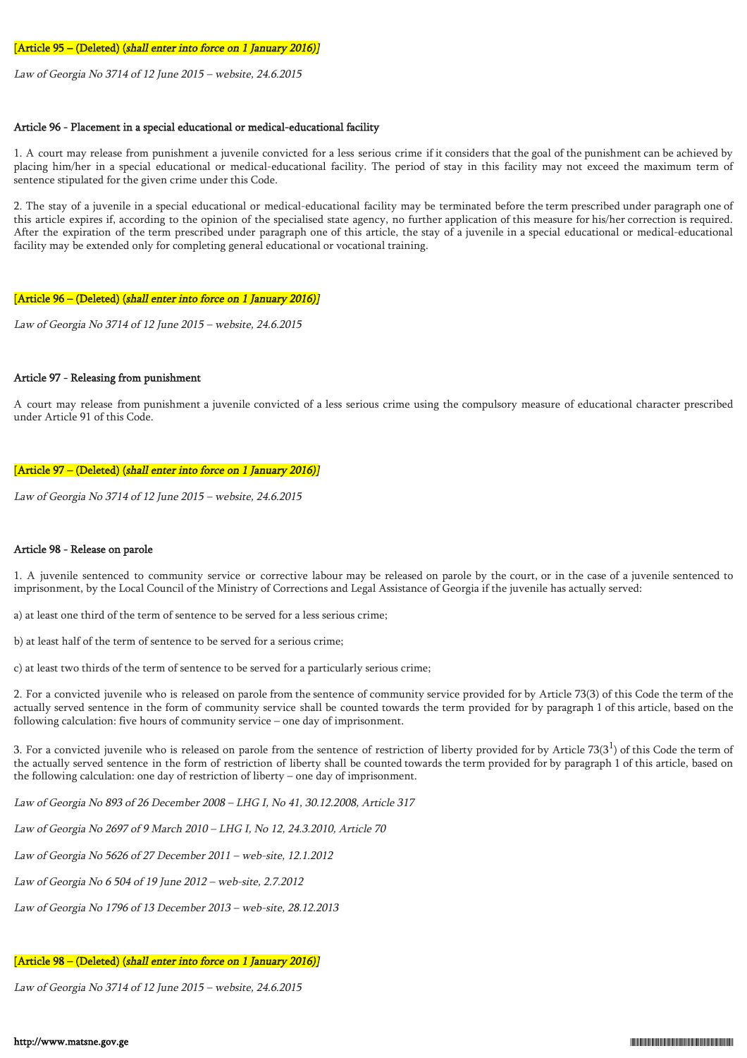[Article 95 – (Deleted) (*shall enter into force on 1 January 2016*)]

*Law of Georgia No 3714 of 12 June 2015 – website, 24.6.2015*

### Article 96 - Placement in a special educational or medical-educational facility

1. A court may release from punishment a juvenile convicted for a less serious crime if it considers that the goal of the punishment can be achieved by placing him/her in a special educational or medical-educational facility. The period of stay in this facility may not exceed the maximum term of sentence stipulated for the given crime under this Code.

2. The stay of a juvenile in a special educational or medical-educational facility may be terminated before the term prescribed under paragraph one of this article expires if, according to the opinion of the specialised state agency, no further application of this measure for his/her correction is required. After the expiration of the term prescribed under paragraph one of this article, the stay of a juvenile in a special educational or medical-educational facility may be extended only for completing general educational or vocational training.

[Article 96 – (Deleted) (*shall enter into force on 1 January 2016*)]

*Law of Georgia No 3714 of 12 June 2015 – website, 24.6.2015*

### Article 97 - Releasing from punishment

A court may release from punishment a juvenile convicted of a less serious crime using the compulsory measure of educational character prescribed under Article 91 of this Code.

[Article 97 – (Deleted) (*shall enter into force on 1 January 2016*)]

*Law of Georgia No 3714 of 12 June 2015 – website, 24.6.2015*

### Article 98 - Release on parole

1. A juvenile sentenced to community service or corrective labour may be released on parole by the court, or in the case of a juvenile sentenced to imprisonment, by the Local Council of the Ministry of Corrections and Legal Assistance of Georgia if the juvenile has actually served:

a) at least one third of the term of sentence to be served for a less serious crime;

b) at least half of the term of sentence to be served for a serious crime;

c) at least two thirds of the term of sentence to be served for a particularly serious crime;

2. For a convicted juvenile who is released on parole from the sentence of community service provided for by Article 73(3) of this Code the term of the actually served sentence in the form of community service shall be counted towards the term provided for by paragraph 1 of this article, based on the following calculation: five hours of community service – one day of imprisonment.

3. For a convicted juvenile who is released on parole from the sentence of restriction of liberty provided for by Article $73(3^1)$ of this Code the term of the actually served sentence in the form of restriction of liberty shall be counted towards the term provided for by paragraph 1 of this article, based on the following calculation: one day of restriction of liberty – one day of imprisonment.

*Law of Georgia No 893 of 26 December 2008 – LHG I, No 41, 30.12.2008, Article 317*

*Law of Georgia No 2697 of 9 March 2010 – LHG I, No 12, 24.3.2010, Article 70*

*Law of Georgia No 5626 of 27 December 2011 – web-site, 12.1.2012*

*Law of Georgia No 6 504 of 19 June 2012 – web-site, 2.7.2012*

*Law of Georgia No 1796 of 13 December 2013 – web-site, 28.12.2013*

[Article 98 – (Deleted) (*shall enter into force on 1 January 2016*)]

*Law of Georgia No 3714 of 12 June 2015 – website, 24.6.2015*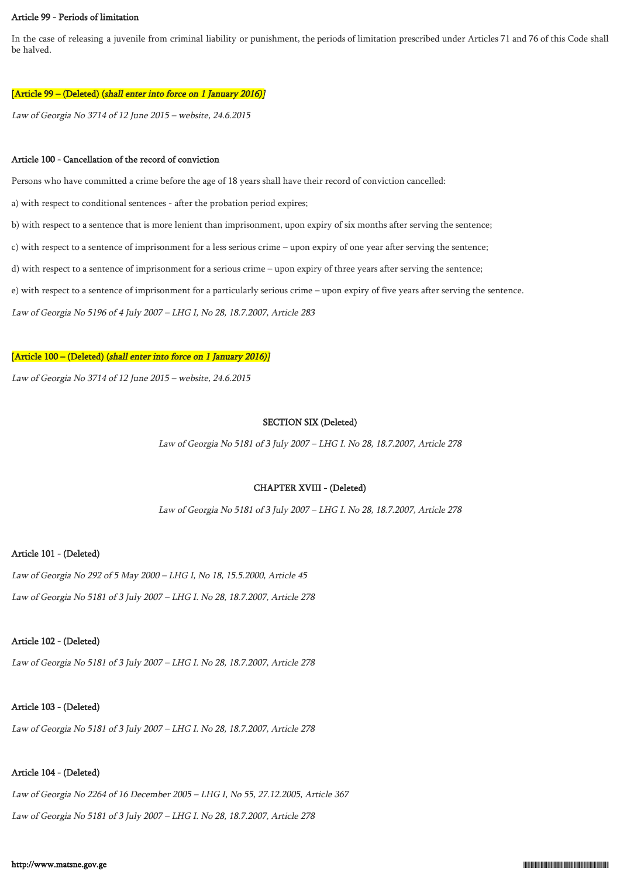**Article 99 - Periods of limitation**

In the case of releasing a juvenile from criminal liability or punishment, the periods of limitation prescribed under Articles 71 and 76 of this Code shall be halved.

[Article 99 – (Deleted) (*shall enter into force on 1 January 2016*)]

*Law of Georgia No 3714 of 12 June 2015 – website, 24.6.2015*

**Article 100 - Cancellation of the record of conviction**

Persons who have committed a crime before the age of 18 years shall have their record of conviction cancelled:

a) with respect to conditional sentences - after the probation period expires;

b) with respect to a sentence that is more lenient than imprisonment, upon expiry of six months after serving the sentence;

c) with respect to a sentence of imprisonment for a less serious crime – upon expiry of one year after serving the sentence;

d) with respect to a sentence of imprisonment for a serious crime – upon expiry of three years after serving the sentence;

e) with respect to a sentence of imprisonment for a particularly serious crime – upon expiry of five years after serving the sentence.

*Law of Georgia No 5196 of 4 July 2007 – LHG I, No 28, 18.7.2007, Article 283*

[Article 100 – (Deleted) (*shall enter into force on 1 January 2016*)]

*Law of Georgia No 3714 of 12 June 2015 – website, 24.6.2015*

## SECTION SIX (Deleted)

*Law of Georgia No 5181 of 3 July 2007 – LHG I. No 28, 18.7.2007, Article 278*

## CHAPTER XVIII - (Deleted)

*Law of Georgia No 5181 of 3 July 2007 – LHG I. No 28, 18.7.2007, Article 278*

**Article 101 - (Deleted)**

*Law of Georgia No 292 of 5 May 2000 – LHG I, No 18, 15.5.2000, Article 45*

*Law of Georgia No 5181 of 3 July 2007 – LHG I. No 28, 18.7.2007, Article 278*

**Article 102 - (Deleted)**

*Law of Georgia No 5181 of 3 July 2007 – LHG I. No 28, 18.7.2007, Article 278*

**Article 103 - (Deleted)**

*Law of Georgia No 5181 of 3 July 2007 – LHG I. No 28, 18.7.2007, Article 278*

**Article 104 - (Deleted)**

*Law of Georgia No 2264 of 16 December 2005 – LHG I, No 55, 27.12.2005, Article 367*

*Law of Georgia No 5181 of 3 July 2007 – LHG I. No 28, 18.7.2007, Article 278*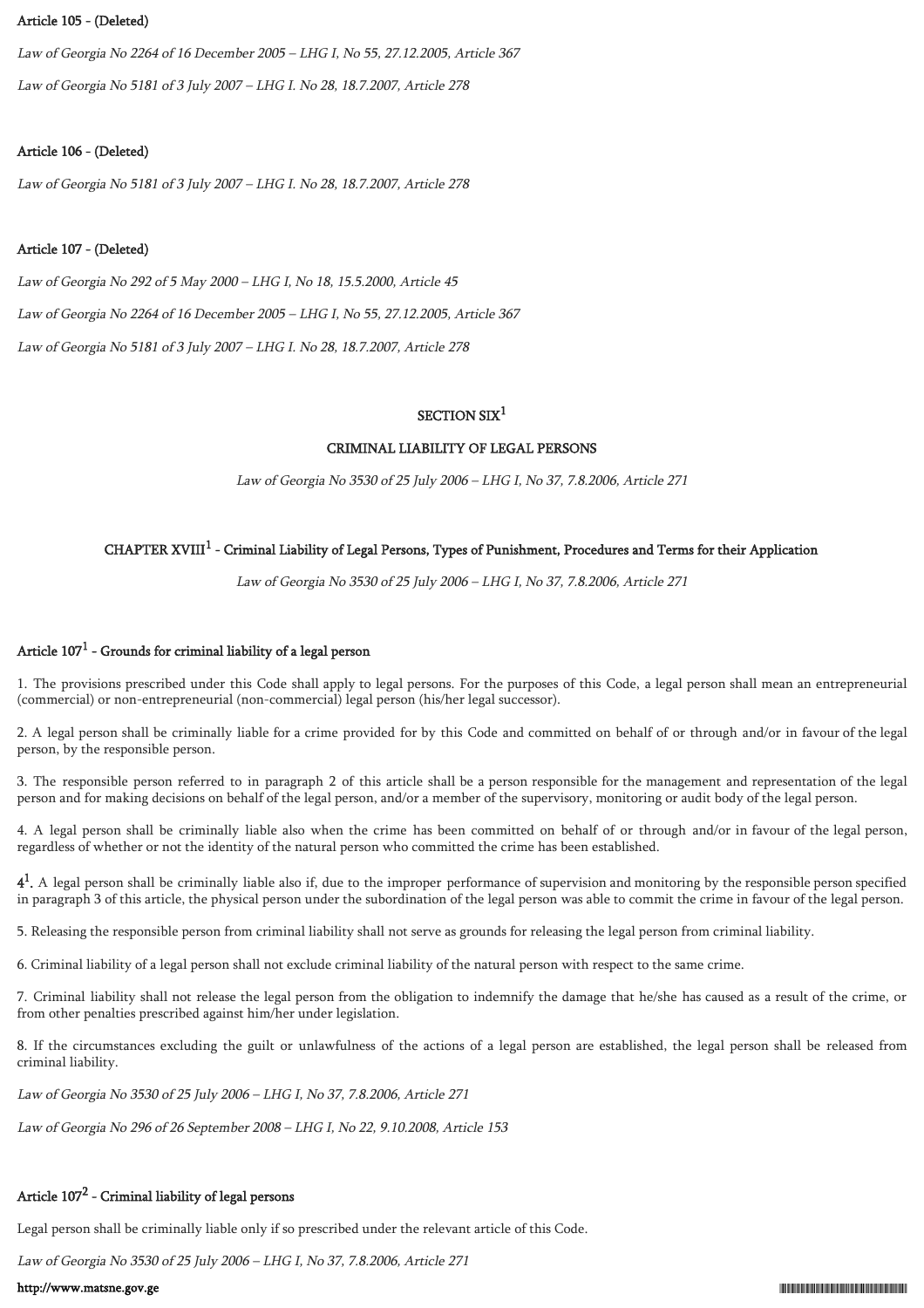#### Article 105 - (Deleted)

*Law of Georgia No 2264 of 16 December 2005 – LHG I, No 55, 27.12.2005, Article 367*

*Law of Georgia No 5181 of 3 July 2007 – LHG I. No 28, 18.7.2007, Article 278*

#### Article 106 - (Deleted)

*Law of Georgia No 5181 of 3 July 2007 – LHG I. No 28, 18.7.2007, Article 278*

#### Article 107 - (Deleted)

*Law of Georgia No 292 of 5 May 2000 – LHG I, No 18, 15.5.2000, Article 45*

*Law of Georgia No 2264 of 16 December 2005 – LHG I, No 55, 27.12.2005, Article 367*

*Law of Georgia No 5181 of 3 July 2007 – LHG I. No 28, 18.7.2007, Article 278*

## SECTION SIX$^{1}$

## CRIMINAL LIABILITY OF LEGAL PERSONS

*Law of Georgia No 3530 of 25 July 2006 – LHG I, No 37, 7.8.2006, Article 271*

### CHAPTER XVIII$^{1}$ - Criminal Liability of Legal Persons, Types of Punishment, Procedures and Terms for their Application

*Law of Georgia No 3530 of 25 July 2006 – LHG I, No 37, 7.8.2006, Article 271*

#### Article 107$^{1}$ - Grounds for criminal liability of a legal person

1. The provisions prescribed under this Code shall apply to legal persons. For the purposes of this Code, a legal person shall mean an entrepreneurial (commercial) or non-entrepreneurial (non-commercial) legal person (his/her legal successor).

2. A legal person shall be criminally liable for a crime provided for by this Code and committed on behalf of or through and/or in favour of the legal person, by the responsible person.

3. The responsible person referred to in paragraph 2 of this article shall be a person responsible for the management and representation of the legal person and for making decisions on behalf of the legal person, and/or a member of the supervisory, monitoring or audit body of the legal person.

4. A legal person shall be criminally liable also when the crime has been committed on behalf of or through and/or in favour of the legal person, regardless of whether or not the identity of the natural person who committed the crime has been established.

4$^{1}$. A legal person shall be criminally liable also if, due to the improper performance of supervision and monitoring by the responsible person specified in paragraph 3 of this article, the physical person under the subordination of the legal person was able to commit the crime in favour of the legal person.

5. Releasing the responsible person from criminal liability shall not serve as grounds for releasing the legal person from criminal liability.

6. Criminal liability of a legal person shall not exclude criminal liability of the natural person with respect to the same crime.

7. Criminal liability shall not release the legal person from the obligation to indemnify the damage that he/she has caused as a result of the crime, or from other penalties prescribed against him/her under legislation.

8. If the circumstances excluding the guilt or unlawfulness of the actions of a legal person are established, the legal person shall be released from criminal liability.

*Law of Georgia No 3530 of 25 July 2006 – LHG I, No 37, 7.8.2006, Article 271*

*Law of Georgia No 296 of 26 September 2008 – LHG I, No 22, 9.10.2008, Article 153*

#### Article 107$^{2}$ - Criminal liability of legal persons

Legal person shall be criminally liable only if so prescribed under the relevant article of this Code.

*Law of Georgia No 3530 of 25 July 2006 – LHG I, No 37, 7.8.2006, Article 271*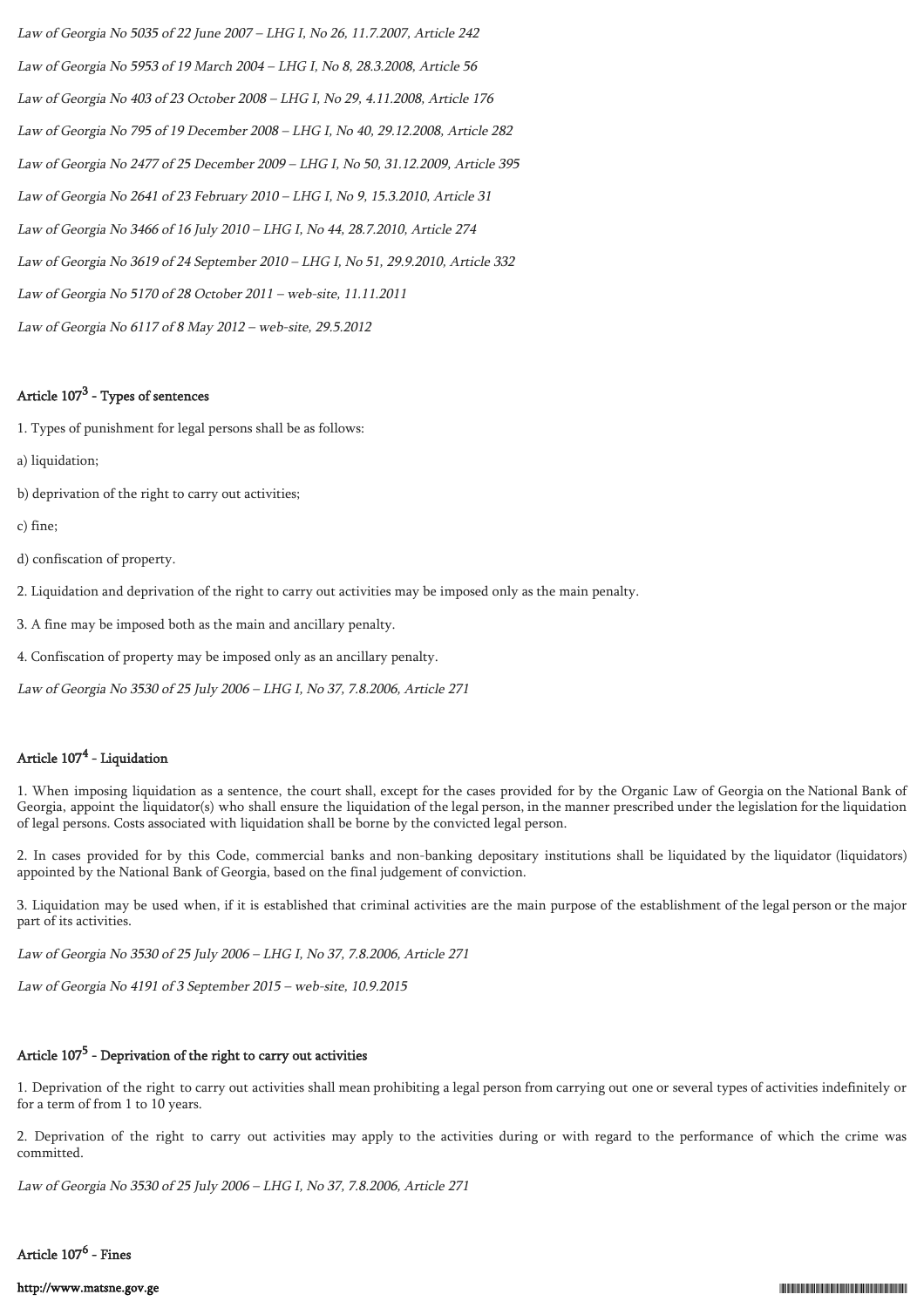*Law of Georgia No 5035 of 22 June 2007 – LHG I, No 26, 11.7.2007, Article 242*

*Law of Georgia No 5953 of 19 March 2004 – LHG I, No 8, 28.3.2008, Article 56*

*Law of Georgia No 403 of 23 October 2008 – LHG I, No 29, 4.11.2008, Article 176*

*Law of Georgia No 795 of 19 December 2008 – LHG I, No 40, 29.12.2008, Article 282*

*Law of Georgia No 2477 of 25 December 2009 – LHG I, No 50, 31.12.2009, Article 395*

*Law of Georgia No 2641 of 23 February 2010 – LHG I, No 9, 15.3.2010, Article 31*

*Law of Georgia No 3466 of 16 July 2010 – LHG I, No 44, 28.7.2010, Article 274*

*Law of Georgia No 3619 of 24 September 2010 – LHG I, No 51, 29.9.2010, Article 332*

*Law of Georgia No 5170 of 28 October 2011 – web-site, 11.11.2011*

*Law of Georgia No 6117 of 8 May 2012 – web-site, 29.5.2012*

### Article 107[3] - Types of sentences

1. Types of punishment for legal persons shall be as follows:

a) liquidation;

b) deprivation of the right to carry out activities;

c) fine;

d) confiscation of property.

2. Liquidation and deprivation of the right to carry out activities may be imposed only as the main penalty.

3. A fine may be imposed both as the main and ancillary penalty.

4. Confiscation of property may be imposed only as an ancillary penalty.

*Law of Georgia No 3530 of 25 July 2006 – LHG I, No 37, 7.8.2006, Article 271*

### Article 107[4] - Liquidation

1. When imposing liquidation as a sentence, the court shall, except for the cases provided for by the Organic Law of Georgia on the National Bank of Georgia, appoint the liquidator(s) who shall ensure the liquidation of the legal person, in the manner prescribed under the legislation for the liquidation of legal persons. Costs associated with liquidation shall be borne by the convicted legal person.

2. In cases provided for by this Code, commercial banks and non-banking depositary institutions shall be liquidated by the liquidator (liquidators) appointed by the National Bank of Georgia, based on the final judgement of conviction.

3. Liquidation may be used when, if it is established that criminal activities are the main purpose of the establishment of the legal person or the major part of its activities.

*Law of Georgia No 3530 of 25 July 2006 – LHG I, No 37, 7.8.2006, Article 271*

*Law of Georgia No 4191 of 3 September 2015 – web-site, 10.9.2015*

### Article 107[5] - Deprivation of the right to carry out activities

1. Deprivation of the right to carry out activities shall mean prohibiting a legal person from carrying out one or several types of activities indefinitely or for a term of from 1 to 10 years.

2. Deprivation of the right to carry out activities may apply to the activities during or with regard to the performance of which the crime was committed.

*Law of Georgia No 3530 of 25 July 2006 – LHG I, No 37, 7.8.2006, Article 271*

### Article 107[6] - Fines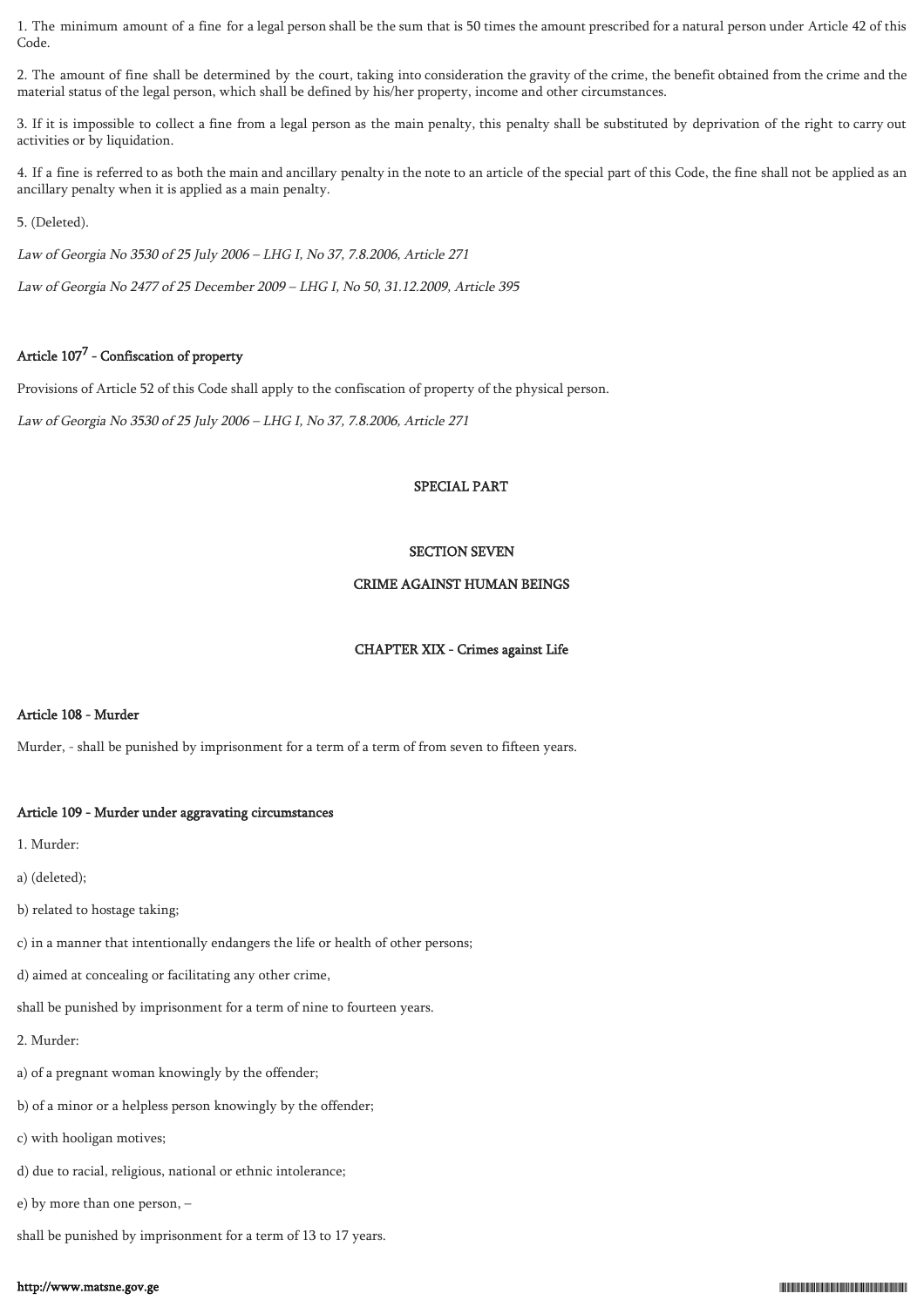1. The minimum amount of a fine for a legal person shall be the sum that is 50 times the amount prescribed for a natural person under Article 42 of this Code.

2. The amount of fine shall be determined by the court, taking into consideration the gravity of the crime, the benefit obtained from the crime and the material status of the legal person, which shall be defined by his/her property, income and other circumstances.

3. If it is impossible to collect a fine from a legal person as the main penalty, this penalty shall be substituted by deprivation of the right to carry out activities or by liquidation.

4. If a fine is referred to as both the main and ancillary penalty in the note to an article of the special part of this Code, the fine shall not be applied as an ancillary penalty when it is applied as a main penalty.

5. (Deleted).

*Law of Georgia No 3530 of 25 July 2006 – LHG I, No 37, 7.8.2006, Article 271*

*Law of Georgia No 2477 of 25 December 2009 – LHG I, No 50, 31.12.2009, Article 395*

### Article 107[7] - Confiscation of property

Provisions of Article 52 of this Code shall apply to the confiscation of property of the physical person.

*Law of Georgia No 3530 of 25 July 2006 – LHG I, No 37, 7.8.2006, Article 271*

# SPECIAL PART

## SECTION SEVEN

## CRIME AGAINST HUMAN BEINGS

## CHAPTER XIX - Crimes against Life

### Article 108 - Murder

Murder, - shall be punished by imprisonment for a term of a term of from seven to fifteen years.

### Article 109 - Murder under aggravating circumstances

1. Murder:

a) (deleted);

b) related to hostage taking;

c) in a manner that intentionally endangers the life or health of other persons;

d) aimed at concealing or facilitating any other crime,

shall be punished by imprisonment for a term of nine to fourteen years.

2. Murder:

a) of a pregnant woman knowingly by the offender;

b) of a minor or a helpless person knowingly by the offender;

c) with hooligan motives;

d) due to racial, religious, national or ethnic intolerance;

e) by more than one person, –

shall be punished by imprisonment for a term of 13 to 17 years.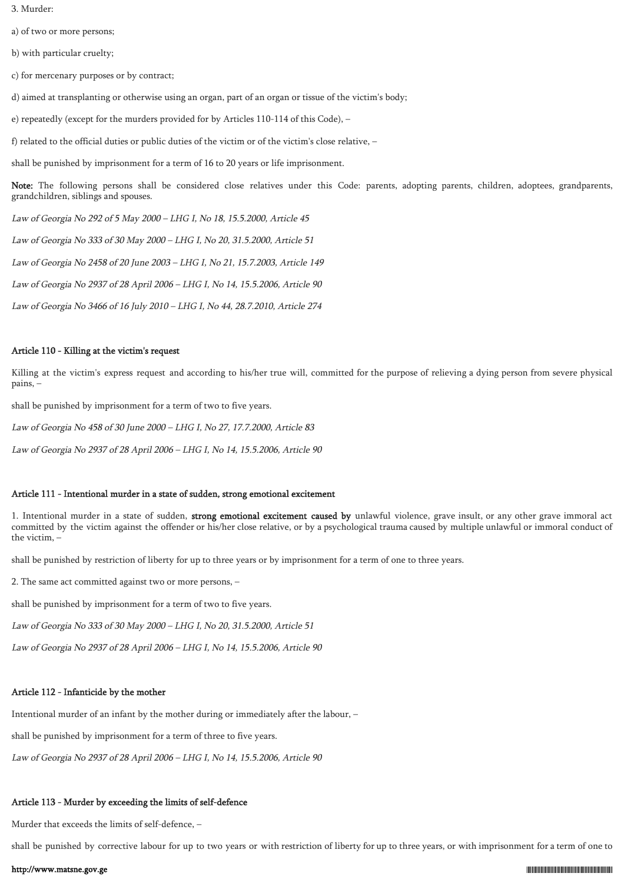3. Murder:

a) of two or more persons;

b) with particular cruelty;

c) for mercenary purposes or by contract;

d) aimed at transplanting or otherwise using an organ, part of an organ or tissue of the victim's body;

e) repeatedly (except for the murders provided for by Articles 110-114 of this Code), –

f) related to the official duties or public duties of the victim or of the victim's close relative, –

shall be punished by imprisonment for a term of 16 to 20 years or life imprisonment.

**Note:** The following persons shall be considered close relatives under this Code: parents, adopting parents, children, adoptees, grandparents, grandchildren, siblings and spouses.

*Law of Georgia No 292 of 5 May 2000 – LHG I, No 18, 15.5.2000, Article 45*

*Law of Georgia No 333 of 30 May 2000 – LHG I, No 20, 31.5.2000, Article 51*

*Law of Georgia No 2458 of 20 June 2003 – LHG I, No 21, 15.7.2003, Article 149*

*Law of Georgia No 2937 of 28 April 2006 – LHG I, No 14, 15.5.2006, Article 90*

*Law of Georgia No 3466 of 16 July 2010 – LHG I, No 44, 28.7.2010, Article 274*

### Article 110 - Killing at the victim's request

Killing at the victim's express request and according to his/her true will, committed for the purpose of relieving a dying person from severe physical pains, –

shall be punished by imprisonment for a term of two to five years.

*Law of Georgia No 458 of 30 June 2000 – LHG I, No 27, 17.7.2000, Article 83*

*Law of Georgia No 2937 of 28 April 2006 – LHG I, No 14, 15.5.2006, Article 90*

### Article 111 - Intentional murder in a state of sudden, strong emotional excitement

1. Intentional murder in a state of sudden, **strong emotional excitement caused by** unlawful violence, grave insult, or any other grave immoral act committed by the victim against the offender or his/her close relative, or by a psychological trauma caused by multiple unlawful or immoral conduct of the victim, –

shall be punished by restriction of liberty for up to three years or by imprisonment for a term of one to three years.

2. The same act committed against two or more persons, –

shall be punished by imprisonment for a term of two to five years.

*Law of Georgia No 333 of 30 May 2000 – LHG I, No 20, 31.5.2000, Article 51*

*Law of Georgia No 2937 of 28 April 2006 – LHG I, No 14, 15.5.2006, Article 90*

### Article 112 - Infanticide by the mother

Intentional murder of an infant by the mother during or immediately after the labour, –

shall be punished by imprisonment for a term of three to five years.

*Law of Georgia No 2937 of 28 April 2006 – LHG I, No 14, 15.5.2006, Article 90*

### Article 113 - Murder by exceeding the limits of self-defence

Murder that exceeds the limits of self-defence, –

shall be punished by corrective labour for up to two years or with restriction of liberty for up to three years, or with imprisonment for a term of one to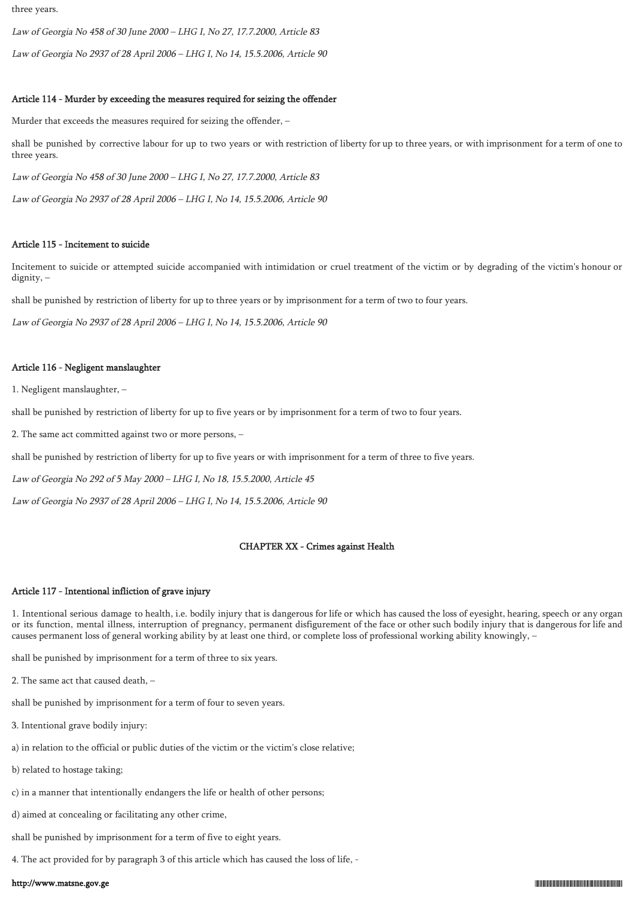three years.

*Law of Georgia No 458 of 30 June 2000 – LHG I, No 27, 17.7.2000, Article 83*

*Law of Georgia No 2937 of 28 April 2006 – LHG I, No 14, 15.5.2006, Article 90*

### Article 114 - Murder by exceeding the measures required for seizing the offender

Murder that exceeds the measures required for seizing the offender, –

shall be punished by corrective labour for up to two years or with restriction of liberty for up to three years, or with imprisonment for a term of one to three years.

*Law of Georgia No 458 of 30 June 2000 – LHG I, No 27, 17.7.2000, Article 83*

*Law of Georgia No 2937 of 28 April 2006 – LHG I, No 14, 15.5.2006, Article 90*

### Article 115 - Incitement to suicide

Incitement to suicide or attempted suicide accompanied with intimidation or cruel treatment of the victim or by degrading of the victim's honour or dignity, –

shall be punished by restriction of liberty for up to three years or by imprisonment for a term of two to four years.

*Law of Georgia No 2937 of 28 April 2006 – LHG I, No 14, 15.5.2006, Article 90*

### Article 116 - Negligent manslaughter

1. Negligent manslaughter, –

shall be punished by restriction of liberty for up to five years or by imprisonment for a term of two to four years.

2. The same act committed against two or more persons, –

shall be punished by restriction of liberty for up to five years or with imprisonment for a term of three to five years.

*Law of Georgia No 292 of 5 May 2000 – LHG I, No 18, 15.5.2000, Article 45*

*Law of Georgia No 2937 of 28 April 2006 – LHG I, No 14, 15.5.2006, Article 90*

## CHAPTER XX - Crimes against Health

### Article 117 - Intentional infliction of grave injury

1. Intentional serious damage to health, i.e. bodily injury that is dangerous for life or which has caused the loss of eyesight, hearing, speech or any organ or its function, mental illness, interruption of pregnancy, permanent disfigurement of the face or other such bodily injury that is dangerous for life and causes permanent loss of general working ability by at least one third, or complete loss of professional working ability knowingly, –

shall be punished by imprisonment for a term of three to six years.

2. The same act that caused death, –

shall be punished by imprisonment for a term of four to seven years.

3. Intentional grave bodily injury:

a) in relation to the official or public duties of the victim or the victim's close relative;

b) related to hostage taking;

c) in a manner that intentionally endangers the life or health of other persons;

d) aimed at concealing or facilitating any other crime,

shall be punished by imprisonment for a term of five to eight years.

4. The act provided for by paragraph 3 of this article which has caused the loss of life, -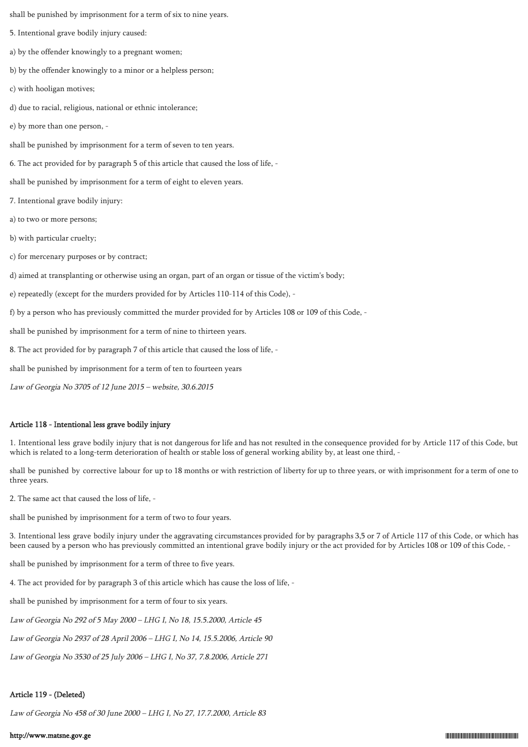shall be punished by imprisonment for a term of six to nine years.

5. Intentional grave bodily injury caused:

a) by the offender knowingly to a pregnant women;

b) by the offender knowingly to a minor or a helpless person;

c) with hooligan motives;

d) due to racial, religious, national or ethnic intolerance;

e) by more than one person, -

shall be punished by imprisonment for a term of seven to ten years.

6. The act provided for by paragraph 5 of this article that caused the loss of life, -

shall be punished by imprisonment for a term of eight to eleven years.

7. Intentional grave bodily injury:

a) to two or more persons;

b) with particular cruelty;

c) for mercenary purposes or by contract;

d) aimed at transplanting or otherwise using an organ, part of an organ or tissue of the victim's body;

e) repeatedly (except for the murders provided for by Articles 110-114 of this Code), -

f) by a person who has previously committed the murder provided for by Articles 108 or 109 of this Code, -

shall be punished by imprisonment for a term of nine to thirteen years.

8. The act provided for by paragraph 7 of this article that caused the loss of life, -

shall be punished by imprisonment for a term of ten to fourteen years

*Law of Georgia No 3705 of 12 June 2015 – website, 30.6.2015*

#### Article 118 - Intentional less grave bodily injury

1. Intentional less grave bodily injury that is not dangerous for life and has not resulted in the consequence provided for by Article 117 of this Code, but which is related to a long-term deterioration of health or stable loss of general working ability by, at least one third, -

shall be punished by corrective labour for up to 18 months or with restriction of liberty for up to three years, or with imprisonment for a term of one to three years.

2. The same act that caused the loss of life, -

shall be punished by imprisonment for a term of two to four years.

3. Intentional less grave bodily injury under the aggravating circumstances provided for by paragraphs 3,5 or 7 of Article 117 of this Code, or which has been caused by a person who has previously committed an intentional grave bodily injury or the act provided for by Articles 108 or 109 of this Code, -

shall be punished by imprisonment for a term of three to five years.

4. The act provided for by paragraph 3 of this article which has cause the loss of life, -

shall be punished by imprisonment for a term of four to six years.

*Law of Georgia No 292 of 5 May 2000 – LHG I, No 18, 15.5.2000, Article 45*

*Law of Georgia No 2937 of 28 April 2006 – LHG I, No 14, 15.5.2006, Article 90*

*Law of Georgia No 3530 of 25 July 2006 – LHG I, No 37, 7.8.2006, Article 271*

#### Article 119 - (Deleted)

*Law of Georgia No 458 of 30 June 2000 – LHG I, No 27, 17.7.2000, Article 83*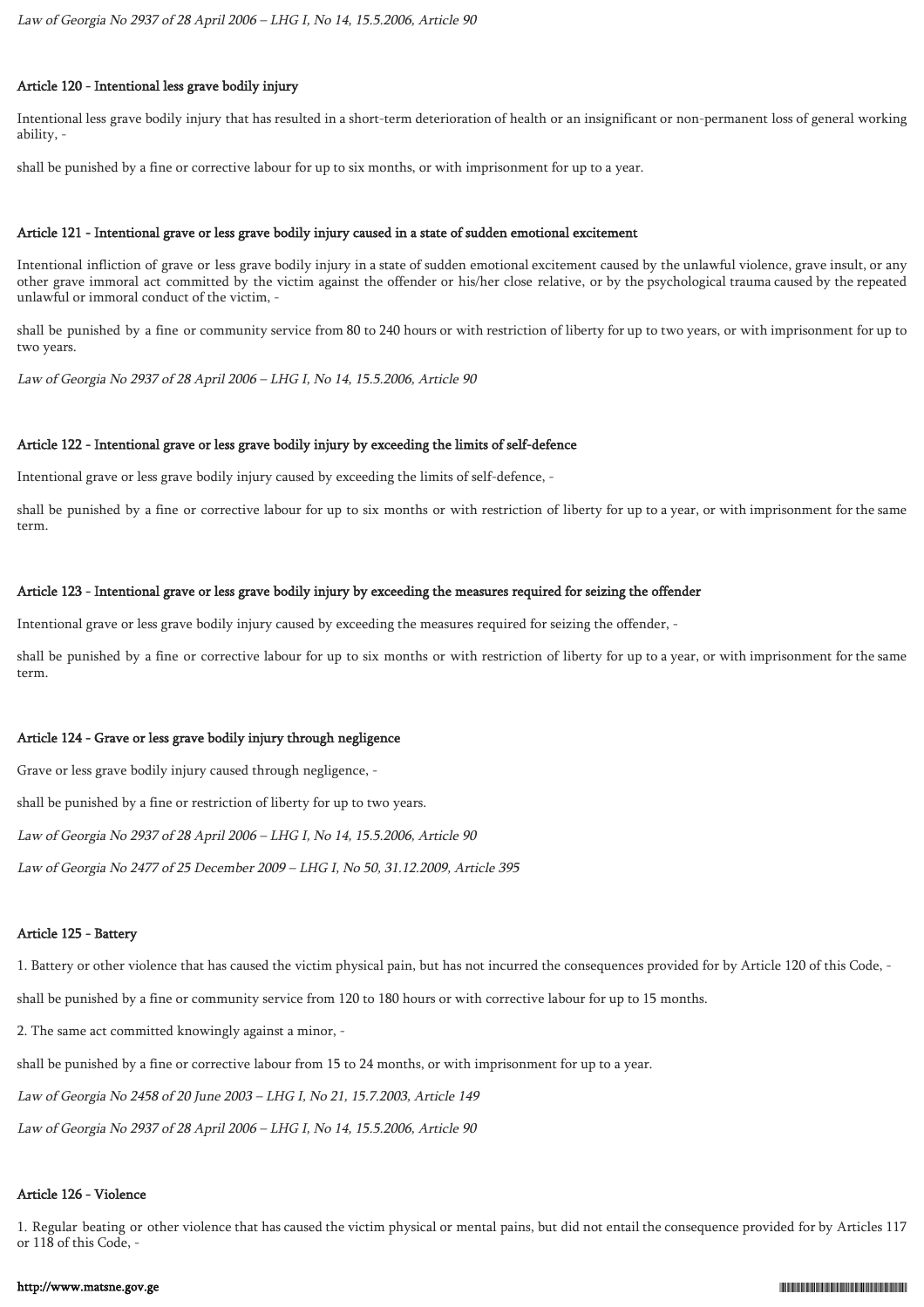*Law of Georgia No 2937 of 28 April 2006 – LHG I, No 14, 15.5.2006, Article 90*

#### Article 120 - Intentional less grave bodily injury

Intentional less grave bodily injury that has resulted in a short-term deterioration of health or an insignificant or non-permanent loss of general working ability, -

shall be punished by a fine or corrective labour for up to six months, or with imprisonment for up to a year.

#### Article 121 - Intentional grave or less grave bodily injury caused in a state of sudden emotional excitement

Intentional infliction of grave or less grave bodily injury in a state of sudden emotional excitement caused by the unlawful violence, grave insult, or any other grave immoral act committed by the victim against the offender or his/her close relative, or by the psychological trauma caused by the repeated unlawful or immoral conduct of the victim, -

shall be punished by a fine or community service from 80 to 240 hours or with restriction of liberty for up to two years, or with imprisonment for up to two years.

*Law of Georgia No 2937 of 28 April 2006 – LHG I, No 14, 15.5.2006, Article 90*

#### Article 122 - Intentional grave or less grave bodily injury by exceeding the limits of self-defence

Intentional grave or less grave bodily injury caused by exceeding the limits of self-defence, -

shall be punished by a fine or corrective labour for up to six months or with restriction of liberty for up to a year, or with imprisonment for the same term.

#### Article 123 - Intentional grave or less grave bodily injury by exceeding the measures required for seizing the offender

Intentional grave or less grave bodily injury caused by exceeding the measures required for seizing the offender, -

shall be punished by a fine or corrective labour for up to six months or with restriction of liberty for up to a year, or with imprisonment for the same term.

#### Article 124 - Grave or less grave bodily injury through negligence

Grave or less grave bodily injury caused through negligence, -

shall be punished by a fine or restriction of liberty for up to two years.

*Law of Georgia No 2937 of 28 April 2006 – LHG I, No 14, 15.5.2006, Article 90*

*Law of Georgia No 2477 of 25 December 2009 – LHG I, No 50, 31.12.2009, Article 395*

#### Article 125 - Battery

1. Battery or other violence that has caused the victim physical pain, but has not incurred the consequences provided for by Article 120 of this Code, -

shall be punished by a fine or community service from 120 to 180 hours or with corrective labour for up to 15 months.

2. The same act committed knowingly against a minor, -

shall be punished by a fine or corrective labour from 15 to 24 months, or with imprisonment for up to a year.

*Law of Georgia No 2458 of 20 June 2003 – LHG I, No 21, 15.7.2003, Article 149*

*Law of Georgia No 2937 of 28 April 2006 – LHG I, No 14, 15.5.2006, Article 90*

#### Article 126 - Violence

1. Regular beating or other violence that has caused the victim physical or mental pains, but did not entail the consequence provided for by Articles 117 or 118 of this Code, -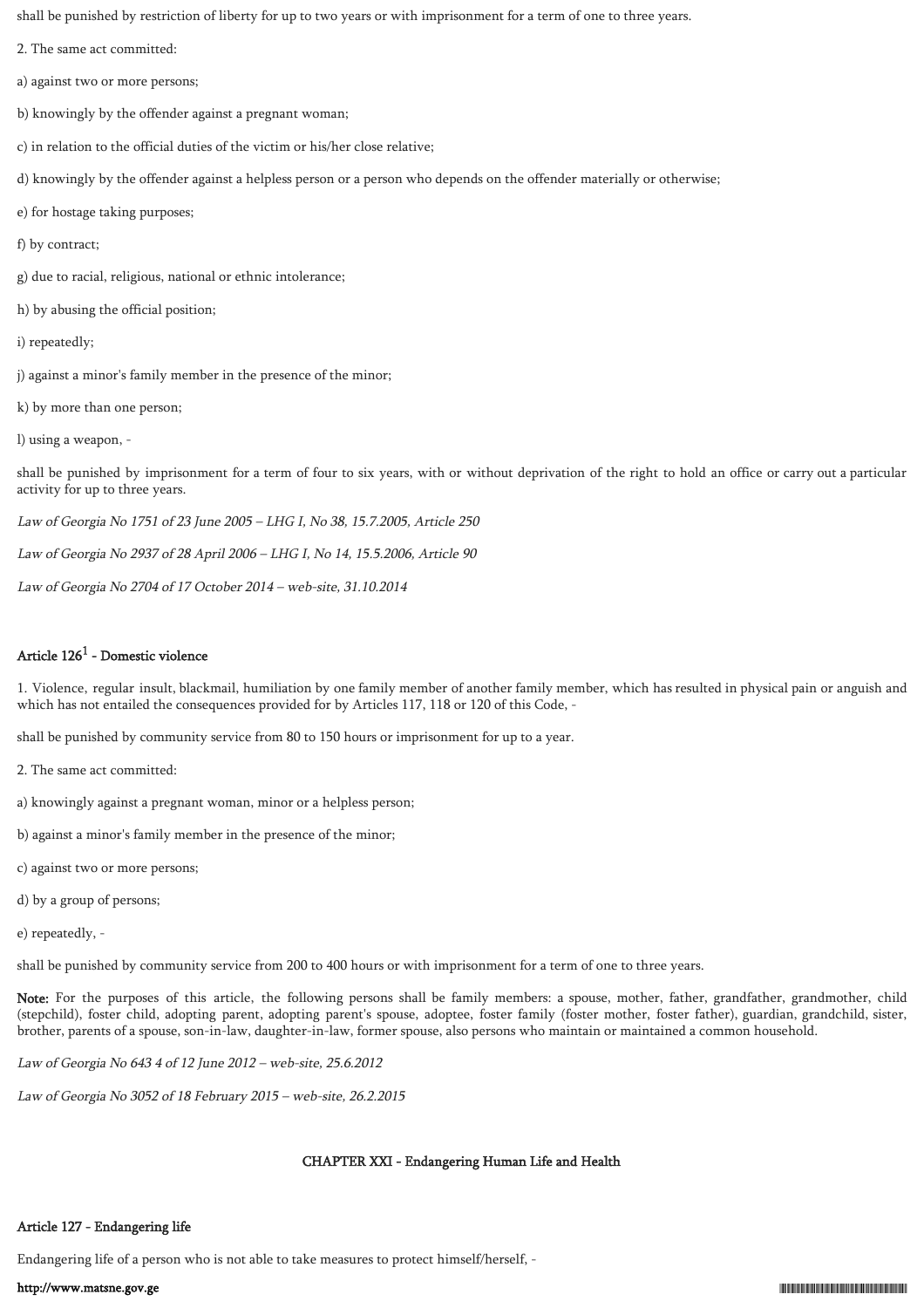shall be punished by restriction of liberty for up to two years or with imprisonment for a term of one to three years.

2. The same act committed:

a) against two or more persons;

b) knowingly by the offender against a pregnant woman;

c) in relation to the official duties of the victim or his/her close relative;

d) knowingly by the offender against a helpless person or a person who depends on the offender materially or otherwise;

e) for hostage taking purposes;

f) by contract;

g) due to racial, religious, national or ethnic intolerance;

h) by abusing the official position;

i) repeatedly;

j) against a minor's family member in the presence of the minor;

k) by more than one person;

l) using a weapon, -

shall be punished by imprisonment for a term of four to six years, with or without deprivation of the right to hold an office or carry out a particular activity for up to three years.

*Law of Georgia No 1751 of 23 June 2005 – LHG I, No 38, 15.7.2005, Article 250*

*Law of Georgia No 2937 of 28 April 2006 – LHG I, No 14, 15.5.2006, Article 90*

*Law of Georgia No 2704 of 17 October 2014 – web-site, 31.10.2014*

### Article 126[1] - Domestic violence

1. Violence, regular insult, blackmail, humiliation by one family member of another family member, which has resulted in physical pain or anguish and which has not entailed the consequences provided for by Articles 117, 118 or 120 of this Code, -

shall be punished by community service from 80 to 150 hours or imprisonment for up to a year.

2. The same act committed:

a) knowingly against a pregnant woman, minor or a helpless person;

b) against a minor's family member in the presence of the minor;

c) against two or more persons;

d) by a group of persons;

e) repeatedly, -

shall be punished by community service from 200 to 400 hours or with imprisonment for a term of one to three years.

**Note:** For the purposes of this article, the following persons shall be family members: a spouse, mother, father, grandfather, grandmother, child (stepchild), foster child, adopting parent, adopting parent's spouse, adoptee, foster family (foster mother, foster father), guardian, grandchild, sister, brother, parents of a spouse, son-in-law, daughter-in-law, former spouse, also persons who maintain or maintained a common household.

*Law of Georgia No 643 4 of 12 June 2012 – web-site, 25.6.2012*

*Law of Georgia No 3052 of 18 February 2015 – web-site, 26.2.2015*

## CHAPTER XXI - Endangering Human Life and Health

### Article 127 - Endangering life

Endangering life of a person who is not able to take measures to protect himself/herself, -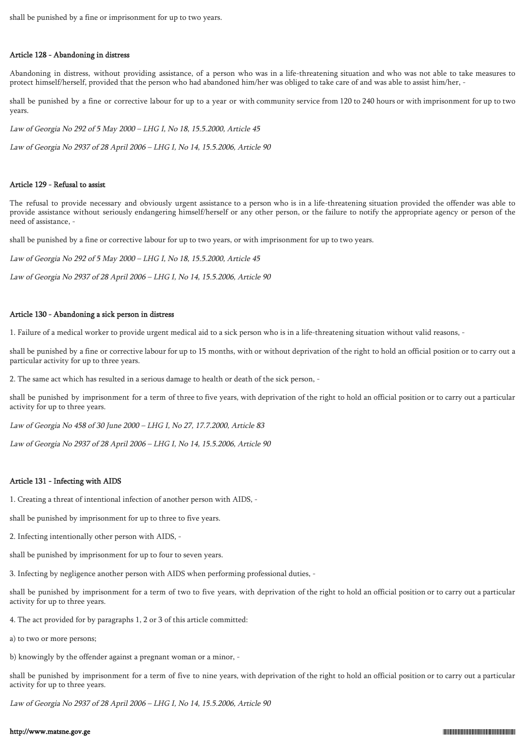shall be punished by a fine or imprisonment for up to two years.

#### Article 128 - Abandoning in distress

Abandoning in distress, without providing assistance, of a person who was in a life-threatening situation and who was not able to take measures to protect himself/herself, provided that the person who had abandoned him/her was obliged to take care of and was able to assist him/her, -

shall be punished by a fine or corrective labour for up to a year or with community service from 120 to 240 hours or with imprisonment for up to two years.

*Law of Georgia No 292 of 5 May 2000 – LHG I, No 18, 15.5.2000, Article 45*

*Law of Georgia No 2937 of 28 April 2006 – LHG I, No 14, 15.5.2006, Article 90*

#### Article 129 - Refusal to assist

The refusal to provide necessary and obviously urgent assistance to a person who is in a life-threatening situation provided the offender was able to provide assistance without seriously endangering himself/herself or any other person, or the failure to notify the appropriate agency or person of the need of assistance, -

shall be punished by a fine or corrective labour for up to two years, or with imprisonment for up to two years.

*Law of Georgia No 292 of 5 May 2000 – LHG I, No 18, 15.5.2000, Article 45*

*Law of Georgia No 2937 of 28 April 2006 – LHG I, No 14, 15.5.2006, Article 90*

#### Article 130 - Abandoning a sick person in distress

1. Failure of a medical worker to provide urgent medical aid to a sick person who is in a life-threatening situation without valid reasons, -

shall be punished by a fine or corrective labour for up to 15 months, with or without deprivation of the right to hold an official position or to carry out a particular activity for up to three years.

2. The same act which has resulted in a serious damage to health or death of the sick person, -

shall be punished by imprisonment for a term of three to five years, with deprivation of the right to hold an official position or to carry out a particular activity for up to three years.

*Law of Georgia No 458 of 30 June 2000 – LHG I, No 27, 17.7.2000, Article 83*

*Law of Georgia No 2937 of 28 April 2006 – LHG I, No 14, 15.5.2006, Article 90*

#### Article 131 - Infecting with AIDS

1. Creating a threat of intentional infection of another person with AIDS, -

shall be punished by imprisonment for up to three to five years.

2. Infecting intentionally other person with AIDS, -

shall be punished by imprisonment for up to four to seven years.

3. Infecting by negligence another person with AIDS when performing professional duties, -

shall be punished by imprisonment for a term of two to five years, with deprivation of the right to hold an official position or to carry out a particular activity for up to three years.

4. The act provided for by paragraphs 1, 2 or 3 of this article committed:

a) to two or more persons;

b) knowingly by the offender against a pregnant woman or a minor, -

shall be punished by imprisonment for a term of five to nine years, with deprivation of the right to hold an official position or to carry out a particular activity for up to three years.

*Law of Georgia No 2937 of 28 April 2006 – LHG I, No 14, 15.5.2006, Article 90*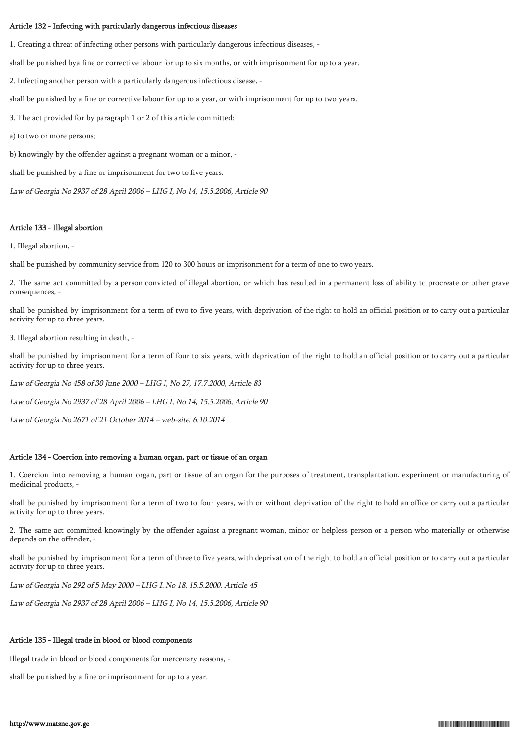**Article 132 - Infecting with particularly dangerous infectious diseases**

1. Creating a threat of infecting other persons with particularly dangerous infectious diseases, -

shall be punished bya fine or corrective labour for up to six months, or with imprisonment for up to a year.

2. Infecting another person with a particularly dangerous infectious disease, -

shall be punished by a fine or corrective labour for up to a year, or with imprisonment for up to two years.

3. The act provided for by paragraph 1 or 2 of this article committed:

a) to two or more persons;

b) knowingly by the offender against a pregnant woman or a minor, -

shall be punished by a fine or imprisonment for two to five years.

*Law of Georgia No 2937 of 28 April 2006 – LHG I, No 14, 15.5.2006, Article 90*

**Article 133 - Illegal abortion**

1. Illegal abortion, -

shall be punished by community service from 120 to 300 hours or imprisonment for a term of one to two years.

2. The same act committed by a person convicted of illegal abortion, or which has resulted in a permanent loss of ability to procreate or other grave consequences, -

shall be punished by imprisonment for a term of two to five years, with deprivation of the right to hold an official position or to carry out a particular activity for up to three years.

3. Illegal abortion resulting in death, -

shall be punished by imprisonment for a term of four to six years, with deprivation of the right to hold an official position or to carry out a particular activity for up to three years.

*Law of Georgia No 458 of 30 June 2000 – LHG I, No 27, 17.7.2000, Article 83*

*Law of Georgia No 2937 of 28 April 2006 – LHG I, No 14, 15.5.2006, Article 90*

*Law of Georgia No 2671 of 21 October 2014 – web-site, 6.10.2014*

**Article 134 - Coercion into removing a human organ, part or tissue of an organ**

1. Coercion into removing a human organ, part or tissue of an organ for the purposes of treatment, transplantation, experiment or manufacturing of medicinal products, -

shall be punished by imprisonment for a term of two to four years, with or without deprivation of the right to hold an office or carry out a particular activity for up to three years.

2. The same act committed knowingly by the offender against a pregnant woman, minor or helpless person or a person who materially or otherwise depends on the offender, -

shall be punished by imprisonment for a term of three to five years, with deprivation of the right to hold an official position or to carry out a particular activity for up to three years.

*Law of Georgia No 292 of 5 May 2000 – LHG I, No 18, 15.5.2000, Article 45*

*Law of Georgia No 2937 of 28 April 2006 – LHG I, No 14, 15.5.2006, Article 90*

**Article 135 - Illegal trade in blood or blood components**

Illegal trade in blood or blood components for mercenary reasons, -

shall be punished by a fine or imprisonment for up to a year.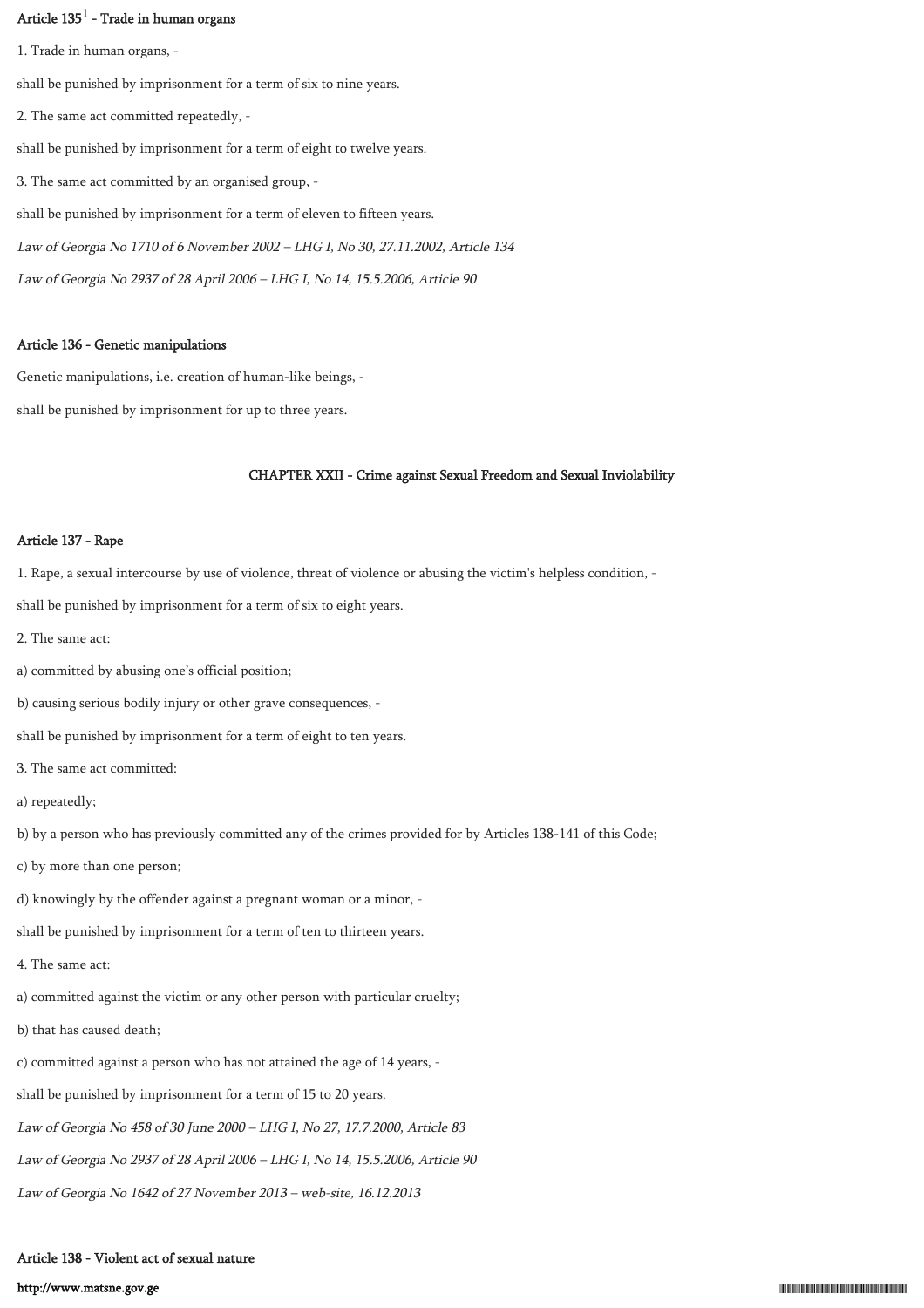### Article 135[1] - Trade in human organs

1. Trade in human organs, -

shall be punished by imprisonment for a term of six to nine years.

2. The same act committed repeatedly, -

shall be punished by imprisonment for a term of eight to twelve years.

3. The same act committed by an organised group, -

shall be punished by imprisonment for a term of eleven to fifteen years.

*Law of Georgia No 1710 of 6 November 2002 – LHG I, No 30, 27.11.2002, Article 134*

*Law of Georgia No 2937 of 28 April 2006 – LHG I, No 14, 15.5.2006, Article 90*

### Article 136 - Genetic manipulations

Genetic manipulations, i.e. creation of human-like beings, -

shall be punished by imprisonment for up to three years.

## CHAPTER XXII - Crime against Sexual Freedom and Sexual Inviolability

### Article 137 - Rape

1. Rape, a sexual intercourse by use of violence, threat of violence or abusing the victim's helpless condition, -

shall be punished by imprisonment for a term of six to eight years.

2. The same act:

a) committed by abusing one's official position;

b) causing serious bodily injury or other grave consequences, -

shall be punished by imprisonment for a term of eight to ten years.

3. The same act committed:

a) repeatedly;

b) by a person who has previously committed any of the crimes provided for by Articles 138-141 of this Code;

c) by more than one person;

d) knowingly by the offender against a pregnant woman or a minor, -

shall be punished by imprisonment for a term of ten to thirteen years.

4. The same act:

a) committed against the victim or any other person with particular cruelty;

b) that has caused death;

c) committed against a person who has not attained the age of 14 years, -

shall be punished by imprisonment for a term of 15 to 20 years.

*Law of Georgia No 458 of 30 June 2000 – LHG I, No 27, 17.7.2000, Article 83*

*Law of Georgia No 2937 of 28 April 2006 – LHG I, No 14, 15.5.2006, Article 90*

*Law of Georgia No 1642 of 27 November 2013 – web-site, 16.12.2013*

### Article 138 - Violent act of sexual nature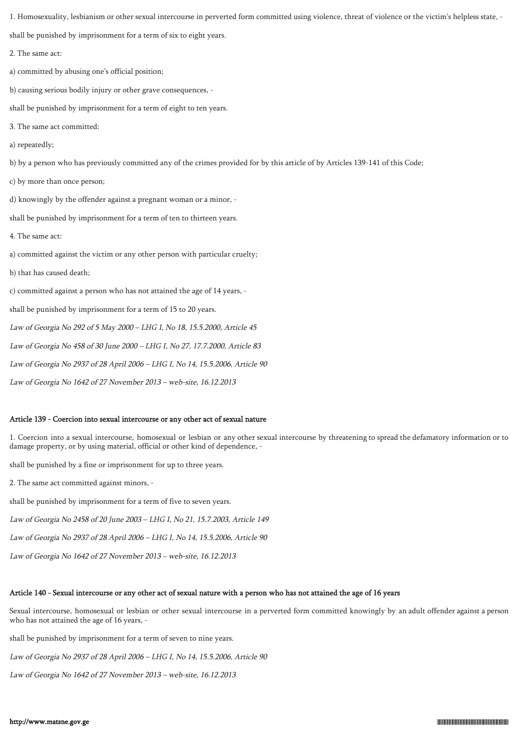1. Homosexuality, lesbianism or other sexual intercourse in perverted form committed using violence, threat of violence or the victim's helpless state, -

shall be punished by imprisonment for a term of six to eight years.

2. The same act:

a) committed by abusing one's official position;

b) causing serious bodily injury or other grave consequences, -

shall be punished by imprisonment for a term of eight to ten years.

3. The same act committed:

a) repeatedly;

b) by a person who has previously committed any of the crimes provided for by this article of by Articles 139-141 of this Code;

c) by more than once person;

d) knowingly by the offender against a pregnant woman or a minor, -

shall be punished by imprisonment for a term of ten to thirteen years.

4. The same act:

a) committed against the victim or any other person with particular cruelty;

b) that has caused death;

c) committed against a person who has not attained the age of 14 years, -

shall be punished by imprisonment for a term of 15 to 20 years.

*Law of Georgia No 292 of 5 May 2000 – LHG I, No 18, 15.5.2000, Article 45*

*Law of Georgia No 458 of 30 June 2000 – LHG I, No 27, 17.7.2000, Article 83*

*Law of Georgia No 2937 of 28 April 2006 – LHG I, No 14, 15.5.2006, Article 90*

*Law of Georgia No 1642 of 27 November 2013 – web-site, 16.12.2013*

#### Article 139 - Coercion into sexual intercourse or any other act of sexual nature

1. Coercion into a sexual intercourse, homosexual or lesbian or any other sexual intercourse by threatening to spread the defamatory information or to damage property, or by using material, official or other kind of dependence, -

shall be punished by a fine or imprisonment for up to three years.

2. The same act committed against minors, -

shall be punished by imprisonment for a term of five to seven years.

*Law of Georgia No 2458 of 20 June 2003 – LHG I, No 21, 15.7.2003, Article 149*

*Law of Georgia No 2937 of 28 April 2006 – LHG I, No 14, 15.5.2006, Article 90*

*Law of Georgia No 1642 of 27 November 2013 – web-site, 16.12.2013*

#### Article 140 - Sexual intercourse or any other act of sexual nature with a person who has not attained the age of 16 years

Sexual intercourse, homosexual or lesbian or other sexual intercourse in a perverted form committed knowingly by an adult offender against a person who has not attained the age of 16 years, -

shall be punished by imprisonment for a term of seven to nine years.

*Law of Georgia No 2937 of 28 April 2006 – LHG I, No 14, 15.5.2006, Article 90*

*Law of Georgia No 1642 of 27 November 2013 – web-site, 16.12.2013*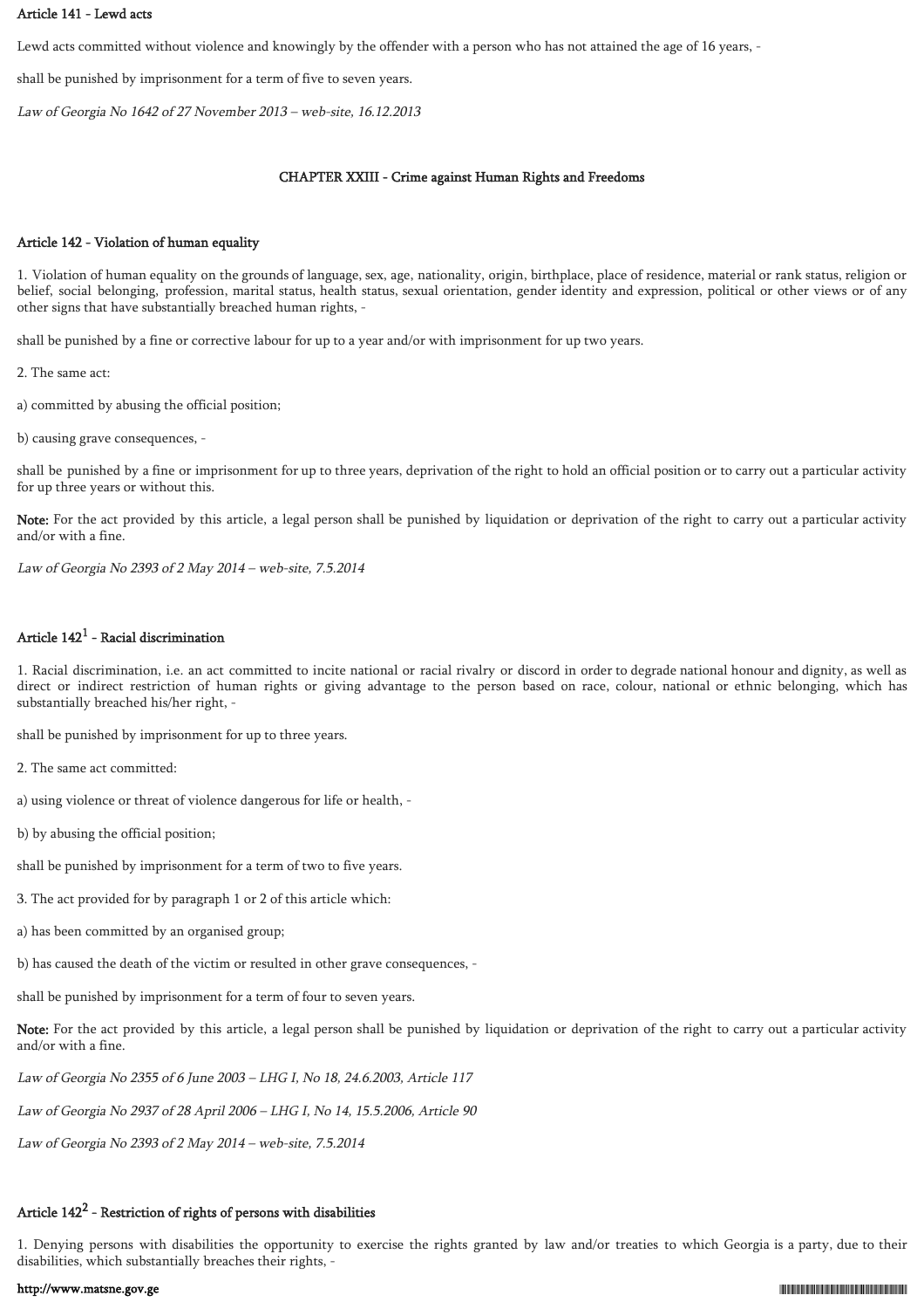### Article 141 - Lewd acts

Lewd acts committed without violence and knowingly by the offender with a person who has not attained the age of 16 years, -

shall be punished by imprisonment for a term of five to seven years.

*Law of Georgia No 1642 of 27 November 2013 – web-site, 16.12.2013*

## CHAPTER XXIII - Crime against Human Rights and Freedoms

### Article 142 - Violation of human equality

1. Violation of human equality on the grounds of language, sex, age, nationality, origin, birthplace, place of residence, material or rank status, religion or belief, social belonging, profession, marital status, health status, sexual orientation, gender identity and expression, political or other views or of any other signs that have substantially breached human rights, -

shall be punished by a fine or corrective labour for up to a year and/or with imprisonment for up two years.

2. The same act:

a) committed by abusing the official position;

b) causing grave consequences, -

shall be punished by a fine or imprisonment for up to three years, deprivation of the right to hold an official position or to carry out a particular activity for up three years or without this.

**Note:** For the act provided by this article, a legal person shall be punished by liquidation or deprivation of the right to carry out a particular activity and/or with a fine.

*Law of Georgia No 2393 of 2 May 2014 – web-site, 7.5.2014*

### Article 142[1] - Racial discrimination

1. Racial discrimination, i.e. an act committed to incite national or racial rivalry or discord in order to degrade national honour and dignity, as well as direct or indirect restriction of human rights or giving advantage to the person based on race, colour, national or ethnic belonging, which has substantially breached his/her right, -

shall be punished by imprisonment for up to three years.

2. The same act committed:

a) using violence or threat of violence dangerous for life or health, -

b) by abusing the official position;

shall be punished by imprisonment for a term of two to five years.

3. The act provided for by paragraph 1 or 2 of this article which:

a) has been committed by an organised group;

b) has caused the death of the victim or resulted in other grave consequences, -

shall be punished by imprisonment for a term of four to seven years.

**Note:** For the act provided by this article, a legal person shall be punished by liquidation or deprivation of the right to carry out a particular activity and/or with a fine.

*Law of Georgia No 2355 of 6 June 2003 – LHG I, No 18, 24.6.2003, Article 117*

*Law of Georgia No 2937 of 28 April 2006 – LHG I, No 14, 15.5.2006, Article 90*

*Law of Georgia No 2393 of 2 May 2014 – web-site, 7.5.2014*

### Article 142[2] - Restriction of rights of persons with disabilities

1. Denying persons with disabilities the opportunity to exercise the rights granted by law and/or treaties to which Georgia is a party, due to their disabilities, which substantially breaches their rights, -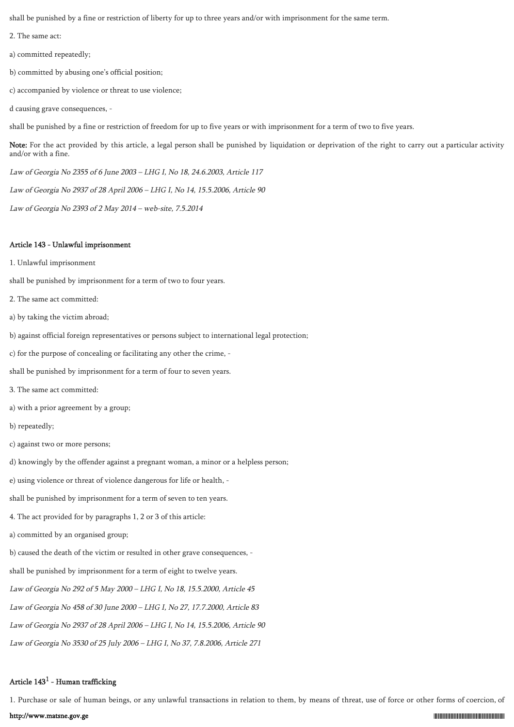shall be punished by a fine or restriction of liberty for up to three years and/or with imprisonment for the same term.

2. The same act:

a) committed repeatedly;

b) committed by abusing one's official position;

c) accompanied by violence or threat to use violence;

d causing grave consequences, -

shall be punished by a fine or restriction of freedom for up to five years or with imprisonment for a term of two to five years.

**Note:** For the act provided by this article, a legal person shall be punished by liquidation or deprivation of the right to carry out a particular activity and/or with a fine.

*Law of Georgia No 2355 of 6 June 2003 – LHG I, No 18, 24.6.2003, Article 117*

*Law of Georgia No 2937 of 28 April 2006 – LHG I, No 14, 15.5.2006, Article 90*

*Law of Georgia No 2393 of 2 May 2014 – web-site, 7.5.2014*

#### Article 143 - Unlawful imprisonment

1. Unlawful imprisonment

shall be punished by imprisonment for a term of two to four years.

2. The same act committed:

a) by taking the victim abroad;

b) against official foreign representatives or persons subject to international legal protection;

c) for the purpose of concealing or facilitating any other the crime, -

shall be punished by imprisonment for a term of four to seven years.

3. The same act committed:

a) with a prior agreement by a group;

b) repeatedly;

c) against two or more persons;

d) knowingly by the offender against a pregnant woman, a minor or a helpless person;

e) using violence or threat of violence dangerous for life or health, -

shall be punished by imprisonment for a term of seven to ten years.

4. The act provided for by paragraphs 1, 2 or 3 of this article:

a) committed by an organised group;

b) caused the death of the victim or resulted in other grave consequences, -

shall be punished by imprisonment for a term of eight to twelve years.

*Law of Georgia No 292 of 5 May 2000 – LHG I, No 18, 15.5.2000, Article 45*

*Law of Georgia No 458 of 30 June 2000 – LHG I, No 27, 17.7.2000, Article 83*

*Law of Georgia No 2937 of 28 April 2006 – LHG I, No 14, 15.5.2006, Article 90*

*Law of Georgia No 3530 of 25 July 2006 – LHG I, No 37, 7.8.2006, Article 271*

#### Article 143[1] - Human trafficking

1. Purchase or sale of human beings, or any unlawful transactions in relation to them, by means of threat, use of force or other forms of coercion, of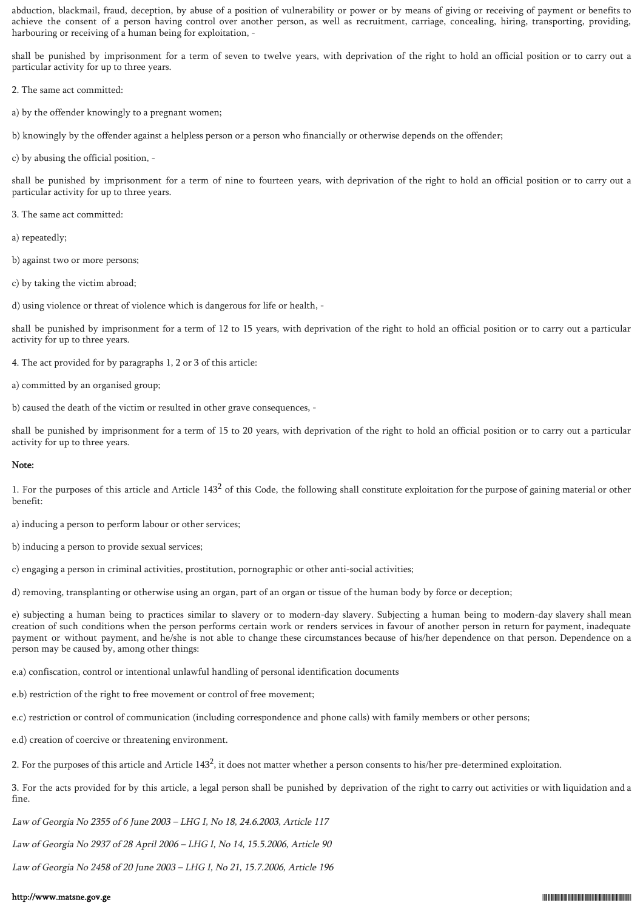abduction, blackmail, fraud, deception, by abuse of a position of vulnerability or power or by means of giving or receiving of payment or benefits to achieve the consent of a person having control over another person, as well as recruitment, carriage, concealing, hiring, transporting, providing, harbouring or receiving of a human being for exploitation, -

shall be punished by imprisonment for a term of seven to twelve years, with deprivation of the right to hold an official position or to carry out a particular activity for up to three years.

2. The same act committed:

a) by the offender knowingly to a pregnant women;

b) knowingly by the offender against a helpless person or a person who financially or otherwise depends on the offender;

c) by abusing the official position, -

shall be punished by imprisonment for a term of nine to fourteen years, with deprivation of the right to hold an official position or to carry out a particular activity for up to three years.

3. The same act committed:

a) repeatedly;

b) against two or more persons;

c) by taking the victim abroad;

d) using violence or threat of violence which is dangerous for life or health, -

shall be punished by imprisonment for a term of 12 to 15 years, with deprivation of the right to hold an official position or to carry out a particular activity for up to three years.

4. The act provided for by paragraphs 1, 2 or 3 of this article:

a) committed by an organised group;

b) caused the death of the victim or resulted in other grave consequences, -

shall be punished by imprisonment for a term of 15 to 20 years, with deprivation of the right to hold an official position or to carry out a particular activity for up to three years.

**Note:**

1. For the purposes of this article and Article 143[2] of this Code, the following shall constitute exploitation for the purpose of gaining material or other benefit:

a) inducing a person to perform labour or other services;

b) inducing a person to provide sexual services;

c) engaging a person in criminal activities, prostitution, pornographic or other anti-social activities;

d) removing, transplanting or otherwise using an organ, part of an organ or tissue of the human body by force or deception;

e) subjecting a human being to practices similar to slavery or to modern-day slavery. Subjecting a human being to modern-day slavery shall mean creation of such conditions when the person performs certain work or renders services in favour of another person in return for payment, inadequate payment or without payment, and he/she is not able to change these circumstances because of his/her dependence on that person. Dependence on a person may be caused by, among other things:

e.a) confiscation, control or intentional unlawful handling of personal identification documents

e.b) restriction of the right to free movement or control of free movement;

e.c) restriction or control of communication (including correspondence and phone calls) with family members or other persons;

e.d) creation of coercive or threatening environment.

2. For the purposes of this article and Article 143[2], it does not matter whether a person consents to his/her pre-determined exploitation.

3. For the acts provided for by this article, a legal person shall be punished by deprivation of the right to carry out activities or with liquidation and a fine.

*Law of Georgia No 2355 of 6 June 2003 – LHG I, No 18, 24.6.2003, Article 117*

*Law of Georgia No 2937 of 28 April 2006 – LHG I, No 14, 15.5.2006, Article 90*

*Law of Georgia No 2458 of 20 June 2003 – LHG I, No 21, 15.7.2006, Article 196*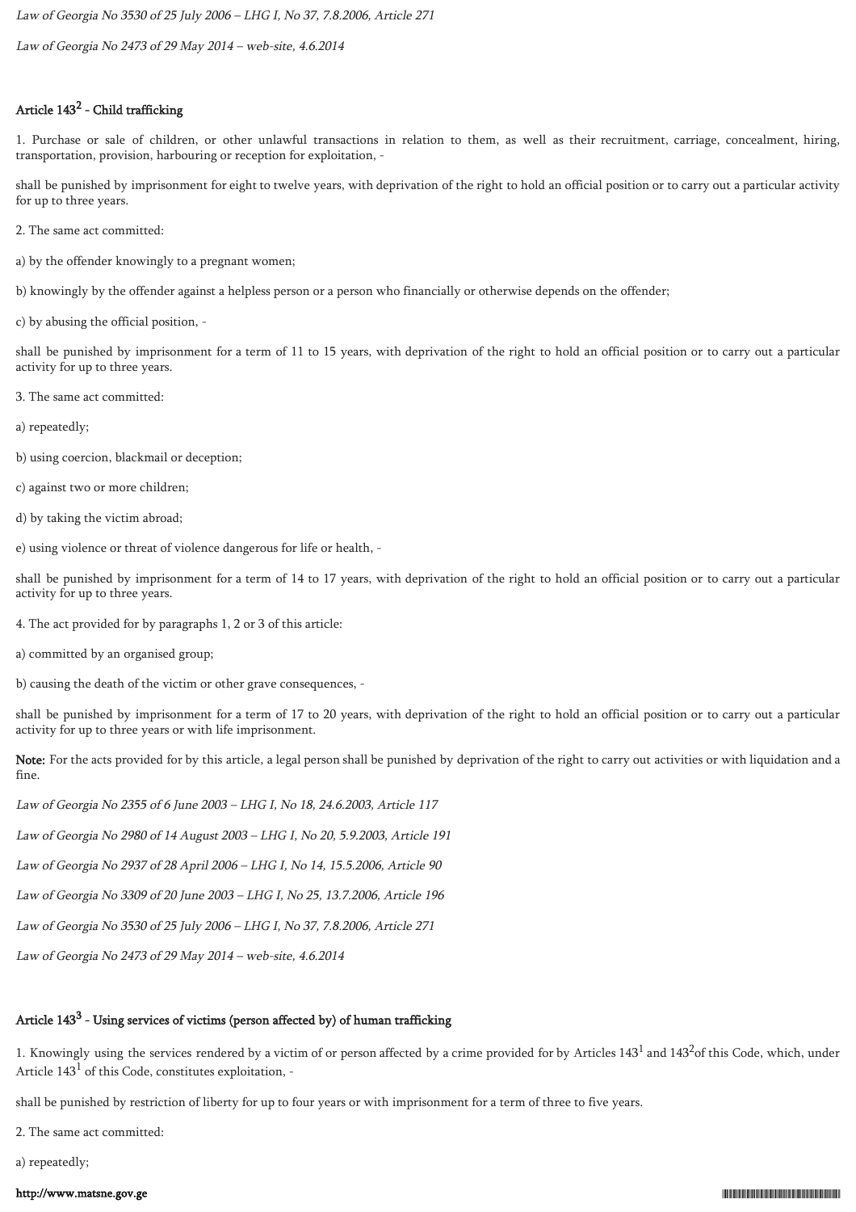*Law of Georgia No 3530 of 25 July 2006 – LHG I, No 37, 7.8.2006, Article 271*

*Law of Georgia No 2473 of 29 May 2014 – web-site, 4.6.2014*

## Article 143$^{2}$ - Child trafficking

1. Purchase or sale of children, or other unlawful transactions in relation to them, as well as their recruitment, carriage, concealment, hiring, transportation, provision, harbouring or reception for exploitation, -

shall be punished by imprisonment for eight to twelve years, with deprivation of the right to hold an official position or to carry out a particular activity for up to three years.

2. The same act committed:

a) by the offender knowingly to a pregnant women;

b) knowingly by the offender against a helpless person or a person who financially or otherwise depends on the offender;

c) by abusing the official position, -

shall be punished by imprisonment for a term of 11 to 15 years, with deprivation of the right to hold an official position or to carry out a particular activity for up to three years.

3. The same act committed:

a) repeatedly;

b) using coercion, blackmail or deception;

c) against two or more children;

d) by taking the victim abroad;

e) using violence or threat of violence dangerous for life or health, -

shall be punished by imprisonment for a term of 14 to 17 years, with deprivation of the right to hold an official position or to carry out a particular activity for up to three years.

4. The act provided for by paragraphs 1, 2 or 3 of this article:

a) committed by an organised group;

b) causing the death of the victim or other grave consequences, -

shall be punished by imprisonment for a term of 17 to 20 years, with deprivation of the right to hold an official position or to carry out a particular activity for up to three years or with life imprisonment.

**Note:** For the acts provided for by this article, a legal person shall be punished by deprivation of the right to carry out activities or with liquidation and a fine.

*Law of Georgia No 2355 of 6 June 2003 – LHG I, No 18, 24.6.2003, Article 117*

*Law of Georgia No 2980 of 14 August 2003 – LHG I, No 20, 5.9.2003, Article 191*

*Law of Georgia No 2937 of 28 April 2006 – LHG I, No 14, 15.5.2006, Article 90*

*Law of Georgia No 3309 of 20 June 2003 – LHG I, No 25, 13.7.2006, Article 196*

*Law of Georgia No 3530 of 25 July 2006 – LHG I, No 37, 7.8.2006, Article 271*

*Law of Georgia No 2473 of 29 May 2014 – web-site, 4.6.2014*

## Article 143$^{3}$ - Using services of victims (person affected by) of human trafficking

1. Knowingly using the services rendered by a victim of or person affected by a crime provided for by Articles 143$^{1}$ and 143$^{2}$of this Code, which, under Article 143$^{1}$ of this Code, constitutes exploitation, -

shall be punished by restriction of liberty for up to four years or with imprisonment for a term of three to five years.

2. The same act committed:

a) repeatedly;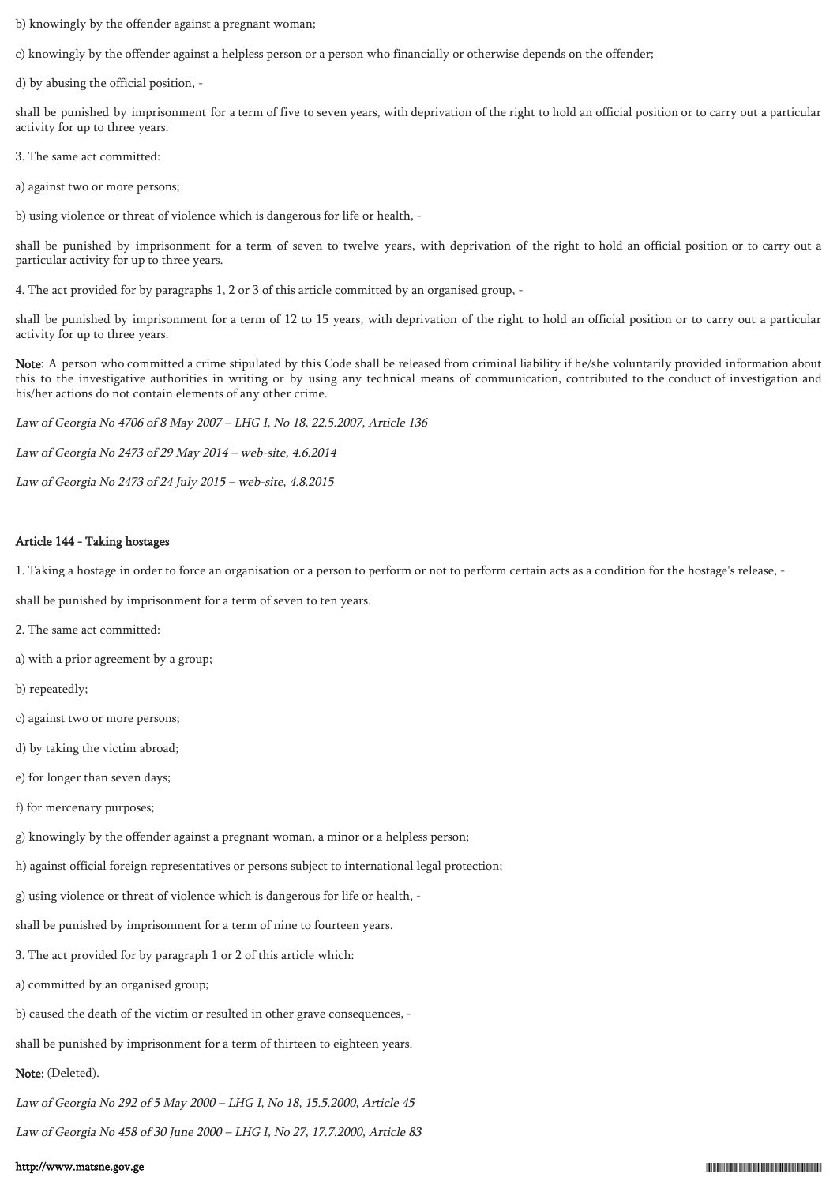b) knowingly by the offender against a pregnant woman;

c) knowingly by the offender against a helpless person or a person who financially or otherwise depends on the offender;

d) by abusing the official position, -

shall be punished by imprisonment for a term of five to seven years, with deprivation of the right to hold an official position or to carry out a particular activity for up to three years.

3. The same act committed:

a) against two or more persons;

b) using violence or threat of violence which is dangerous for life or health, -

shall be punished by imprisonment for a term of seven to twelve years, with deprivation of the right to hold an official position or to carry out a particular activity for up to three years.

4. The act provided for by paragraphs 1, 2 or 3 of this article committed by an organised group, -

shall be punished by imprisonment for a term of 12 to 15 years, with deprivation of the right to hold an official position or to carry out a particular activity for up to three years.

**Note**: A person who committed a crime stipulated by this Code shall be released from criminal liability if he/she voluntarily provided information about this to the investigative authorities in writing or by using any technical means of communication, contributed to the conduct of investigation and his/her actions do not contain elements of any other crime.

*Law of Georgia No 4706 of 8 May 2007 – LHG I, No 18, 22.5.2007, Article 136*

*Law of Georgia No 2473 of 29 May 2014 – web-site, 4.6.2014*

*Law of Georgia No 2473 of 24 July 2015 – web-site, 4.8.2015*

**Article 144 - Taking hostages**

1. Taking a hostage in order to force an organisation or a person to perform or not to perform certain acts as a condition for the hostage's release, -

shall be punished by imprisonment for a term of seven to ten years.

2. The same act committed:

a) with a prior agreement by a group;

b) repeatedly;

c) against two or more persons;

d) by taking the victim abroad;

e) for longer than seven days;

f) for mercenary purposes;

g) knowingly by the offender against a pregnant woman, a minor or a helpless person;

h) against official foreign representatives or persons subject to international legal protection;

g) using violence or threat of violence which is dangerous for life or health, -

shall be punished by imprisonment for a term of nine to fourteen years.

3. The act provided for by paragraph 1 or 2 of this article which:

a) committed by an organised group;

b) caused the death of the victim or resulted in other grave consequences, -

shall be punished by imprisonment for a term of thirteen to eighteen years.

**Note:** (Deleted).

*Law of Georgia No 292 of 5 May 2000 – LHG I, No 18, 15.5.2000, Article 45*

*Law of Georgia No 458 of 30 June 2000 – LHG I, No 27, 17.7.2000, Article 83*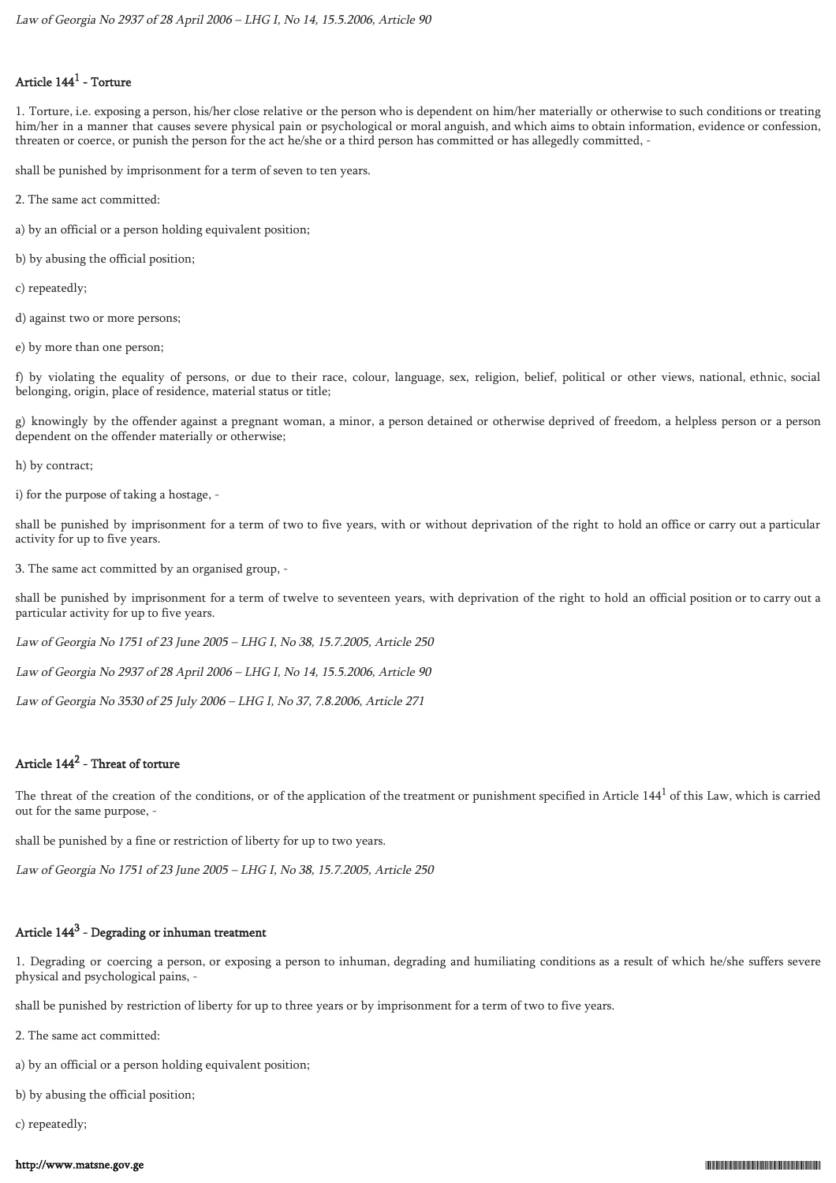*Law of Georgia No 2937 of 28 April 2006 – LHG I, No 14, 15.5.2006, Article 90*

### Article $144^1$ - Torture

1. Torture, i.e. exposing a person, his/her close relative or the person who is dependent on him/her materially or otherwise to such conditions or treating him/her in a manner that causes severe physical pain or psychological or moral anguish, and which aims to obtain information, evidence or confession, threaten or coerce, or punish the person for the act he/she or a third person has committed or has allegedly committed, -

shall be punished by imprisonment for a term of seven to ten years.

2. The same act committed:

a) by an official or a person holding equivalent position;

b) by abusing the official position;

c) repeatedly;

d) against two or more persons;

e) by more than one person;

f) by violating the equality of persons, or due to their race, colour, language, sex, religion, belief, political or other views, national, ethnic, social belonging, origin, place of residence, material status or title;

g) knowingly by the offender against a pregnant woman, a minor, a person detained or otherwise deprived of freedom, a helpless person or a person dependent on the offender materially or otherwise;

h) by contract;

i) for the purpose of taking a hostage, -

shall be punished by imprisonment for a term of two to five years, with or without deprivation of the right to hold an office or carry out a particular activity for up to five years.

3. The same act committed by an organised group, -

shall be punished by imprisonment for a term of twelve to seventeen years, with deprivation of the right to hold an official position or to carry out a particular activity for up to five years.

*Law of Georgia No 1751 of 23 June 2005 – LHG I, No 38, 15.7.2005, Article 250*

*Law of Georgia No 2937 of 28 April 2006 – LHG I, No 14, 15.5.2006, Article 90*

*Law of Georgia No 3530 of 25 July 2006 – LHG I, No 37, 7.8.2006, Article 271*

### Article $144^2$ - Threat of torture

The threat of the creation of the conditions, or of the application of the treatment or punishment specified in Article $144^1$ of this Law, which is carried out for the same purpose, -

shall be punished by a fine or restriction of liberty for up to two years.

*Law of Georgia No 1751 of 23 June 2005 – LHG I, No 38, 15.7.2005, Article 250*

### Article $144^3$ - Degrading or inhuman treatment

1. Degrading or coercing a person, or exposing a person to inhuman, degrading and humiliating conditions as a result of which he/she suffers severe physical and psychological pains, -

shall be punished by restriction of liberty for up to three years or by imprisonment for a term of two to five years.

2. The same act committed:

a) by an official or a person holding equivalent position;

b) by abusing the official position;

c) repeatedly;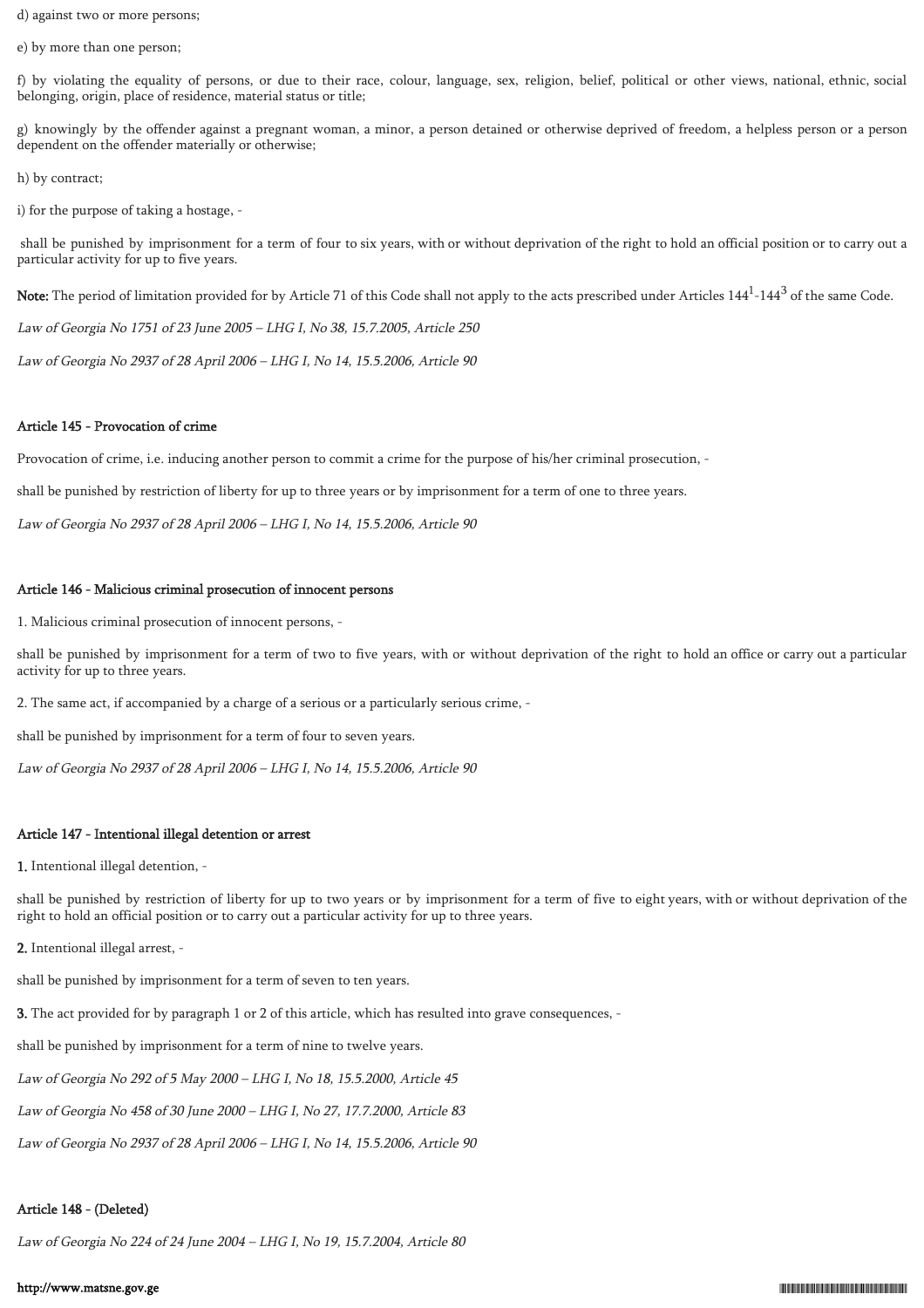d) against two or more persons;

e) by more than one person;

f) by violating the equality of persons, or due to their race, colour, language, sex, religion, belief, political or other views, national, ethnic, social belonging, origin, place of residence, material status or title;

g) knowingly by the offender against a pregnant woman, a minor, a person detained or otherwise deprived of freedom, a helpless person or a person dependent on the offender materially or otherwise;

h) by contract;

i) for the purpose of taking a hostage, -

shall be punished by imprisonment for a term of four to six years, with or without deprivation of the right to hold an official position or to carry out a particular activity for up to five years.

**Note:** The period of limitation provided for by Article 71 of this Code shall not apply to the acts prescribed under Articles $144^1$-$144^3$ of the same Code.

*Law of Georgia No 1751 of 23 June 2005 – LHG I, No 38, 15.7.2005, Article 250*

*Law of Georgia No 2937 of 28 April 2006 – LHG I, No 14, 15.5.2006, Article 90*

#### Article 145 - Provocation of crime

Provocation of crime, i.e. inducing another person to commit a crime for the purpose of his/her criminal prosecution, -

shall be punished by restriction of liberty for up to three years or by imprisonment for a term of one to three years.

*Law of Georgia No 2937 of 28 April 2006 – LHG I, No 14, 15.5.2006, Article 90*

#### Article 146 - Malicious criminal prosecution of innocent persons

1. Malicious criminal prosecution of innocent persons, -

shall be punished by imprisonment for a term of two to five years, with or without deprivation of the right to hold an office or carry out a particular activity for up to three years.

2. The same act, if accompanied by a charge of a serious or a particularly serious crime, -

shall be punished by imprisonment for a term of four to seven years.

*Law of Georgia No 2937 of 28 April 2006 – LHG I, No 14, 15.5.2006, Article 90*

#### Article 147 - Intentional illegal detention or arrest

**1.** Intentional illegal detention, -

shall be punished by restriction of liberty for up to two years or by imprisonment for a term of five to eight years, with or without deprivation of the right to hold an official position or to carry out a particular activity for up to three years.

**2.** Intentional illegal arrest, -

shall be punished by imprisonment for a term of seven to ten years.

**3.** The act provided for by paragraph 1 or 2 of this article, which has resulted into grave consequences, -

shall be punished by imprisonment for a term of nine to twelve years.

*Law of Georgia No 292 of 5 May 2000 – LHG I, No 18, 15.5.2000, Article 45*

*Law of Georgia No 458 of 30 June 2000 – LHG I, No 27, 17.7.2000, Article 83*

*Law of Georgia No 2937 of 28 April 2006 – LHG I, No 14, 15.5.2006, Article 90*

#### Article 148 - (Deleted)

*Law of Georgia No 224 of 24 June 2004 – LHG I, No 19, 15.7.2004, Article 80*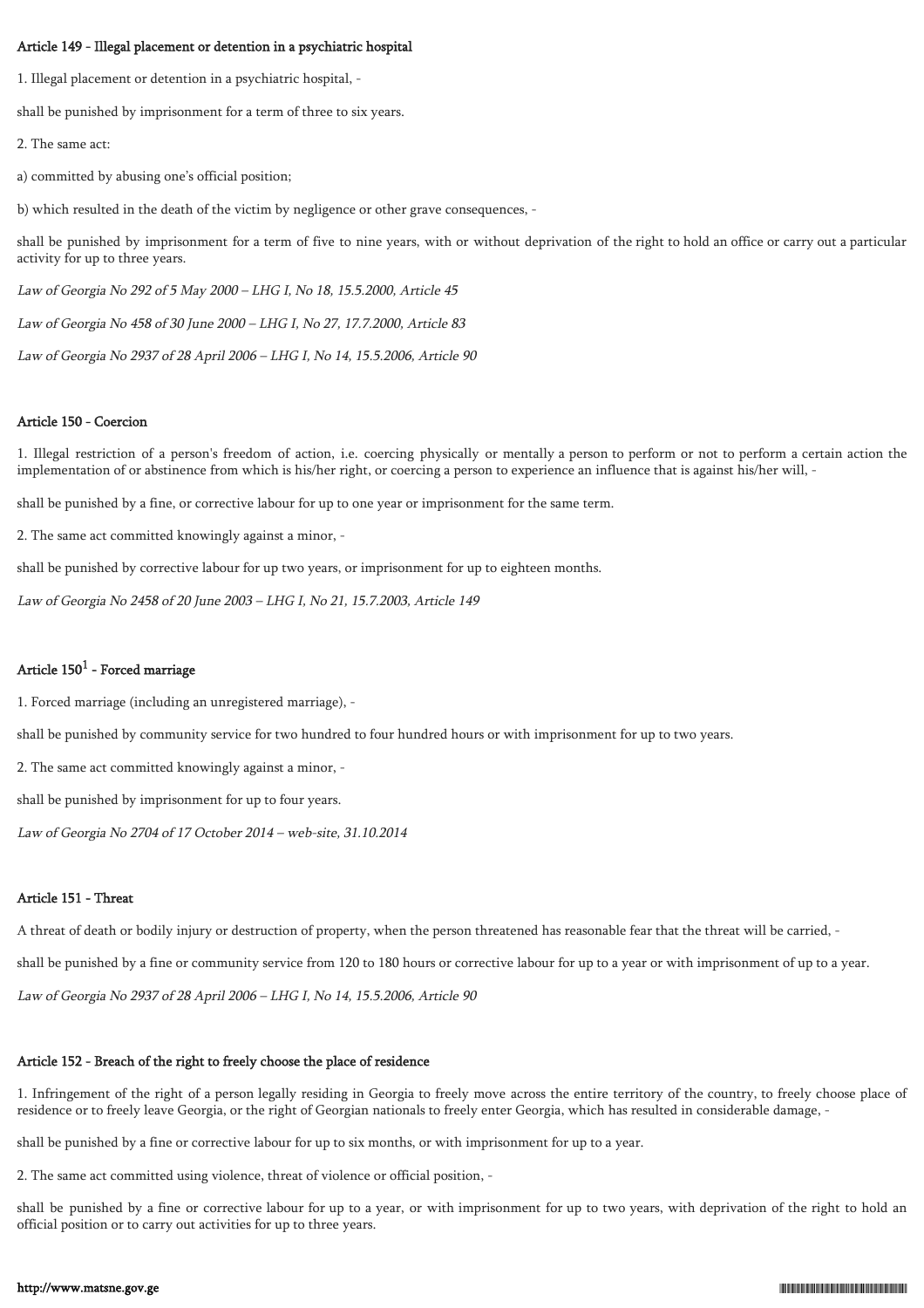### Article 149 - Illegal placement or detention in a psychiatric hospital

1. Illegal placement or detention in a psychiatric hospital, -

shall be punished by imprisonment for a term of three to six years.

2. The same act:

a) committed by abusing one's official position;

b) which resulted in the death of the victim by negligence or other grave consequences, -

shall be punished by imprisonment for a term of five to nine years, with or without deprivation of the right to hold an office or carry out a particular activity for up to three years.

*Law of Georgia No 292 of 5 May 2000 – LHG I, No 18, 15.5.2000, Article 45*

*Law of Georgia No 458 of 30 June 2000 – LHG I, No 27, 17.7.2000, Article 83*

*Law of Georgia No 2937 of 28 April 2006 – LHG I, No 14, 15.5.2006, Article 90*

### Article 150 - Coercion

1. Illegal restriction of a person's freedom of action, i.e. coercing physically or mentally a person to perform or not to perform a certain action the implementation of or abstinence from which is his/her right, or coercing a person to experience an influence that is against his/her will, -

shall be punished by a fine, or corrective labour for up to one year or imprisonment for the same term.

2. The same act committed knowingly against a minor, -

shall be punished by corrective labour for up two years, or imprisonment for up to eighteen months.

*Law of Georgia No 2458 of 20 June 2003 – LHG I, No 21, 15.7.2003, Article 149*

### Article 150[1] - Forced marriage

1. Forced marriage (including an unregistered marriage), -

shall be punished by community service for two hundred to four hundred hours or with imprisonment for up to two years.

2. The same act committed knowingly against a minor, -

shall be punished by imprisonment for up to four years.

*Law of Georgia No 2704 of 17 October 2014 – web-site, 31.10.2014*

### Article 151 - Threat

A threat of death or bodily injury or destruction of property, when the person threatened has reasonable fear that the threat will be carried, -

shall be punished by a fine or community service from 120 to 180 hours or corrective labour for up to a year or with imprisonment of up to a year.

*Law of Georgia No 2937 of 28 April 2006 – LHG I, No 14, 15.5.2006, Article 90*

### Article 152 - Breach of the right to freely choose the place of residence

1. Infringement of the right of a person legally residing in Georgia to freely move across the entire territory of the country, to freely choose place of residence or to freely leave Georgia, or the right of Georgian nationals to freely enter Georgia, which has resulted in considerable damage, -

shall be punished by a fine or corrective labour for up to six months, or with imprisonment for up to a year.

2. The same act committed using violence, threat of violence or official position, -

shall be punished by a fine or corrective labour for up to a year, or with imprisonment for up to two years, with deprivation of the right to hold an official position or to carry out activities for up to three years.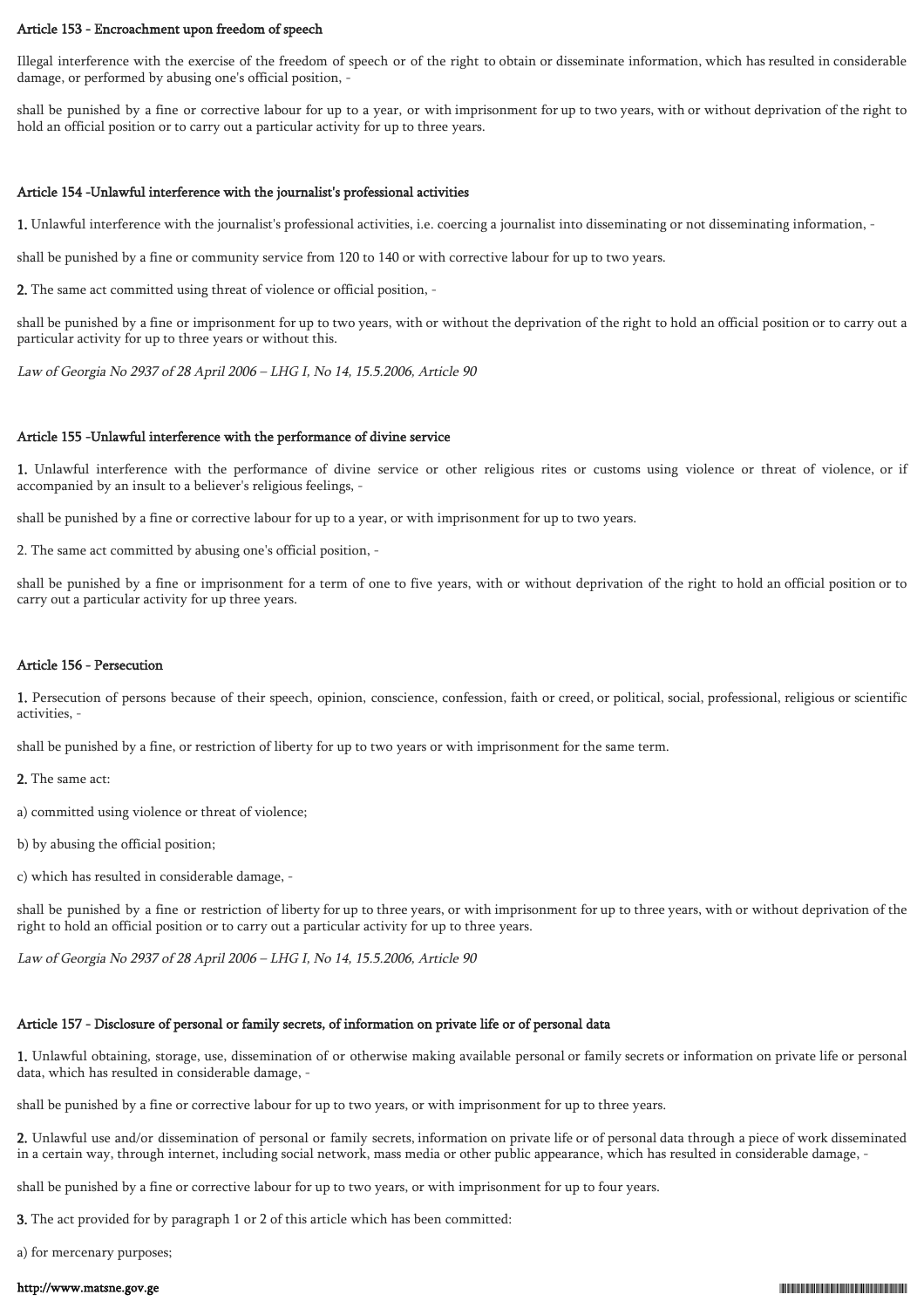#### Article 153 - Encroachment upon freedom of speech

Illegal interference with the exercise of the freedom of speech or of the right to obtain or disseminate information, which has resulted in considerable damage, or performed by abusing one's official position, -

shall be punished by a fine or corrective labour for up to a year, or with imprisonment for up to two years, with or without deprivation of the right to hold an official position or to carry out a particular activity for up to three years.

#### Article 154 -Unlawful interference with the journalist's professional activities

**1.** Unlawful interference with the journalist's professional activities, i.e. coercing a journalist into disseminating or not disseminating information, -

shall be punished by a fine or community service from 120 to 140 or with corrective labour for up to two years.

**2.** The same act committed using threat of violence or official position, -

shall be punished by a fine or imprisonment for up to two years, with or without the deprivation of the right to hold an official position or to carry out a particular activity for up to three years or without this.

*Law of Georgia No 2937 of 28 April 2006 – LHG I, No 14, 15.5.2006, Article 90*

#### Article 155 -Unlawful interference with the performance of divine service

**1.** Unlawful interference with the performance of divine service or other religious rites or customs using violence or threat of violence, or if accompanied by an insult to a believer's religious feelings, -

shall be punished by a fine or corrective labour for up to a year, or with imprisonment for up to two years.

2. The same act committed by abusing one's official position, -

shall be punished by a fine or imprisonment for a term of one to five years, with or without deprivation of the right to hold an official position or to carry out a particular activity for up three years.

#### Article 156 - Persecution

**1.** Persecution of persons because of their speech, opinion, conscience, confession, faith or creed, or political, social, professional, religious or scientific activities, -

shall be punished by a fine, or restriction of liberty for up to two years or with imprisonment for the same term.

**2.** The same act:

a) committed using violence or threat of violence;

b) by abusing the official position;

c) which has resulted in considerable damage, -

shall be punished by a fine or restriction of liberty for up to three years, or with imprisonment for up to three years, with or without deprivation of the right to hold an official position or to carry out a particular activity for up to three years.

*Law of Georgia No 2937 of 28 April 2006 – LHG I, No 14, 15.5.2006, Article 90*

#### Article 157 - Disclosure of personal or family secrets, of information on private life or of personal data

**1.** Unlawful obtaining, storage, use, dissemination of or otherwise making available personal or family secrets or information on private life or personal data, which has resulted in considerable damage, -

shall be punished by a fine or corrective labour for up to two years, or with imprisonment for up to three years.

**2.** Unlawful use and/or dissemination of personal or family secrets, information on private life or of personal data through a piece of work disseminated in a certain way, through internet, including social network, mass media or other public appearance, which has resulted in considerable damage, -

shall be punished by a fine or corrective labour for up to two years, or with imprisonment for up to four years.

**3.** The act provided for by paragraph 1 or 2 of this article which has been committed:

a) for mercenary purposes;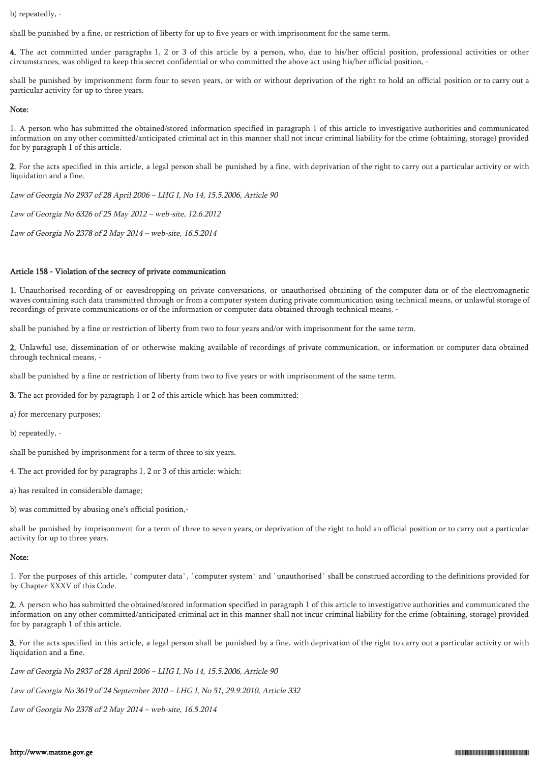b) repeatedly, -

shall be punished by a fine, or restriction of liberty for up to five years or with imprisonment for the same term.

**4.** The act committed under paragraphs 1, 2 or 3 of this article by a person, who, due to his/her official position, professional activities or other circumstances, was obliged to keep this secret confidential or who committed the above act using his/her official position, -

shall be punished by imprisonment form four to seven years, or with or without deprivation of the right to hold an official position or to carry out a particular activity for up to three years.

**Note:**

1. A person who has submitted the obtained/stored information specified in paragraph 1 of this article to investigative authorities and communicated information on any other committed/anticipated criminal act in this manner shall not incur criminal liability for the crime (obtaining, storage) provided for by paragraph 1 of this article.

**2.** For the acts specified in this article, a legal person shall be punished by a fine, with deprivation of the right to carry out a particular activity or with liquidation and a fine.

*Law of Georgia No 2937 of 28 April 2006 – LHG I, No 14, 15.5.2006, Article 90*

*Law of Georgia No 6326 of 25 May 2012 – web-site, 12.6.2012*

*Law of Georgia No 2378 of 2 May 2014 – web-site, 16.5.2014*

**Article 158 - Violation of the secrecy of private communication**

**1.** Unauthorised recording of or eavesdropping on private conversations, or unauthorised obtaining of the computer data or of the electromagnetic waves containing such data transmitted through or from a computer system during private communication using technical means, or unlawful storage of recordings of private communications or of the information or computer data obtained through technical means, -

shall be punished by a fine or restriction of liberty from two to four years and/or with imprisonment for the same term.

**2.** Unlawful use, dissemination of or otherwise making available of recordings of private communication, or information or computer data obtained through technical means, -

shall be punished by a fine or restriction of liberty from two to five years or with imprisonment of the same term.

**3.** The act provided for by paragraph 1 or 2 of this article which has been committed:

a) for mercenary purposes;

b) repeatedly, -

shall be punished by imprisonment for a term of three to six years.

4. The act provided for by paragraphs 1, 2 or 3 of this article: which:

a) has resulted in considerable damage;

b) was committed by abusing one's official position,-

shall be punished by imprisonment for a term of three to seven years, or deprivation of the right to hold an official position or to carry out a particular activity for up to three years.

**Note:**

1. For the purposes of this article, `computer data`, `computer system` and `unauthorised` shall be construed according to the definitions provided for by Chapter XXXV of this Code.

**2.** A person who has submitted the obtained/stored information specified in paragraph 1 of this article to investigative authorities and communicated the information on any other committed/anticipated criminal act in this manner shall not incur criminal liability for the crime (obtaining, storage) provided for by paragraph 1 of this article.

**3.** For the acts specified in this article, a legal person shall be punished by a fine, with deprivation of the right to carry out a particular activity or with liquidation and a fine.

*Law of Georgia No 2937 of 28 April 2006 – LHG I, No 14, 15.5.2006, Article 90*

*Law of Georgia No 3619 of 24 September 2010 – LHG I, No 51, 29.9.2010, Article 332*

*Law of Georgia No 2378 of 2 May 2014 – web-site, 16.5.2014*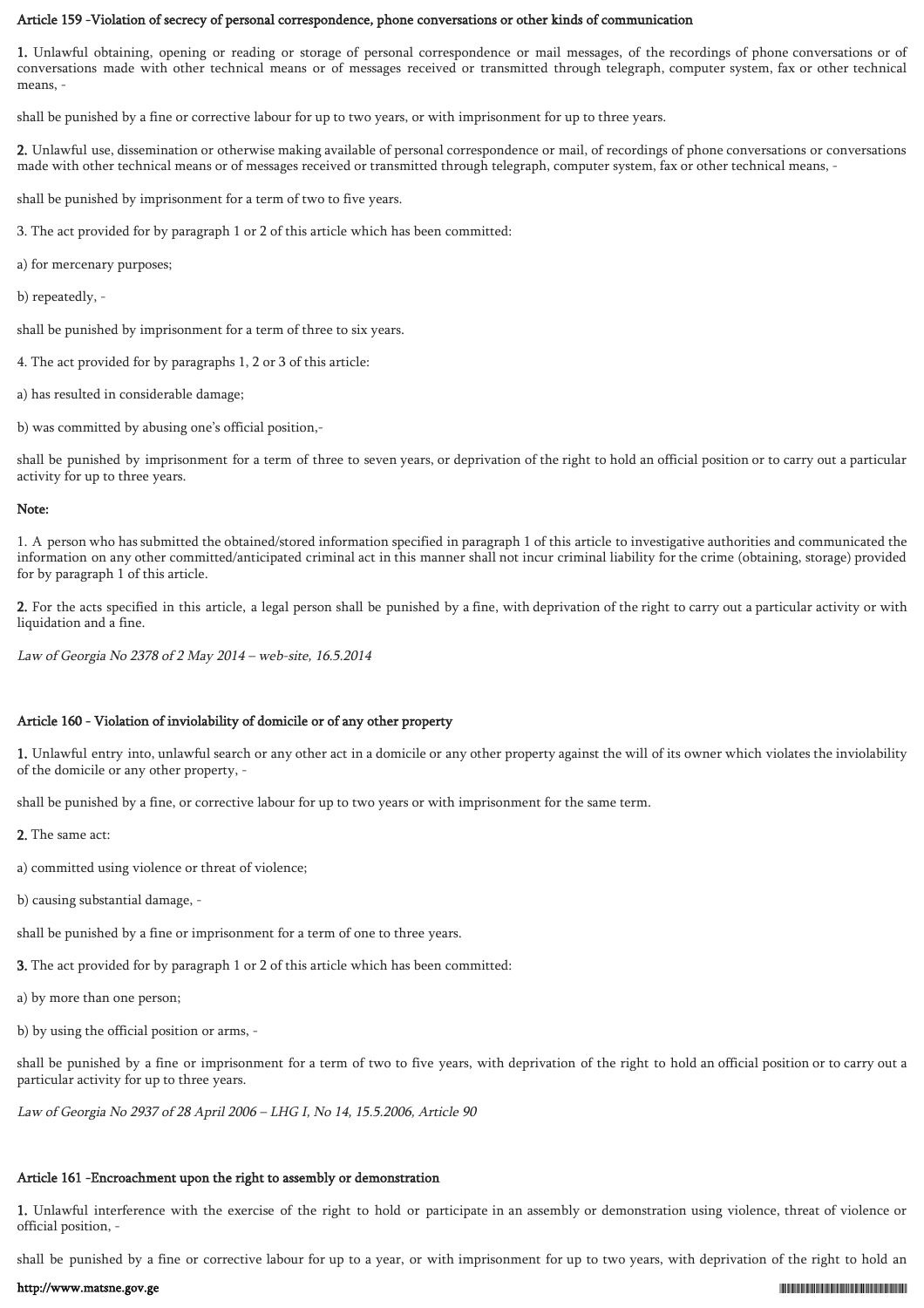### Article 159 -Violation of secrecy of personal correspondence, phone conversations or other kinds of communication

**1.** Unlawful obtaining, opening or reading or storage of personal correspondence or mail messages, of the recordings of phone conversations or of conversations made with other technical means or of messages received or transmitted through telegraph, computer system, fax or other technical means, -

shall be punished by a fine or corrective labour for up to two years, or with imprisonment for up to three years.

**2.** Unlawful use, dissemination or otherwise making available of personal correspondence or mail, of recordings of phone conversations or conversations made with other technical means or of messages received or transmitted through telegraph, computer system, fax or other technical means, -

shall be punished by imprisonment for a term of two to five years.

3. The act provided for by paragraph 1 or 2 of this article which has been committed:

a) for mercenary purposes;

b) repeatedly, -

shall be punished by imprisonment for a term of three to six years.

4. The act provided for by paragraphs 1, 2 or 3 of this article:

a) has resulted in considerable damage;

b) was committed by abusing one's official position,-

shall be punished by imprisonment for a term of three to seven years, or deprivation of the right to hold an official position or to carry out a particular activity for up to three years.

**Note:**

1. A person who has submitted the obtained/stored information specified in paragraph 1 of this article to investigative authorities and communicated the information on any other committed/anticipated criminal act in this manner shall not incur criminal liability for the crime (obtaining, storage) provided for by paragraph 1 of this article.

**2.** For the acts specified in this article, a legal person shall be punished by a fine, with deprivation of the right to carry out a particular activity or with liquidation and a fine.

*Law of Georgia No 2378 of 2 May 2014 – web-site, 16.5.2014*

### Article 160 - Violation of inviolability of domicile or of any other property

**1.** Unlawful entry into, unlawful search or any other act in a domicile or any other property against the will of its owner which violates the inviolability of the domicile or any other property, -

shall be punished by a fine, or corrective labour for up to two years or with imprisonment for the same term.

**2.** The same act:

a) committed using violence or threat of violence;

b) causing substantial damage, -

shall be punished by a fine or imprisonment for a term of one to three years.

**3.** The act provided for by paragraph 1 or 2 of this article which has been committed:

a) by more than one person;

b) by using the official position or arms, -

shall be punished by a fine or imprisonment for a term of two to five years, with deprivation of the right to hold an official position or to carry out a particular activity for up to three years.

*Law of Georgia No 2937 of 28 April 2006 – LHG I, No 14, 15.5.2006, Article 90*

### Article 161 -Encroachment upon the right to assembly or demonstration

**1.** Unlawful interference with the exercise of the right to hold or participate in an assembly or demonstration using violence, threat of violence or official position, -

shall be punished by a fine or corrective labour for up to a year, or with imprisonment for up to two years, with deprivation of the right to hold an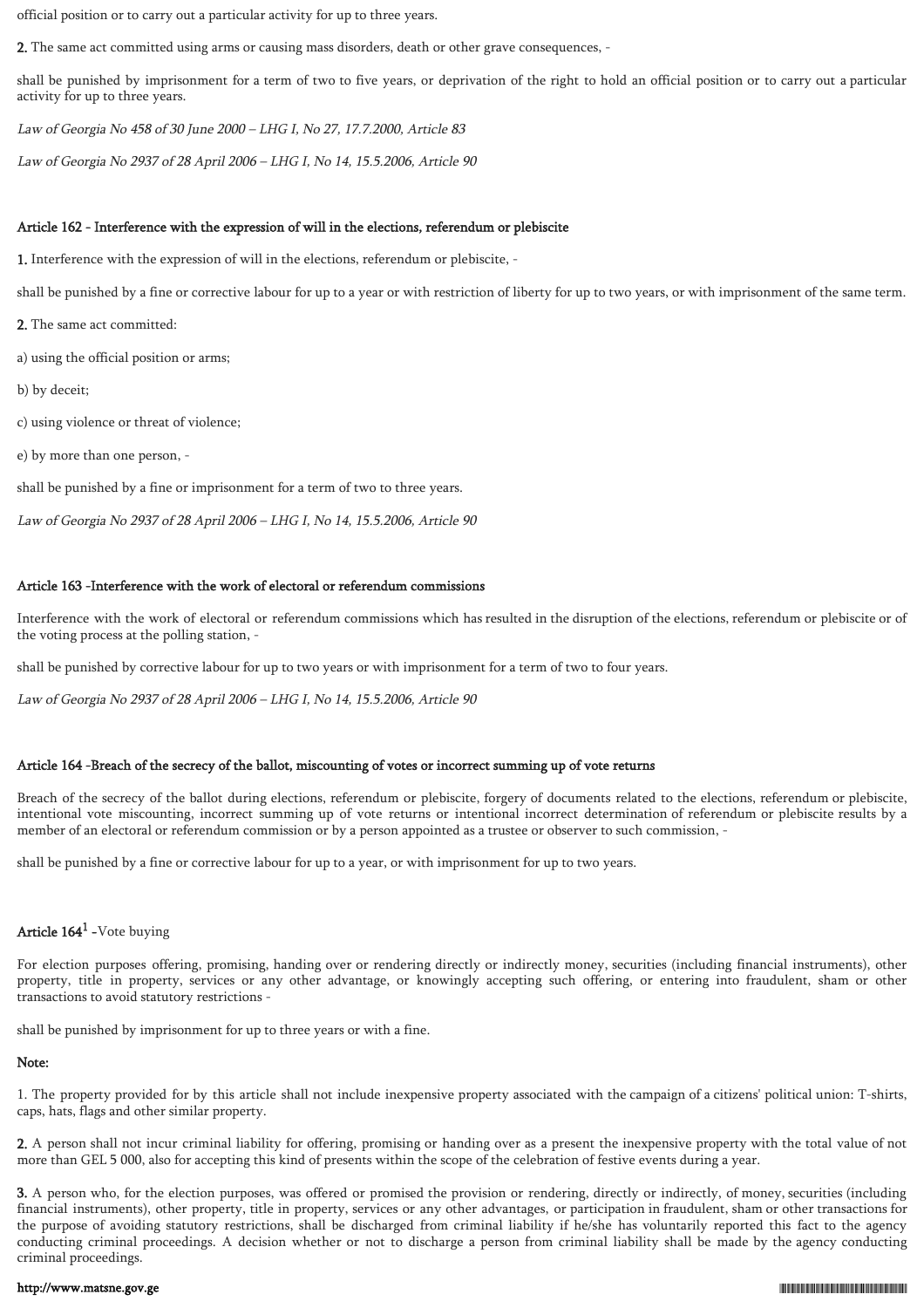official position or to carry out a particular activity for up to three years.

**2.** The same act committed using arms or causing mass disorders, death or other grave consequences, -

shall be punished by imprisonment for a term of two to five years, or deprivation of the right to hold an official position or to carry out a particular activity for up to three years.

*Law of Georgia No 458 of 30 June 2000 – LHG I, No 27, 17.7.2000, Article 83*

*Law of Georgia No 2937 of 28 April 2006 – LHG I, No 14, 15.5.2006, Article 90*

#### Article 162 - Interference with the expression of will in the elections, referendum or plebiscite

**1.** Interference with the expression of will in the elections, referendum or plebiscite, -

shall be punished by a fine or corrective labour for up to a year or with restriction of liberty for up to two years, or with imprisonment of the same term.

**2.** The same act committed:

a) using the official position or arms;

b) by deceit;

c) using violence or threat of violence;

e) by more than one person, -

shall be punished by a fine or imprisonment for a term of two to three years.

*Law of Georgia No 2937 of 28 April 2006 – LHG I, No 14, 15.5.2006, Article 90*

#### Article 163 -Interference with the work of electoral or referendum commissions

Interference with the work of electoral or referendum commissions which has resulted in the disruption of the elections, referendum or plebiscite or of the voting process at the polling station, -

shall be punished by corrective labour for up to two years or with imprisonment for a term of two to four years.

*Law of Georgia No 2937 of 28 April 2006 – LHG I, No 14, 15.5.2006, Article 90*

#### Article 164 -Breach of the secrecy of the ballot, miscounting of votes or incorrect summing up of vote returns

Breach of the secrecy of the ballot during elections, referendum or plebiscite, forgery of documents related to the elections, referendum or plebiscite, intentional vote miscounting, incorrect summing up of vote returns or intentional incorrect determination of referendum or plebiscite results by a member of an electoral or referendum commission or by a person appointed as a trustee or observer to such commission, -

shall be punished by a fine or corrective labour for up to a year, or with imprisonment for up to two years.

#### Article 164[1] -Vote buying

For election purposes offering, promising, handing over or rendering directly or indirectly money, securities (including financial instruments), other property, title in property, services or any other advantage, or knowingly accepting such offering, or entering into fraudulent, sham or other transactions to avoid statutory restrictions -

shall be punished by imprisonment for up to three years or with a fine.

**Note:**

1. The property provided for by this article shall not include inexpensive property associated with the campaign of a citizens' political union: T-shirts, caps, hats, flags and other similar property.

**2.** A person shall not incur criminal liability for offering, promising or handing over as a present the inexpensive property with the total value of not more than GEL 5 000, also for accepting this kind of presents within the scope of the celebration of festive events during a year.

**3.** A person who, for the election purposes, was offered or promised the provision or rendering, directly or indirectly, of money, securities (including financial instruments), other property, title in property, services or any other advantages, or participation in fraudulent, sham or other transactions for the purpose of avoiding statutory restrictions, shall be discharged from criminal liability if he/she has voluntarily reported this fact to the agency conducting criminal proceedings. A decision whether or not to discharge a person from criminal liability shall be made by the agency conducting criminal proceedings.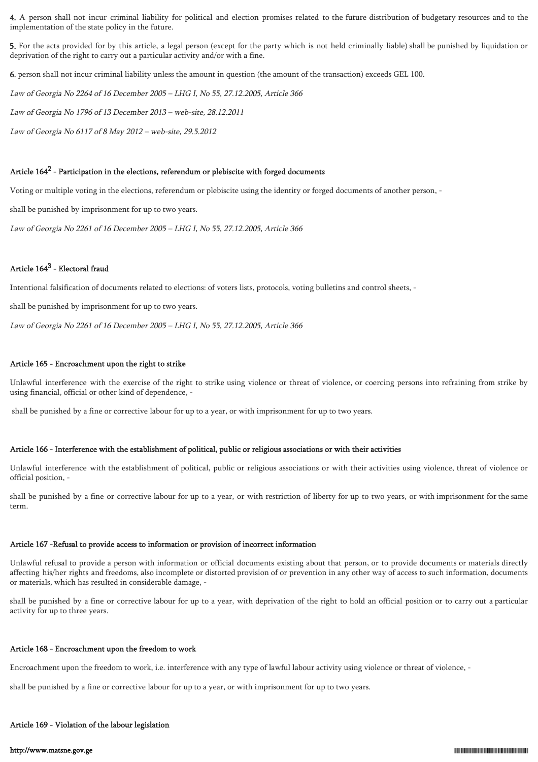**4.** A person shall not incur criminal liability for political and election promises related to the future distribution of budgetary resources and to the implementation of the state policy in the future.

**5.** For the acts provided for by this article, a legal person (except for the party which is not held criminally liable) shall be punished by liquidation or deprivation of the right to carry out a particular activity and/or with a fine.

**6.** person shall not incur criminal liability unless the amount in question (the amount of the transaction) exceeds GEL 100.

*Law of Georgia No 2264 of 16 December 2005 – LHG I, No 55, 27.12.2005, Article 366*

*Law of Georgia No 1796 of 13 December 2013 – web-site, 28.12.2011*

*Law of Georgia No 6117 of 8 May 2012 – web-site, 29.5.2012*

### Article 164$^2$ - Participation in the elections, referendum or plebiscite with forged documents

Voting or multiple voting in the elections, referendum or plebiscite using the identity or forged documents of another person, -

shall be punished by imprisonment for up to two years.

*Law of Georgia No 2261 of 16 December 2005 – LHG I, No 55, 27.12.2005, Article 366*

### Article 164$^3$ - Electoral fraud

Intentional falsification of documents related to elections: of voters lists, protocols, voting bulletins and control sheets, -

shall be punished by imprisonment for up to two years.

*Law of Georgia No 2261 of 16 December 2005 – LHG I, No 55, 27.12.2005, Article 366*

### Article 165 - Encroachment upon the right to strike

Unlawful interference with the exercise of the right to strike using violence or threat of violence, or coercing persons into refraining from strike by using financial, official or other kind of dependence, -

shall be punished by a fine or corrective labour for up to a year, or with imprisonment for up to two years.

### Article 166 - Interference with the establishment of political, public or religious associations or with their activities

Unlawful interference with the establishment of political, public or religious associations or with their activities using violence, threat of violence or official position, -

shall be punished by a fine or corrective labour for up to a year, or with restriction of liberty for up to two years, or with imprisonment for the same term.

### Article 167 -Refusal to provide access to information or provision of incorrect information

Unlawful refusal to provide a person with information or official documents existing about that person, or to provide documents or materials directly affecting his/her rights and freedoms, also incomplete or distorted provision of or prevention in any other way of access to such information, documents or materials, which has resulted in considerable damage, -

shall be punished by a fine or corrective labour for up to a year, with deprivation of the right to hold an official position or to carry out a particular activity for up to three years.

### Article 168 - Encroachment upon the freedom to work

Encroachment upon the freedom to work, i.e. interference with any type of lawful labour activity using violence or threat of violence, -

shall be punished by a fine or corrective labour for up to a year, or with imprisonment for up to two years.

### Article 169 - Violation of the labour legislation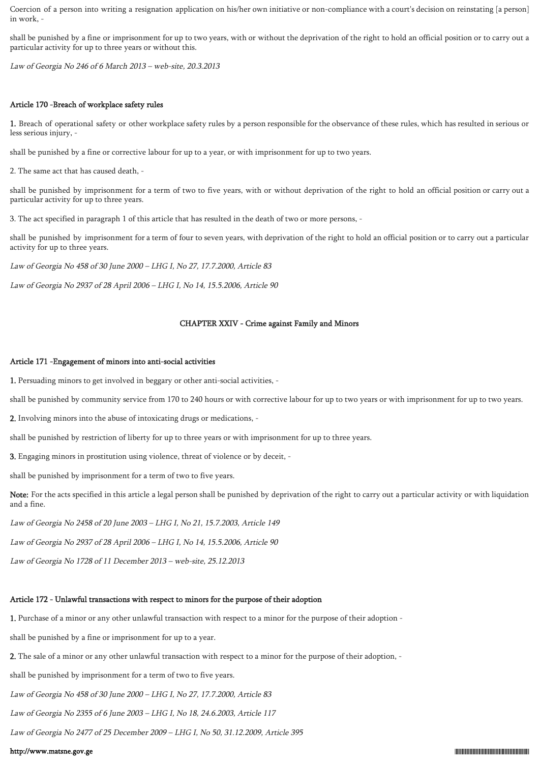Coercion of a person into writing a resignation application on his/her own initiative or non-compliance with a court's decision on reinstating [a person] in work, -

shall be punished by a fine or imprisonment for up to two years, with or without the deprivation of the right to hold an official position or to carry out a particular activity for up to three years or without this.

*Law of Georgia No 246 of 6 March 2013 – web-site, 20.3.2013*

### Article 170 -Breach of workplace safety rules

**1.** Breach of operational safety or other workplace safety rules by a person responsible for the observance of these rules, which has resulted in serious or less serious injury, -

shall be punished by a fine or corrective labour for up to a year, or with imprisonment for up to two years.

2. The same act that has caused death, -

shall be punished by imprisonment for a term of two to five years, with or without deprivation of the right to hold an official position or carry out a particular activity for up to three years.

3. The act specified in paragraph 1 of this article that has resulted in the death of two or more persons, -

shall be punished by imprisonment for a term of four to seven years, with deprivation of the right to hold an official position or to carry out a particular activity for up to three years.

*Law of Georgia No 458 of 30 June 2000 – LHG I, No 27, 17.7.2000, Article 83*

*Law of Georgia No 2937 of 28 April 2006 – LHG I, No 14, 15.5.2006, Article 90*

## CHAPTER XXIV - Crime against Family and Minors

### Article 171 -Engagement of minors into anti-social activities

**1.** Persuading minors to get involved in beggary or other anti-social activities, -

shall be punished by community service from 170 to 240 hours or with corrective labour for up to two years or with imprisonment for up to two years.

**2.** Involving minors into the abuse of intoxicating drugs or medications, -

shall be punished by restriction of liberty for up to three years or with imprisonment for up to three years.

**3.** Engaging minors in prostitution using violence, threat of violence or by deceit, -

shall be punished by imprisonment for a term of two to five years.

**Note:** For the acts specified in this article a legal person shall be punished by deprivation of the right to carry out a particular activity or with liquidation and a fine.

*Law of Georgia No 2458 of 20 June 2003 – LHG I, No 21, 15.7.2003, Article 149*

*Law of Georgia No 2937 of 28 April 2006 – LHG I, No 14, 15.5.2006, Article 90*

*Law of Georgia No 1728 of 11 December 2013 – web-site, 25.12.2013*

### Article 172 - Unlawful transactions with respect to minors for the purpose of their adoption

**1.** Purchase of a minor or any other unlawful transaction with respect to a minor for the purpose of their adoption -

shall be punished by a fine or imprisonment for up to a year.

**2.** The sale of a minor or any other unlawful transaction with respect to a minor for the purpose of their adoption, -

shall be punished by imprisonment for a term of two to five years.

*Law of Georgia No 458 of 30 June 2000 – LHG I, No 27, 17.7.2000, Article 83*

*Law of Georgia No 2355 of 6 June 2003 – LHG I, No 18, 24.6.2003, Article 117*

*Law of Georgia No 2477 of 25 December 2009 – LHG I, No 50, 31.12.2009, Article 395*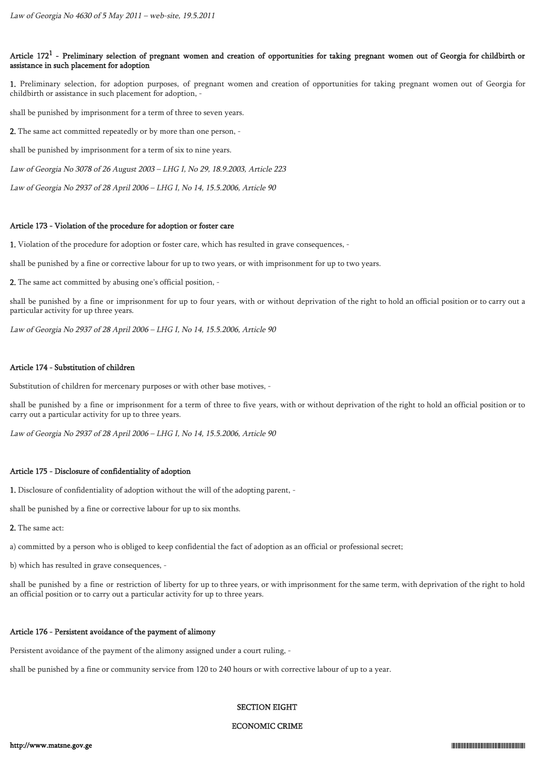*Law of Georgia No 4630 of 5 May 2011 – web-site, 19.5.2011*

**Article 172[1] - Preliminary selection of pregnant women and creation of opportunities for taking pregnant women out of Georgia for childbirth or assistance in such placement for adoption**

**1.** Preliminary selection, for adoption purposes, of pregnant women and creation of opportunities for taking pregnant women out of Georgia for childbirth or assistance in such placement for adoption, -

shall be punished by imprisonment for a term of three to seven years.

**2.** The same act committed repeatedly or by more than one person, -

shall be punished by imprisonment for a term of six to nine years.

*Law of Georgia No 3078 of 26 August 2003 – LHG I, No 29, 18.9.2003, Article 223*

*Law of Georgia No 2937 of 28 April 2006 – LHG I, No 14, 15.5.2006, Article 90*

**Article 173 - Violation of the procedure for adoption or foster care**

**1.** Violation of the procedure for adoption or foster care, which has resulted in grave consequences, -

shall be punished by a fine or corrective labour for up to two years, or with imprisonment for up to two years.

**2.** The same act committed by abusing one's official position, -

shall be punished by a fine or imprisonment for up to four years, with or without deprivation of the right to hold an official position or to carry out a particular activity for up three years.

*Law of Georgia No 2937 of 28 April 2006 – LHG I, No 14, 15.5.2006, Article 90*

**Article 174 - Substitution of children**

Substitution of children for mercenary purposes or with other base motives, -

shall be punished by a fine or imprisonment for a term of three to five years, with or without deprivation of the right to hold an official position or to carry out a particular activity for up to three years.

*Law of Georgia No 2937 of 28 April 2006 – LHG I, No 14, 15.5.2006, Article 90*

**Article 175 - Disclosure of confidentiality of adoption**

**1.** Disclosure of confidentiality of adoption without the will of the adopting parent, -

shall be punished by a fine or corrective labour for up to six months.

**2.** The same act:

a) committed by a person who is obliged to keep confidential the fact of adoption as an official or professional secret;

b) which has resulted in grave consequences, -

shall be punished by a fine or restriction of liberty for up to three years, or with imprisonment for the same term, with deprivation of the right to hold an official position or to carry out a particular activity for up to three years.

**Article 176 - Persistent avoidance of the payment of alimony**

Persistent avoidance of the payment of the alimony assigned under a court ruling, -

shall be punished by a fine or community service from 120 to 240 hours or with corrective labour of up to a year.

## SECTION EIGHT

## ECONOMIC CRIME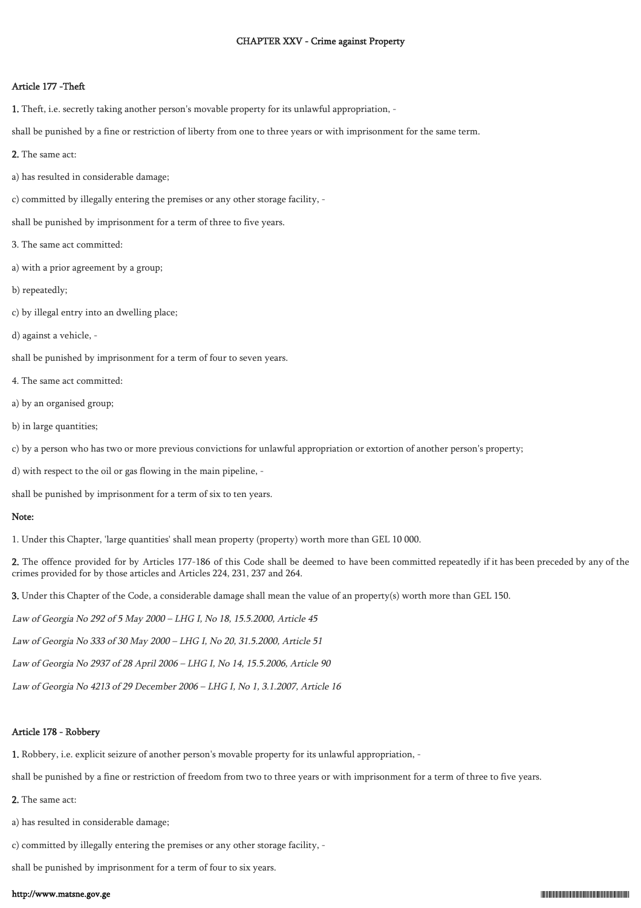## CHAPTER XXV - Crime against Property

### Article 177 -Theft

**1.** Theft, i.e. secretly taking another person's movable property for its unlawful appropriation, -

shall be punished by a fine or restriction of liberty from one to three years or with imprisonment for the same term.

**2.** The same act:

a) has resulted in considerable damage;

c) committed by illegally entering the premises or any other storage facility, -

shall be punished by imprisonment for a term of three to five years.

3. The same act committed:

a) with a prior agreement by a group;

b) repeatedly;

c) by illegal entry into an dwelling place;

d) against a vehicle, -

shall be punished by imprisonment for a term of four to seven years.

4. The same act committed:

a) by an organised group;

b) in large quantities;

c) by a person who has two or more previous convictions for unlawful appropriation or extortion of another person's property;

d) with respect to the oil or gas flowing in the main pipeline, -

shall be punished by imprisonment for a term of six to ten years.

**Note:**

1. Under this Chapter, 'large quantities' shall mean property (property) worth more than GEL 10 000.

**2.** The offence provided for by Articles 177-186 of this Code shall be deemed to have been committed repeatedly if it has been preceded by any of the crimes provided for by those articles and Articles 224, 231, 237 and 264.

**3.** Under this Chapter of the Code, a considerable damage shall mean the value of an property(s) worth more than GEL 150.

*Law of Georgia No 292 of 5 May 2000 – LHG I, No 18, 15.5.2000, Article 45*

*Law of Georgia No 333 of 30 May 2000 – LHG I, No 20, 31.5.2000, Article 51*

*Law of Georgia No 2937 of 28 April 2006 – LHG I, No 14, 15.5.2006, Article 90*

*Law of Georgia No 4213 of 29 December 2006 – LHG I, No 1, 3.1.2007, Article 16*

### Article 178 - Robbery

**1.** Robbery, i.e. explicit seizure of another person's movable property for its unlawful appropriation, -

shall be punished by a fine or restriction of freedom from two to three years or with imprisonment for a term of three to five years.

**2.** The same act:

a) has resulted in considerable damage;

c) committed by illegally entering the premises or any other storage facility, -

shall be punished by imprisonment for a term of four to six years.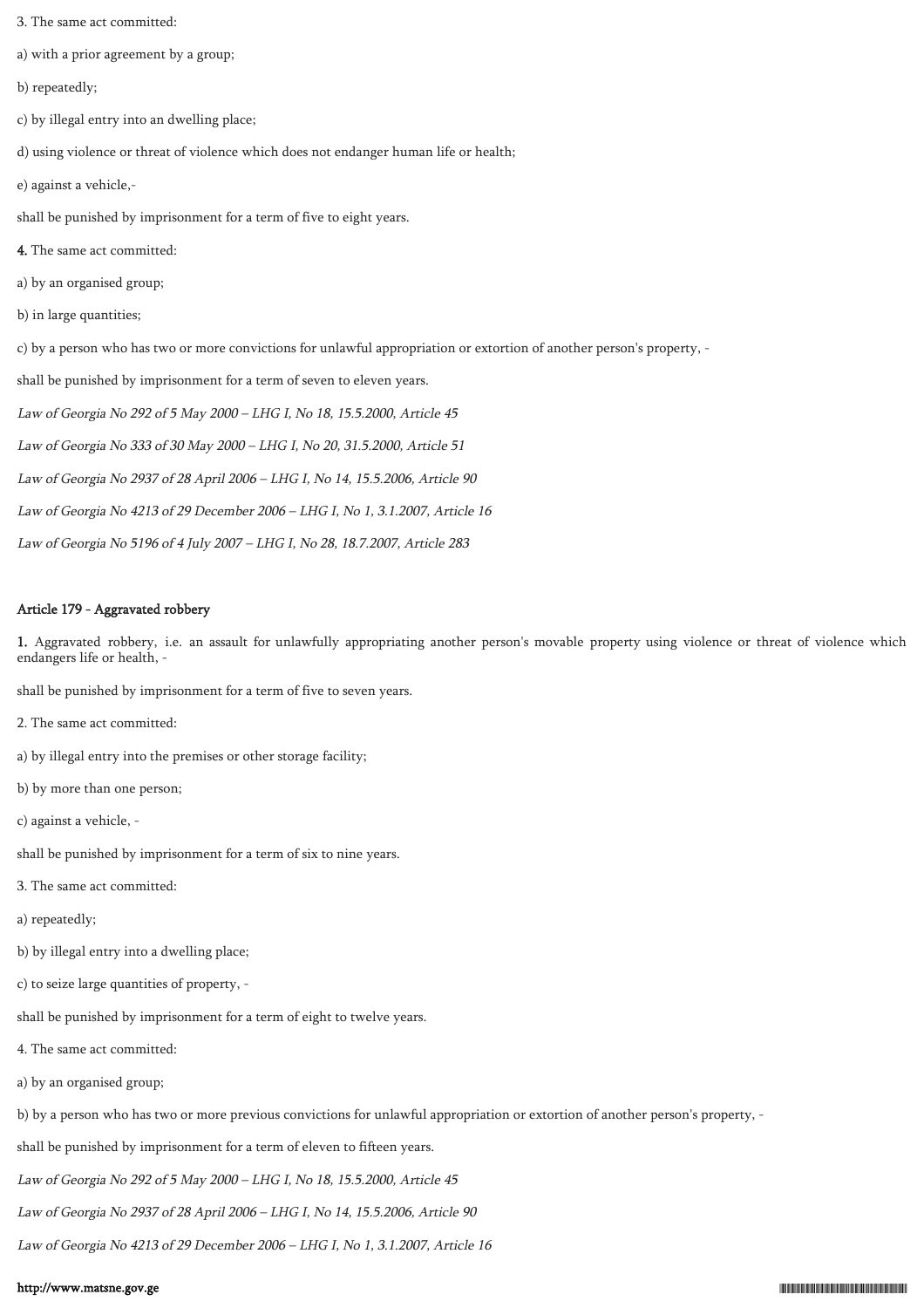3. The same act committed:

a) with a prior agreement by a group;

b) repeatedly;

c) by illegal entry into an dwelling place;

d) using violence or threat of violence which does not endanger human life or health;

e) against a vehicle,-

shall be punished by imprisonment for a term of five to eight years.

**4.** The same act committed:

a) by an organised group;

b) in large quantities;

c) by a person who has two or more convictions for unlawful appropriation or extortion of another person's property, -

shall be punished by imprisonment for a term of seven to eleven years.

*Law of Georgia No 292 of 5 May 2000 – LHG I, No 18, 15.5.2000, Article 45*

*Law of Georgia No 333 of 30 May 2000 – LHG I, No 20, 31.5.2000, Article 51*

*Law of Georgia No 2937 of 28 April 2006 – LHG I, No 14, 15.5.2006, Article 90*

*Law of Georgia No 4213 of 29 December 2006 – LHG I, No 1, 3.1.2007, Article 16*

*Law of Georgia No 5196 of 4 July 2007 – LHG I, No 28, 18.7.2007, Article 283*

### Article 179 - Aggravated robbery

**1.** Aggravated robbery, i.e. an assault for unlawfully appropriating another person's movable property using violence or threat of violence which endangers life or health, -

shall be punished by imprisonment for a term of five to seven years.

2. The same act committed:

a) by illegal entry into the premises or other storage facility;

b) by more than one person;

c) against a vehicle, -

shall be punished by imprisonment for a term of six to nine years.

3. The same act committed:

a) repeatedly;

b) by illegal entry into a dwelling place;

c) to seize large quantities of property, -

shall be punished by imprisonment for a term of eight to twelve years.

4. The same act committed:

a) by an organised group;

b) by a person who has two or more previous convictions for unlawful appropriation or extortion of another person's property, -

shall be punished by imprisonment for a term of eleven to fifteen years.

*Law of Georgia No 292 of 5 May 2000 – LHG I, No 18, 15.5.2000, Article 45*

*Law of Georgia No 2937 of 28 April 2006 – LHG I, No 14, 15.5.2006, Article 90*

*Law of Georgia No 4213 of 29 December 2006 – LHG I, No 1, 3.1.2007, Article 16*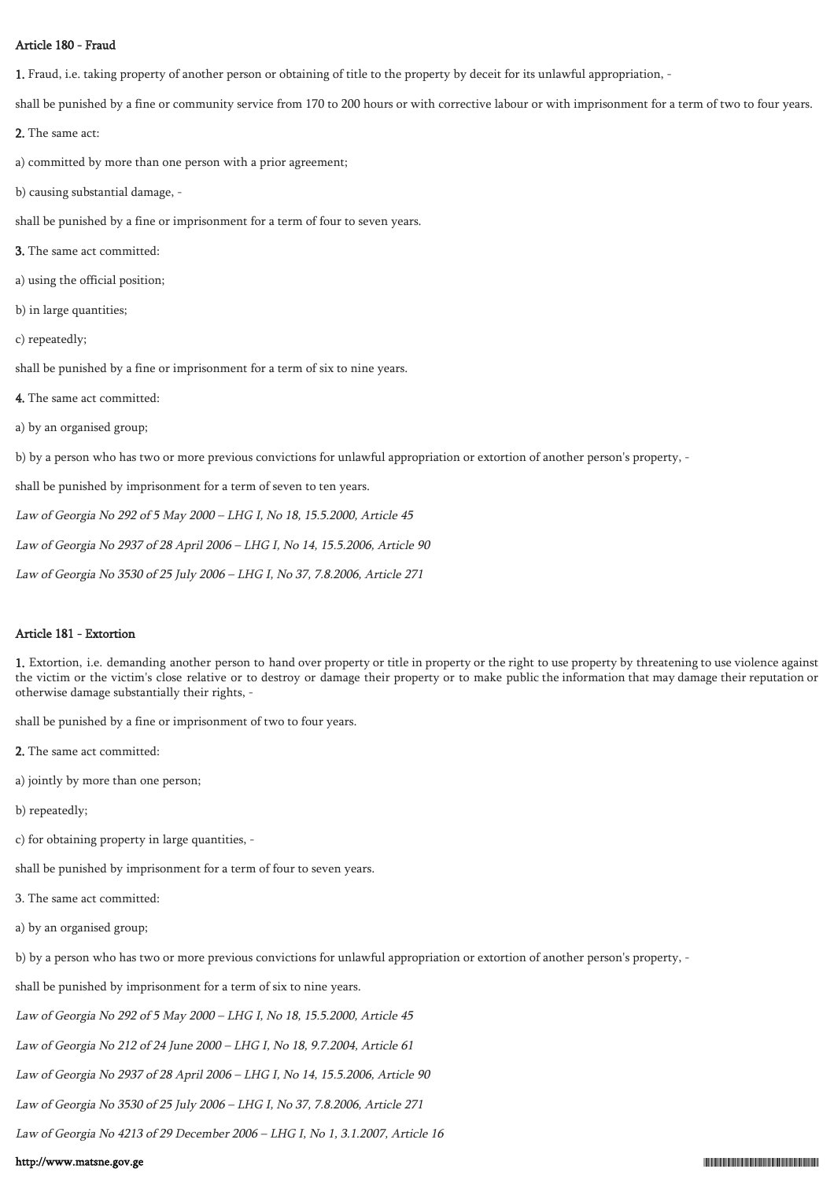### Article 180 - Fraud

**1.** Fraud, i.e. taking property of another person or obtaining of title to the property by deceit for its unlawful appropriation, -

shall be punished by a fine or community service from 170 to 200 hours or with corrective labour or with imprisonment for a term of two to four years.

**2.** The same act:

a) committed by more than one person with a prior agreement;

b) causing substantial damage, -

shall be punished by a fine or imprisonment for a term of four to seven years.

**3.** The same act committed:

a) using the official position;

b) in large quantities;

c) repeatedly;

shall be punished by a fine or imprisonment for a term of six to nine years.

**4.** The same act committed:

a) by an organised group;

b) by a person who has two or more previous convictions for unlawful appropriation or extortion of another person's property, -

shall be punished by imprisonment for a term of seven to ten years.

*Law of Georgia No 292 of 5 May 2000 – LHG I, No 18, 15.5.2000, Article 45*

*Law of Georgia No 2937 of 28 April 2006 – LHG I, No 14, 15.5.2006, Article 90*

*Law of Georgia No 3530 of 25 July 2006 – LHG I, No 37, 7.8.2006, Article 271*

### Article 181 - Extortion

**1.** Extortion, i.e. demanding another person to hand over property or title in property or the right to use property by threatening to use violence against the victim or the victim's close relative or to destroy or damage their property or to make public the information that may damage their reputation or otherwise damage substantially their rights, -

shall be punished by a fine or imprisonment of two to four years.

**2.** The same act committed:

a) jointly by more than one person;

b) repeatedly;

c) for obtaining property in large quantities, -

shall be punished by imprisonment for a term of four to seven years.

3. The same act committed:

a) by an organised group;

b) by a person who has two or more previous convictions for unlawful appropriation or extortion of another person's property, -

shall be punished by imprisonment for a term of six to nine years.

*Law of Georgia No 292 of 5 May 2000 – LHG I, No 18, 15.5.2000, Article 45*

*Law of Georgia No 212 of 24 June 2000 – LHG I, No 18, 9.7.2004, Article 61*

*Law of Georgia No 2937 of 28 April 2006 – LHG I, No 14, 15.5.2006, Article 90*

*Law of Georgia No 3530 of 25 July 2006 – LHG I, No 37, 7.8.2006, Article 271*

*Law of Georgia No 4213 of 29 December 2006 – LHG I, No 1, 3.1.2007, Article 16*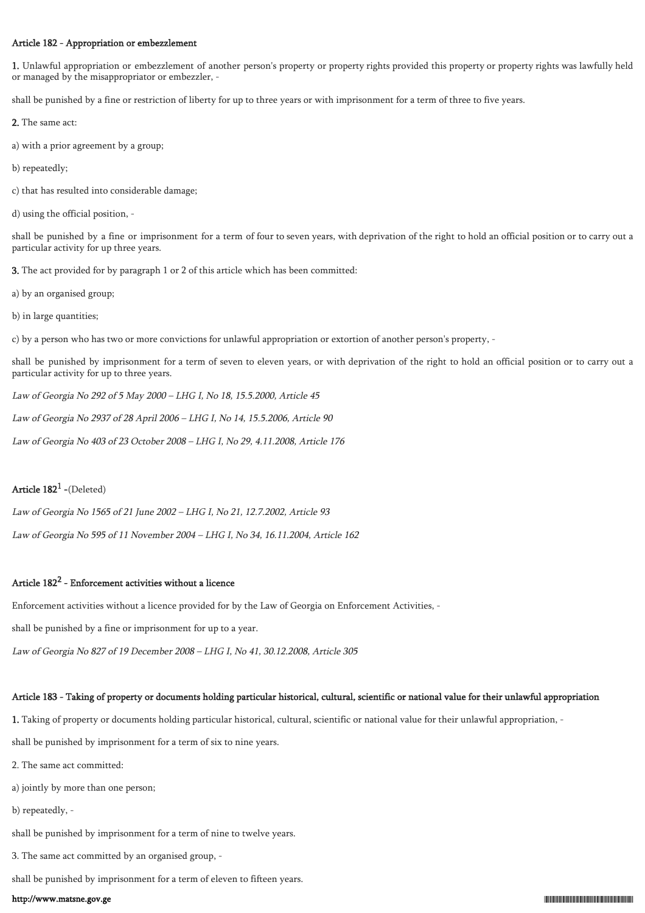#### Article 182 - Appropriation or embezzlement

**1.** Unlawful appropriation or embezzlement of another person's property or property rights provided this property or property rights was lawfully held or managed by the misappropriator or embezzler, -

shall be punished by a fine or restriction of liberty for up to three years or with imprisonment for a term of three to five years.

**2.** The same act:

a) with a prior agreement by a group;

b) repeatedly;

c) that has resulted into considerable damage;

d) using the official position, -

shall be punished by a fine or imprisonment for a term of four to seven years, with deprivation of the right to hold an official position or to carry out a particular activity for up three years.

**3.** The act provided for by paragraph 1 or 2 of this article which has been committed:

a) by an organised group;

b) in large quantities;

c) by a person who has two or more convictions for unlawful appropriation or extortion of another person's property, -

shall be punished by imprisonment for a term of seven to eleven years, or with deprivation of the right to hold an official position or to carry out a particular activity for up to three years.

*Law of Georgia No 292 of 5 May 2000 – LHG I, No 18, 15.5.2000, Article 45*

*Law of Georgia No 2937 of 28 April 2006 – LHG I, No 14, 15.5.2006, Article 90*

*Law of Georgia No 403 of 23 October 2008 – LHG I, No 29, 4.11.2008, Article 176*

#### Article $182^1$ -(Deleted)

*Law of Georgia No 1565 of 21 June 2002 – LHG I, No 21, 12.7.2002, Article 93*

*Law of Georgia No 595 of 11 November 2004 – LHG I, No 34, 16.11.2004, Article 162*

#### Article $182^2$ - Enforcement activities without a licence

Enforcement activities without a licence provided for by the Law of Georgia on Enforcement Activities, -

shall be punished by a fine or imprisonment for up to a year.

*Law of Georgia No 827 of 19 December 2008 – LHG I, No 41, 30.12.2008, Article 305*

#### Article 183 - Taking of property or documents holding particular historical, cultural, scientific or national value for their unlawful appropriation

**1.** Taking of property or documents holding particular historical, cultural, scientific or national value for their unlawful appropriation, -

shall be punished by imprisonment for a term of six to nine years.

2. The same act committed:

a) jointly by more than one person;

b) repeatedly, -

shall be punished by imprisonment for a term of nine to twelve years.

3. The same act committed by an organised group, -

shall be punished by imprisonment for a term of eleven to fifteen years.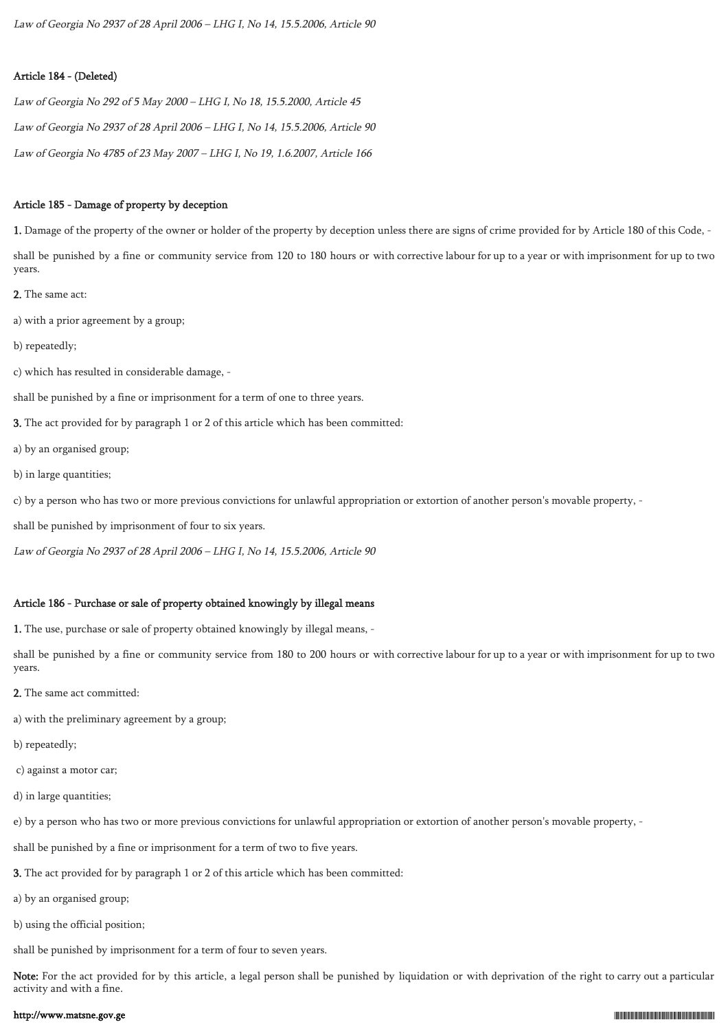*Law of Georgia No 2937 of 28 April 2006 – LHG I, No 14, 15.5.2006, Article 90*

**Article 184 - (Deleted)**

*Law of Georgia No 292 of 5 May 2000 – LHG I, No 18, 15.5.2000, Article 45*

*Law of Georgia No 2937 of 28 April 2006 – LHG I, No 14, 15.5.2006, Article 90*

*Law of Georgia No 4785 of 23 May 2007 – LHG I, No 19, 1.6.2007, Article 166*

**Article 185 - Damage of property by deception**

**1.** Damage of the property of the owner or holder of the property by deception unless there are signs of crime provided for by Article 180 of this Code, -

shall be punished by a fine or community service from 120 to 180 hours or with corrective labour for up to a year or with imprisonment for up to two years.

**2.** The same act:

a) with a prior agreement by a group;

b) repeatedly;

c) which has resulted in considerable damage, -

shall be punished by a fine or imprisonment for a term of one to three years.

**3.** The act provided for by paragraph 1 or 2 of this article which has been committed:

a) by an organised group;

b) in large quantities;

c) by a person who has two or more previous convictions for unlawful appropriation or extortion of another person's movable property, -

shall be punished by imprisonment of four to six years.

*Law of Georgia No 2937 of 28 April 2006 – LHG I, No 14, 15.5.2006, Article 90*

**Article 186 - Purchase or sale of property obtained knowingly by illegal means**

**1.** The use, purchase or sale of property obtained knowingly by illegal means, -

shall be punished by a fine or community service from 180 to 200 hours or with corrective labour for up to a year or with imprisonment for up to two years.

**2.** The same act committed:

a) with the preliminary agreement by a group;

b) repeatedly;

c) against a motor car;

d) in large quantities;

e) by a person who has two or more previous convictions for unlawful appropriation or extortion of another person's movable property, -

shall be punished by a fine or imprisonment for a term of two to five years.

**3.** The act provided for by paragraph 1 or 2 of this article which has been committed:

a) by an organised group;

b) using the official position;

shall be punished by imprisonment for a term of four to seven years.

**Note:** For the act provided for by this article, a legal person shall be punished by liquidation or with deprivation of the right to carry out a particular activity and with a fine.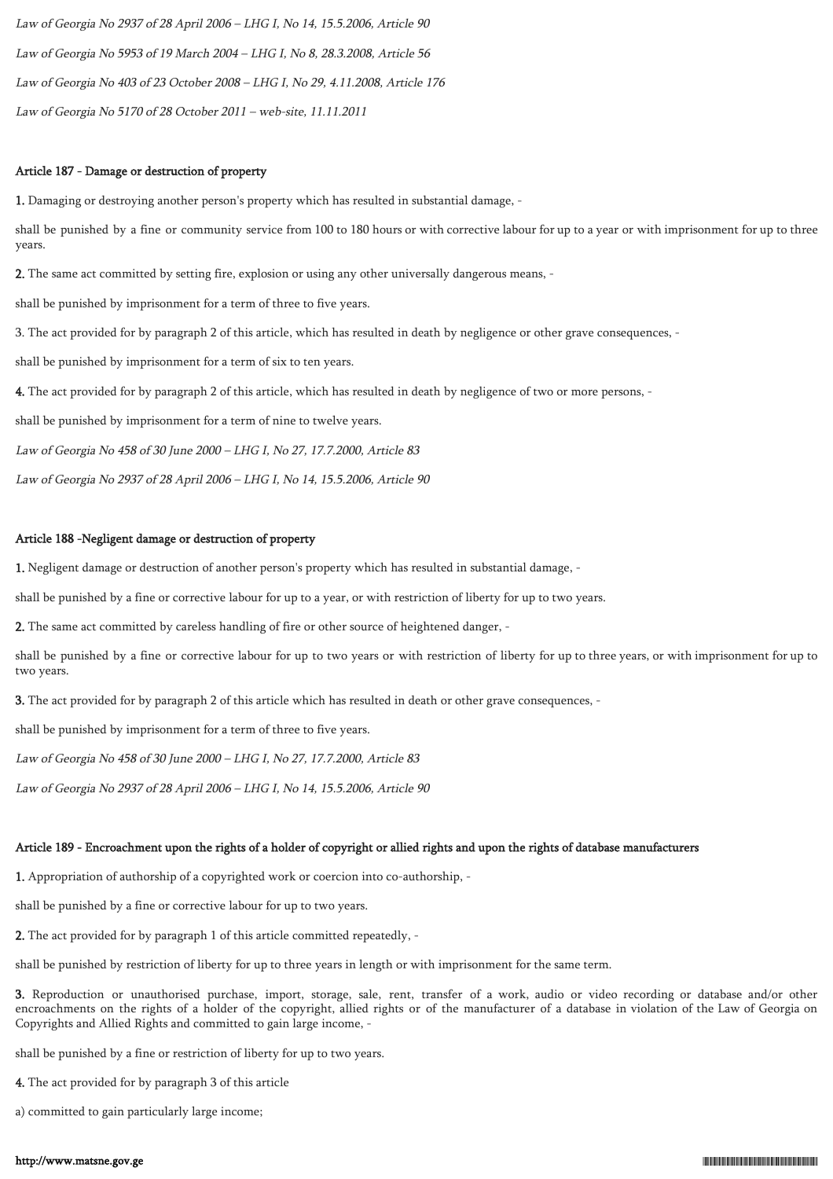*Law of Georgia No 2937 of 28 April 2006 – LHG I, No 14, 15.5.2006, Article 90*

*Law of Georgia No 5953 of 19 March 2004 – LHG I, No 8, 28.3.2008, Article 56*

*Law of Georgia No 403 of 23 October 2008 – LHG I, No 29, 4.11.2008, Article 176*

*Law of Georgia No 5170 of 28 October 2011 – web-site, 11.11.2011*

#### Article 187 - Damage or destruction of property

**1.** Damaging or destroying another person's property which has resulted in substantial damage, -

shall be punished by a fine or community service from 100 to 180 hours or with corrective labour for up to a year or with imprisonment for up to three years.

**2.** The same act committed by setting fire, explosion or using any other universally dangerous means, -

shall be punished by imprisonment for a term of three to five years.

3. The act provided for by paragraph 2 of this article, which has resulted in death by negligence or other grave consequences, -

shall be punished by imprisonment for a term of six to ten years.

**4.** The act provided for by paragraph 2 of this article, which has resulted in death by negligence of two or more persons, -

shall be punished by imprisonment for a term of nine to twelve years.

*Law of Georgia No 458 of 30 June 2000 – LHG I, No 27, 17.7.2000, Article 83*

*Law of Georgia No 2937 of 28 April 2006 – LHG I, No 14, 15.5.2006, Article 90*

#### Article 188 -Negligent damage or destruction of property

**1.** Negligent damage or destruction of another person's property which has resulted in substantial damage, -

shall be punished by a fine or corrective labour for up to a year, or with restriction of liberty for up to two years.

**2.** The same act committed by careless handling of fire or other source of heightened danger, -

shall be punished by a fine or corrective labour for up to two years or with restriction of liberty for up to three years, or with imprisonment for up to two years.

**3.** The act provided for by paragraph 2 of this article which has resulted in death or other grave consequences, -

shall be punished by imprisonment for a term of three to five years.

*Law of Georgia No 458 of 30 June 2000 – LHG I, No 27, 17.7.2000, Article 83*

*Law of Georgia No 2937 of 28 April 2006 – LHG I, No 14, 15.5.2006, Article 90*

#### Article 189 - Encroachment upon the rights of a holder of copyright or allied rights and upon the rights of database manufacturers

**1.** Appropriation of authorship of a copyrighted work or coercion into co-authorship, -

shall be punished by a fine or corrective labour for up to two years.

**2.** The act provided for by paragraph 1 of this article committed repeatedly, -

shall be punished by restriction of liberty for up to three years in length or with imprisonment for the same term.

**3.** Reproduction or unauthorised purchase, import, storage, sale, rent, transfer of a work, audio or video recording or database and/or other encroachments on the rights of a holder of the copyright, allied rights or of the manufacturer of a database in violation of the Law of Georgia on Copyrights and Allied Rights and committed to gain large income, -

shall be punished by a fine or restriction of liberty for up to two years.

**4.** The act provided for by paragraph 3 of this article

a) committed to gain particularly large income;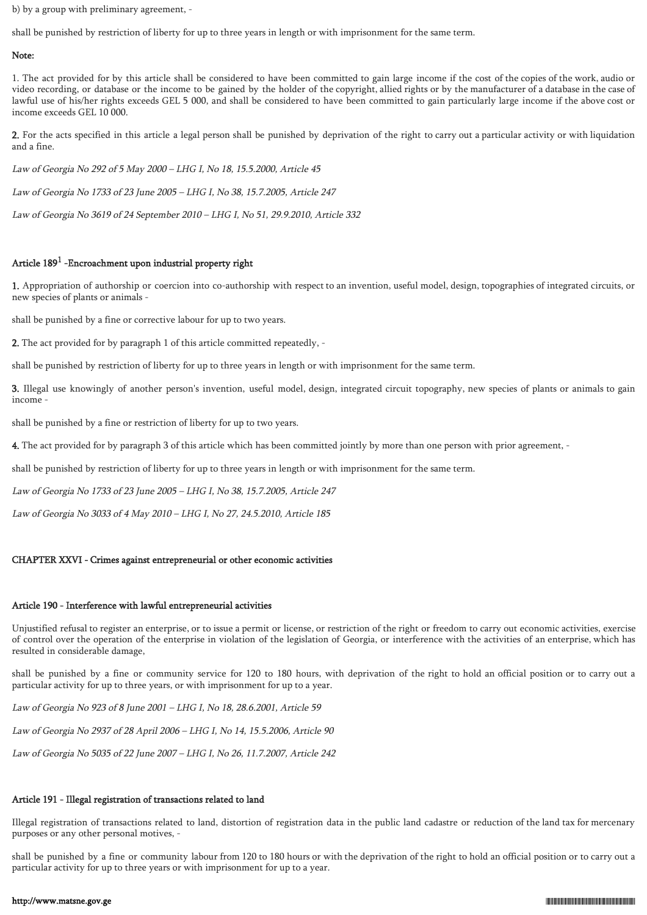b) by a group with preliminary agreement, -

shall be punished by restriction of liberty for up to three years in length or with imprisonment for the same term.

**Note:**

1. The act provided for by this article shall be considered to have been committed to gain large income if the cost of the copies of the work, audio or video recording, or database or the income to be gained by the holder of the copyright, allied rights or by the manufacturer of a database in the case of lawful use of his/her rights exceeds GEL 5 000, and shall be considered to have been committed to gain particularly large income if the above cost or income exceeds GEL 10 000.

**2.** For the acts specified in this article a legal person shall be punished by deprivation of the right to carry out a particular activity or with liquidation and a fine.

*Law of Georgia No 292 of 5 May 2000 – LHG I, No 18, 15.5.2000, Article 45*

*Law of Georgia No 1733 of 23 June 2005 – LHG I, No 38, 15.7.2005, Article 247*

*Law of Georgia No 3619 of 24 September 2010 – LHG I, No 51, 29.9.2010, Article 332*

### Article 189[1] -Encroachment upon industrial property right

**1.** Appropriation of authorship or coercion into co-authorship with respect to an invention, useful model, design, topographies of integrated circuits, or new species of plants or animals -

shall be punished by a fine or corrective labour for up to two years.

**2.** The act provided for by paragraph 1 of this article committed repeatedly, -

shall be punished by restriction of liberty for up to three years in length or with imprisonment for the same term.

**3.** Illegal use knowingly of another person's invention, useful model, design, integrated circuit topography, new species of plants or animals to gain income -

shall be punished by a fine or restriction of liberty for up to two years.

**4.** The act provided for by paragraph 3 of this article which has been committed jointly by more than one person with prior agreement, -

shall be punished by restriction of liberty for up to three years in length or with imprisonment for the same term.

*Law of Georgia No 1733 of 23 June 2005 – LHG I, No 38, 15.7.2005, Article 247*

*Law of Georgia No 3033 of 4 May 2010 – LHG I, No 27, 24.5.2010, Article 185*

## CHAPTER XXVI - Crimes against entrepreneurial or other economic activities

### Article 190 - Interference with lawful entrepreneurial activities

Unjustified refusal to register an enterprise, or to issue a permit or license, or restriction of the right or freedom to carry out economic activities, exercise of control over the operation of the enterprise in violation of the legislation of Georgia, or interference with the activities of an enterprise, which has resulted in considerable damage,

shall be punished by a fine or community service for 120 to 180 hours, with deprivation of the right to hold an official position or to carry out a particular activity for up to three years, or with imprisonment for up to a year.

*Law of Georgia No 923 of 8 June 2001 – LHG I, No 18, 28.6.2001, Article 59*

*Law of Georgia No 2937 of 28 April 2006 – LHG I, No 14, 15.5.2006, Article 90*

*Law of Georgia No 5035 of 22 June 2007 – LHG I, No 26, 11.7.2007, Article 242*

### Article 191 - Illegal registration of transactions related to land

Illegal registration of transactions related to land, distortion of registration data in the public land cadastre or reduction of the land tax for mercenary purposes or any other personal motives, -

shall be punished by a fine or community labour from 120 to 180 hours or with the deprivation of the right to hold an official position or to carry out a particular activity for up to three years or with imprisonment for up to a year.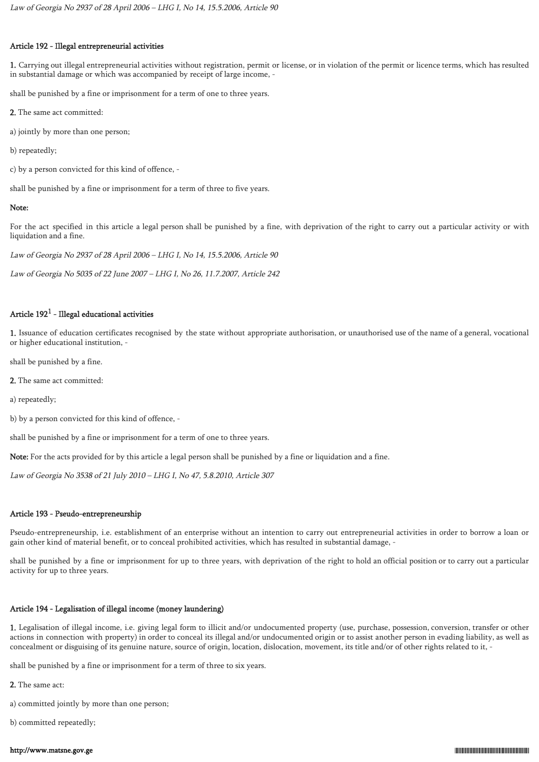*Law of Georgia No 2937 of 28 April 2006 – LHG I, No 14, 15.5.2006, Article 90*

### Article 192 - Illegal entrepreneurial activities

**1.** Carrying out illegal entrepreneurial activities without registration, permit or license, or in violation of the permit or licence terms, which has resulted in substantial damage or which was accompanied by receipt of large income, -

shall be punished by a fine or imprisonment for a term of one to three years.

**2.** The same act committed:

a) jointly by more than one person;

b) repeatedly;

c) by a person convicted for this kind of offence, -

shall be punished by a fine or imprisonment for a term of three to five years.

**Note:**

For the act specified in this article a legal person shall be punished by a fine, with deprivation of the right to carry out a particular activity or with liquidation and a fine.

*Law of Georgia No 2937 of 28 April 2006 – LHG I, No 14, 15.5.2006, Article 90*

*Law of Georgia No 5035 of 22 June 2007 – LHG I, No 26, 11.7.2007, Article 242*

### Article 192[1] - Illegal educational activities

**1.** Issuance of education certificates recognised by the state without appropriate authorisation, or unauthorised use of the name of a general, vocational or higher educational institution, -

shall be punished by a fine.

**2.** The same act committed:

a) repeatedly;

b) by a person convicted for this kind of offence, -

shall be punished by a fine or imprisonment for a term of one to three years.

**Note:** For the acts provided for by this article a legal person shall be punished by a fine or liquidation and a fine.

*Law of Georgia No 3538 of 21 July 2010 – LHG I, No 47, 5.8.2010, Article 307*

### Article 193 - Pseudo-entrepreneurship

Pseudo-entrepreneurship, i.e. establishment of an enterprise without an intention to carry out entrepreneurial activities in order to borrow a loan or gain other kind of material benefit, or to conceal prohibited activities, which has resulted in substantial damage, -

shall be punished by a fine or imprisonment for up to three years, with deprivation of the right to hold an official position or to carry out a particular activity for up to three years.

### Article 194 - Legalisation of illegal income (money laundering)

**1.** Legalisation of illegal income, i.e. giving legal form to illicit and/or undocumented property (use, purchase, possession, conversion, transfer or other actions in connection with property) in order to conceal its illegal and/or undocumented origin or to assist another person in evading liability, as well as concealment or disguising of its genuine nature, source of origin, location, dislocation, movement, its title and/or of other rights related to it, -

shall be punished by a fine or imprisonment for a term of three to six years.

**2.** The same act:

a) committed jointly by more than one person;

b) committed repeatedly;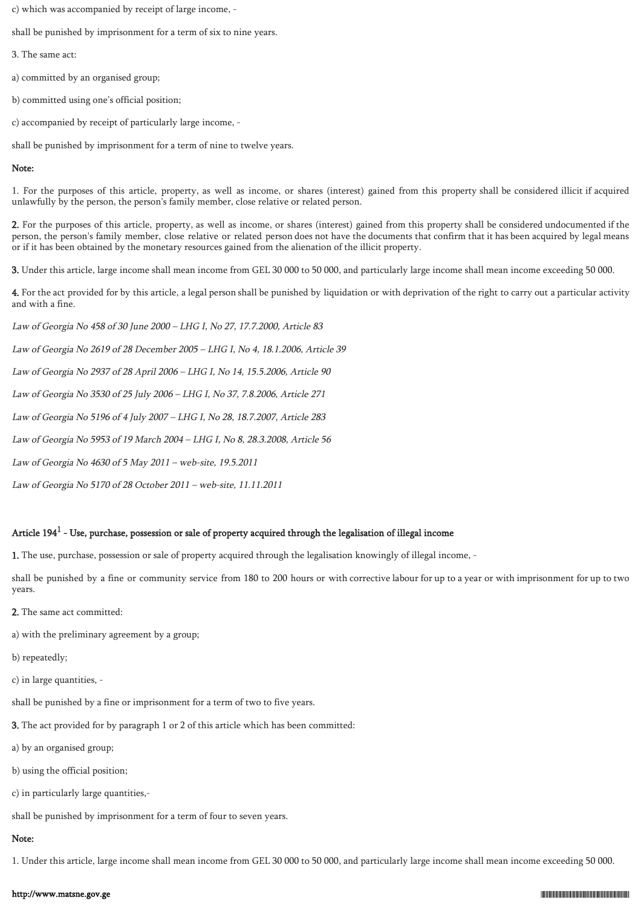c) which was accompanied by receipt of large income, -

shall be punished by imprisonment for a term of six to nine years.

3. The same act:

a) committed by an organised group;

b) committed using one's official position;

c) accompanied by receipt of particularly large income, -

shall be punished by imprisonment for a term of nine to twelve years.

**Note:**

1. For the purposes of this article, property, as well as income, or shares (interest) gained from this property shall be considered illicit if acquired unlawfully by the person, the person's family member, close relative or related person.

**2.** For the purposes of this article, property, as well as income, or shares (interest) gained from this property shall be considered undocumented if the person, the person's family member, close relative or related person does not have the documents that confirm that it has been acquired by legal means or if it has been obtained by the monetary resources gained from the alienation of the illicit property.

**3.** Under this article, large income shall mean income from GEL 30 000 to 50 000, and particularly large income shall mean income exceeding 50 000.

**4.** For the act provided for by this article, a legal person shall be punished by liquidation or with deprivation of the right to carry out a particular activity and with a fine.

*Law of Georgia No 458 of 30 June 2000 – LHG I, No 27, 17.7.2000, Article 83*

*Law of Georgia No 2619 of 28 December 2005 – LHG I, No 4, 18.1.2006, Article 39*

*Law of Georgia No 2937 of 28 April 2006 – LHG I, No 14, 15.5.2006, Article 90*

*Law of Georgia No 3530 of 25 July 2006 – LHG I, No 37, 7.8.2006, Article 271*

*Law of Georgia No 5196 of 4 July 2007 – LHG I, No 28, 18.7.2007, Article 283*

*Law of Georgia No 5953 of 19 March 2004 – LHG I, No 8, 28.3.2008, Article 56*

*Law of Georgia No 4630 of 5 May 2011 – web-site, 19.5.2011*

*Law of Georgia No 5170 of 28 October 2011 – web-site, 11.11.2011*

### Article 194[1] - Use, purchase, possession or sale of property acquired through the legalisation of illegal income

**1.** The use, purchase, possession or sale of property acquired through the legalisation knowingly of illegal income, -

shall be punished by a fine or community service from 180 to 200 hours or with corrective labour for up to a year or with imprisonment for up to two years.

**2.** The same act committed:

a) with the preliminary agreement by a group;

b) repeatedly;

c) in large quantities, -

shall be punished by a fine or imprisonment for a term of two to five years.

**3.** The act provided for by paragraph 1 or 2 of this article which has been committed:

a) by an organised group;

b) using the official position;

c) in particularly large quantities,-

shall be punished by imprisonment for a term of four to seven years.

**Note:**

1. Under this article, large income shall mean income from GEL 30 000 to 50 000, and particularly large income shall mean income exceeding 50 000.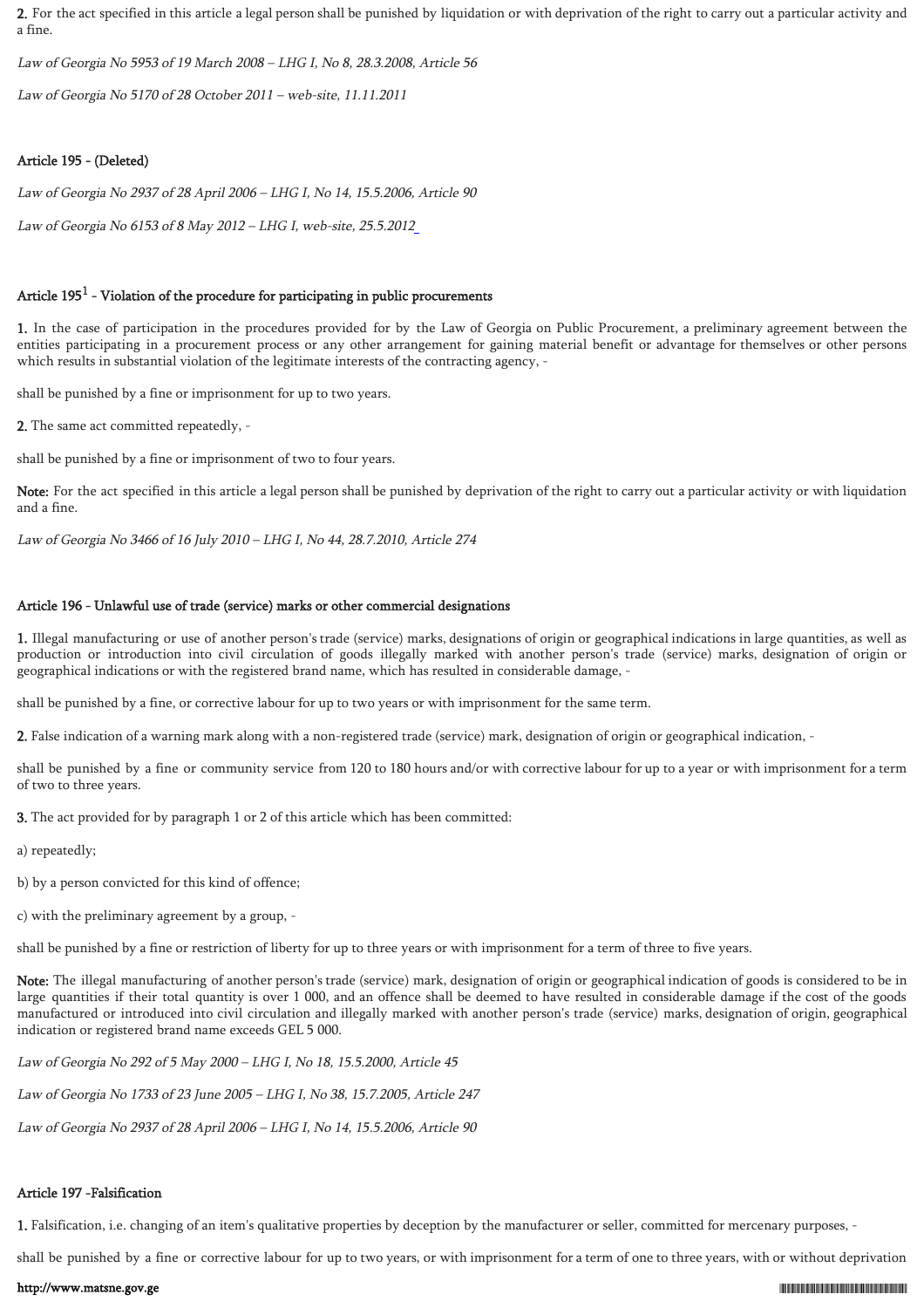**2.** For the act specified in this article a legal person shall be punished by liquidation or with deprivation of the right to carry out a particular activity and a fine.

*Law of Georgia No 5953 of 19 March 2008 – LHG I, No 8, 28.3.2008, Article 56*

*Law of Georgia No 5170 of 28 October 2011 – web-site, 11.11.2011*

#### Article 195 - (Deleted)

*Law of Georgia No 2937 of 28 April 2006 – LHG I, No 14, 15.5.2006, Article 90*

*Law of Georgia No 6153 of 8 May 2012 – LHG I, web-site, 25.5.2012*

#### Article 195[1] - Violation of the procedure for participating in public procurements

**1.** In the case of participation in the procedures provided for by the Law of Georgia on Public Procurement, a preliminary agreement between the entities participating in a procurement process or any other arrangement for gaining material benefit or advantage for themselves or other persons which results in substantial violation of the legitimate interests of the contracting agency, -

shall be punished by a fine or imprisonment for up to two years.

**2.** The same act committed repeatedly, -

shall be punished by a fine or imprisonment of two to four years.

**Note:** For the act specified in this article a legal person shall be punished by deprivation of the right to carry out a particular activity or with liquidation and a fine.

*Law of Georgia No 3466 of 16 July 2010 – LHG I, No 44, 28.7.2010, Article 274*

#### Article 196 - Unlawful use of trade (service) marks or other commercial designations

**1.** Illegal manufacturing or use of another person's trade (service) marks, designations of origin or geographical indications in large quantities, as well as production or introduction into civil circulation of goods illegally marked with another person's trade (service) marks, designation of origin or geographical indications or with the registered brand name, which has resulted in considerable damage, -

shall be punished by a fine, or corrective labour for up to two years or with imprisonment for the same term.

**2.** False indication of a warning mark along with a non-registered trade (service) mark, designation of origin or geographical indication, -

shall be punished by a fine or community service from 120 to 180 hours and/or with corrective labour for up to a year or with imprisonment for a term of two to three years.

**3.** The act provided for by paragraph 1 or 2 of this article which has been committed:

a) repeatedly;

b) by a person convicted for this kind of offence;

c) with the preliminary agreement by a group, -

shall be punished by a fine or restriction of liberty for up to three years or with imprisonment for a term of three to five years.

**Note:** The illegal manufacturing of another person's trade (service) mark, designation of origin or geographical indication of goods is considered to be in large quantities if their total quantity is over 1 000, and an offence shall be deemed to have resulted in considerable damage if the cost of the goods manufactured or introduced into civil circulation and illegally marked with another person's trade (service) marks, designation of origin, geographical indication or registered brand name exceeds GEL 5 000.

*Law of Georgia No 292 of 5 May 2000 – LHG I, No 18, 15.5.2000, Article 45*

*Law of Georgia No 1733 of 23 June 2005 – LHG I, No 38, 15.7.2005, Article 247*

*Law of Georgia No 2937 of 28 April 2006 – LHG I, No 14, 15.5.2006, Article 90*

#### Article 197 -Falsification

**1.** Falsification, i.e. changing of an item's qualitative properties by deception by the manufacturer or seller, committed for mercenary purposes, -

shall be punished by a fine or corrective labour for up to two years, or with imprisonment for a term of one to three years, with or without deprivation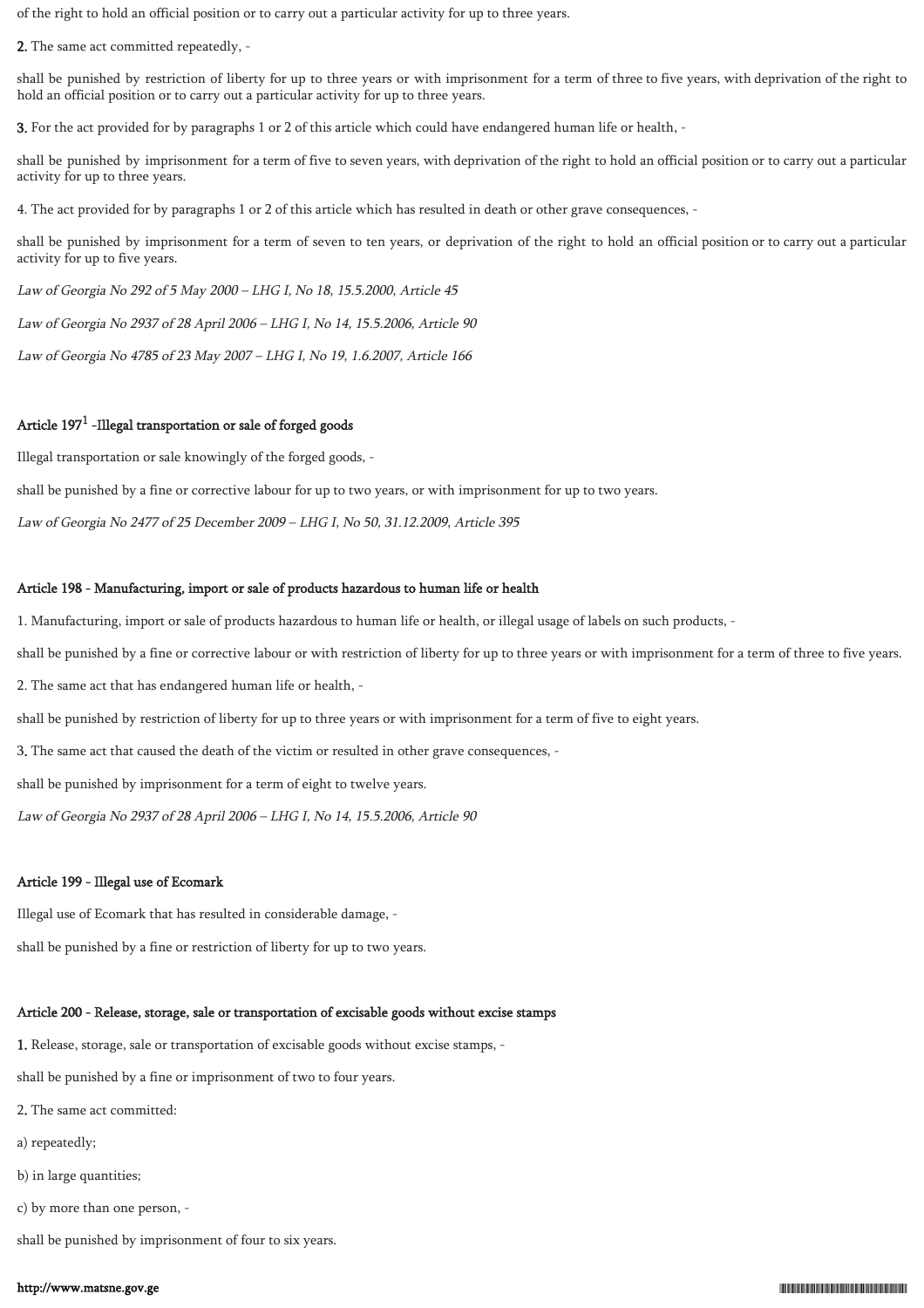of the right to hold an official position or to carry out a particular activity for up to three years.

**2.** The same act committed repeatedly, -

shall be punished by restriction of liberty for up to three years or with imprisonment for a term of three to five years, with deprivation of the right to hold an official position or to carry out a particular activity for up to three years.

**3.** For the act provided for by paragraphs 1 or 2 of this article which could have endangered human life or health, -

shall be punished by imprisonment for a term of five to seven years, with deprivation of the right to hold an official position or to carry out a particular activity for up to three years.

4. The act provided for by paragraphs 1 or 2 of this article which has resulted in death or other grave consequences, -

shall be punished by imprisonment for a term of seven to ten years, or deprivation of the right to hold an official position or to carry out a particular activity for up to five years.

*Law of Georgia No 292 of 5 May 2000 – LHG I, No 18, 15.5.2000, Article 45*

*Law of Georgia No 2937 of 28 April 2006 – LHG I, No 14, 15.5.2006, Article 90*

*Law of Georgia No 4785 of 23 May 2007 – LHG I, No 19, 1.6.2007, Article 166*

### Article 197[1] -Illegal transportation or sale of forged goods

Illegal transportation or sale knowingly of the forged goods, -

shall be punished by a fine or corrective labour for up to two years, or with imprisonment for up to two years.

*Law of Georgia No 2477 of 25 December 2009 – LHG I, No 50, 31.12.2009, Article 395*

### Article 198 - Manufacturing, import or sale of products hazardous to human life or health

1. Manufacturing, import or sale of products hazardous to human life or health, or illegal usage of labels on such products, -

shall be punished by a fine or corrective labour or with restriction of liberty for up to three years or with imprisonment for a term of three to five years.

2. The same act that has endangered human life or health, -

shall be punished by restriction of liberty for up to three years or with imprisonment for a term of five to eight years.

3. The same act that caused the death of the victim or resulted in other grave consequences, -

shall be punished by imprisonment for a term of eight to twelve years.

*Law of Georgia No 2937 of 28 April 2006 – LHG I, No 14, 15.5.2006, Article 90*

### Article 199 - Illegal use of Ecomark

Illegal use of Ecomark that has resulted in considerable damage, -

shall be punished by a fine or restriction of liberty for up to two years.

### Article 200 - Release, storage, sale or transportation of excisable goods without excise stamps

**1.** Release, storage, sale or transportation of excisable goods without excise stamps, -

shall be punished by a fine or imprisonment of two to four years.

2. The same act committed:

a) repeatedly;

b) in large quantities;

c) by more than one person, -

shall be punished by imprisonment of four to six years.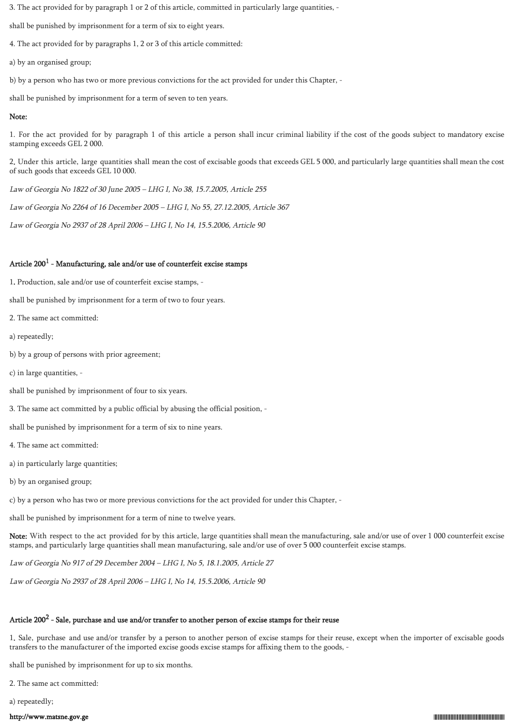3. The act provided for by paragraph 1 or 2 of this article, committed in particularly large quantities, -

shall be punished by imprisonment for a term of six to eight years.

4. The act provided for by paragraphs 1, 2 or 3 of this article committed:

a) by an organised group;

b) by a person who has two or more previous convictions for the act provided for under this Chapter, -

shall be punished by imprisonment for a term of seven to ten years.

**Note:**

1. For the act provided for by paragraph 1 of this article a person shall incur criminal liability if the cost of the goods subject to mandatory excise stamping exceeds GEL 2 000.

2. Under this article, large quantities shall mean the cost of excisable goods that exceeds GEL 5 000, and particularly large quantities shall mean the cost of such goods that exceeds GEL 10 000.

*Law of Georgia No 1822 of 30 June 2005 – LHG I, No 38, 15.7.2005, Article 255*

*Law of Georgia No 2264 of 16 December 2005 – LHG I, No 55, 27.12.2005, Article 367*

*Law of Georgia No 2937 of 28 April 2006 – LHG I, No 14, 15.5.2006, Article 90*

### Article 200[1] - Manufacturing, sale and/or use of counterfeit excise stamps

1. Production, sale and/or use of counterfeit excise stamps, -

shall be punished by imprisonment for a term of two to four years.

2. The same act committed:

a) repeatedly;

b) by a group of persons with prior agreement;

c) in large quantities, -

shall be punished by imprisonment of four to six years.

3. The same act committed by a public official by abusing the official position, -

shall be punished by imprisonment for a term of six to nine years.

4. The same act committed:

a) in particularly large quantities;

b) by an organised group;

c) by a person who has two or more previous convictions for the act provided for under this Chapter, -

shall be punished by imprisonment for a term of nine to twelve years.

**Note:** With respect to the act provided for by this article, large quantities shall mean the manufacturing, sale and/or use of over 1 000 counterfeit excise stamps, and particularly large quantities shall mean manufacturing, sale and/or use of over 5 000 counterfeit excise stamps.

*Law of Georgia No 917 of 29 December 2004 – LHG I, No 5, 18.1.2005, Article 27*

*Law of Georgia No 2937 of 28 April 2006 – LHG I, No 14, 15.5.2006, Article 90*

### Article 200[2] - Sale, purchase and use and/or transfer to another person of excise stamps for their reuse

1. Sale, purchase and use and/or transfer by a person to another person of excise stamps for their reuse, except when the importer of excisable goods transfers to the manufacturer of the imported excise goods excise stamps for affixing them to the goods, -

shall be punished by imprisonment for up to six months.

2. The same act committed:

a) repeatedly;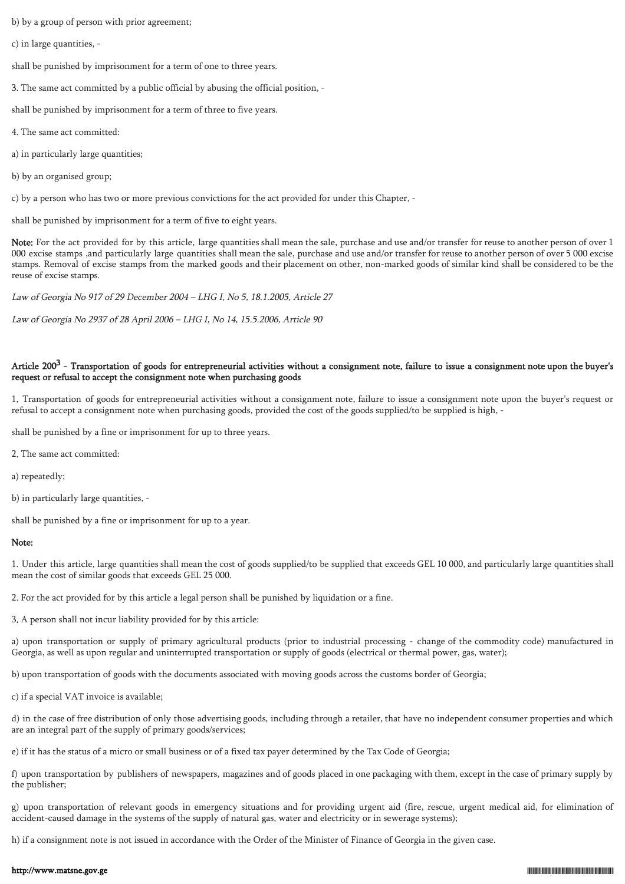b) by a group of person with prior agreement;

c) in large quantities, -

shall be punished by imprisonment for a term of one to three years.

3. The same act committed by a public official by abusing the official position, -

shall be punished by imprisonment for a term of three to five years.

4. The same act committed:

a) in particularly large quantities;

b) by an organised group;

c) by a person who has two or more previous convictions for the act provided for under this Chapter, -

shall be punished by imprisonment for a term of five to eight years.

**Note:** For the act provided for by this article, large quantities shall mean the sale, purchase and use and/or transfer for reuse to another person of over 1 000 excise stamps ,and particularly large quantities shall mean the sale, purchase and use and/or transfer for reuse to another person of over 5 000 excise stamps. Removal of excise stamps from the marked goods and their placement on other, non-marked goods of similar kind shall be considered to be the reuse of excise stamps.

*Law of Georgia No 917 of 29 December 2004 – LHG I, No 5, 18.1.2005, Article 27*

*Law of Georgia No 2937 of 28 April 2006 – LHG I, No 14, 15.5.2006, Article 90*

### Article 200[3] - Transportation of goods for entrepreneurial activities without a consignment note, failure to issue a consignment note upon the buyer's request or refusal to accept the consignment note when purchasing goods

1. Transportation of goods for entrepreneurial activities without a consignment note, failure to issue a consignment note upon the buyer's request or refusal to accept a consignment note when purchasing goods, provided the cost of the goods supplied/to be supplied is high, -

shall be punished by a fine or imprisonment for up to three years.

2. The same act committed:

a) repeatedly;

b) in particularly large quantities, -

shall be punished by a fine or imprisonment for up to a year.

**Note:**

1. Under this article, large quantities shall mean the cost of goods supplied/to be supplied that exceeds GEL 10 000, and particularly large quantities shall mean the cost of similar goods that exceeds GEL 25 000.

2. For the act provided for by this article a legal person shall be punished by liquidation or a fine.

3. A person shall not incur liability provided for by this article:

a) upon transportation or supply of primary agricultural products (prior to industrial processing - change of the commodity code) manufactured in Georgia, as well as upon regular and uninterrupted transportation or supply of goods (electrical or thermal power, gas, water);

b) upon transportation of goods with the documents associated with moving goods across the customs border of Georgia;

c) if a special VAT invoice is available;

d) in the case of free distribution of only those advertising goods, including through a retailer, that have no independent consumer properties and which are an integral part of the supply of primary goods/services;

e) if it has the status of a micro or small business or of a fixed tax payer determined by the Tax Code of Georgia;

f) upon transportation by publishers of newspapers, magazines and of goods placed in one packaging with them, except in the case of primary supply by the publisher;

g) upon transportation of relevant goods in emergency situations and for providing urgent aid (fire, rescue, urgent medical aid, for elimination of accident-caused damage in the systems of the supply of natural gas, water and electricity or in sewerage systems);

h) if a consignment note is not issued in accordance with the Order of the Minister of Finance of Georgia in the given case.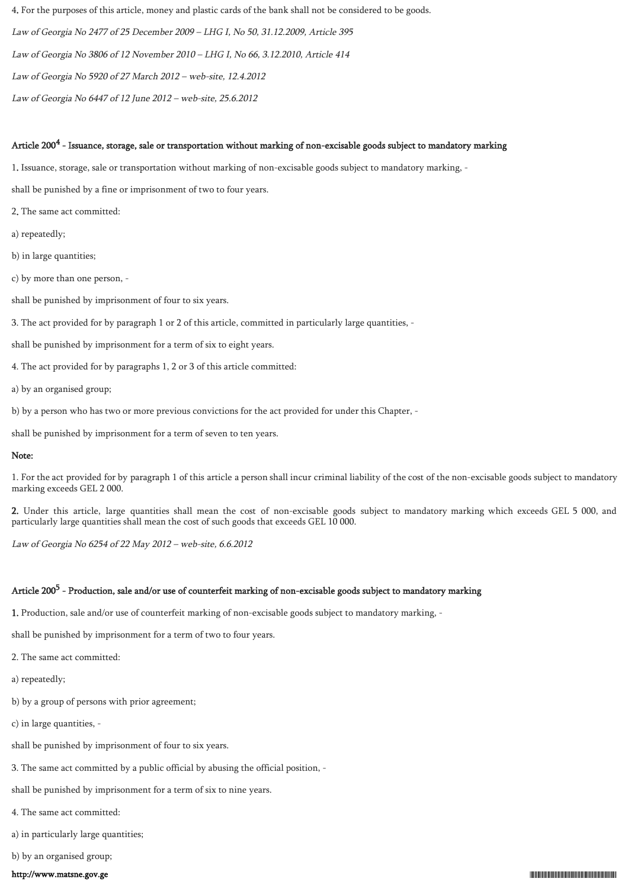4. For the purposes of this article, money and plastic cards of the bank shall not be considered to be goods.

*Law of Georgia No 2477 of 25 December 2009 – LHG I, No 50, 31.12.2009, Article 395*

*Law of Georgia No 3806 of 12 November 2010 – LHG I, No 66, 3.12.2010, Article 414*

*Law of Georgia No 5920 of 27 March 2012 – web-site, 12.4.2012*

*Law of Georgia No 6447 of 12 June 2012 – web-site, 25.6.2012*

### Article 200[4] - Issuance, storage, sale or transportation without marking of non-excisable goods subject to mandatory marking

1. Issuance, storage, sale or transportation without marking of non-excisable goods subject to mandatory marking, -

shall be punished by a fine or imprisonment of two to four years.

2. The same act committed:

a) repeatedly;

b) in large quantities;

c) by more than one person, -

shall be punished by imprisonment of four to six years.

3. The act provided for by paragraph 1 or 2 of this article, committed in particularly large quantities, -

shall be punished by imprisonment for a term of six to eight years.

4. The act provided for by paragraphs 1, 2 or 3 of this article committed:

a) by an organised group;

b) by a person who has two or more previous convictions for the act provided for under this Chapter, -

shall be punished by imprisonment for a term of seven to ten years.

**Note:**

1. For the act provided for by paragraph 1 of this article a person shall incur criminal liability of the cost of the non-excisable goods subject to mandatory marking exceeds GEL 2 000.

2. Under this article, large quantities shall mean the cost of non-excisable goods subject to mandatory marking which exceeds GEL 5 000, and particularly large quantities shall mean the cost of such goods that exceeds GEL 10 000.

*Law of Georgia No 6254 of 22 May 2012 – web-site, 6.6.2012*

### Article 200[5] - Production, sale and/or use of counterfeit marking of non-excisable goods subject to mandatory marking

1. Production, sale and/or use of counterfeit marking of non-excisable goods subject to mandatory marking, -

shall be punished by imprisonment for a term of two to four years.

2. The same act committed:

a) repeatedly;

b) by a group of persons with prior agreement;

c) in large quantities, -

shall be punished by imprisonment of four to six years.

3. The same act committed by a public official by abusing the official position, -

shall be punished by imprisonment for a term of six to nine years.

4. The same act committed:

a) in particularly large quantities;

b) by an organised group;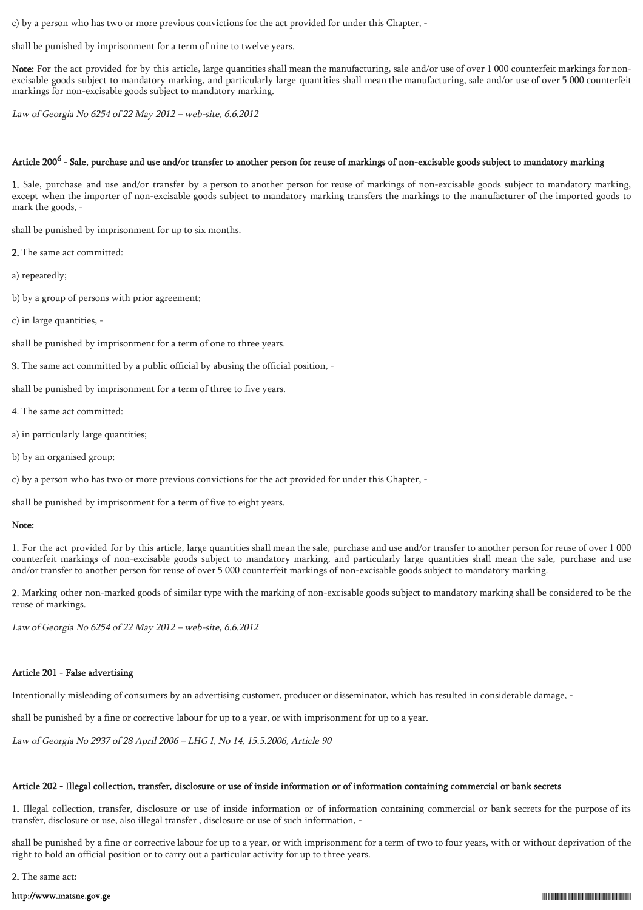c) by a person who has two or more previous convictions for the act provided for under this Chapter, -

shall be punished by imprisonment for a term of nine to twelve years.

**Note:** For the act provided for by this article, large quantities shall mean the manufacturing, sale and/or use of over 1 000 counterfeit markings for non-excisable goods subject to mandatory marking, and particularly large quantities shall mean the manufacturing, sale and/or use of over 5 000 counterfeit markings for non-excisable goods subject to mandatory marking.

*Law of Georgia No 6254 of 22 May 2012 – web-site, 6.6.2012*

### Article 200$^{6}$ - Sale, purchase and use and/or transfer to another person for reuse of markings of non-excisable goods subject to mandatory marking

**1.** Sale, purchase and use and/or transfer by a person to another person for reuse of markings of non-excisable goods subject to mandatory marking, except when the importer of non-excisable goods subject to mandatory marking transfers the markings to the manufacturer of the imported goods to mark the goods, -

shall be punished by imprisonment for up to six months.

**2.** The same act committed:

a) repeatedly;

b) by a group of persons with prior agreement;

c) in large quantities, -

shall be punished by imprisonment for a term of one to three years.

**3.** The same act committed by a public official by abusing the official position, -

shall be punished by imprisonment for a term of three to five years.

4. The same act committed:

a) in particularly large quantities;

b) by an organised group;

c) by a person who has two or more previous convictions for the act provided for under this Chapter, -

shall be punished by imprisonment for a term of five to eight years.

**Note:**

1. For the act provided for by this article, large quantities shall mean the sale, purchase and use and/or transfer to another person for reuse of over 1 000 counterfeit markings of non-excisable goods subject to mandatory marking, and particularly large quantities shall mean the sale, purchase and use and/or transfer to another person for reuse of over 5 000 counterfeit markings of non-excisable goods subject to mandatory marking.

**2.** Marking other non-marked goods of similar type with the marking of non-excisable goods subject to mandatory marking shall be considered to be the reuse of markings.

*Law of Georgia No 6254 of 22 May 2012 – web-site, 6.6.2012*

### Article 201 - False advertising

Intentionally misleading of consumers by an advertising customer, producer or disseminator, which has resulted in considerable damage, -

shall be punished by a fine or corrective labour for up to a year, or with imprisonment for up to a year.

*Law of Georgia No 2937 of 28 April 2006 – LHG I, No 14, 15.5.2006, Article 90*

### Article 202 - Illegal collection, transfer, disclosure or use of inside information or of information containing commercial or bank secrets

**1.** Illegal collection, transfer, disclosure or use of inside information or of information containing commercial or bank secrets for the purpose of its transfer, disclosure or use, also illegal transfer , disclosure or use of such information, -

shall be punished by a fine or corrective labour for up to a year, or with imprisonment for a term of two to four years, with or without deprivation of the right to hold an official position or to carry out a particular activity for up to three years.

**2.** The same act: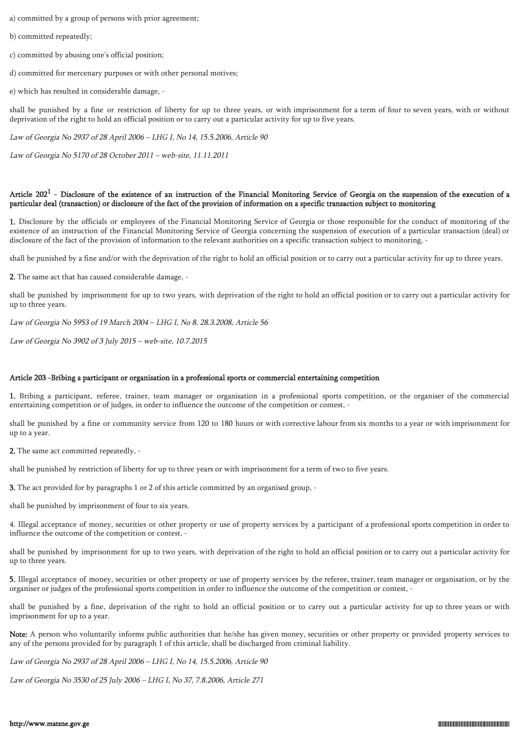a) committed by a group of persons with prior agreement;

b) committed repeatedly;

c) committed by abusing one's official position;

d) committed for mercenary purposes or with other personal motives;

e) which has resulted in considerable damage, -

shall be punished by a fine or restriction of liberty for up to three years, or with imprisonment for a term of four to seven years, with or without deprivation of the right to hold an official position or to carry out a particular activity for up to five years.

*Law of Georgia No 2937 of 28 April 2006 – LHG I, No 14, 15.5.2006, Article 90*

*Law of Georgia No 5170 of 28 October 2011 – web-site, 11.11.2011*

#### Article 202[1] - Disclosure of the existence of an instruction of the Financial Monitoring Service of Georgia on the suspension of the execution of a particular deal (transaction) or disclosure of the fact of the provision of information on a specific transaction subject to monitoring

**1.** Disclosure by the officials or employees of the Financial Monitoring Service of Georgia or those responsible for the conduct of monitoring of the existence of an instruction of the Financial Monitoring Service of Georgia concerning the suspension of execution of a particular transaction (deal) or disclosure of the fact of the provision of information to the relevant authorities on a specific transaction subject to monitoring, -

shall be punished by a fine and/or with the deprivation of the right to hold an official position or to carry out a particular activity for up to three years.

**2.** The same act that has caused considerable damage, -

shall be punished by imprisonment for up to two years, with deprivation of the right to hold an official position or to carry out a particular activity for up to three years.

*Law of Georgia No 5953 of 19 March 2004 – LHG I, No 8, 28.3.2008, Article 56*

*Law of Georgia No 3902 of 3 July 2015 – web-site, 10.7.2015*

#### Article 203 -Bribing a participant or organisation in a professional sports or commercial entertaining competition

**1.** Bribing a participant, referee, trainer, team manager or organisation in a professional sports competition, or the organiser of the commercial entertaining competition or of judges, in order to influence the outcome of the competition or contest, -

shall be punished by a fine or community service from 120 to 180 hours or with corrective labour from six months to a year or with imprisonment for up to a year.

**2.** The same act committed repeatedly, -

shall be punished by restriction of liberty for up to three years or with imprisonment for a term of two to five years.

**3.** The act provided for by paragraphs 1 or 2 of this article committed by an organised group, -

shall be punished by imprisonment of four to six years.

4. Illegal acceptance of money, securities or other property or use of property services by a participant of a professional sports competition in order to influence the outcome of the competition or contest, -

shall be punished by imprisonment for up to two years, with deprivation of the right to hold an official position or to carry out a particular activity for up to three years.

**5.** Illegal acceptance of money, securities or other property or use of property services by the referee, trainer, team manager or organisation, or by the organiser or judges of the professional sports competition in order to influence the outcome of the competition or contest, -

shall be punished by a fine, deprivation of the right to hold an official position or to carry out a particular activity for up to three years or with imprisonment for up to a year.

**Note:** A person who voluntarily informs public authorities that he/she has given money, securities or other property or provided property services to any of the persons provided for by paragraph 1 of this article, shall be discharged from criminal liability.

*Law of Georgia No 2937 of 28 April 2006 – LHG I, No 14, 15.5.2006, Article 90*

*Law of Georgia No 3530 of 25 July 2006 – LHG I, No 37, 7.8.2006, Article 271*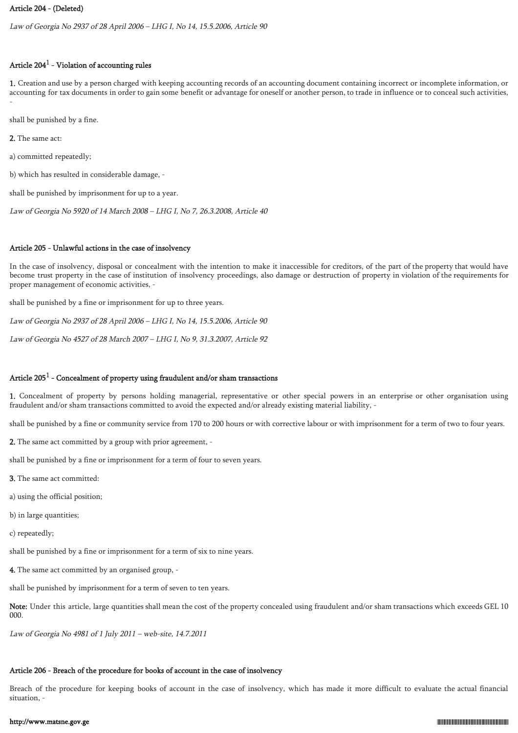### Article 204 - (Deleted)

*Law of Georgia No 2937 of 28 April 2006 – LHG I, No 14, 15.5.2006, Article 90*

### Article 204[1] - Violation of accounting rules

**1.** Creation and use by a person charged with keeping accounting records of an accounting document containing incorrect or incomplete information, or accounting for tax documents in order to gain some benefit or advantage for oneself or another person, to trade in influence or to conceal such activities, -

shall be punished by a fine.

**2.** The same act:

a) committed repeatedly;

b) which has resulted in considerable damage, -

shall be punished by imprisonment for up to a year.

*Law of Georgia No 5920 of 14 March 2008 – LHG I, No 7, 26.3.2008, Article 40*

### Article 205 - Unlawful actions in the case of insolvency

In the case of insolvency, disposal or concealment with the intention to make it inaccessible for creditors, of the part of the property that would have become trust property in the case of institution of insolvency proceedings, also damage or destruction of property in violation of the requirements for proper management of economic activities, -

shall be punished by a fine or imprisonment for up to three years.

*Law of Georgia No 2937 of 28 April 2006 – LHG I, No 14, 15.5.2006, Article 90*

*Law of Georgia No 4527 of 28 March 2007 – LHG I, No 9, 31.3.2007, Article 92*

### Article 205[1] - Concealment of property using fraudulent and/or sham transactions

**1.** Concealment of property by persons holding managerial, representative or other special powers in an enterprise or other organisation using fraudulent and/or sham transactions committed to avoid the expected and/or already existing material liability, -

shall be punished by a fine or community service from 170 to 200 hours or with corrective labour or with imprisonment for a term of two to four years.

**2.** The same act committed by a group with prior agreement, -

shall be punished by a fine or imprisonment for a term of four to seven years.

**3.** The same act committed:

a) using the official position;

b) in large quantities;

c) repeatedly;

shall be punished by a fine or imprisonment for a term of six to nine years.

**4.** The same act committed by an organised group, -

shall be punished by imprisonment for a term of seven to ten years.

**Note:** Under this article, large quantities shall mean the cost of the property concealed using fraudulent and/or sham transactions which exceeds GEL 10 000.

*Law of Georgia No 4981 of 1 July 2011 – web-site, 14.7.2011*

### Article 206 - Breach of the procedure for books of account in the case of insolvency

Breach of the procedure for keeping books of account in the case of insolvency, which has made it more difficult to evaluate the actual financial situation, -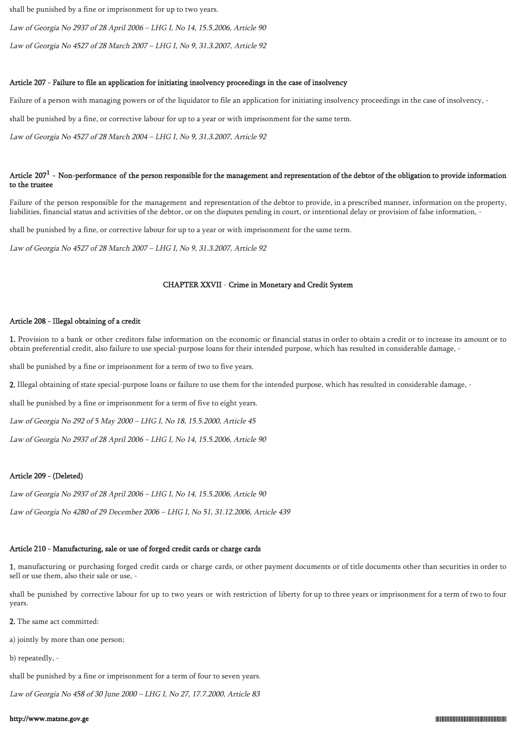shall be punished by a fine or imprisonment for up to two years.

*Law of Georgia No 2937 of 28 April 2006 – LHG I, No 14, 15.5.2006, Article 90*

*Law of Georgia No 4527 of 28 March 2007 – LHG I, No 9, 31.3.2007, Article 92*

#### Article 207 - Failure to file an application for initiating insolvency proceedings in the case of insolvency

Failure of a person with managing powers or of the liquidator to file an application for initiating insolvency proceedings in the case of insolvency, -

shall be punished by a fine, or corrective labour for up to a year or with imprisonment for the same term.

*Law of Georgia No 4527 of 28 March 2004 – LHG I, No 9, 31.3.2007, Article 92*

#### Article 207[1] - Non-performance of the person responsible for the management and representation of the debtor of the obligation to provide information to the trustee

Failure of the person responsible for the management and representation of the debtor to provide, in a prescribed manner, information on the property, liabilities, financial status and activities of the debtor, or on the disputes pending in court, or intentional delay or provision of false information, -

shall be punished by a fine, or corrective labour for up to a year or with imprisonment for the same term.

*Law of Georgia No 4527 of 28 March 2007 – LHG I, No 9, 31.3.2007, Article 92*

### CHAPTER XXVII - Crime in Monetary and Credit System

#### Article 208 - Illegal obtaining of a credit

**1.** Provision to a bank or other creditors false information on the economic or financial status in order to obtain a credit or to increase its amount or to obtain preferential credit, also failure to use special-purpose loans for their intended purpose, which has resulted in considerable damage, -

shall be punished by a fine or imprisonment for a term of two to five years.

**2.** Illegal obtaining of state special-purpose loans or failure to use them for the intended purpose, which has resulted in considerable damage, -

shall be punished by a fine or imprisonment for a term of five to eight years.

*Law of Georgia No 292 of 5 May 2000 – LHG I, No 18, 15.5.2000, Article 45*

*Law of Georgia No 2937 of 28 April 2006 – LHG I, No 14, 15.5.2006, Article 90*

#### Article 209 - (Deleted)

*Law of Georgia No 2937 of 28 April 2006 – LHG I, No 14, 15.5.2006, Article 90*

*Law of Georgia No 4280 of 29 December 2006 – LHG I, No 51, 31.12.2006, Article 439*

#### Article 210 - Manufacturing, sale or use of forged credit cards or charge cards

**1.** manufacturing or purchasing forged credit cards or charge cards, or other payment documents or of title documents other than securities in order to sell or use them, also their sale or use, -

shall be punished by corrective labour for up to two years or with restriction of liberty for up to three years or imprisonment for a term of two to four years.

**2.** The same act committed:

a) jointly by more than one person;

b) repeatedly, -

shall be punished by a fine or imprisonment for a term of four to seven years.

*Law of Georgia No 458 of 30 June 2000 – LHG I, No 27, 17.7.2000, Article 83*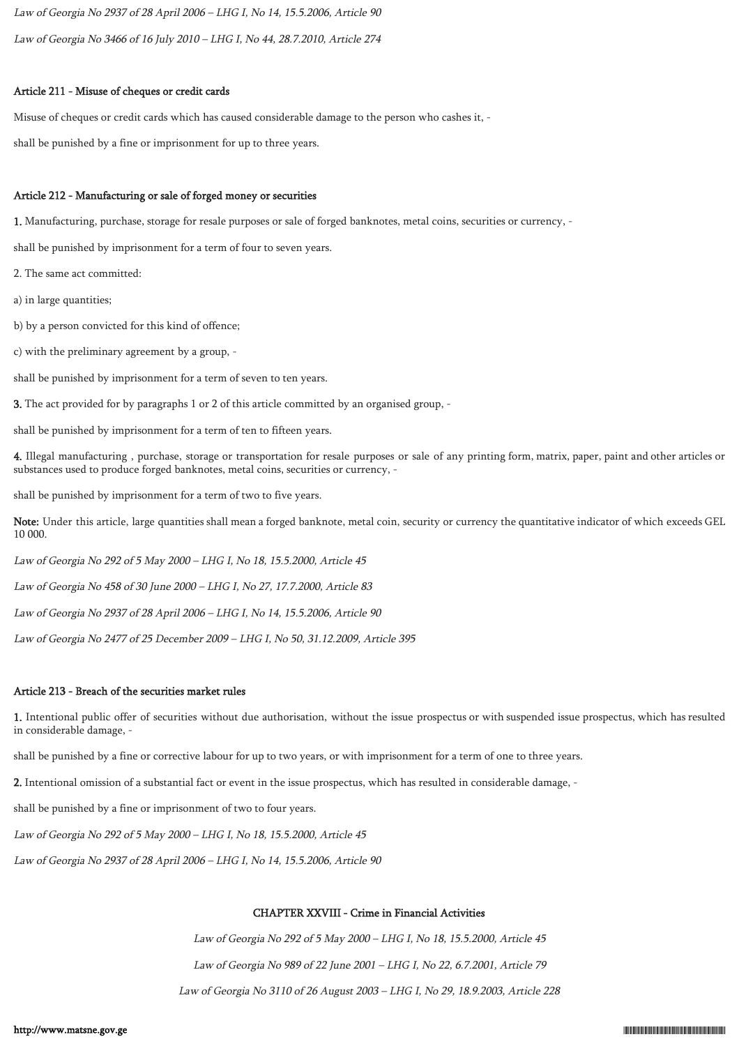*Law of Georgia No 2937 of 28 April 2006 – LHG I, No 14, 15.5.2006, Article 90*

*Law of Georgia No 3466 of 16 July 2010 – LHG I, No 44, 28.7.2010, Article 274*

### Article 211 - Misuse of cheques or credit cards

Misuse of cheques or credit cards which has caused considerable damage to the person who cashes it, -

shall be punished by a fine or imprisonment for up to three years.

### Article 212 - Manufacturing or sale of forged money or securities

**1.** Manufacturing, purchase, storage for resale purposes or sale of forged banknotes, metal coins, securities or currency, -

shall be punished by imprisonment for a term of four to seven years.

2. The same act committed:

a) in large quantities;

b) by a person convicted for this kind of offence;

c) with the preliminary agreement by a group, -

shall be punished by imprisonment for a term of seven to ten years.

**3.** The act provided for by paragraphs 1 or 2 of this article committed by an organised group, -

shall be punished by imprisonment for a term of ten to fifteen years.

**4.** Illegal manufacturing , purchase, storage or transportation for resale purposes or sale of any printing form, matrix, paper, paint and other articles or substances used to produce forged banknotes, metal coins, securities or currency, -

shall be punished by imprisonment for a term of two to five years.

**Note:** Under this article, large quantities shall mean a forged banknote, metal coin, security or currency the quantitative indicator of which exceeds GEL 10 000.

*Law of Georgia No 292 of 5 May 2000 – LHG I, No 18, 15.5.2000, Article 45*

*Law of Georgia No 458 of 30 June 2000 – LHG I, No 27, 17.7.2000, Article 83*

*Law of Georgia No 2937 of 28 April 2006 – LHG I, No 14, 15.5.2006, Article 90*

*Law of Georgia No 2477 of 25 December 2009 – LHG I, No 50, 31.12.2009, Article 395*

### Article 213 - Breach of the securities market rules

**1.** Intentional public offer of securities without due authorisation, without the issue prospectus or with suspended issue prospectus, which has resulted in considerable damage, -

shall be punished by a fine or corrective labour for up to two years, or with imprisonment for a term of one to three years.

**2.** Intentional omission of a substantial fact or event in the issue prospectus, which has resulted in considerable damage, -

shall be punished by a fine or imprisonment of two to four years.

*Law of Georgia No 292 of 5 May 2000 – LHG I, No 18, 15.5.2000, Article 45*

*Law of Georgia No 2937 of 28 April 2006 – LHG I, No 14, 15.5.2006, Article 90*

## CHAPTER XXVIII - Crime in Financial Activities

*Law of Georgia No 292 of 5 May 2000 – LHG I, No 18, 15.5.2000, Article 45*

*Law of Georgia No 989 of 22 June 2001 – LHG I, No 22, 6.7.2001, Article 79*

*Law of Georgia No 3110 of 26 August 2003 – LHG I, No 29, 18.9.2003, Article 228*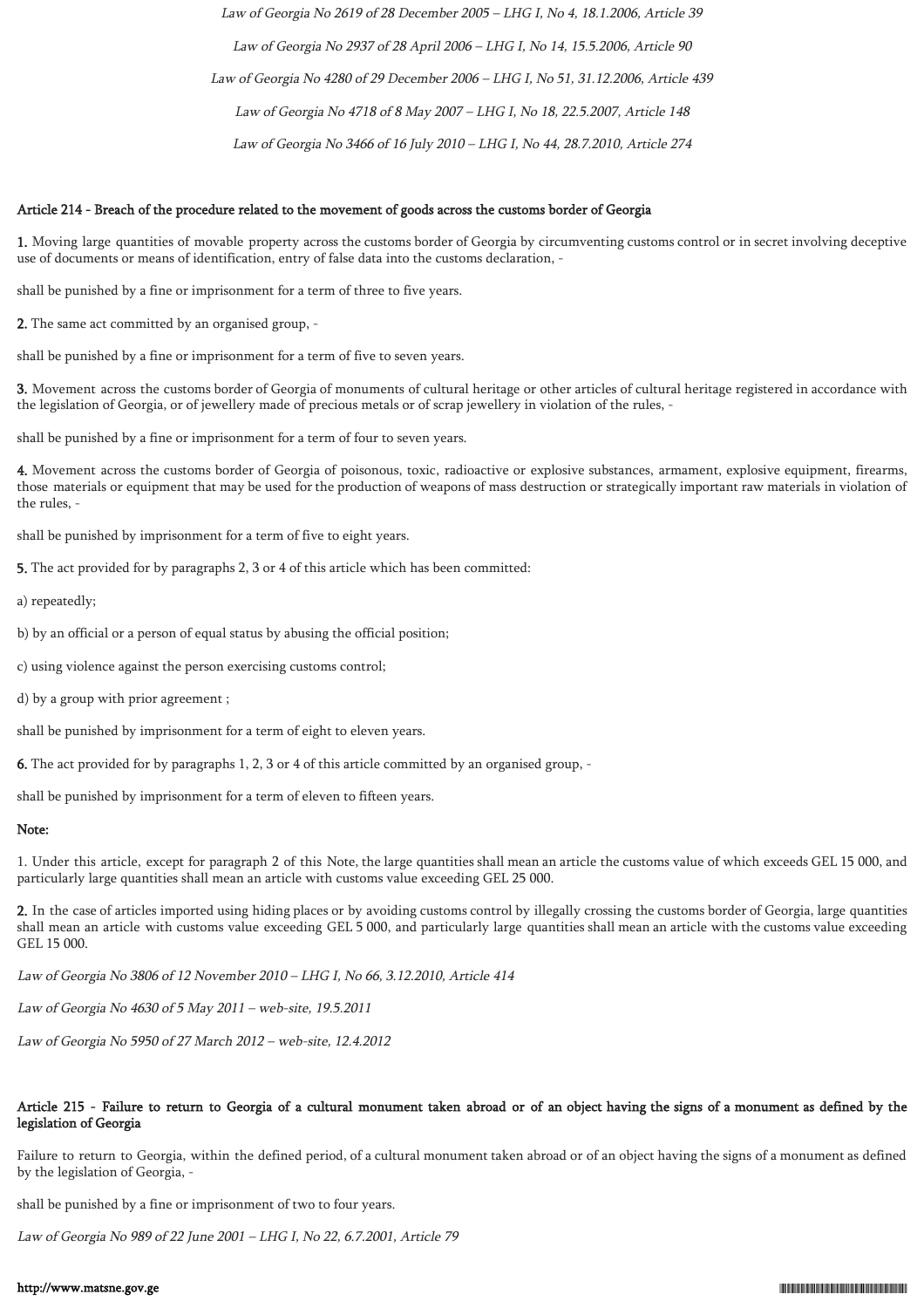*Law of Georgia No 2619 of 28 December 2005 – LHG I, No 4, 18.1.2006, Article 39*

*Law of Georgia No 2937 of 28 April 2006 – LHG I, No 14, 15.5.2006, Article 90*

*Law of Georgia No 4280 of 29 December 2006 – LHG I, No 51, 31.12.2006, Article 439*

*Law of Georgia No 4718 of 8 May 2007 – LHG I, No 18, 22.5.2007, Article 148*

*Law of Georgia No 3466 of 16 July 2010 – LHG I, No 44, 28.7.2010, Article 274*

### Article 214 - Breach of the procedure related to the movement of goods across the customs border of Georgia

**1.** Moving large quantities of movable property across the customs border of Georgia by circumventing customs control or in secret involving deceptive use of documents or means of identification, entry of false data into the customs declaration, -

shall be punished by a fine or imprisonment for a term of three to five years.

**2.** The same act committed by an organised group, -

shall be punished by a fine or imprisonment for a term of five to seven years.

**3.** Movement across the customs border of Georgia of monuments of cultural heritage or other articles of cultural heritage registered in accordance with the legislation of Georgia, or of jewellery made of precious metals or of scrap jewellery in violation of the rules, -

shall be punished by a fine or imprisonment for a term of four to seven years.

**4.** Movement across the customs border of Georgia of poisonous, toxic, radioactive or explosive substances, armament, explosive equipment, firearms, those materials or equipment that may be used for the production of weapons of mass destruction or strategically important raw materials in violation of the rules, -

shall be punished by imprisonment for a term of five to eight years.

**5.** The act provided for by paragraphs 2, 3 or 4 of this article which has been committed:

a) repeatedly;

b) by an official or a person of equal status by abusing the official position;

c) using violence against the person exercising customs control;

d) by a group with prior agreement ;

shall be punished by imprisonment for a term of eight to eleven years.

**6.** The act provided for by paragraphs 1, 2, 3 or 4 of this article committed by an organised group, -

shall be punished by imprisonment for a term of eleven to fifteen years.

**Note:**

1. Under this article, except for paragraph 2 of this Note, the large quantities shall mean an article the customs value of which exceeds GEL 15 000, and particularly large quantities shall mean an article with customs value exceeding GEL 25 000.

**2.** In the case of articles imported using hiding places or by avoiding customs control by illegally crossing the customs border of Georgia, large quantities shall mean an article with customs value exceeding GEL 5 000, and particularly large quantities shall mean an article with the customs value exceeding GEL 15 000.

*Law of Georgia No 3806 of 12 November 2010 – LHG I, No 66, 3.12.2010, Article 414*

*Law of Georgia No 4630 of 5 May 2011 – web-site, 19.5.2011*

*Law of Georgia No 5950 of 27 March 2012 – web-site, 12.4.2012*

### Article 215 - Failure to return to Georgia of a cultural monument taken abroad or of an object having the signs of a monument as defined by the legislation of Georgia

Failure to return to Georgia, within the defined period, of a cultural monument taken abroad or of an object having the signs of a monument as defined by the legislation of Georgia, -

shall be punished by a fine or imprisonment of two to four years.

*Law of Georgia No 989 of 22 June 2001 – LHG I, No 22, 6.7.2001, Article 79*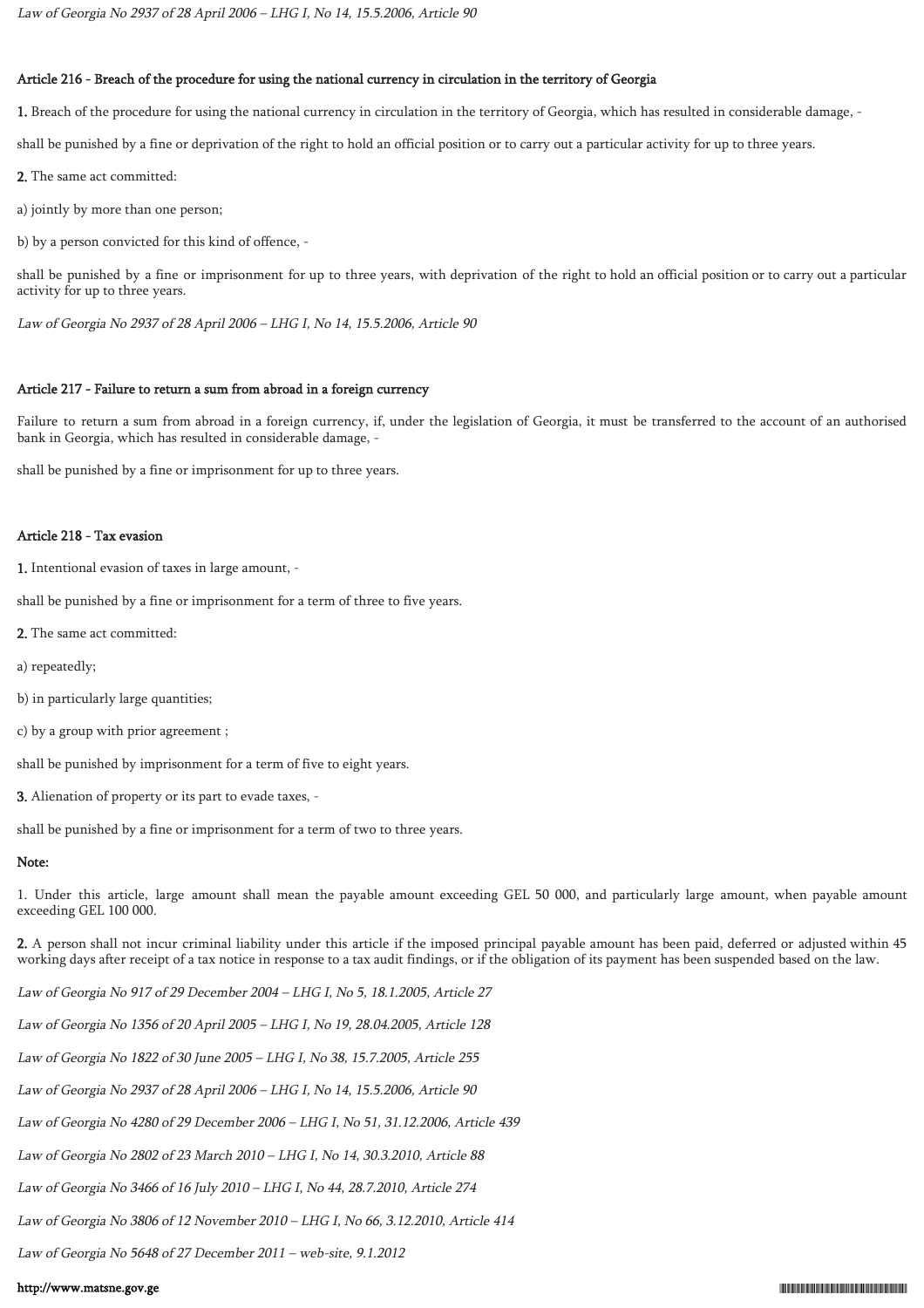*Law of Georgia No 2937 of 28 April 2006 – LHG I, No 14, 15.5.2006, Article 90*

### Article 216 - Breach of the procedure for using the national currency in circulation in the territory of Georgia

**1.** Breach of the procedure for using the national currency in circulation in the territory of Georgia, which has resulted in considerable damage, -

shall be punished by a fine or deprivation of the right to hold an official position or to carry out a particular activity for up to three years.

**2.** The same act committed:

a) jointly by more than one person;

b) by a person convicted for this kind of offence, -

shall be punished by a fine or imprisonment for up to three years, with deprivation of the right to hold an official position or to carry out a particular activity for up to three years.

*Law of Georgia No 2937 of 28 April 2006 – LHG I, No 14, 15.5.2006, Article 90*

### Article 217 - Failure to return a sum from abroad in a foreign currency

Failure to return a sum from abroad in a foreign currency, if, under the legislation of Georgia, it must be transferred to the account of an authorised bank in Georgia, which has resulted in considerable damage, -

shall be punished by a fine or imprisonment for up to three years.

### Article 218 - Tax evasion

**1.** Intentional evasion of taxes in large amount, -

shall be punished by a fine or imprisonment for a term of three to five years.

**2.** The same act committed:

a) repeatedly;

b) in particularly large quantities;

c) by a group with prior agreement ;

shall be punished by imprisonment for a term of five to eight years.

**3.** Alienation of property or its part to evade taxes, -

shall be punished by a fine or imprisonment for a term of two to three years.

**Note:**

1. Under this article, large amount shall mean the payable amount exceeding GEL 50 000, and particularly large amount, when payable amount exceeding GEL 100 000.

**2.** A person shall not incur criminal liability under this article if the imposed principal payable amount has been paid, deferred or adjusted within 45 working days after receipt of a tax notice in response to a tax audit findings, or if the obligation of its payment has been suspended based on the law.

*Law of Georgia No 917 of 29 December 2004 – LHG I, No 5, 18.1.2005, Article 27*

*Law of Georgia No 1356 of 20 April 2005 – LHG I, No 19, 28.04.2005, Article 128*

*Law of Georgia No 1822 of 30 June 2005 – LHG I, No 38, 15.7.2005, Article 255*

*Law of Georgia No 2937 of 28 April 2006 – LHG I, No 14, 15.5.2006, Article 90*

*Law of Georgia No 4280 of 29 December 2006 – LHG I, No 51, 31.12.2006, Article 439*

*Law of Georgia No 2802 of 23 March 2010 – LHG I, No 14, 30.3.2010, Article 88*

*Law of Georgia No 3466 of 16 July 2010 – LHG I, No 44, 28.7.2010, Article 274*

*Law of Georgia No 3806 of 12 November 2010 – LHG I, No 66, 3.12.2010, Article 414*

*Law of Georgia No 5648 of 27 December 2011 – web-site, 9.1.2012*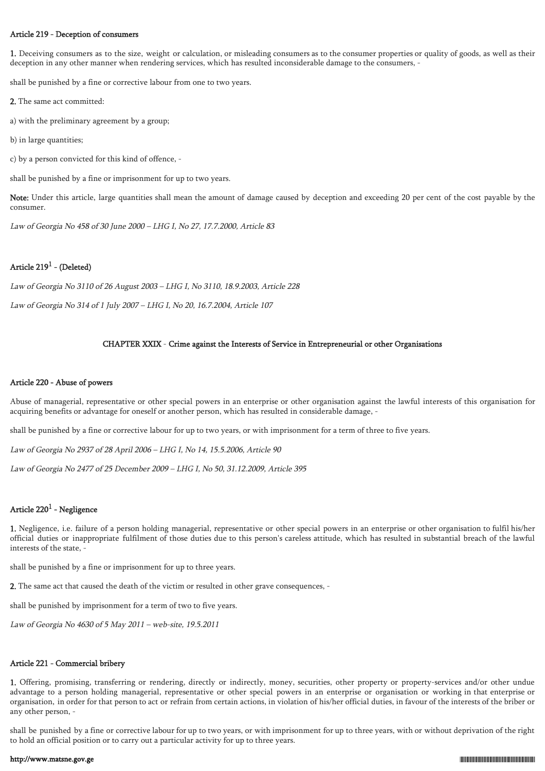**Article 219 - Deception of consumers**

**1.** Deceiving consumers as to the size, weight or calculation, or misleading consumers as to the consumer properties or quality of goods, as well as their deception in any other manner when rendering services, which has resulted inconsiderable damage to the consumers, -

shall be punished by a fine or corrective labour from one to two years.

**2.** The same act committed:

a) with the preliminary agreement by a group;

b) in large quantities;

c) by a person convicted for this kind of offence, -

shall be punished by a fine or imprisonment for up to two years.

**Note:** Under this article, large quantities shall mean the amount of damage caused by deception and exceeding 20 per cent of the cost payable by the consumer.

*Law of Georgia No 458 of 30 June 2000 – LHG I, No 27, 17.7.2000, Article 83*

**Article 219[1] - (Deleted)**

*Law of Georgia No 3110 of 26 August 2003 – LHG I, No 3110, 18.9.2003, Article 228*

*Law of Georgia No 314 of 1 July 2007 – LHG I, No 20, 16.7.2004, Article 107*

## CHAPTER XXIX - Crime against the Interests of Service in Entrepreneurial or other Organisations

**Article 220 - Abuse of powers**

Abuse of managerial, representative or other special powers in an enterprise or other organisation against the lawful interests of this organisation for acquiring benefits or advantage for oneself or another person, which has resulted in considerable damage, -

shall be punished by a fine or corrective labour for up to two years, or with imprisonment for a term of three to five years.

*Law of Georgia No 2937 of 28 April 2006 – LHG I, No 14, 15.5.2006, Article 90*

*Law of Georgia No 2477 of 25 December 2009 – LHG I, No 50, 31.12.2009, Article 395*

**Article 220[1] - Negligence**

**1.** Negligence, i.e. failure of a person holding managerial, representative or other special powers in an enterprise or other organisation to fulfil his/her official duties or inappropriate fulfilment of those duties due to this person's careless attitude, which has resulted in substantial breach of the lawful interests of the state, -

shall be punished by a fine or imprisonment for up to three years.

**2.** The same act that caused the death of the victim or resulted in other grave consequences, -

shall be punished by imprisonment for a term of two to five years.

*Law of Georgia No 4630 of 5 May 2011 – web-site, 19.5.2011*

**Article 221 - Commercial bribery**

**1.** Offering, promising, transferring or rendering, directly or indirectly, money, securities, other property or property-services and/or other undue advantage to a person holding managerial, representative or other special powers in an enterprise or organisation or working in that enterprise or organisation, in order for that person to act or refrain from certain actions, in violation of his/her official duties, in favour of the interests of the briber or any other person, -

shall be punished by a fine or corrective labour for up to two years, or with imprisonment for up to three years, with or without deprivation of the right to hold an official position or to carry out a particular activity for up to three years.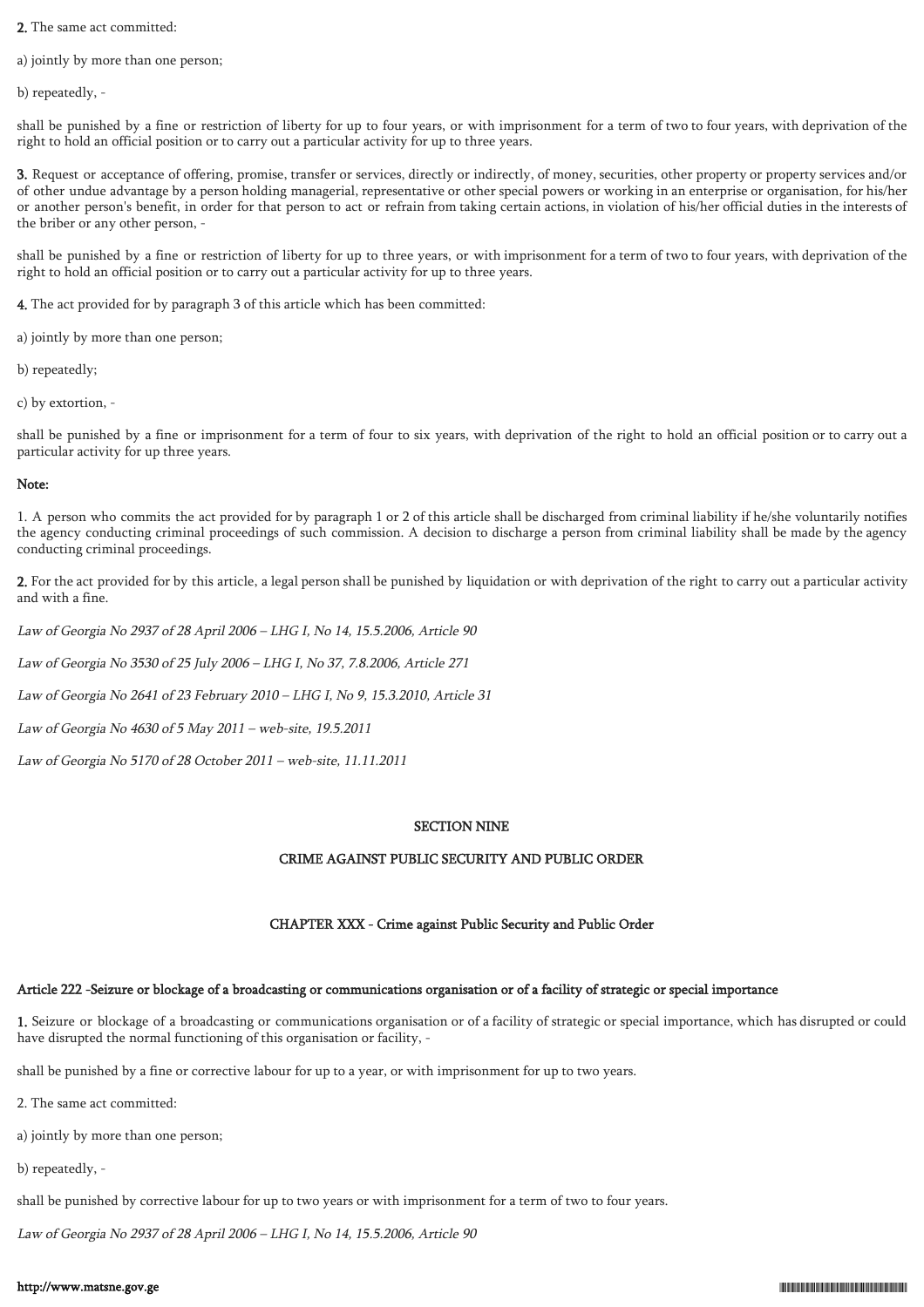**2.** The same act committed:

a) jointly by more than one person;

b) repeatedly, -

shall be punished by a fine or restriction of liberty for up to four years, or with imprisonment for a term of two to four years, with deprivation of the right to hold an official position or to carry out a particular activity for up to three years.

**3.** Request or acceptance of offering, promise, transfer or services, directly or indirectly, of money, securities, other property or property services and/or of other undue advantage by a person holding managerial, representative or other special powers or working in an enterprise or organisation, for his/her or another person's benefit, in order for that person to act or refrain from taking certain actions, in violation of his/her official duties in the interests of the briber or any other person, -

shall be punished by a fine or restriction of liberty for up to three years, or with imprisonment for a term of two to four years, with deprivation of the right to hold an official position or to carry out a particular activity for up to three years.

**4.** The act provided for by paragraph 3 of this article which has been committed:

a) jointly by more than one person;

b) repeatedly;

c) by extortion, -

shall be punished by a fine or imprisonment for a term of four to six years, with deprivation of the right to hold an official position or to carry out a particular activity for up three years.

**Note:**

1. A person who commits the act provided for by paragraph 1 or 2 of this article shall be discharged from criminal liability if he/she voluntarily notifies the agency conducting criminal proceedings of such commission. A decision to discharge a person from criminal liability shall be made by the agency conducting criminal proceedings.

**2.** For the act provided for by this article, a legal person shall be punished by liquidation or with deprivation of the right to carry out a particular activity and with a fine.

*Law of Georgia No 2937 of 28 April 2006 – LHG I, No 14, 15.5.2006, Article 90*

*Law of Georgia No 3530 of 25 July 2006 – LHG I, No 37, 7.8.2006, Article 271*

*Law of Georgia No 2641 of 23 February 2010 – LHG I, No 9, 15.3.2010, Article 31*

*Law of Georgia No 4630 of 5 May 2011 – web-site, 19.5.2011*

*Law of Georgia No 5170 of 28 October 2011 – web-site, 11.11.2011*

# SECTION NINE

# CRIME AGAINST PUBLIC SECURITY AND PUBLIC ORDER

## CHAPTER XXX - Crime against Public Security and Public Order

### Article 222 -Seizure or blockage of a broadcasting or communications organisation or of a facility of strategic or special importance

**1.** Seizure or blockage of a broadcasting or communications organisation or of a facility of strategic or special importance, which has disrupted or could have disrupted the normal functioning of this organisation or facility, -

shall be punished by a fine or corrective labour for up to a year, or with imprisonment for up to two years.

2. The same act committed:

a) jointly by more than one person;

b) repeatedly, -

shall be punished by corrective labour for up to two years or with imprisonment for a term of two to four years.

*Law of Georgia No 2937 of 28 April 2006 – LHG I, No 14, 15.5.2006, Article 90*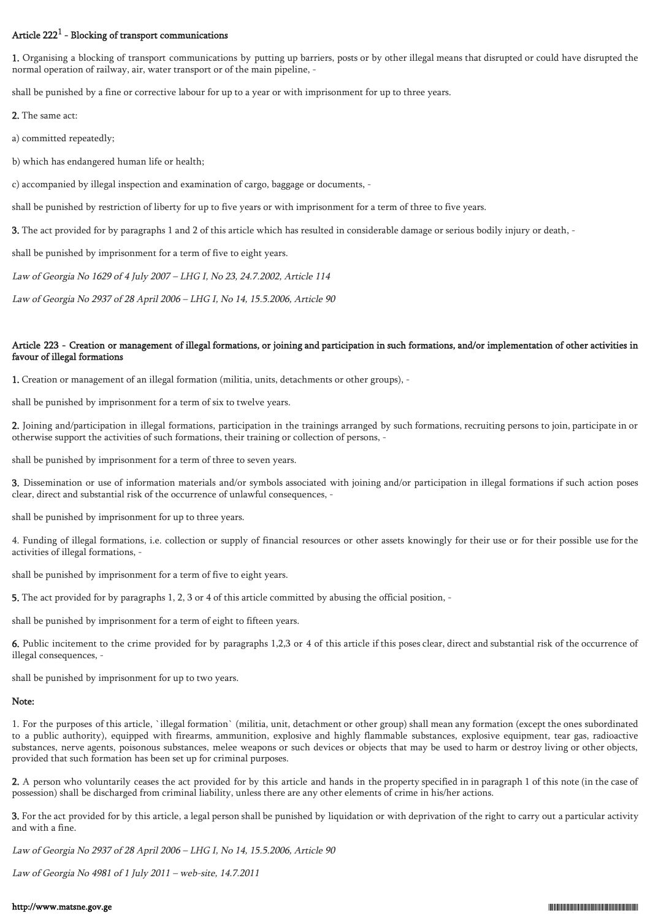### Article 222[1] - Blocking of transport communications

**1.** Organising a blocking of transport communications by putting up barriers, posts or by other illegal means that disrupted or could have disrupted the normal operation of railway, air, water transport or of the main pipeline, -

shall be punished by a fine or corrective labour for up to a year or with imprisonment for up to three years.

**2.** The same act:

a) committed repeatedly;

b) which has endangered human life or health;

c) accompanied by illegal inspection and examination of cargo, baggage or documents, -

shall be punished by restriction of liberty for up to five years or with imprisonment for a term of three to five years.

**3.** The act provided for by paragraphs 1 and 2 of this article which has resulted in considerable damage or serious bodily injury or death, -

shall be punished by imprisonment for a term of five to eight years.

*Law of Georgia No 1629 of 4 July 2007 – LHG I, No 23, 24.7.2002, Article 114*

*Law of Georgia No 2937 of 28 April 2006 – LHG I, No 14, 15.5.2006, Article 90*

### Article 223 - Creation or management of illegal formations, or joining and participation in such formations, and/or implementation of other activities in favour of illegal formations

**1.** Creation or management of an illegal formation (militia, units, detachments or other groups), -

shall be punished by imprisonment for a term of six to twelve years.

**2.** Joining and/participation in illegal formations, participation in the trainings arranged by such formations, recruiting persons to join, participate in or otherwise support the activities of such formations, their training or collection of persons, -

shall be punished by imprisonment for a term of three to seven years.

**3.** Dissemination or use of information materials and/or symbols associated with joining and/or participation in illegal formations if such action poses clear, direct and substantial risk of the occurrence of unlawful consequences, -

shall be punished by imprisonment for up to three years.

4. Funding of illegal formations, i.e. collection or supply of financial resources or other assets knowingly for their use or for their possible use for the activities of illegal formations, -

shall be punished by imprisonment for a term of five to eight years.

**5.** The act provided for by paragraphs 1, 2, 3 or 4 of this article committed by abusing the official position, -

shall be punished by imprisonment for a term of eight to fifteen years.

**6.** Public incitement to the crime provided for by paragraphs 1,2,3 or 4 of this article if this poses clear, direct and substantial risk of the occurrence of illegal consequences, -

shall be punished by imprisonment for up to two years.

**Note:**

1. For the purposes of this article, `illegal formation` (militia, unit, detachment or other group) shall mean any formation (except the ones subordinated to a public authority), equipped with firearms, ammunition, explosive and highly flammable substances, explosive equipment, tear gas, radioactive substances, nerve agents, poisonous substances, melee weapons or such devices or objects that may be used to harm or destroy living or other objects, provided that such formation has been set up for criminal purposes.

**2.** A person who voluntarily ceases the act provided for by this article and hands in the property specified in in paragraph 1 of this note (in the case of possession) shall be discharged from criminal liability, unless there are any other elements of crime in his/her actions.

**3.** For the act provided for by this article, a legal person shall be punished by liquidation or with deprivation of the right to carry out a particular activity and with a fine.

*Law of Georgia No 2937 of 28 April 2006 – LHG I, No 14, 15.5.2006, Article 90*

*Law of Georgia No 4981 of 1 July 2011 – web-site, 14.7.2011*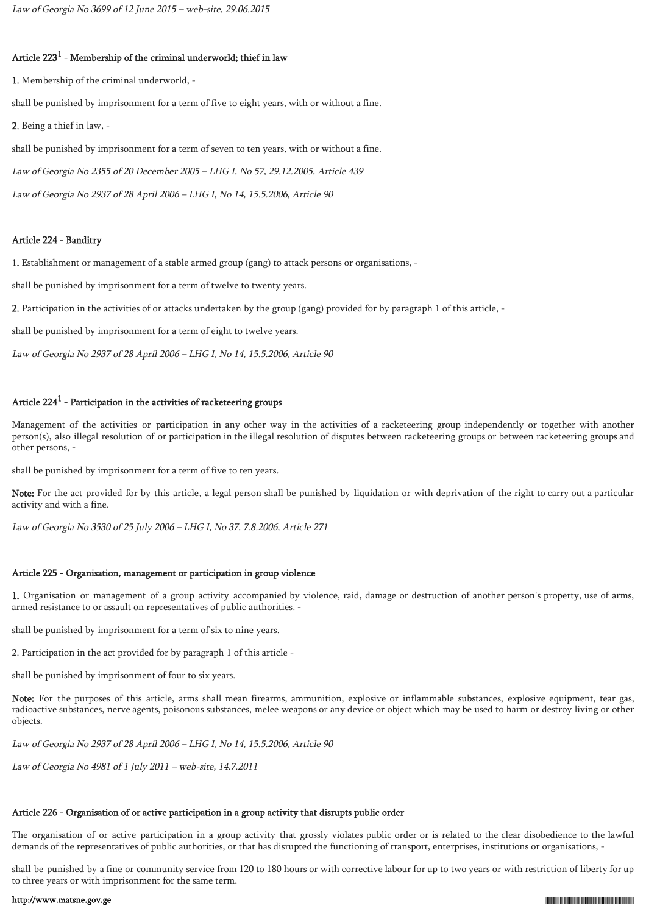*Law of Georgia No 3699 of 12 June 2015 – web-site, 29.06.2015*

### Article 223[1] - Membership of the criminal underworld; thief in law

**1.** Membership of the criminal underworld, -

shall be punished by imprisonment for a term of five to eight years, with or without a fine.

**2.** Being a thief in law, -

shall be punished by imprisonment for a term of seven to ten years, with or without a fine.

*Law of Georgia No 2355 of 20 December 2005 – LHG I, No 57, 29.12.2005, Article 439*

*Law of Georgia No 2937 of 28 April 2006 – LHG I, No 14, 15.5.2006, Article 90*

### Article 224 - Banditry

**1.** Establishment or management of a stable armed group (gang) to attack persons or organisations, -

shall be punished by imprisonment for a term of twelve to twenty years.

**2.** Participation in the activities of or attacks undertaken by the group (gang) provided for by paragraph 1 of this article, -

shall be punished by imprisonment for a term of eight to twelve years.

*Law of Georgia No 2937 of 28 April 2006 – LHG I, No 14, 15.5.2006, Article 90*

### Article 224[1] - Participation in the activities of racketeering groups

Management of the activities or participation in any other way in the activities of a racketeering group independently or together with another person(s), also illegal resolution of or participation in the illegal resolution of disputes between racketeering groups or between racketeering groups and other persons, -

shall be punished by imprisonment for a term of five to ten years.

**Note:** For the act provided for by this article, a legal person shall be punished by liquidation or with deprivation of the right to carry out a particular activity and with a fine.

*Law of Georgia No 3530 of 25 July 2006 – LHG I, No 37, 7.8.2006, Article 271*

### Article 225 - Organisation, management or participation in group violence

**1.** Organisation or management of a group activity accompanied by violence, raid, damage or destruction of another person's property, use of arms, armed resistance to or assault on representatives of public authorities, -

shall be punished by imprisonment for a term of six to nine years.

2. Participation in the act provided for by paragraph 1 of this article -

shall be punished by imprisonment of four to six years.

**Note:** For the purposes of this article, arms shall mean firearms, ammunition, explosive or inflammable substances, explosive equipment, tear gas, radioactive substances, nerve agents, poisonous substances, melee weapons or any device or object which may be used to harm or destroy living or other objects.

*Law of Georgia No 2937 of 28 April 2006 – LHG I, No 14, 15.5.2006, Article 90*

*Law of Georgia No 4981 of 1 July 2011 – web-site, 14.7.2011*

### Article 226 - Organisation of or active participation in a group activity that disrupts public order

The organisation of or active participation in a group activity that grossly violates public order or is related to the clear disobedience to the lawful demands of the representatives of public authorities, or that has disrupted the functioning of transport, enterprises, institutions or organisations, -

shall be punished by a fine or community service from 120 to 180 hours or with corrective labour for up to two years or with restriction of liberty for up to three years or with imprisonment for the same term.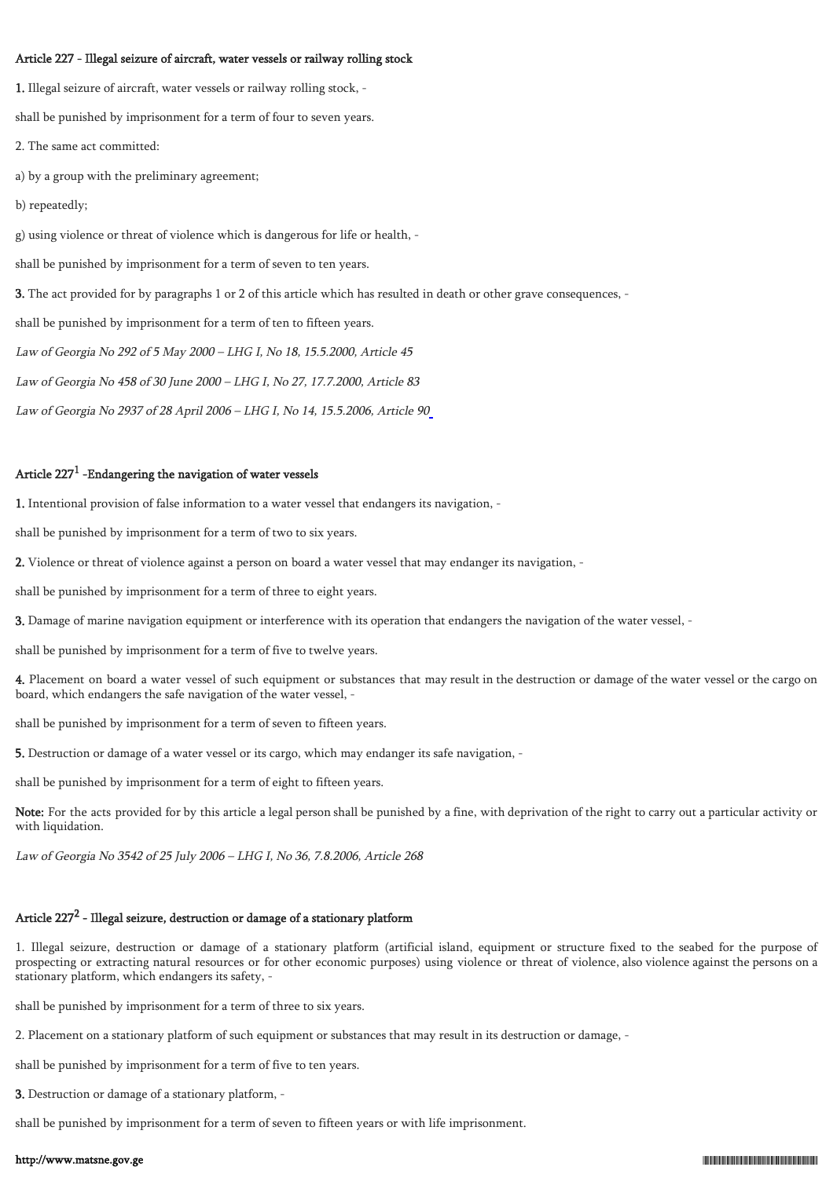### Article 227 - Illegal seizure of aircraft, water vessels or railway rolling stock

**1.** Illegal seizure of aircraft, water vessels or railway rolling stock, -

shall be punished by imprisonment for a term of four to seven years.

2. The same act committed:

a) by a group with the preliminary agreement;

b) repeatedly;

g) using violence or threat of violence which is dangerous for life or health, -

shall be punished by imprisonment for a term of seven to ten years.

**3.** The act provided for by paragraphs 1 or 2 of this article which has resulted in death or other grave consequences, -

shall be punished by imprisonment for a term of ten to fifteen years.

*Law of Georgia No 292 of 5 May 2000 – LHG I, No 18, 15.5.2000, Article 45*

*Law of Georgia No 458 of 30 June 2000 – LHG I, No 27, 17.7.2000, Article 83*

*Law of Georgia No 2937 of 28 April 2006 – LHG I, No 14, 15.5.2006, Article 90*

### Article 227[1] -Endangering the navigation of water vessels

**1.** Intentional provision of false information to a water vessel that endangers its navigation, -

shall be punished by imprisonment for a term of two to six years.

**2.** Violence or threat of violence against a person on board a water vessel that may endanger its navigation, -

shall be punished by imprisonment for a term of three to eight years.

**3.** Damage of marine navigation equipment or interference with its operation that endangers the navigation of the water vessel, -

shall be punished by imprisonment for a term of five to twelve years.

**4.** Placement on board a water vessel of such equipment or substances that may result in the destruction or damage of the water vessel or the cargo on board, which endangers the safe navigation of the water vessel, -

shall be punished by imprisonment for a term of seven to fifteen years.

**5.** Destruction or damage of a water vessel or its cargo, which may endanger its safe navigation, -

shall be punished by imprisonment for a term of eight to fifteen years.

**Note:** For the acts provided for by this article a legal person shall be punished by a fine, with deprivation of the right to carry out a particular activity or with liquidation.

*Law of Georgia No 3542 of 25 July 2006 – LHG I, No 36, 7.8.2006, Article 268*

### Article 227[2] - Illegal seizure, destruction or damage of a stationary platform

1. Illegal seizure, destruction or damage of a stationary platform (artificial island, equipment or structure fixed to the seabed for the purpose of prospecting or extracting natural resources or for other economic purposes) using violence or threat of violence, also violence against the persons on a stationary platform, which endangers its safety, -

shall be punished by imprisonment for a term of three to six years.

2. Placement on a stationary platform of such equipment or substances that may result in its destruction or damage, -

shall be punished by imprisonment for a term of five to ten years.

**3.** Destruction or damage of a stationary platform, -

shall be punished by imprisonment for a term of seven to fifteen years or with life imprisonment.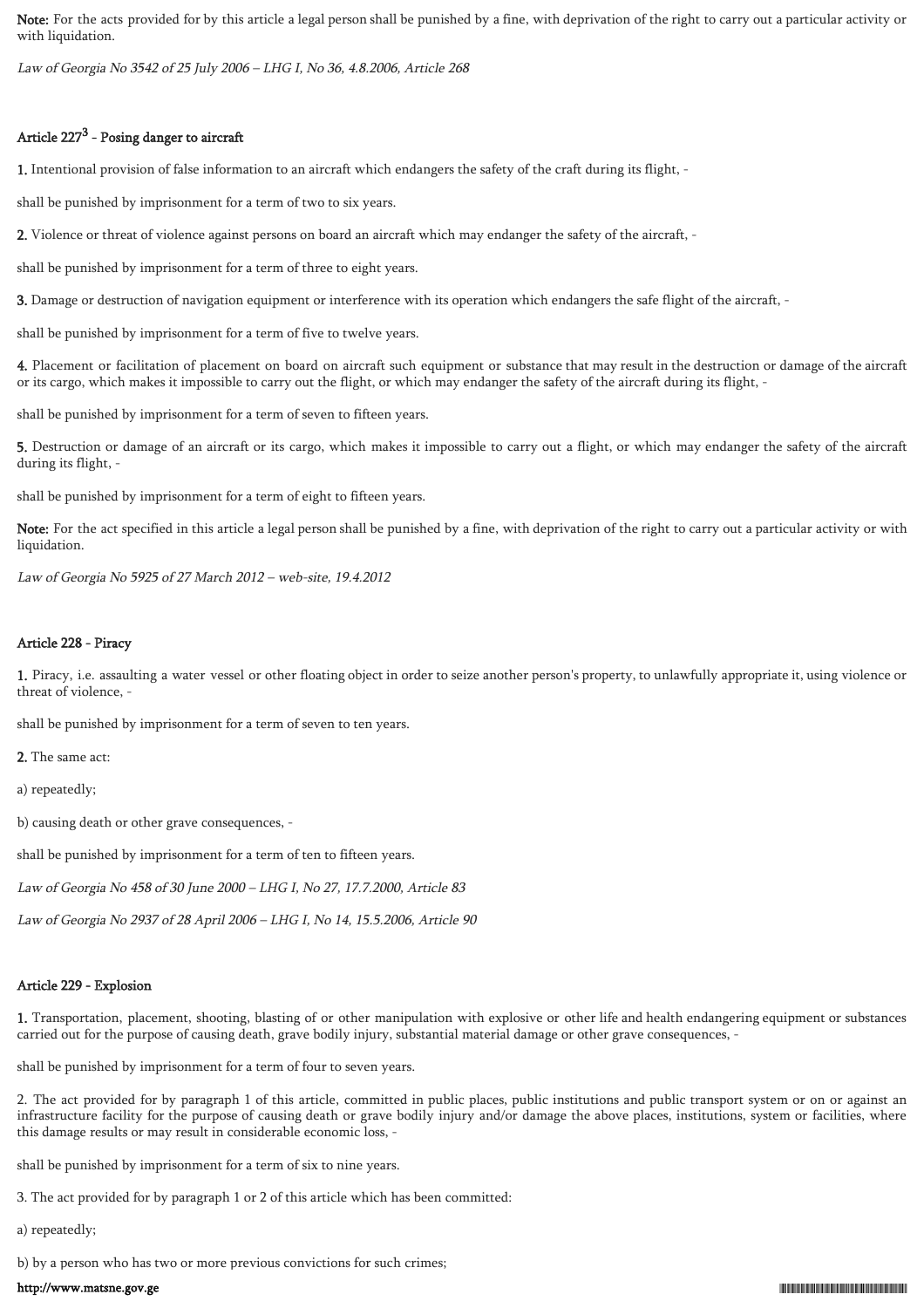**Note:** For the acts provided for by this article a legal person shall be punished by a fine, with deprivation of the right to carry out a particular activity or with liquidation.

*Law of Georgia No 3542 of 25 July 2006 – LHG I, No 36, 4.8.2006, Article 268*

### Article 227[3] - Posing danger to aircraft

**1.** Intentional provision of false information to an aircraft which endangers the safety of the craft during its flight, -

shall be punished by imprisonment for a term of two to six years.

**2.** Violence or threat of violence against persons on board an aircraft which may endanger the safety of the aircraft, -

shall be punished by imprisonment for a term of three to eight years.

**3.** Damage or destruction of navigation equipment or interference with its operation which endangers the safe flight of the aircraft, -

shall be punished by imprisonment for a term of five to twelve years.

**4.** Placement or facilitation of placement on board on aircraft such equipment or substance that may result in the destruction or damage of the aircraft or its cargo, which makes it impossible to carry out the flight, or which may endanger the safety of the aircraft during its flight, -

shall be punished by imprisonment for a term of seven to fifteen years.

**5.** Destruction or damage of an aircraft or its cargo, which makes it impossible to carry out a flight, or which may endanger the safety of the aircraft during its flight, -

shall be punished by imprisonment for a term of eight to fifteen years.

**Note:** For the act specified in this article a legal person shall be punished by a fine, with deprivation of the right to carry out a particular activity or with liquidation.

*Law of Georgia No 5925 of 27 March 2012 – web-site, 19.4.2012*

### Article 228 - Piracy

**1.** Piracy, i.e. assaulting a water vessel or other floating object in order to seize another person's property, to unlawfully appropriate it, using violence or threat of violence, -

shall be punished by imprisonment for a term of seven to ten years.

**2.** The same act:

a) repeatedly;

b) causing death or other grave consequences, -

shall be punished by imprisonment for a term of ten to fifteen years.

*Law of Georgia No 458 of 30 June 2000 – LHG I, No 27, 17.7.2000, Article 83*

*Law of Georgia No 2937 of 28 April 2006 – LHG I, No 14, 15.5.2006, Article 90*

### Article 229 - Explosion

**1.** Transportation, placement, shooting, blasting of or other manipulation with explosive or other life and health endangering equipment or substances carried out for the purpose of causing death, grave bodily injury, substantial material damage or other grave consequences, -

shall be punished by imprisonment for a term of four to seven years.

2. The act provided for by paragraph 1 of this article, committed in public places, public institutions and public transport system or on or against an infrastructure facility for the purpose of causing death or grave bodily injury and/or damage the above places, institutions, system or facilities, where this damage results or may result in considerable economic loss, -

shall be punished by imprisonment for a term of six to nine years.

3. The act provided for by paragraph 1 or 2 of this article which has been committed:

a) repeatedly;

b) by a person who has two or more previous convictions for such crimes;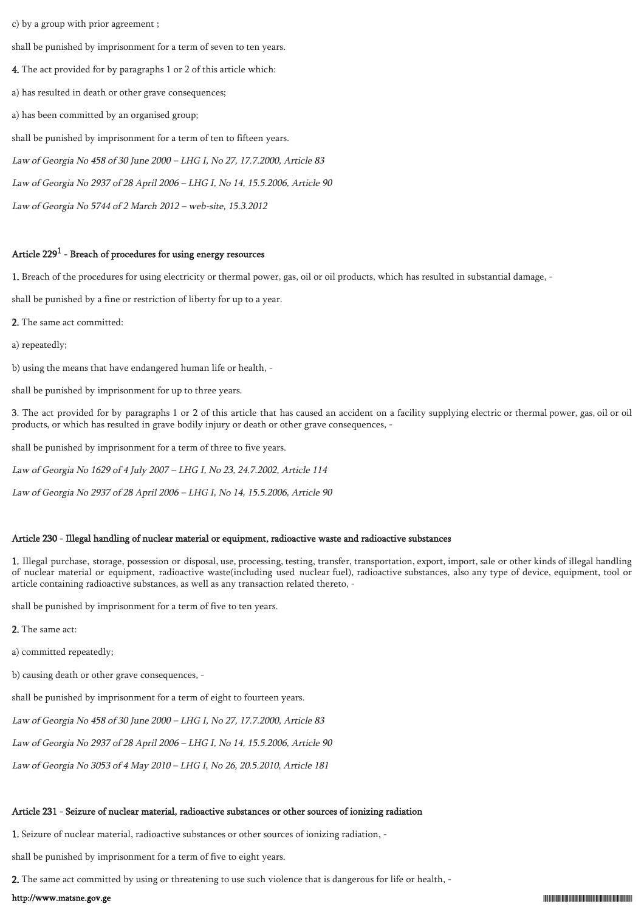c) by a group with prior agreement ;

shall be punished by imprisonment for a term of seven to ten years.

**4.** The act provided for by paragraphs 1 or 2 of this article which:

a) has resulted in death or other grave consequences;

a) has been committed by an organised group;

shall be punished by imprisonment for a term of ten to fifteen years.

*Law of Georgia No 458 of 30 June 2000 – LHG I, No 27, 17.7.2000, Article 83*

*Law of Georgia No 2937 of 28 April 2006 – LHG I, No 14, 15.5.2006, Article 90*

*Law of Georgia No 5744 of 2 March 2012 – web-site, 15.3.2012*

#### Article 229[1] - Breach of procedures for using energy resources

**1.** Breach of the procedures for using electricity or thermal power, gas, oil or oil products, which has resulted in substantial damage, -

shall be punished by a fine or restriction of liberty for up to a year.

**2.** The same act committed:

a) repeatedly;

b) using the means that have endangered human life or health, -

shall be punished by imprisonment for up to three years.

3. The act provided for by paragraphs 1 or 2 of this article that has caused an accident on a facility supplying electric or thermal power, gas, oil or oil products, or which has resulted in grave bodily injury or death or other grave consequences, -

shall be punished by imprisonment for a term of three to five years.

*Law of Georgia No 1629 of 4 July 2007 – LHG I, No 23, 24.7.2002, Article 114*

*Law of Georgia No 2937 of 28 April 2006 – LHG I, No 14, 15.5.2006, Article 90*

#### Article 230 - Illegal handling of nuclear material or equipment, radioactive waste and radioactive substances

**1.** Illegal purchase, storage, possession or disposal, use, processing, testing, transfer, transportation, export, import, sale or other kinds of illegal handling of nuclear material or equipment, radioactive waste(including used nuclear fuel), radioactive substances, also any type of device, equipment, tool or article containing radioactive substances, as well as any transaction related thereto, -

shall be punished by imprisonment for a term of five to ten years.

**2.** The same act:

a) committed repeatedly;

b) causing death or other grave consequences, -

shall be punished by imprisonment for a term of eight to fourteen years.

*Law of Georgia No 458 of 30 June 2000 – LHG I, No 27, 17.7.2000, Article 83*

*Law of Georgia No 2937 of 28 April 2006 – LHG I, No 14, 15.5.2006, Article 90*

*Law of Georgia No 3053 of 4 May 2010 – LHG I, No 26, 20.5.2010, Article 181*

#### Article 231 - Seizure of nuclear material, radioactive substances or other sources of ionizing radiation

**1.** Seizure of nuclear material, radioactive substances or other sources of ionizing radiation, -

shall be punished by imprisonment for a term of five to eight years.

**2.** The same act committed by using or threatening to use such violence that is dangerous for life or health, -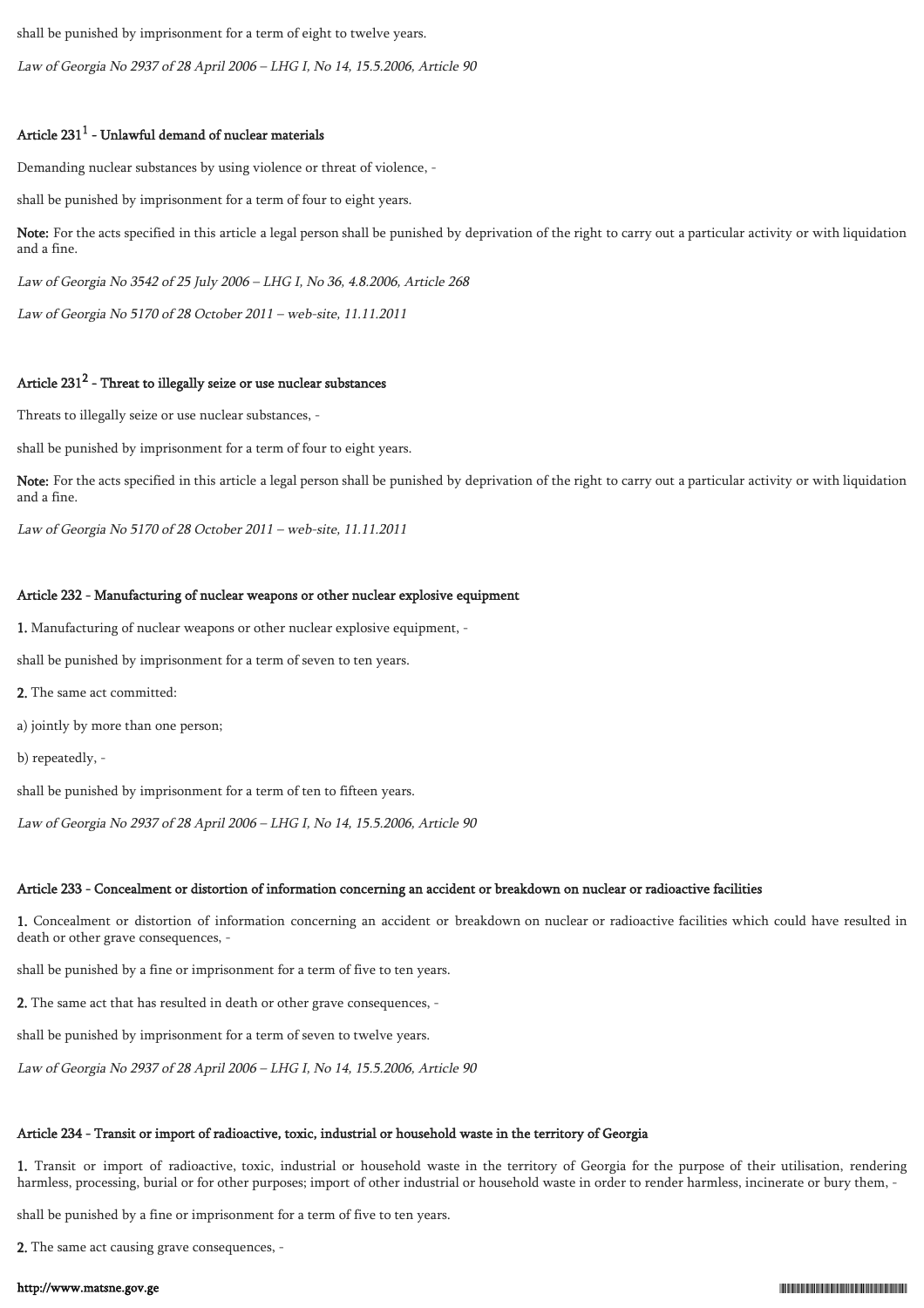shall be punished by imprisonment for a term of eight to twelve years.

*Law of Georgia No 2937 of 28 April 2006 – LHG I, No 14, 15.5.2006, Article 90*

### Article 231[1] - Unlawful demand of nuclear materials

Demanding nuclear substances by using violence or threat of violence, -

shall be punished by imprisonment for a term of four to eight years.

**Note:** For the acts specified in this article a legal person shall be punished by deprivation of the right to carry out a particular activity or with liquidation and a fine.

*Law of Georgia No 3542 of 25 July 2006 – LHG I, No 36, 4.8.2006, Article 268*

*Law of Georgia No 5170 of 28 October 2011 – web-site, 11.11.2011*

### Article 231[2] - Threat to illegally seize or use nuclear substances

Threats to illegally seize or use nuclear substances, -

shall be punished by imprisonment for a term of four to eight years.

**Note:** For the acts specified in this article a legal person shall be punished by deprivation of the right to carry out a particular activity or with liquidation and a fine.

*Law of Georgia No 5170 of 28 October 2011 – web-site, 11.11.2011*

### Article 232 - Manufacturing of nuclear weapons or other nuclear explosive equipment

**1.** Manufacturing of nuclear weapons or other nuclear explosive equipment, -

shall be punished by imprisonment for a term of seven to ten years.

**2.** The same act committed:

a) jointly by more than one person;

b) repeatedly, -

shall be punished by imprisonment for a term of ten to fifteen years.

*Law of Georgia No 2937 of 28 April 2006 – LHG I, No 14, 15.5.2006, Article 90*

### Article 233 - Concealment or distortion of information concerning an accident or breakdown on nuclear or radioactive facilities

**1.** Concealment or distortion of information concerning an accident or breakdown on nuclear or radioactive facilities which could have resulted in death or other grave consequences, -

shall be punished by a fine or imprisonment for a term of five to ten years.

**2.** The same act that has resulted in death or other grave consequences, -

shall be punished by imprisonment for a term of seven to twelve years.

*Law of Georgia No 2937 of 28 April 2006 – LHG I, No 14, 15.5.2006, Article 90*

### Article 234 - Transit or import of radioactive, toxic, industrial or household waste in the territory of Georgia

**1.** Transit or import of radioactive, toxic, industrial or household waste in the territory of Georgia for the purpose of their utilisation, rendering harmless, processing, burial or for other purposes; import of other industrial or household waste in order to render harmless, incinerate or bury them, -

shall be punished by a fine or imprisonment for a term of five to ten years.

**2.** The same act causing grave consequences, -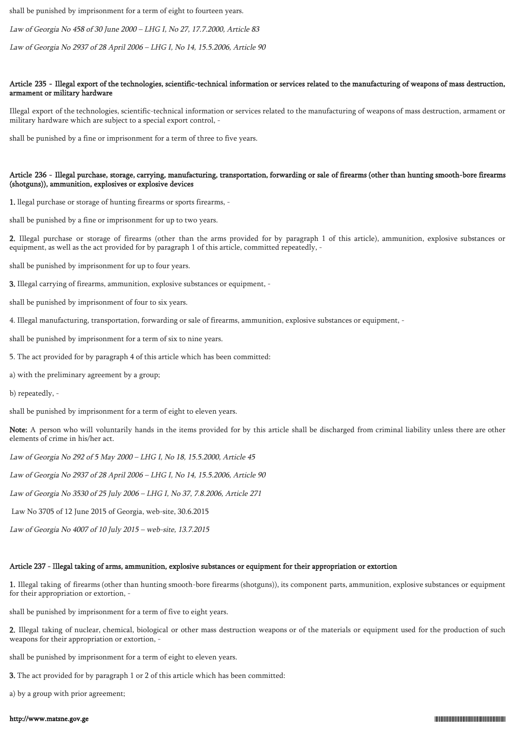shall be punished by imprisonment for a term of eight to fourteen years.

*Law of Georgia No 458 of 30 June 2000 – LHG I, No 27, 17.7.2000, Article 83*

*Law of Georgia No 2937 of 28 April 2006 – LHG I, No 14, 15.5.2006, Article 90*

### Article 235 - Illegal export of the technologies, scientific-technical information or services related to the manufacturing of weapons of mass destruction, armament or military hardware

Illegal export of the technologies, scientific-technical information or services related to the manufacturing of weapons of mass destruction, armament or military hardware which are subject to a special export control, -

shall be punished by a fine or imprisonment for a term of three to five years.

### Article 236 - Illegal purchase, storage, carrying, manufacturing, transportation, forwarding or sale of firearms (other than hunting smooth-bore firearms (shotguns)), ammunition, explosives or explosive devices

**1.** llegal purchase or storage of hunting firearms or sports firearms, -

shall be punished by a fine or imprisonment for up to two years.

**2.** Illegal purchase or storage of firearms (other than the arms provided for by paragraph 1 of this article), ammunition, explosive substances or equipment, as well as the act provided for by paragraph 1 of this article, committed repeatedly, -

shall be punished by imprisonment for up to four years.

**3.** Illegal carrying of firearms, ammunition, explosive substances or equipment, -

shall be punished by imprisonment of four to six years.

4. Illegal manufacturing, transportation, forwarding or sale of firearms, ammunition, explosive substances or equipment, -

shall be punished by imprisonment for a term of six to nine years.

5. The act provided for by paragraph 4 of this article which has been committed:

a) with the preliminary agreement by a group;

b) repeatedly, -

shall be punished by imprisonment for a term of eight to eleven years.

**Note:** A person who will voluntarily hands in the items provided for by this article shall be discharged from criminal liability unless there are other elements of crime in his/her act.

*Law of Georgia No 292 of 5 May 2000 – LHG I, No 18, 15.5.2000, Article 45*

*Law of Georgia No 2937 of 28 April 2006 – LHG I, No 14, 15.5.2006, Article 90*

*Law of Georgia No 3530 of 25 July 2006 – LHG I, No 37, 7.8.2006, Article 271*

Law No 3705 of 12 June 2015 of Georgia, web-site, 30.6.2015

*Law of Georgia No 4007 of 10 July 2015 – web-site, 13.7.2015*

### Article 237 - Illegal taking of arms, ammunition, explosive substances or equipment for their appropriation or extortion

**1.** Illegal taking of firearms (other than hunting smooth-bore firearms (shotguns)), its component parts, ammunition, explosive substances or equipment for their appropriation or extortion, -

shall be punished by imprisonment for a term of five to eight years.

**2.** Illegal taking of nuclear, chemical, biological or other mass destruction weapons or of the materials or equipment used for the production of such weapons for their appropriation or extortion, -

shall be punished by imprisonment for a term of eight to eleven years.

**3.** The act provided for by paragraph 1 or 2 of this article which has been committed:

a) by a group with prior agreement;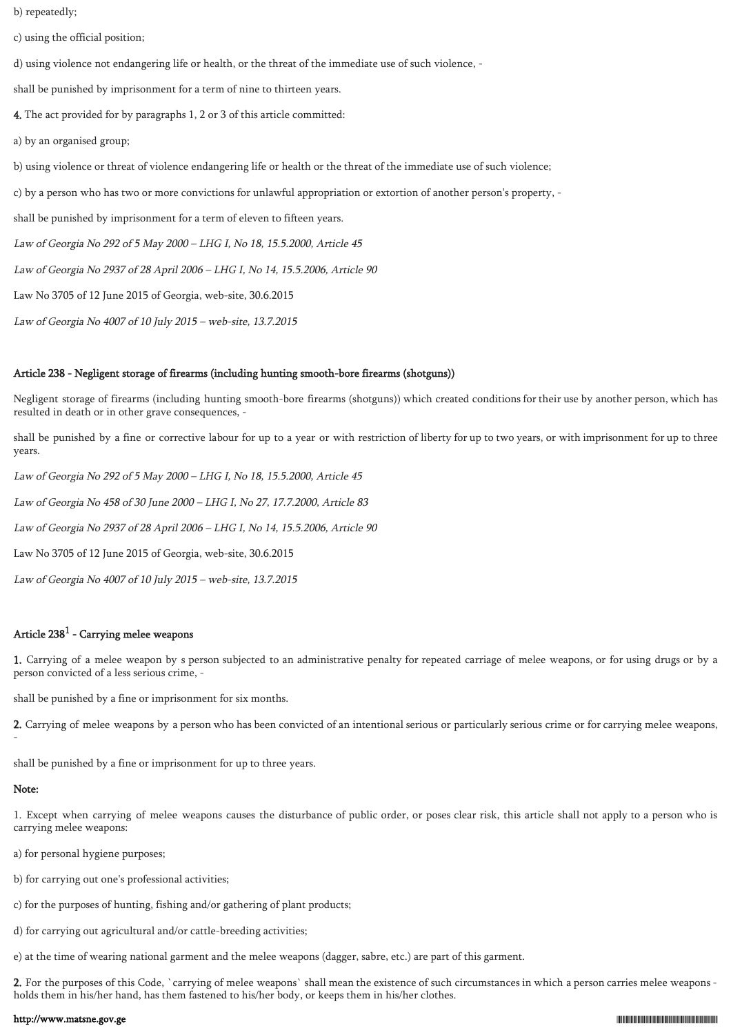b) repeatedly;

c) using the official position;

d) using violence not endangering life or health, or the threat of the immediate use of such violence, -

shall be punished by imprisonment for a term of nine to thirteen years.

**4.** The act provided for by paragraphs 1, 2 or 3 of this article committed:

a) by an organised group;

b) using violence or threat of violence endangering life or health or the threat of the immediate use of such violence;

c) by a person who has two or more convictions for unlawful appropriation or extortion of another person's property, -

shall be punished by imprisonment for a term of eleven to fifteen years.

*Law of Georgia No 292 of 5 May 2000 – LHG I, No 18, 15.5.2000, Article 45*

*Law of Georgia No 2937 of 28 April 2006 – LHG I, No 14, 15.5.2006, Article 90*

Law No 3705 of 12 June 2015 of Georgia, web-site, 30.6.2015

*Law of Georgia No 4007 of 10 July 2015 – web-site, 13.7.2015*

### Article 238 - Negligent storage of firearms (including hunting smooth-bore firearms (shotguns))

Negligent storage of firearms (including hunting smooth-bore firearms (shotguns)) which created conditions for their use by another person, which has resulted in death or in other grave consequences, -

shall be punished by a fine or corrective labour for up to a year or with restriction of liberty for up to two years, or with imprisonment for up to three years.

*Law of Georgia No 292 of 5 May 2000 – LHG I, No 18, 15.5.2000, Article 45*

*Law of Georgia No 458 of 30 June 2000 – LHG I, No 27, 17.7.2000, Article 83*

*Law of Georgia No 2937 of 28 April 2006 – LHG I, No 14, 15.5.2006, Article 90*

Law No 3705 of 12 June 2015 of Georgia, web-site, 30.6.2015

*Law of Georgia No 4007 of 10 July 2015 – web-site, 13.7.2015*

### Article 238[1] - Carrying melee weapons

**1.** Carrying of a melee weapon by s person subjected to an administrative penalty for repeated carriage of melee weapons, or for using drugs or by a person convicted of a less serious crime, -

shall be punished by a fine or imprisonment for six months.

**2.** Carrying of melee weapons by a person who has been convicted of an intentional serious or particularly serious crime or for carrying melee weapons, -

shall be punished by a fine or imprisonment for up to three years.

**Note:**

1. Except when carrying of melee weapons causes the disturbance of public order, or poses clear risk, this article shall not apply to a person who is carrying melee weapons:

a) for personal hygiene purposes;

b) for carrying out one's professional activities;

c) for the purposes of hunting, fishing and/or gathering of plant products;

d) for carrying out agricultural and/or cattle-breeding activities;

e) at the time of wearing national garment and the melee weapons (dagger, sabre, etc.) are part of this garment.

**2.** For the purposes of this Code, `carrying of melee weapons` shall mean the existence of such circumstances in which a person carries melee weapons - holds them in his/her hand, has them fastened to his/her body, or keeps them in his/her clothes.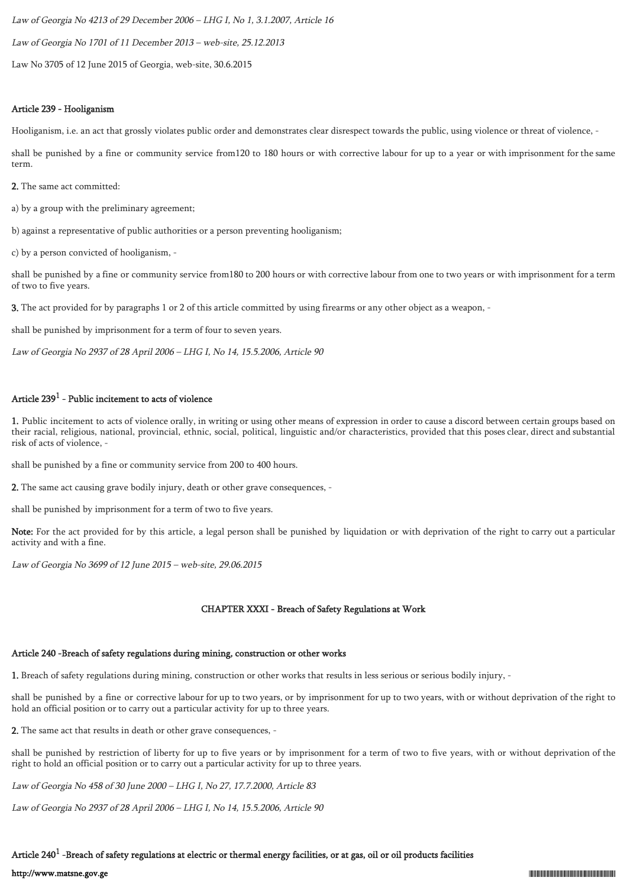*Law of Georgia No 4213 of 29 December 2006 – LHG I, No 1, 3.1.2007, Article 16*

*Law of Georgia No 1701 of 11 December 2013 – web-site, 25.12.2013*

Law No 3705 of 12 June 2015 of Georgia, web-site, 30.6.2015

#### Article 239 - Hooliganism

Hooliganism, i.e. an act that grossly violates public order and demonstrates clear disrespect towards the public, using violence or threat of violence, -

shall be punished by a fine or community service from120 to 180 hours or with corrective labour for up to a year or with imprisonment for the same term.

**2.** The same act committed:

a) by a group with the preliminary agreement;

b) against a representative of public authorities or a person preventing hooliganism;

c) by a person convicted of hooliganism, -

shall be punished by a fine or community service from180 to 200 hours or with corrective labour from one to two years or with imprisonment for a term of two to five years.

**3.** The act provided for by paragraphs 1 or 2 of this article committed by using firearms or any other object as a weapon, -

shall be punished by imprisonment for a term of four to seven years.

*Law of Georgia No 2937 of 28 April 2006 – LHG I, No 14, 15.5.2006, Article 90*

#### Article 239[1] - Public incitement to acts of violence

**1.** Public incitement to acts of violence orally, in writing or using other means of expression in order to cause a discord between certain groups based on their racial, religious, national, provincial, ethnic, social, political, linguistic and/or characteristics, provided that this poses clear, direct and substantial risk of acts of violence, -

shall be punished by a fine or community service from 200 to 400 hours.

**2.** The same act causing grave bodily injury, death or other grave consequences, -

shall be punished by imprisonment for a term of two to five years.

**Note:** For the act provided for by this article, a legal person shall be punished by liquidation or with deprivation of the right to carry out a particular activity and with a fine.

*Law of Georgia No 3699 of 12 June 2015 – web-site, 29.06.2015*

### CHAPTER XXXI - Breach of Safety Regulations at Work

#### Article 240 -Breach of safety regulations during mining, construction or other works

**1.** Breach of safety regulations during mining, construction or other works that results in less serious or serious bodily injury, -

shall be punished by a fine or corrective labour for up to two years, or by imprisonment for up to two years, with or without deprivation of the right to hold an official position or to carry out a particular activity for up to three years.

**2.** The same act that results in death or other grave consequences, -

shall be punished by restriction of liberty for up to five years or by imprisonment for a term of two to five years, with or without deprivation of the right to hold an official position or to carry out a particular activity for up to three years.

*Law of Georgia No 458 of 30 June 2000 – LHG I, No 27, 17.7.2000, Article 83*

*Law of Georgia No 2937 of 28 April 2006 – LHG I, No 14, 15.5.2006, Article 90*

#### Article 240[1] -Breach of safety regulations at electric or thermal energy facilities, or at gas, oil or oil products facilities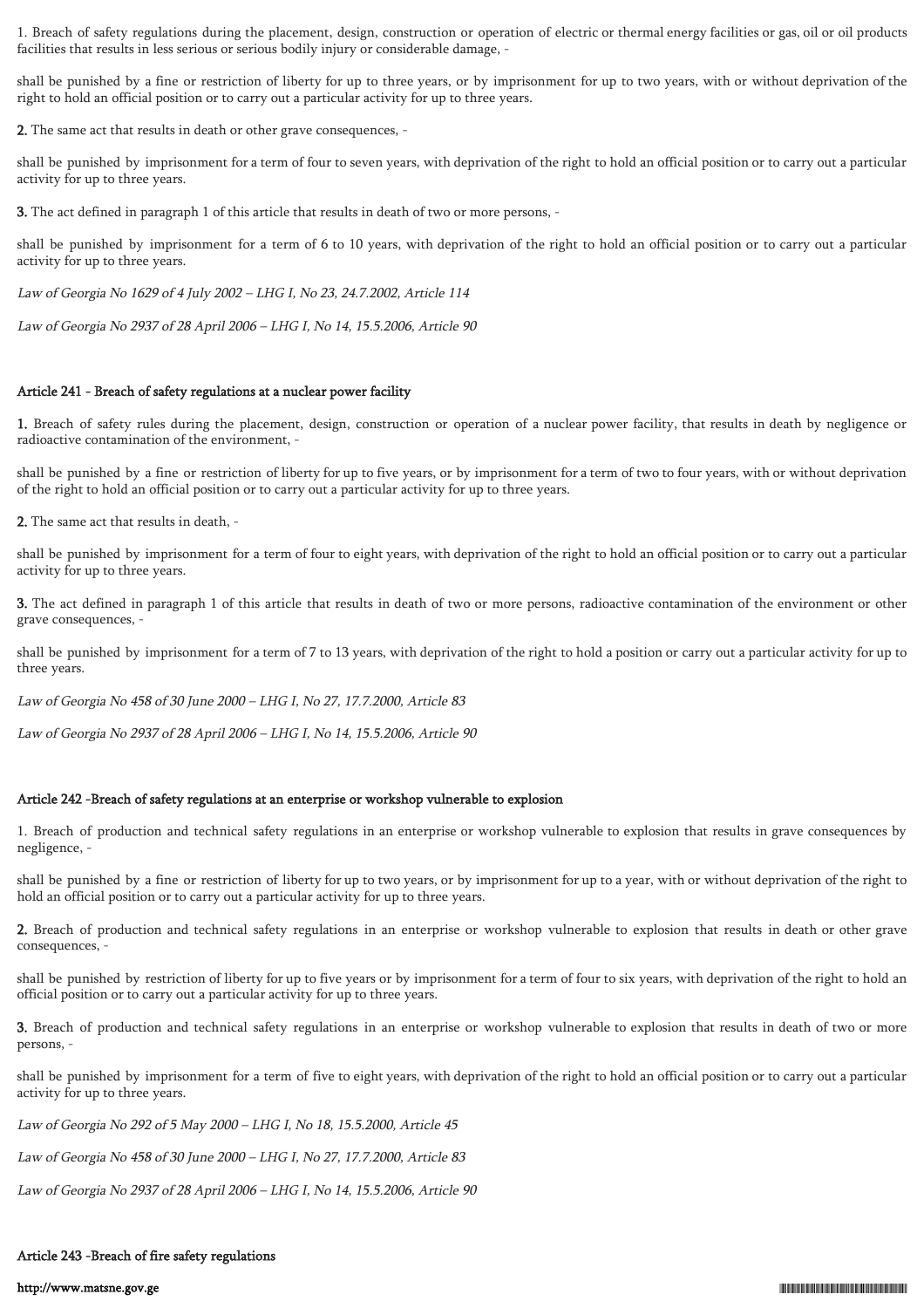1. Breach of safety regulations during the placement, design, construction or operation of electric or thermal energy facilities or gas, oil or oil products facilities that results in less serious or serious bodily injury or considerable damage, -

shall be punished by a fine or restriction of liberty for up to three years, or by imprisonment for up to two years, with or without deprivation of the right to hold an official position or to carry out a particular activity for up to three years.

**2.** The same act that results in death or other grave consequences, -

shall be punished by imprisonment for a term of four to seven years, with deprivation of the right to hold an official position or to carry out a particular activity for up to three years.

**3.** The act defined in paragraph 1 of this article that results in death of two or more persons, -

shall be punished by imprisonment for a term of 6 to 10 years, with deprivation of the right to hold an official position or to carry out a particular activity for up to three years.

*Law of Georgia No 1629 of 4 July 2002 – LHG I, No 23, 24.7.2002, Article 114*

*Law of Georgia No 2937 of 28 April 2006 – LHG I, No 14, 15.5.2006, Article 90*

#### Article 241 - Breach of safety regulations at a nuclear power facility

**1.** Breach of safety rules during the placement, design, construction or operation of a nuclear power facility, that results in death by negligence or radioactive contamination of the environment, -

shall be punished by a fine or restriction of liberty for up to five years, or by imprisonment for a term of two to four years, with or without deprivation of the right to hold an official position or to carry out a particular activity for up to three years.

**2.** The same act that results in death, -

shall be punished by imprisonment for a term of four to eight years, with deprivation of the right to hold an official position or to carry out a particular activity for up to three years.

**3.** The act defined in paragraph 1 of this article that results in death of two or more persons, radioactive contamination of the environment or other grave consequences, -

shall be punished by imprisonment for a term of 7 to 13 years, with deprivation of the right to hold a position or carry out a particular activity for up to three years.

*Law of Georgia No 458 of 30 June 2000 – LHG I, No 27, 17.7.2000, Article 83*

*Law of Georgia No 2937 of 28 April 2006 – LHG I, No 14, 15.5.2006, Article 90*

#### Article 242 -Breach of safety regulations at an enterprise or workshop vulnerable to explosion

1. Breach of production and technical safety regulations in an enterprise or workshop vulnerable to explosion that results in grave consequences by negligence, -

shall be punished by a fine or restriction of liberty for up to two years, or by imprisonment for up to a year, with or without deprivation of the right to hold an official position or to carry out a particular activity for up to three years.

**2.** Breach of production and technical safety regulations in an enterprise or workshop vulnerable to explosion that results in death or other grave consequences, -

shall be punished by restriction of liberty for up to five years or by imprisonment for a term of four to six years, with deprivation of the right to hold an official position or to carry out a particular activity for up to three years.

**3.** Breach of production and technical safety regulations in an enterprise or workshop vulnerable to explosion that results in death of two or more persons, -

shall be punished by imprisonment for a term of five to eight years, with deprivation of the right to hold an official position or to carry out a particular activity for up to three years.

*Law of Georgia No 292 of 5 May 2000 – LHG I, No 18, 15.5.2000, Article 45*

*Law of Georgia No 458 of 30 June 2000 – LHG I, No 27, 17.7.2000, Article 83*

*Law of Georgia No 2937 of 28 April 2006 – LHG I, No 14, 15.5.2006, Article 90*

#### Article 243 -Breach of fire safety regulations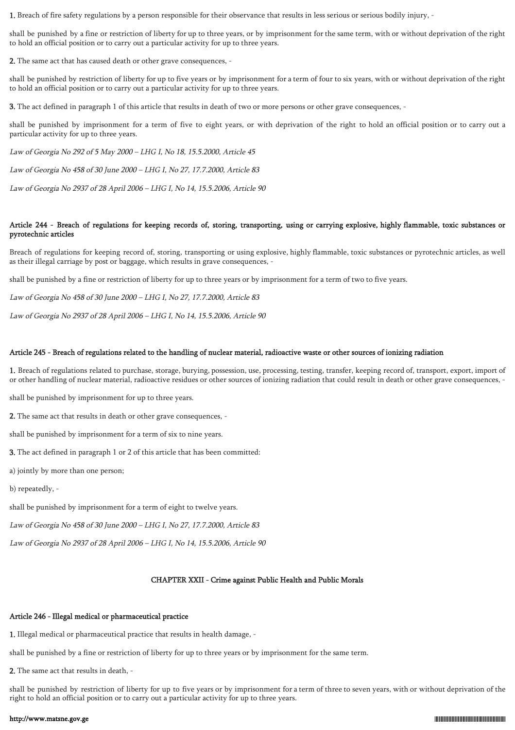**1.** Breach of fire safety regulations by a person responsible for their observance that results in less serious or serious bodily injury, -

shall be punished by a fine or restriction of liberty for up to three years, or by imprisonment for the same term, with or without deprivation of the right to hold an official position or to carry out a particular activity for up to three years.

**2.** The same act that has caused death or other grave consequences, -

shall be punished by restriction of liberty for up to five years or by imprisonment for a term of four to six years, with or without deprivation of the right to hold an official position or to carry out a particular activity for up to three years.

**3.** The act defined in paragraph 1 of this article that results in death of two or more persons or other grave consequences, -

shall be punished by imprisonment for a term of five to eight years, or with deprivation of the right to hold an official position or to carry out a particular activity for up to three years.

*Law of Georgia No 292 of 5 May 2000 – LHG I, No 18, 15.5.2000, Article 45*

*Law of Georgia No 458 of 30 June 2000 – LHG I, No 27, 17.7.2000, Article 83*

*Law of Georgia No 2937 of 28 April 2006 – LHG I, No 14, 15.5.2006, Article 90*

### Article 244 - Breach of regulations for keeping records of, storing, transporting, using or carrying explosive, highly flammable, toxic substances or pyrotechnic articles

Breach of regulations for keeping record of, storing, transporting or using explosive, highly flammable, toxic substances or pyrotechnic articles, as well as their illegal carriage by post or baggage, which results in grave consequences, -

shall be punished by a fine or restriction of liberty for up to three years or by imprisonment for a term of two to five years.

*Law of Georgia No 458 of 30 June 2000 – LHG I, No 27, 17.7.2000, Article 83*

*Law of Georgia No 2937 of 28 April 2006 – LHG I, No 14, 15.5.2006, Article 90*

### Article 245 - Breach of regulations related to the handling of nuclear material, radioactive waste or other sources of ionizing radiation

**1.** Breach of regulations related to purchase, storage, burying, possession, use, processing, testing, transfer, keeping record of, transport, export, import of or other handling of nuclear material, radioactive residues or other sources of ionizing radiation that could result in death or other grave consequences, -

shall be punished by imprisonment for up to three years.

**2.** The same act that results in death or other grave consequences, -

shall be punished by imprisonment for a term of six to nine years.

**3.** The act defined in paragraph 1 or 2 of this article that has been committed:

a) jointly by more than one person;

b) repeatedly, -

shall be punished by imprisonment for a term of eight to twelve years.

*Law of Georgia No 458 of 30 June 2000 – LHG I, No 27, 17.7.2000, Article 83*

*Law of Georgia No 2937 of 28 April 2006 – LHG I, No 14, 15.5.2006, Article 90*

## CHAPTER XXII - Crime against Public Health and Public Morals

### Article 246 - Illegal medical or pharmaceutical practice

**1.** Illegal medical or pharmaceutical practice that results in health damage, -

shall be punished by a fine or restriction of liberty for up to three years or by imprisonment for the same term.

**2.** The same act that results in death, -

shall be punished by restriction of liberty for up to five years or by imprisonment for a term of three to seven years, with or without deprivation of the right to hold an official position or to carry out a particular activity for up to three years.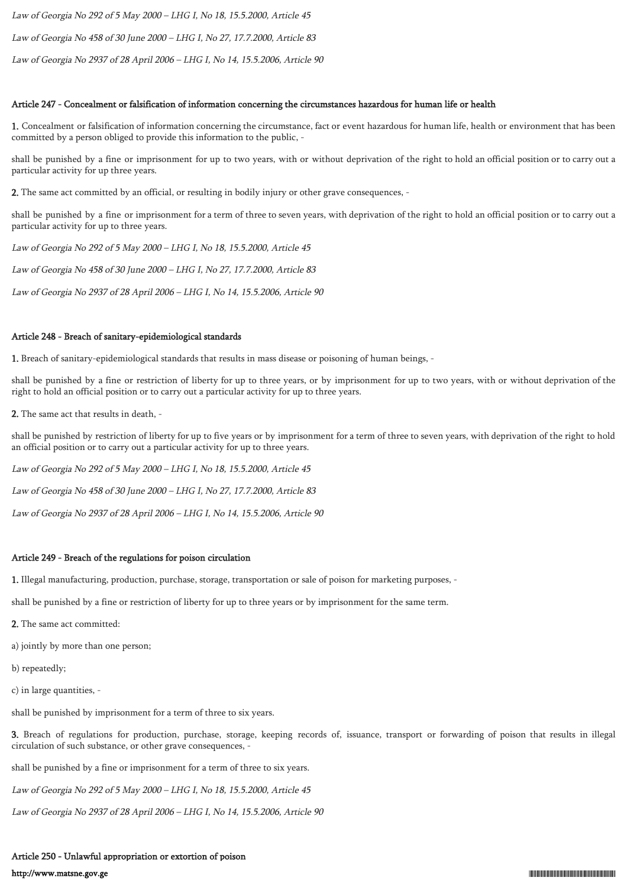*Law of Georgia No 292 of 5 May 2000 – LHG I, No 18, 15.5.2000, Article 45*

*Law of Georgia No 458 of 30 June 2000 – LHG I, No 27, 17.7.2000, Article 83*

*Law of Georgia No 2937 of 28 April 2006 – LHG I, No 14, 15.5.2006, Article 90*

**Article 247 - Concealment or falsification of information concerning the circumstances hazardous for human life or health**

**1.** Concealment or falsification of information concerning the circumstance, fact or event hazardous for human life, health or environment that has been committed by a person obliged to provide this information to the public, -

shall be punished by a fine or imprisonment for up to two years, with or without deprivation of the right to hold an official position or to carry out a particular activity for up three years.

**2.** The same act committed by an official, or resulting in bodily injury or other grave consequences, -

shall be punished by a fine or imprisonment for a term of three to seven years, with deprivation of the right to hold an official position or to carry out a particular activity for up to three years.

*Law of Georgia No 292 of 5 May 2000 – LHG I, No 18, 15.5.2000, Article 45*

*Law of Georgia No 458 of 30 June 2000 – LHG I, No 27, 17.7.2000, Article 83*

*Law of Georgia No 2937 of 28 April 2006 – LHG I, No 14, 15.5.2006, Article 90*

**Article 248 - Breach of sanitary-epidemiological standards**

**1.** Breach of sanitary-epidemiological standards that results in mass disease or poisoning of human beings, -

shall be punished by a fine or restriction of liberty for up to three years, or by imprisonment for up to two years, with or without deprivation of the right to hold an official position or to carry out a particular activity for up to three years.

**2.** The same act that results in death, -

shall be punished by restriction of liberty for up to five years or by imprisonment for a term of three to seven years, with deprivation of the right to hold an official position or to carry out a particular activity for up to three years.

*Law of Georgia No 292 of 5 May 2000 – LHG I, No 18, 15.5.2000, Article 45*

*Law of Georgia No 458 of 30 June 2000 – LHG I, No 27, 17.7.2000, Article 83*

*Law of Georgia No 2937 of 28 April 2006 – LHG I, No 14, 15.5.2006, Article 90*

**Article 249 - Breach of the regulations for poison circulation**

**1.** Illegal manufacturing, production, purchase, storage, transportation or sale of poison for marketing purposes, -

shall be punished by a fine or restriction of liberty for up to three years or by imprisonment for the same term.

**2.** The same act committed:

a) jointly by more than one person;

b) repeatedly;

c) in large quantities, -

shall be punished by imprisonment for a term of three to six years.

**3.** Breach of regulations for production, purchase, storage, keeping records of, issuance, transport or forwarding of poison that results in illegal circulation of such substance, or other grave consequences, -

shall be punished by a fine or imprisonment for a term of three to six years.

*Law of Georgia No 292 of 5 May 2000 – LHG I, No 18, 15.5.2000, Article 45*

*Law of Georgia No 2937 of 28 April 2006 – LHG I, No 14, 15.5.2006, Article 90*

**Article 250 - Unlawful appropriation or extortion of poison**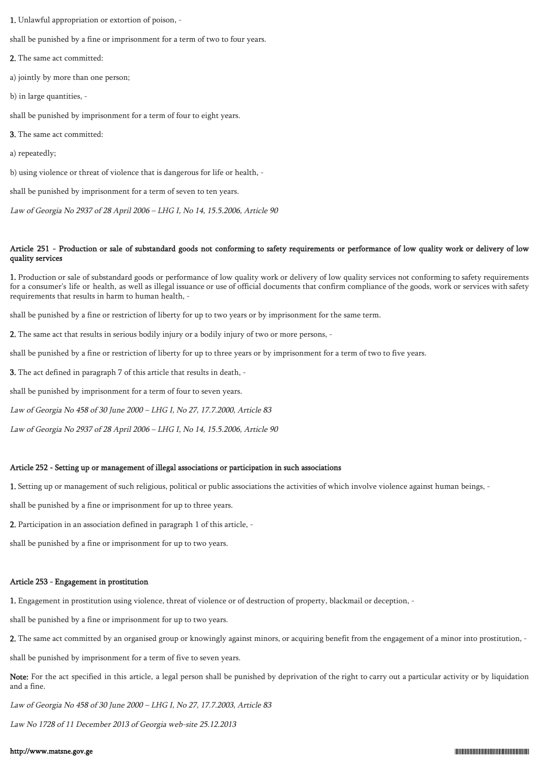**1.** Unlawful appropriation or extortion of poison, -

shall be punished by a fine or imprisonment for a term of two to four years.

**2.** The same act committed:

a) jointly by more than one person;

b) in large quantities, -

shall be punished by imprisonment for a term of four to eight years.

**3.** The same act committed:

a) repeatedly;

b) using violence or threat of violence that is dangerous for life or health, -

shall be punished by imprisonment for a term of seven to ten years.

*Law of Georgia No 2937 of 28 April 2006 – LHG I, No 14, 15.5.2006, Article 90*

### Article 251 - Production or sale of substandard goods not conforming to safety requirements or performance of low quality work or delivery of low quality services

**1.** Production or sale of substandard goods or performance of low quality work or delivery of low quality services not conforming to safety requirements for a consumer's life or health, as well as illegal issuance or use of official documents that confirm compliance of the goods, work or services with safety requirements that results in harm to human health, -

shall be punished by a fine or restriction of liberty for up to two years or by imprisonment for the same term.

**2.** The same act that results in serious bodily injury or a bodily injury of two or more persons, -

shall be punished by a fine or restriction of liberty for up to three years or by imprisonment for a term of two to five years.

**3.** The act defined in paragraph 7 of this article that results in death, -

shall be punished by imprisonment for a term of four to seven years.

*Law of Georgia No 458 of 30 June 2000 – LHG I, No 27, 17.7.2000, Article 83*

*Law of Georgia No 2937 of 28 April 2006 – LHG I, No 14, 15.5.2006, Article 90*

### Article 252 - Setting up or management of illegal associations or participation in such associations

**1.** Setting up or management of such religious, political or public associations the activities of which involve violence against human beings, -

shall be punished by a fine or imprisonment for up to three years.

**2.** Participation in an association defined in paragraph 1 of this article, -

shall be punished by a fine or imprisonment for up to two years.

### Article 253 - Engagement in prostitution

**1.** Engagement in prostitution using violence, threat of violence or of destruction of property, blackmail or deception, -

shall be punished by a fine or imprisonment for up to two years.

**2.** The same act committed by an organised group or knowingly against minors, or acquiring benefit from the engagement of a minor into prostitution, -

shall be punished by imprisonment for a term of five to seven years.

**Note:** For the act specified in this article, a legal person shall be punished by deprivation of the right to carry out a particular activity or by liquidation and a fine.

*Law of Georgia No 458 of 30 June 2000 – LHG I, No 27, 17.7.2003, Article 83*

*Law No 1728 of 11 December 2013 of Georgia web-site 25.12.2013*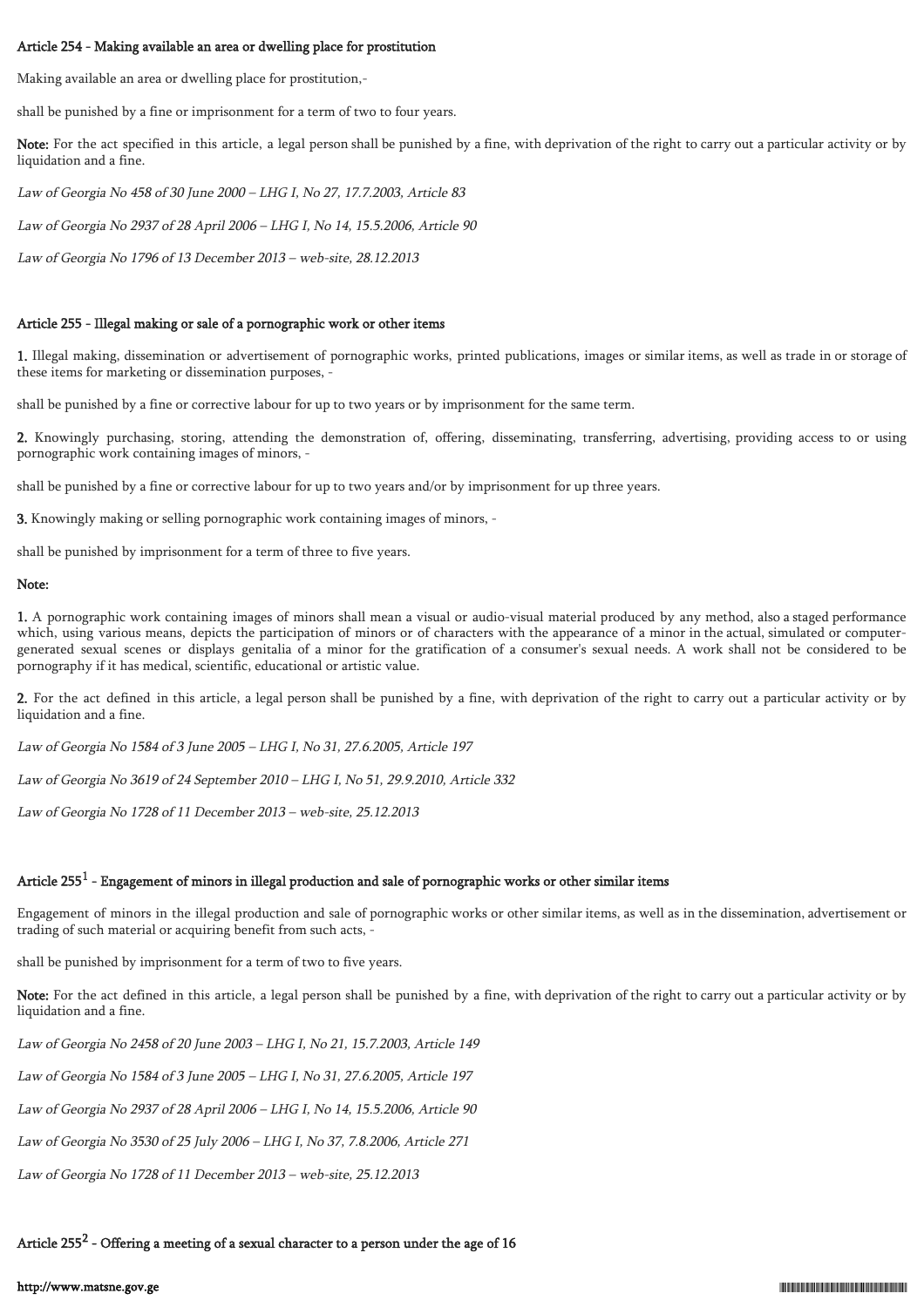### Article 254 - Making available an area or dwelling place for prostitution

Making available an area or dwelling place for prostitution,-

shall be punished by a fine or imprisonment for a term of two to four years.

**Note:** For the act specified in this article, a legal person shall be punished by a fine, with deprivation of the right to carry out a particular activity or by liquidation and a fine.

*Law of Georgia No 458 of 30 June 2000 – LHG I, No 27, 17.7.2003, Article 83*

*Law of Georgia No 2937 of 28 April 2006 – LHG I, No 14, 15.5.2006, Article 90*

*Law of Georgia No 1796 of 13 December 2013 – web-site, 28.12.2013*

### Article 255 - Illegal making or sale of a pornographic work or other items

**1.** Illegal making, dissemination or advertisement of pornographic works, printed publications, images or similar items, as well as trade in or storage of these items for marketing or dissemination purposes, -

shall be punished by a fine or corrective labour for up to two years or by imprisonment for the same term.

**2.** Knowingly purchasing, storing, attending the demonstration of, offering, disseminating, transferring, advertising, providing access to or using pornographic work containing images of minors, -

shall be punished by a fine or corrective labour for up to two years and/or by imprisonment for up three years.

**3.** Knowingly making or selling pornographic work containing images of minors, -

shall be punished by imprisonment for a term of three to five years.

**Note:**

**1.** A pornographic work containing images of minors shall mean a visual or audio-visual material produced by any method, also a staged performance which, using various means, depicts the participation of minors or of characters with the appearance of a minor in the actual, simulated or computer-generated sexual scenes or displays genitalia of a minor for the gratification of a consumer's sexual needs. A work shall not be considered to be pornography if it has medical, scientific, educational or artistic value.

**2.** For the act defined in this article, a legal person shall be punished by a fine, with deprivation of the right to carry out a particular activity or by liquidation and a fine.

*Law of Georgia No 1584 of 3 June 2005 – LHG I, No 31, 27.6.2005, Article 197*

*Law of Georgia No 3619 of 24 September 2010 – LHG I, No 51, 29.9.2010, Article 332*

*Law of Georgia No 1728 of 11 December 2013 – web-site, 25.12.2013*

### Article 255[1] - Engagement of minors in illegal production and sale of pornographic works or other similar items

Engagement of minors in the illegal production and sale of pornographic works or other similar items, as well as in the dissemination, advertisement or trading of such material or acquiring benefit from such acts, -

shall be punished by imprisonment for a term of two to five years.

**Note:** For the act defined in this article, a legal person shall be punished by a fine, with deprivation of the right to carry out a particular activity or by liquidation and a fine.

*Law of Georgia No 2458 of 20 June 2003 – LHG I, No 21, 15.7.2003, Article 149*

*Law of Georgia No 1584 of 3 June 2005 – LHG I, No 31, 27.6.2005, Article 197*

*Law of Georgia No 2937 of 28 April 2006 – LHG I, No 14, 15.5.2006, Article 90*

*Law of Georgia No 3530 of 25 July 2006 – LHG I, No 37, 7.8.2006, Article 271*

*Law of Georgia No 1728 of 11 December 2013 – web-site, 25.12.2013*

### Article 255[2] - Offering a meeting of a sexual character to a person under the age of 16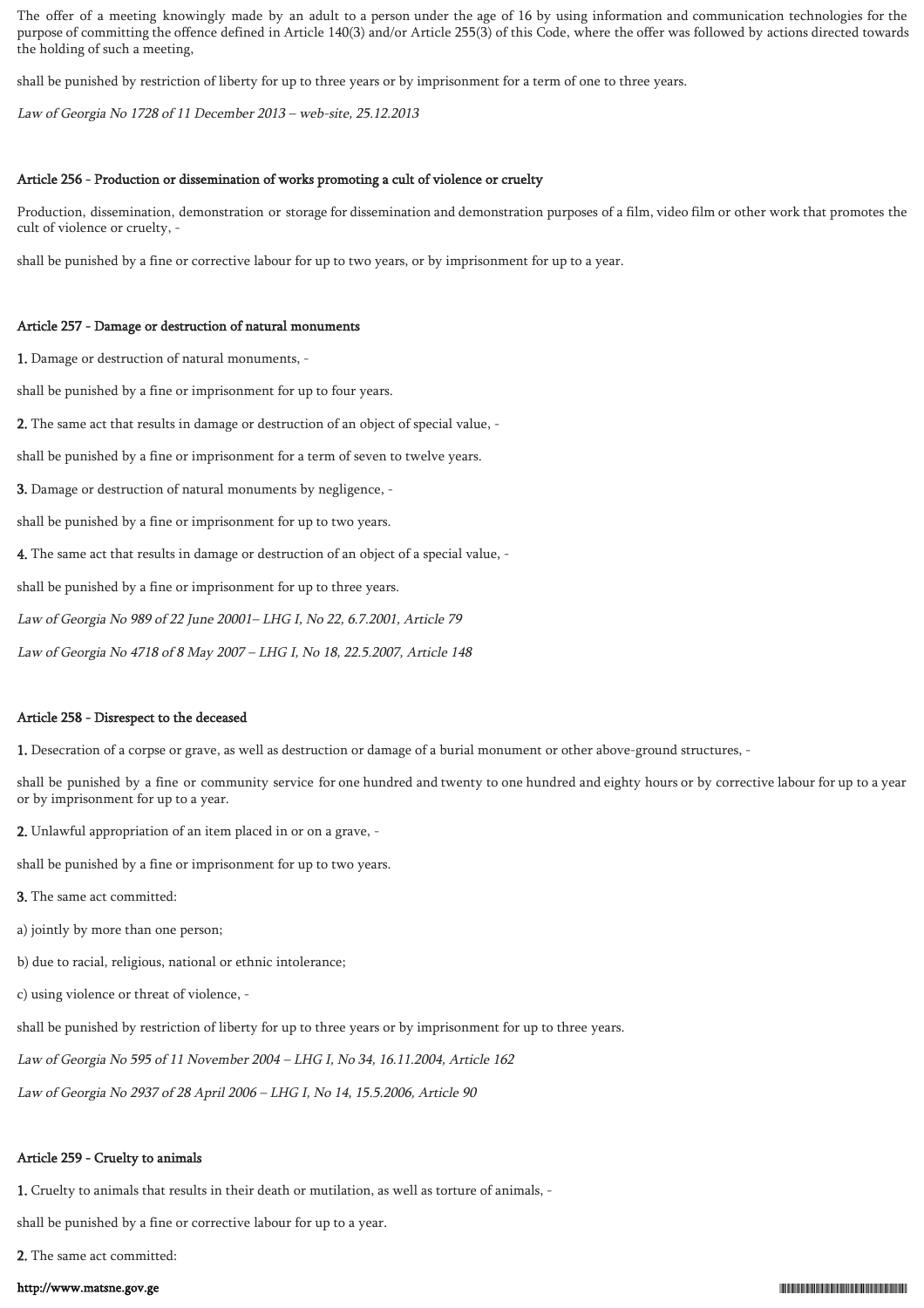The offer of a meeting knowingly made by an adult to a person under the age of 16 by using information and communication technologies for the purpose of committing the offence defined in Article 140(3) and/or Article 255(3) of this Code, where the offer was followed by actions directed towards the holding of such a meeting,

shall be punished by restriction of liberty for up to three years or by imprisonment for a term of one to three years.

*Law of Georgia No 1728 of 11 December 2013 – web-site, 25.12.2013*

#### Article 256 - Production or dissemination of works promoting a cult of violence or cruelty

Production, dissemination, demonstration or storage for dissemination and demonstration purposes of a film, video film or other work that promotes the cult of violence or cruelty, -

shall be punished by a fine or corrective labour for up to two years, or by imprisonment for up to a year.

#### Article 257 - Damage or destruction of natural monuments

**1.** Damage or destruction of natural monuments, -

shall be punished by a fine or imprisonment for up to four years.

**2.** The same act that results in damage or destruction of an object of special value, -

shall be punished by a fine or imprisonment for a term of seven to twelve years.

**3.** Damage or destruction of natural monuments by negligence, -

shall be punished by a fine or imprisonment for up to two years.

**4.** The same act that results in damage or destruction of an object of a special value, -

shall be punished by a fine or imprisonment for up to three years.

*Law of Georgia No 989 of 22 June 20001– LHG I, No 22, 6.7.2001, Article 79*

*Law of Georgia No 4718 of 8 May 2007 – LHG I, No 18, 22.5.2007, Article 148*

#### Article 258 - Disrespect to the deceased

**1.** Desecration of a corpse or grave, as well as destruction or damage of a burial monument or other above-ground structures, -

shall be punished by a fine or community service for one hundred and twenty to one hundred and eighty hours or by corrective labour for up to a year or by imprisonment for up to a year.

**2.** Unlawful appropriation of an item placed in or on a grave, -

shall be punished by a fine or imprisonment for up to two years.

**3.** The same act committed:

a) jointly by more than one person;

b) due to racial, religious, national or ethnic intolerance;

c) using violence or threat of violence, -

shall be punished by restriction of liberty for up to three years or by imprisonment for up to three years.

*Law of Georgia No 595 of 11 November 2004 – LHG I, No 34, 16.11.2004, Article 162*

*Law of Georgia No 2937 of 28 April 2006 – LHG I, No 14, 15.5.2006, Article 90*

#### Article 259 - Cruelty to animals

**1.** Cruelty to animals that results in their death or mutilation, as well as torture of animals, -

shall be punished by a fine or corrective labour for up to a year.

**2.** The same act committed: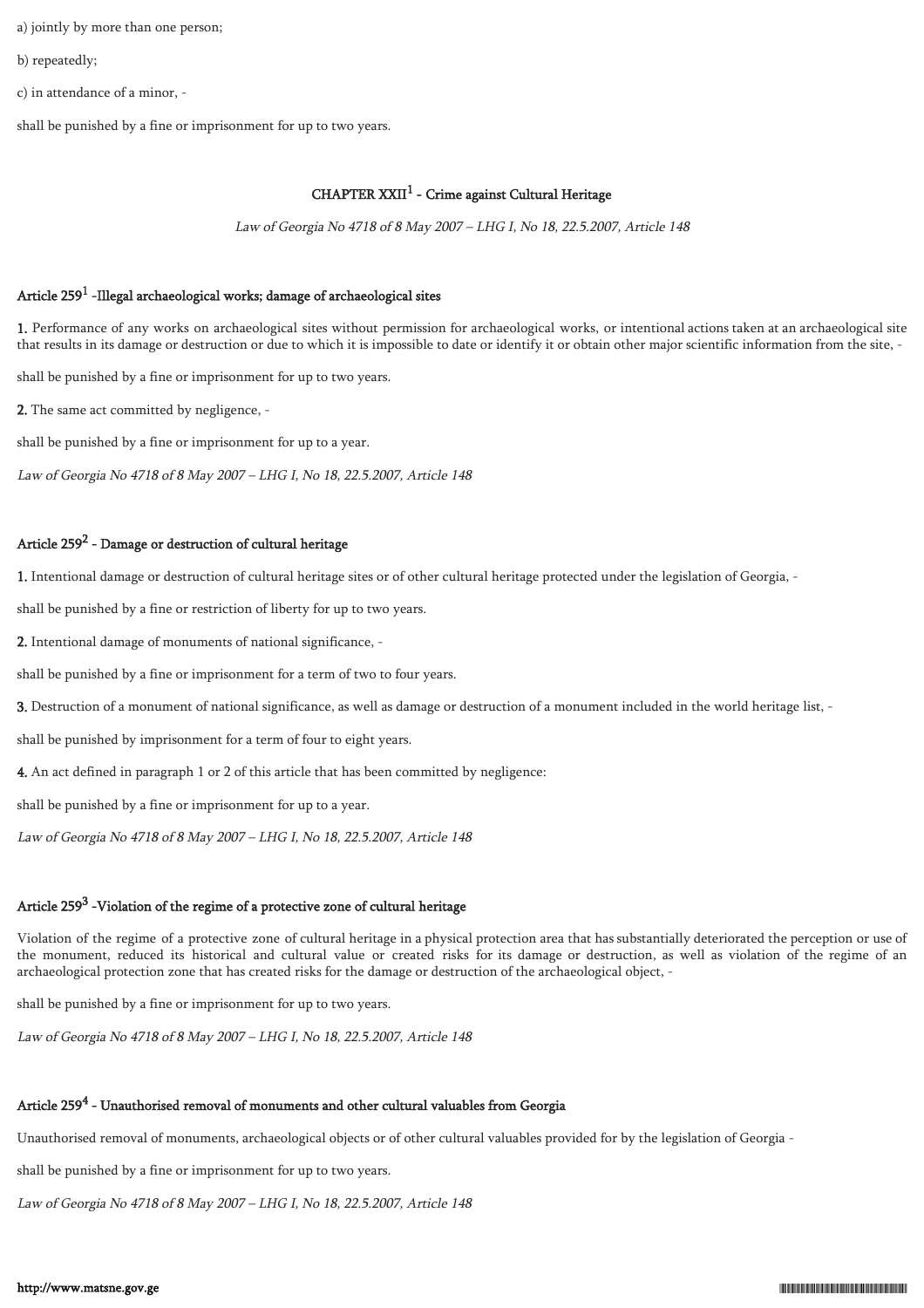a) jointly by more than one person;

b) repeatedly;

c) in attendance of a minor, -

shall be punished by a fine or imprisonment for up to two years.

## CHAPTER XXII[1] - Crime against Cultural Heritage

*Law of Georgia No 4718 of 8 May 2007 – LHG I, No 18, 22.5.2007, Article 148*

### Article 259[1] -Illegal archaeological works; damage of archaeological sites

**1.** Performance of any works on archaeological sites without permission for archaeological works, or intentional actions taken at an archaeological site that results in its damage or destruction or due to which it is impossible to date or identify it or obtain other major scientific information from the site, -

shall be punished by a fine or imprisonment for up to two years.

**2.** The same act committed by negligence, -

shall be punished by a fine or imprisonment for up to a year.

*Law of Georgia No 4718 of 8 May 2007 – LHG I, No 18, 22.5.2007, Article 148*

### Article 259[2] - Damage or destruction of cultural heritage

**1.** Intentional damage or destruction of cultural heritage sites or of other cultural heritage protected under the legislation of Georgia, -

shall be punished by a fine or restriction of liberty for up to two years.

**2.** Intentional damage of monuments of national significance, -

shall be punished by a fine or imprisonment for a term of two to four years.

**3.** Destruction of a monument of national significance, as well as damage or destruction of a monument included in the world heritage list, -

shall be punished by imprisonment for a term of four to eight years.

**4.** An act defined in paragraph 1 or 2 of this article that has been committed by negligence:

shall be punished by a fine or imprisonment for up to a year.

*Law of Georgia No 4718 of 8 May 2007 – LHG I, No 18, 22.5.2007, Article 148*

### Article 259[3] -Violation of the regime of a protective zone of cultural heritage

Violation of the regime of a protective zone of cultural heritage in a physical protection area that has substantially deteriorated the perception or use of the monument, reduced its historical and cultural value or created risks for its damage or destruction, as well as violation of the regime of an archaeological protection zone that has created risks for the damage or destruction of the archaeological object, -

shall be punished by a fine or imprisonment for up to two years.

*Law of Georgia No 4718 of 8 May 2007 – LHG I, No 18, 22.5.2007, Article 148*

### Article 259[4] - Unauthorised removal of monuments and other cultural valuables from Georgia

Unauthorised removal of monuments, archaeological objects or of other cultural valuables provided for by the legislation of Georgia -

shall be punished by a fine or imprisonment for up to two years.

*Law of Georgia No 4718 of 8 May 2007 – LHG I, No 18, 22.5.2007, Article 148*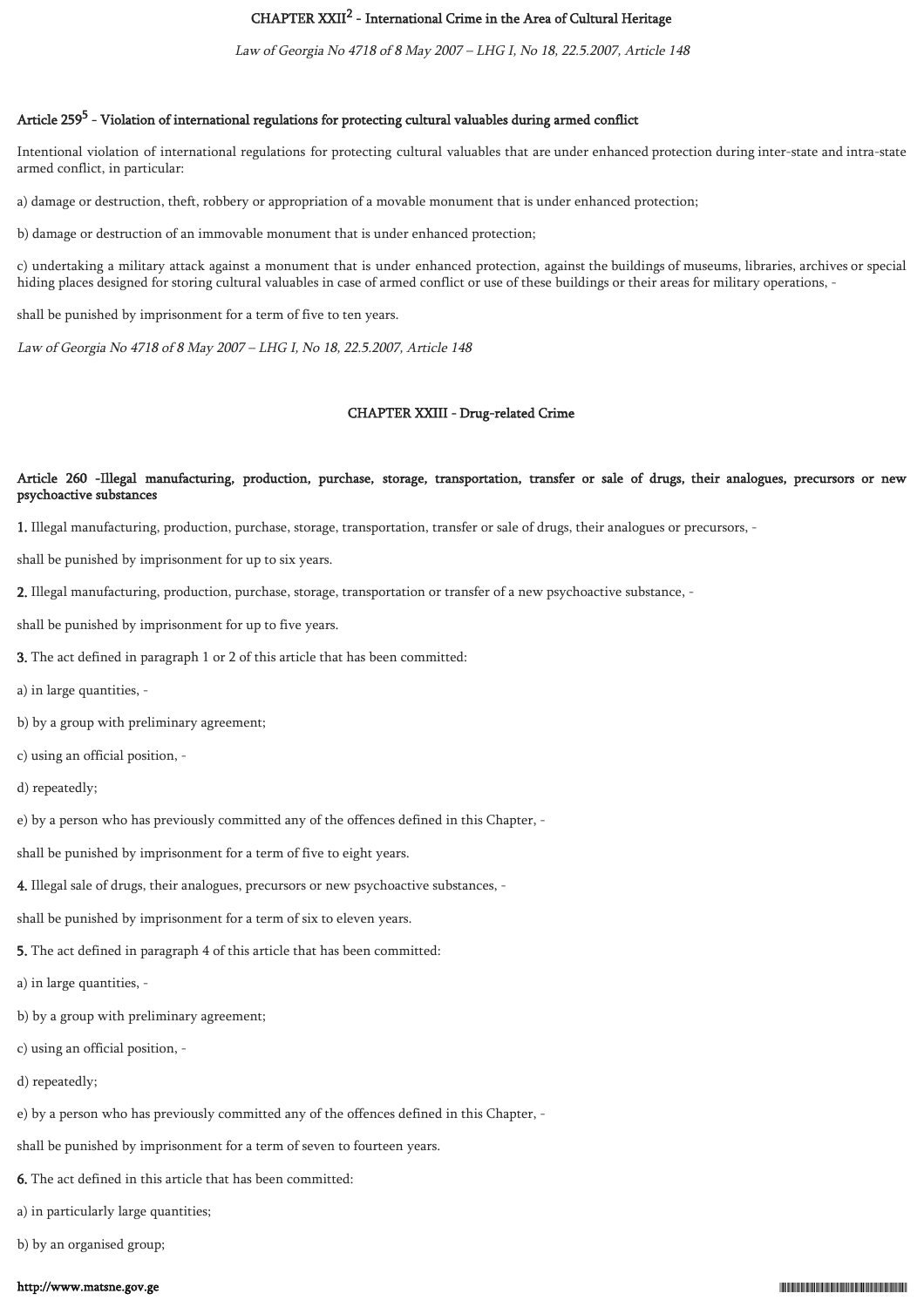## CHAPTER XXII[2] - International Crime in the Area of Cultural Heritage

*Law of Georgia No 4718 of 8 May 2007 – LHG I, No 18, 22.5.2007, Article 148*

### Article 259[5] - Violation of international regulations for protecting cultural valuables during armed conflict

Intentional violation of international regulations for protecting cultural valuables that are under enhanced protection during inter-state and intra-state armed conflict, in particular:

a) damage or destruction, theft, robbery or appropriation of a movable monument that is under enhanced protection;

b) damage or destruction of an immovable monument that is under enhanced protection;

c) undertaking a military attack against a monument that is under enhanced protection, against the buildings of museums, libraries, archives or special hiding places designed for storing cultural valuables in case of armed conflict or use of these buildings or their areas for military operations, -

shall be punished by imprisonment for a term of five to ten years.

*Law of Georgia No 4718 of 8 May 2007 – LHG I, No 18, 22.5.2007, Article 148*

## CHAPTER XXIII - Drug-related Crime

### Article 260 -Illegal manufacturing, production, purchase, storage, transportation, transfer or sale of drugs, their analogues, precursors or new psychoactive substances

**1.** Illegal manufacturing, production, purchase, storage, transportation, transfer or sale of drugs, their analogues or precursors, -

shall be punished by imprisonment for up to six years.

**2.** Illegal manufacturing, production, purchase, storage, transportation or transfer of a new psychoactive substance, -

shall be punished by imprisonment for up to five years.

**3.** The act defined in paragraph 1 or 2 of this article that has been committed:

a) in large quantities, -

b) by a group with preliminary agreement;

c) using an official position, -

d) repeatedly;

e) by a person who has previously committed any of the offences defined in this Chapter, -

shall be punished by imprisonment for a term of five to eight years.

**4.** Illegal sale of drugs, their analogues, precursors or new psychoactive substances, -

shall be punished by imprisonment for a term of six to eleven years.

**5.** The act defined in paragraph 4 of this article that has been committed:

a) in large quantities, -

b) by a group with preliminary agreement;

c) using an official position, -

d) repeatedly;

e) by a person who has previously committed any of the offences defined in this Chapter, -

shall be punished by imprisonment for a term of seven to fourteen years.

**6.** The act defined in this article that has been committed:

a) in particularly large quantities;

b) by an organised group;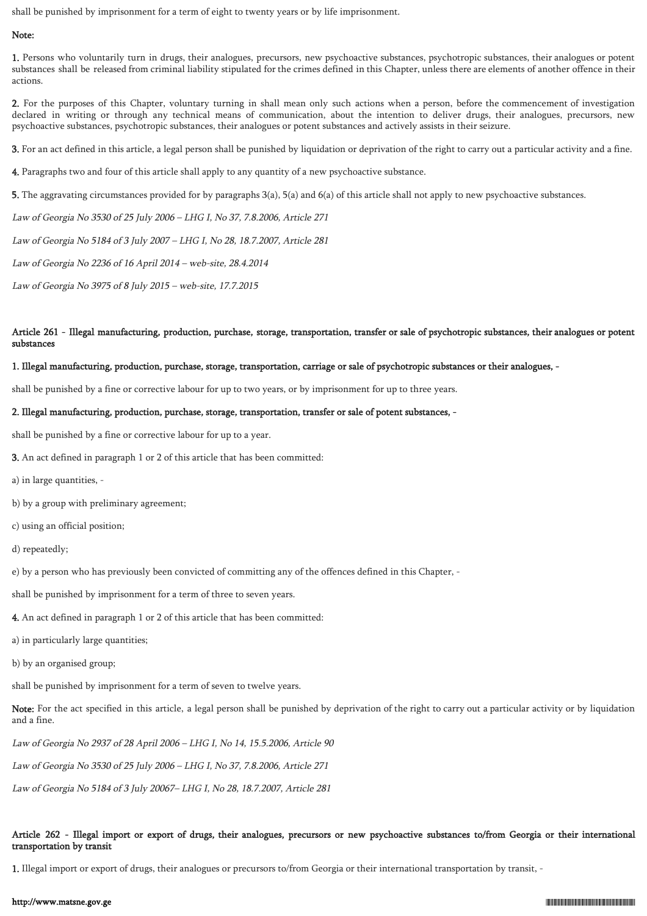shall be punished by imprisonment for a term of eight to twenty years or by life imprisonment.

**Note:**

**1.** Persons who voluntarily turn in drugs, their analogues, precursors, new psychoactive substances, psychotropic substances, their analogues or potent substances shall be released from criminal liability stipulated for the crimes defined in this Chapter, unless there are elements of another offence in their actions.

**2.** For the purposes of this Chapter, voluntary turning in shall mean only such actions when a person, before the commencement of investigation declared in writing or through any technical means of communication, about the intention to deliver drugs, their analogues, precursors, new psychoactive substances, psychotropic substances, their analogues or potent substances and actively assists in their seizure.

**3.** For an act defined in this article, a legal person shall be punished by liquidation or deprivation of the right to carry out a particular activity and a fine.

**4.** Paragraphs two and four of this article shall apply to any quantity of a new psychoactive substance.

**5.** The aggravating circumstances provided for by paragraphs 3(a), 5(a) and 6(a) of this article shall not apply to new psychoactive substances.

*Law of Georgia No 3530 of 25 July 2006 – LHG I, No 37, 7.8.2006, Article 271*

*Law of Georgia No 5184 of 3 July 2007 – LHG I, No 28, 18.7.2007, Article 281*

*Law of Georgia No 2236 of 16 April 2014 – web-site, 28.4.2014*

*Law of Georgia No 3975 of 8 July 2015 – web-site, 17.7.2015*

### Article 261 - Illegal manufacturing, production, purchase, storage, transportation, transfer or sale of psychotropic substances, their analogues or potent substances

**1. Illegal manufacturing, production, purchase, storage, transportation, carriage or sale of psychotropic substances or their analogues, -**

shall be punished by a fine or corrective labour for up to two years, or by imprisonment for up to three years.

**2. Illegal manufacturing, production, purchase, storage, transportation, transfer or sale of potent substances, -**

shall be punished by a fine or corrective labour for up to a year.

**3.** An act defined in paragraph 1 or 2 of this article that has been committed:

a) in large quantities, -

b) by a group with preliminary agreement;

c) using an official position;

d) repeatedly;

e) by a person who has previously been convicted of committing any of the offences defined in this Chapter, -

shall be punished by imprisonment for a term of three to seven years.

**4.** An act defined in paragraph 1 or 2 of this article that has been committed:

a) in particularly large quantities;

b) by an organised group;

shall be punished by imprisonment for a term of seven to twelve years.

**Note:** For the act specified in this article, a legal person shall be punished by deprivation of the right to carry out a particular activity or by liquidation and a fine.

*Law of Georgia No 2937 of 28 April 2006 – LHG I, No 14, 15.5.2006, Article 90*

*Law of Georgia No 3530 of 25 July 2006 – LHG I, No 37, 7.8.2006, Article 271*

*Law of Georgia No 5184 of 3 July 20067– LHG I, No 28, 18.7.2007, Article 281*

### Article 262 - Illegal import or export of drugs, their analogues, precursors or new psychoactive substances to/from Georgia or their international transportation by transit

**1.** Illegal import or export of drugs, their analogues or precursors to/from Georgia or their international transportation by transit, -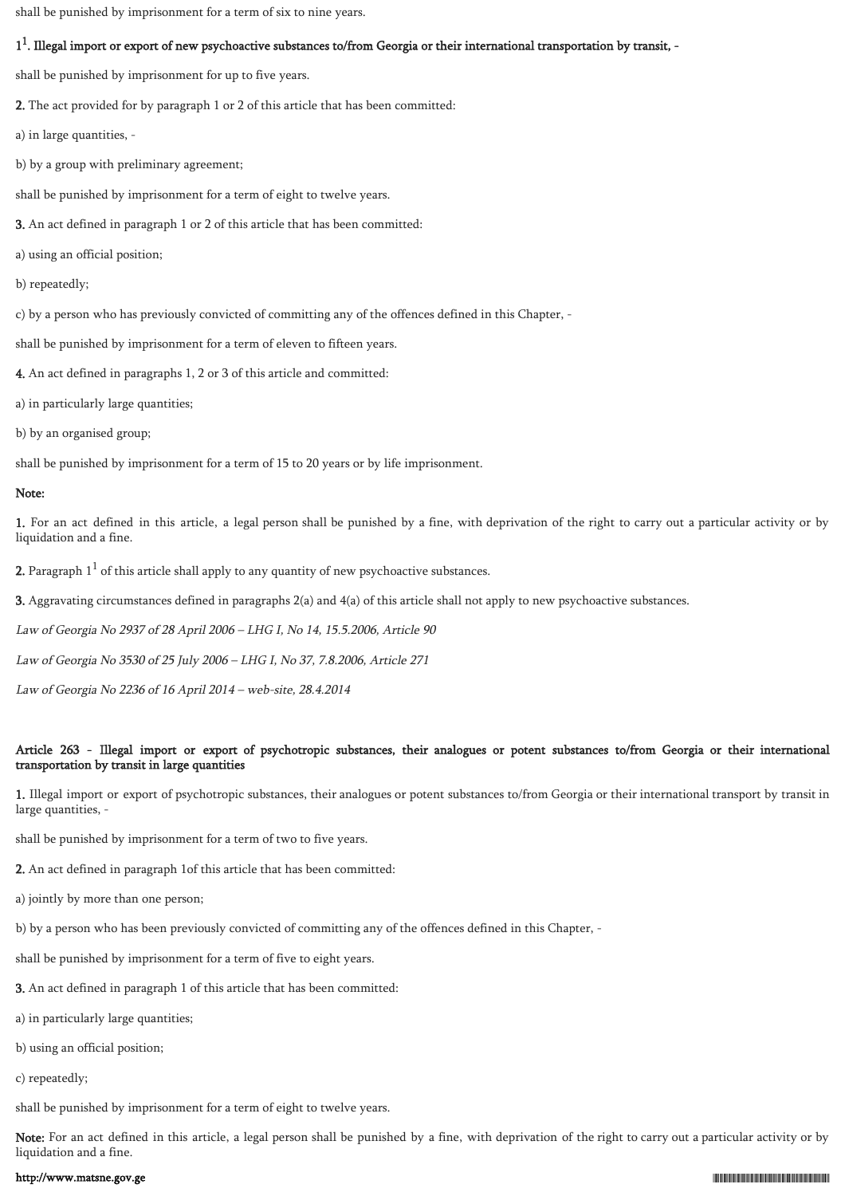shall be punished by imprisonment for a term of six to nine years.

**1[1]. Illegal import or export of new psychoactive substances to/from Georgia or their international transportation by transit, -**

shall be punished by imprisonment for up to five years.

**2.** The act provided for by paragraph 1 or 2 of this article that has been committed:

a) in large quantities, -

b) by a group with preliminary agreement;

shall be punished by imprisonment for a term of eight to twelve years.

**3.** An act defined in paragraph 1 or 2 of this article that has been committed:

a) using an official position;

b) repeatedly;

c) by a person who has previously convicted of committing any of the offences defined in this Chapter, -

shall be punished by imprisonment for a term of eleven to fifteen years.

**4.** An act defined in paragraphs 1, 2 or 3 of this article and committed:

a) in particularly large quantities;

b) by an organised group;

shall be punished by imprisonment for a term of 15 to 20 years or by life imprisonment.

**Note:**

**1.** For an act defined in this article, a legal person shall be punished by a fine, with deprivation of the right to carry out a particular activity or by liquidation and a fine.

**2.** Paragraph 1[1] of this article shall apply to any quantity of new psychoactive substances.

**3.** Aggravating circumstances defined in paragraphs 2(a) and 4(a) of this article shall not apply to new psychoactive substances.

*Law of Georgia No 2937 of 28 April 2006 – LHG I, No 14, 15.5.2006, Article 90*

*Law of Georgia No 3530 of 25 July 2006 – LHG I, No 37, 7.8.2006, Article 271*

*Law of Georgia No 2236 of 16 April 2014 – web-site, 28.4.2014*

## Article 263 - Illegal import or export of psychotropic substances, their analogues or potent substances to/from Georgia or their international transportation by transit in large quantities

**1.** Illegal import or export of psychotropic substances, their analogues or potent substances to/from Georgia or their international transport by transit in large quantities, -

shall be punished by imprisonment for a term of two to five years.

**2.** An act defined in paragraph 1of this article that has been committed:

a) jointly by more than one person;

b) by a person who has been previously convicted of committing any of the offences defined in this Chapter, -

shall be punished by imprisonment for a term of five to eight years.

**3.** An act defined in paragraph 1 of this article that has been committed:

a) in particularly large quantities;

b) using an official position;

c) repeatedly;

shall be punished by imprisonment for a term of eight to twelve years.

**Note:** For an act defined in this article, a legal person shall be punished by a fine, with deprivation of the right to carry out a particular activity or by liquidation and a fine.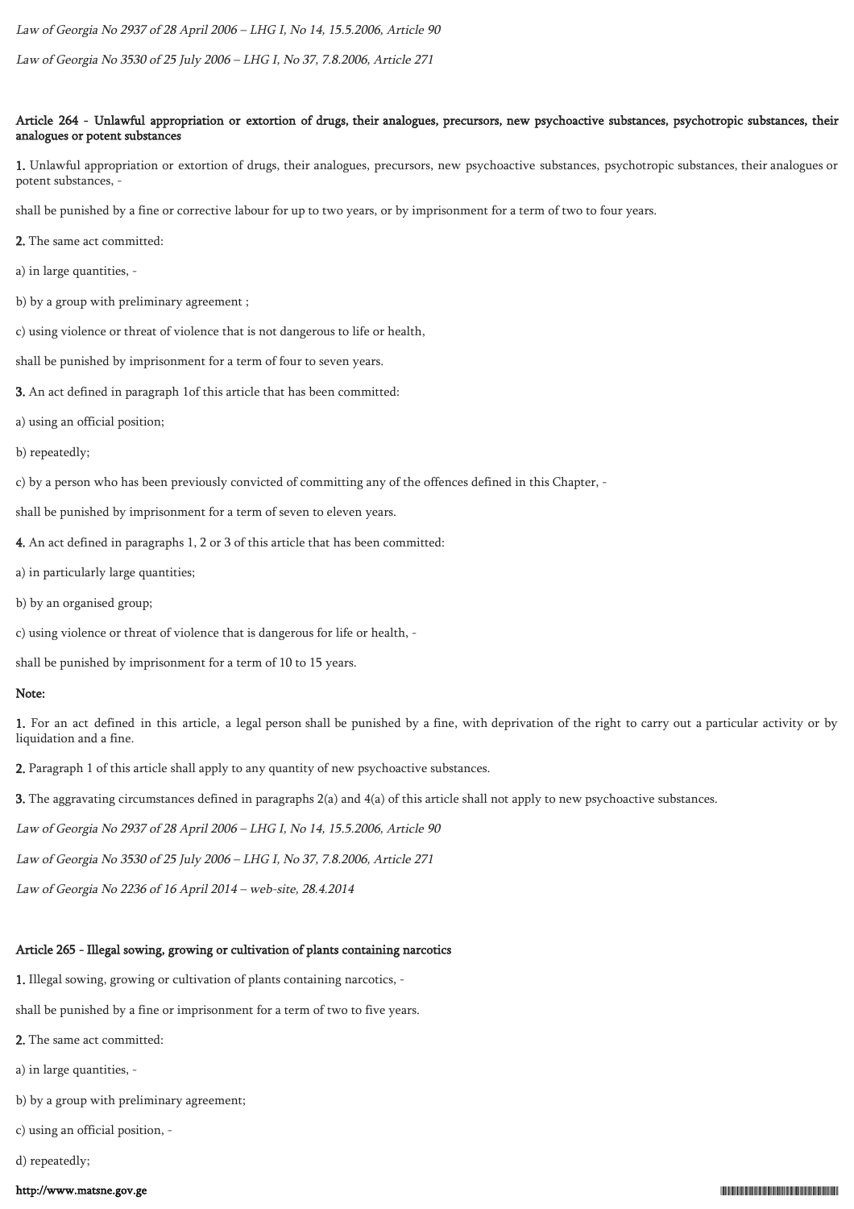*Law of Georgia No 2937 of 28 April 2006 – LHG I, No 14, 15.5.2006, Article 90*

*Law of Georgia No 3530 of 25 July 2006 – LHG I, No 37, 7.8.2006, Article 271*

### Article 264 - Unlawful appropriation or extortion of drugs, their analogues, precursors, new psychoactive substances, psychotropic substances, their analogues or potent substances

**1.** Unlawful appropriation or extortion of drugs, their analogues, precursors, new psychoactive substances, psychotropic substances, their analogues or potent substances, -

shall be punished by a fine or corrective labour for up to two years, or by imprisonment for a term of two to four years.

**2.** The same act committed:

a) in large quantities, -

b) by a group with preliminary agreement ;

c) using violence or threat of violence that is not dangerous to life or health,

shall be punished by imprisonment for a term of four to seven years.

**3.** An act defined in paragraph 1of this article that has been committed:

a) using an official position;

b) repeatedly;

c) by a person who has been previously convicted of committing any of the offences defined in this Chapter, -

shall be punished by imprisonment for a term of seven to eleven years.

**4.** An act defined in paragraphs 1, 2 or 3 of this article that has been committed:

a) in particularly large quantities;

b) by an organised group;

c) using violence or threat of violence that is dangerous for life or health, -

shall be punished by imprisonment for a term of 10 to 15 years.

**Note:**

**1.** For an act defined in this article, a legal person shall be punished by a fine, with deprivation of the right to carry out a particular activity or by liquidation and a fine.

**2.** Paragraph 1 of this article shall apply to any quantity of new psychoactive substances.

**3.** The aggravating circumstances defined in paragraphs 2(a) and 4(a) of this article shall not apply to new psychoactive substances.

*Law of Georgia No 2937 of 28 April 2006 – LHG I, No 14, 15.5.2006, Article 90*

*Law of Georgia No 3530 of 25 July 2006 – LHG I, No 37, 7.8.2006, Article 271*

*Law of Georgia No 2236 of 16 April 2014 – web-site, 28.4.2014*

### Article 265 - Illegal sowing, growing or cultivation of plants containing narcotics

**1.** Illegal sowing, growing or cultivation of plants containing narcotics, -

shall be punished by a fine or imprisonment for a term of two to five years.

**2.** The same act committed:

a) in large quantities, -

b) by a group with preliminary agreement;

c) using an official position, -

d) repeatedly;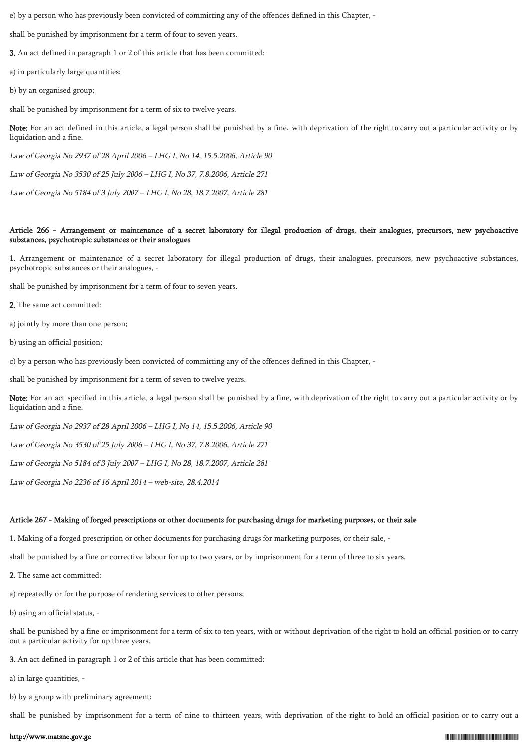e) by a person who has previously been convicted of committing any of the offences defined in this Chapter, -

shall be punished by imprisonment for a term of four to seven years.

**3.** An act defined in paragraph 1 or 2 of this article that has been committed:

a) in particularly large quantities;

b) by an organised group;

shall be punished by imprisonment for a term of six to twelve years.

**Note:** For an act defined in this article, a legal person shall be punished by a fine, with deprivation of the right to carry out a particular activity or by liquidation and a fine.

*Law of Georgia No 2937 of 28 April 2006 – LHG I, No 14, 15.5.2006, Article 90*

*Law of Georgia No 3530 of 25 July 2006 – LHG I, No 37, 7.8.2006, Article 271*

*Law of Georgia No 5184 of 3 July 2007 – LHG I, No 28, 18.7.2007, Article 281*

### Article 266 - Arrangement or maintenance of a secret laboratory for illegal production of drugs, their analogues, precursors, new psychoactive substances, psychotropic substances or their analogues

**1.** Arrangement or maintenance of a secret laboratory for illegal production of drugs, their analogues, precursors, new psychoactive substances, psychotropic substances or their analogues, -

shall be punished by imprisonment for a term of four to seven years.

**2.** The same act committed:

a) jointly by more than one person;

b) using an official position;

c) by a person who has previously been convicted of committing any of the offences defined in this Chapter, -

shall be punished by imprisonment for a term of seven to twelve years.

**Note:** For an act specified in this article, a legal person shall be punished by a fine, with deprivation of the right to carry out a particular activity or by liquidation and a fine.

*Law of Georgia No 2937 of 28 April 2006 – LHG I, No 14, 15.5.2006, Article 90*

*Law of Georgia No 3530 of 25 July 2006 – LHG I, No 37, 7.8.2006, Article 271*

*Law of Georgia No 5184 of 3 July 2007 – LHG I, No 28, 18.7.2007, Article 281*

*Law of Georgia No 2236 of 16 April 2014 – web-site, 28.4.2014*

### Article 267 - Making of forged prescriptions or other documents for purchasing drugs for marketing purposes, or their sale

**1.** Making of a forged prescription or other documents for purchasing drugs for marketing purposes, or their sale, -

shall be punished by a fine or corrective labour for up to two years, or by imprisonment for a term of three to six years.

**2.** The same act committed:

a) repeatedly or for the purpose of rendering services to other persons;

b) using an official status, -

shall be punished by a fine or imprisonment for a term of six to ten years, with or without deprivation of the right to hold an official position or to carry out a particular activity for up three years.

**3.** An act defined in paragraph 1 or 2 of this article that has been committed:

a) in large quantities, -

b) by a group with preliminary agreement;

shall be punished by imprisonment for a term of nine to thirteen years, with deprivation of the right to hold an official position or to carry out a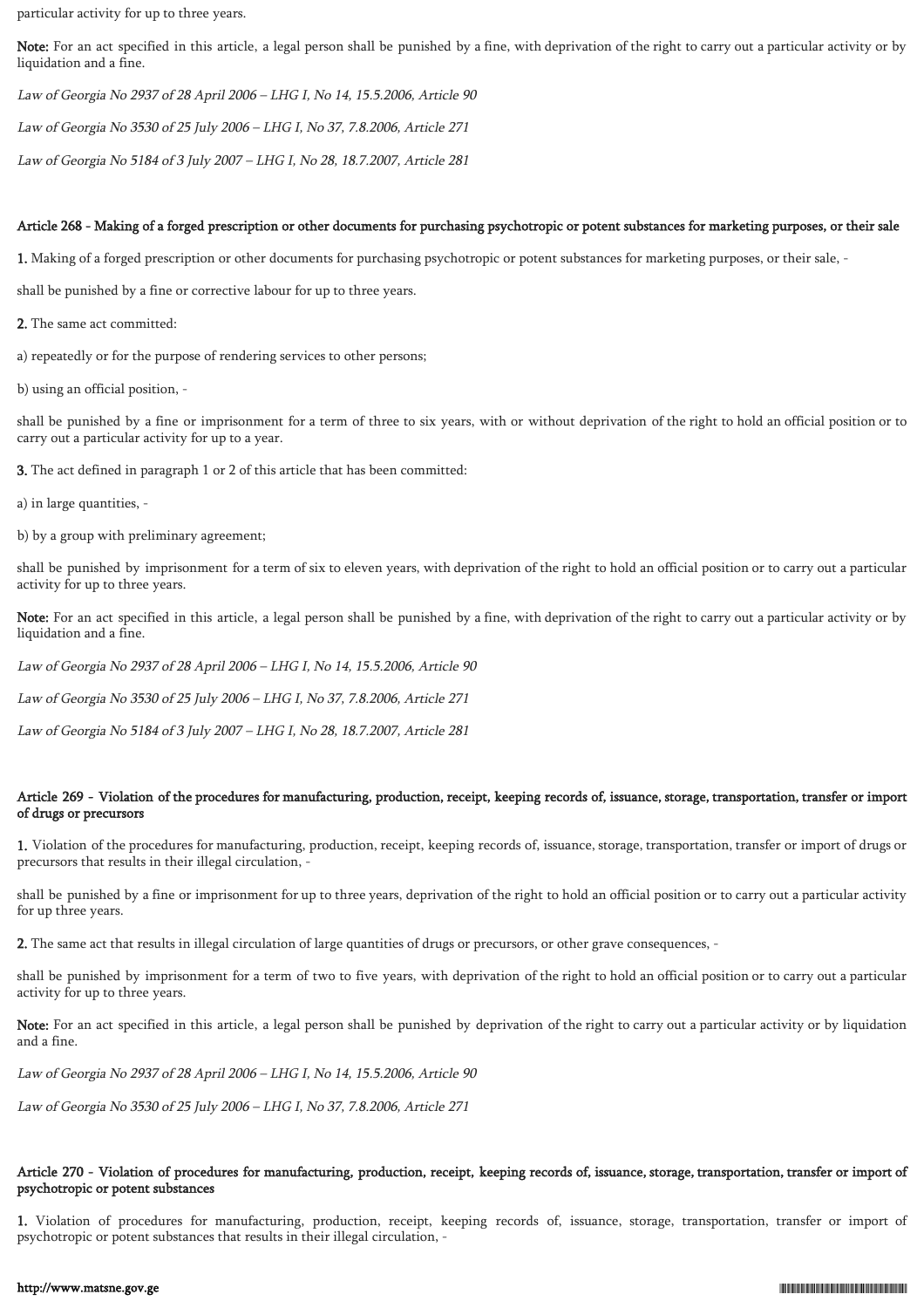particular activity for up to three years.

**Note:** For an act specified in this article, a legal person shall be punished by a fine, with deprivation of the right to carry out a particular activity or by liquidation and a fine.

*Law of Georgia No 2937 of 28 April 2006 – LHG I, No 14, 15.5.2006, Article 90*

*Law of Georgia No 3530 of 25 July 2006 – LHG I, No 37, 7.8.2006, Article 271*

*Law of Georgia No 5184 of 3 July 2007 – LHG I, No 28, 18.7.2007, Article 281*

### Article 268 - Making of a forged prescription or other documents for purchasing psychotropic or potent substances for marketing purposes, or their sale

**1.** Making of a forged prescription or other documents for purchasing psychotropic or potent substances for marketing purposes, or their sale, -

shall be punished by a fine or corrective labour for up to three years.

**2.** The same act committed:

a) repeatedly or for the purpose of rendering services to other persons;

b) using an official position, -

shall be punished by a fine or imprisonment for a term of three to six years, with or without deprivation of the right to hold an official position or to carry out a particular activity for up to a year.

**3.** The act defined in paragraph 1 or 2 of this article that has been committed:

a) in large quantities, -

b) by a group with preliminary agreement;

shall be punished by imprisonment for a term of six to eleven years, with deprivation of the right to hold an official position or to carry out a particular activity for up to three years.

**Note:** For an act specified in this article, a legal person shall be punished by a fine, with deprivation of the right to carry out a particular activity or by liquidation and a fine.

*Law of Georgia No 2937 of 28 April 2006 – LHG I, No 14, 15.5.2006, Article 90*

*Law of Georgia No 3530 of 25 July 2006 – LHG I, No 37, 7.8.2006, Article 271*

*Law of Georgia No 5184 of 3 July 2007 – LHG I, No 28, 18.7.2007, Article 281*

### Article 269 - Violation of the procedures for manufacturing, production, receipt, keeping records of, issuance, storage, transportation, transfer or import of drugs or precursors

**1.** Violation of the procedures for manufacturing, production, receipt, keeping records of, issuance, storage, transportation, transfer or import of drugs or precursors that results in their illegal circulation, -

shall be punished by a fine or imprisonment for up to three years, deprivation of the right to hold an official position or to carry out a particular activity for up three years.

**2.** The same act that results in illegal circulation of large quantities of drugs or precursors, or other grave consequences, -

shall be punished by imprisonment for a term of two to five years, with deprivation of the right to hold an official position or to carry out a particular activity for up to three years.

**Note:** For an act specified in this article, a legal person shall be punished by deprivation of the right to carry out a particular activity or by liquidation and a fine.

*Law of Georgia No 2937 of 28 April 2006 – LHG I, No 14, 15.5.2006, Article 90*

*Law of Georgia No 3530 of 25 July 2006 – LHG I, No 37, 7.8.2006, Article 271*

### Article 270 - Violation of procedures for manufacturing, production, receipt, keeping records of, issuance, storage, transportation, transfer or import of psychotropic or potent substances

**1.** Violation of procedures for manufacturing, production, receipt, keeping records of, issuance, storage, transportation, transfer or import of psychotropic or potent substances that results in their illegal circulation, -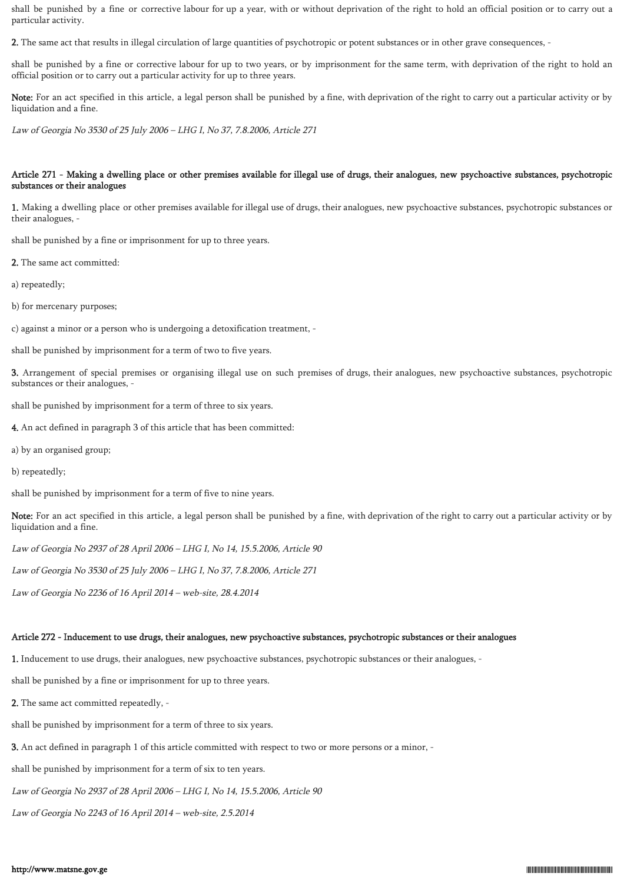shall be punished by a fine or corrective labour for up a year, with or without deprivation of the right to hold an official position or to carry out a particular activity.

**2.** The same act that results in illegal circulation of large quantities of psychotropic or potent substances or in other grave consequences, -

shall be punished by a fine or corrective labour for up to two years, or by imprisonment for the same term, with deprivation of the right to hold an official position or to carry out a particular activity for up to three years.

**Note:** For an act specified in this article, a legal person shall be punished by a fine, with deprivation of the right to carry out a particular activity or by liquidation and a fine.

*Law of Georgia No 3530 of 25 July 2006 – LHG I, No 37, 7.8.2006, Article 271*

### Article 271 - Making a dwelling place or other premises available for illegal use of drugs, their analogues, new psychoactive substances, psychotropic substances or their analogues

**1.** Making a dwelling place or other premises available for illegal use of drugs, their analogues, new psychoactive substances, psychotropic substances or their analogues, -

shall be punished by a fine or imprisonment for up to three years.

**2.** The same act committed:

a) repeatedly;

b) for mercenary purposes;

c) against a minor or a person who is undergoing a detoxification treatment, -

shall be punished by imprisonment for a term of two to five years.

**3.** Arrangement of special premises or organising illegal use on such premises of drugs, their analogues, new psychoactive substances, psychotropic substances or their analogues, -

shall be punished by imprisonment for a term of three to six years.

**4.** An act defined in paragraph 3 of this article that has been committed:

a) by an organised group;

b) repeatedly;

shall be punished by imprisonment for a term of five to nine years.

**Note:** For an act specified in this article, a legal person shall be punished by a fine, with deprivation of the right to carry out a particular activity or by liquidation and a fine.

*Law of Georgia No 2937 of 28 April 2006 – LHG I, No 14, 15.5.2006, Article 90*

*Law of Georgia No 3530 of 25 July 2006 – LHG I, No 37, 7.8.2006, Article 271*

*Law of Georgia No 2236 of 16 April 2014 – web-site, 28.4.2014*

### Article 272 - Inducement to use drugs, their analogues, new psychoactive substances, psychotropic substances or their analogues

**1.** Inducement to use drugs, their analogues, new psychoactive substances, psychotropic substances or their analogues, -

shall be punished by a fine or imprisonment for up to three years.

**2.** The same act committed repeatedly, -

shall be punished by imprisonment for a term of three to six years.

**3.** An act defined in paragraph 1 of this article committed with respect to two or more persons or a minor, -

shall be punished by imprisonment for a term of six to ten years.

*Law of Georgia No 2937 of 28 April 2006 – LHG I, No 14, 15.5.2006, Article 90*

*Law of Georgia No 2243 of 16 April 2014 – web-site, 2.5.2014*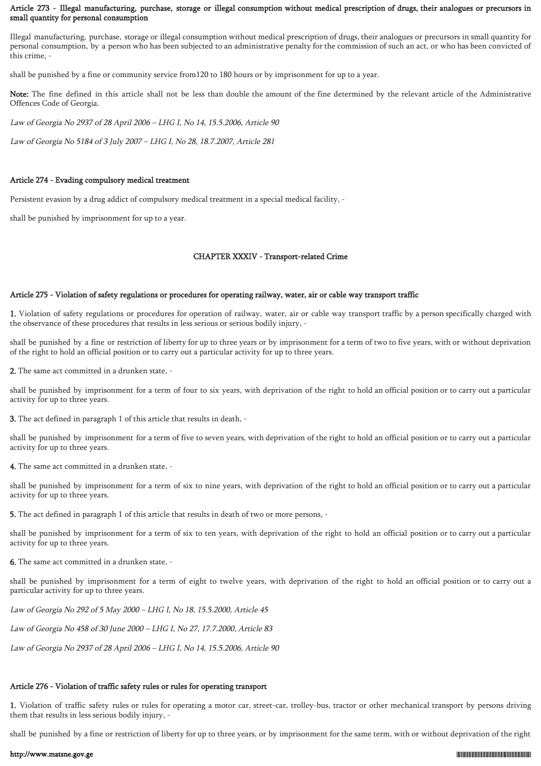### Article 273 - Illegal manufacturing, purchase, storage or illegal consumption without medical prescription of drugs, their analogues or precursors in small quantity for personal consumption

Illegal manufacturing, purchase, storage or illegal consumption without medical prescription of drugs, their analogues or precursors in small quantity for personal consumption, by a person who has been subjected to an administrative penalty for the commission of such an act, or who has been convicted of this crime, -

shall be punished by a fine or community service from120 to 180 hours or by imprisonment for up to a year.

**Note:** The fine defined in this article shall not be less than double the amount of the fine determined by the relevant article of the Administrative Offences Code of Georgia.

*Law of Georgia No 2937 of 28 April 2006 – LHG I, No 14, 15.5.2006, Article 90*

*Law of Georgia No 5184 of 3 July 2007 – LHG I, No 28, 18.7.2007, Article 281*

### Article 274 - Evading compulsory medical treatment

Persistent evasion by a drug addict of compulsory medical treatment in a special medical facility, -

shall be punished by imprisonment for up to a year.

## CHAPTER XXXIV - Transport-related Crime

### Article 275 - Violation of safety regulations or procedures for operating railway, water, air or cable way transport traffic

**1.** Violation of safety regulations or procedures for operation of railway, water, air or cable way transport traffic by a person specifically charged with the observance of these procedures that results in less serious or serious bodily injury, -

shall be punished by a fine or restriction of liberty for up to three years or by imprisonment for a term of two to five years, with or without deprivation of the right to hold an official position or to carry out a particular activity for up to three years.

**2.** The same act committed in a drunken state, -

shall be punished by imprisonment for a term of four to six years, with deprivation of the right to hold an official position or to carry out a particular activity for up to three years.

**3.** The act defined in paragraph 1 of this article that results in death, -

shall be punished by imprisonment for a term of five to seven years, with deprivation of the right to hold an official position or to carry out a particular activity for up to three years.

**4.** The same act committed in a drunken state, -

shall be punished by imprisonment for a term of six to nine years, with deprivation of the right to hold an official position or to carry out a particular activity for up to three years.

**5.** The act defined in paragraph 1 of this article that results in death of two or more persons, -

shall be punished by imprisonment for a term of six to ten years, with deprivation of the right to hold an official position or to carry out a particular activity for up to three years.

**6.** The same act committed in a drunken state, -

shall be punished by imprisonment for a term of eight to twelve years, with deprivation of the right to hold an official position or to carry out a particular activity for up to three years.

*Law of Georgia No 292 of 5 May 2000 – LHG I, No 18, 15.5.2000, Article 45*

*Law of Georgia No 458 of 30 June 2000 – LHG I, No 27, 17.7.2000, Article 83*

*Law of Georgia No 2937 of 28 April 2006 – LHG I, No 14, 15.5.2006, Article 90*

### Article 276 - Violation of traffic safety rules or rules for operating transport

**1.** Violation of traffic safety rules or rules for operating a motor car, street-car, trolley-bus, tractor or other mechanical transport by persons driving them that results in less serious bodily injury, -

shall be punished by a fine or restriction of liberty for up to three years, or by imprisonment for the same term, with or without deprivation of the right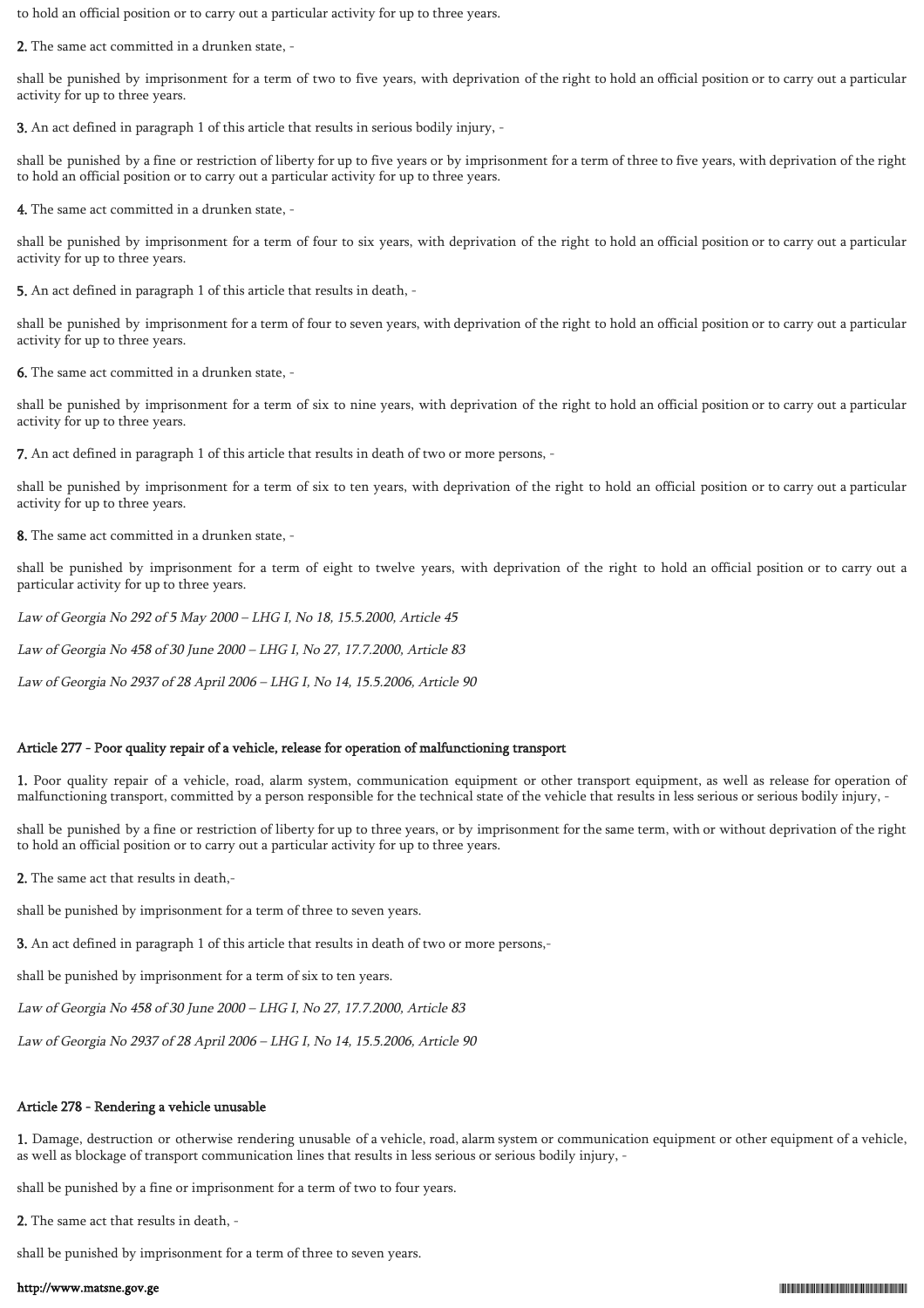to hold an official position or to carry out a particular activity for up to three years.

**2.** The same act committed in a drunken state, -

shall be punished by imprisonment for a term of two to five years, with deprivation of the right to hold an official position or to carry out a particular activity for up to three years.

**3.** An act defined in paragraph 1 of this article that results in serious bodily injury, -

shall be punished by a fine or restriction of liberty for up to five years or by imprisonment for a term of three to five years, with deprivation of the right to hold an official position or to carry out a particular activity for up to three years.

**4.** The same act committed in a drunken state, -

shall be punished by imprisonment for a term of four to six years, with deprivation of the right to hold an official position or to carry out a particular activity for up to three years.

**5.** An act defined in paragraph 1 of this article that results in death, -

shall be punished by imprisonment for a term of four to seven years, with deprivation of the right to hold an official position or to carry out a particular activity for up to three years.

**6.** The same act committed in a drunken state, -

shall be punished by imprisonment for a term of six to nine years, with deprivation of the right to hold an official position or to carry out a particular activity for up to three years.

**7.** An act defined in paragraph 1 of this article that results in death of two or more persons, -

shall be punished by imprisonment for a term of six to ten years, with deprivation of the right to hold an official position or to carry out a particular activity for up to three years.

**8.** The same act committed in a drunken state, -

shall be punished by imprisonment for a term of eight to twelve years, with deprivation of the right to hold an official position or to carry out a particular activity for up to three years.

*Law of Georgia No 292 of 5 May 2000 – LHG I, No 18, 15.5.2000, Article 45*

*Law of Georgia No 458 of 30 June 2000 – LHG I, No 27, 17.7.2000, Article 83*

*Law of Georgia No 2937 of 28 April 2006 – LHG I, No 14, 15.5.2006, Article 90*

#### Article 277 - Poor quality repair of a vehicle, release for operation of malfunctioning transport

**1.** Poor quality repair of a vehicle, road, alarm system, communication equipment or other transport equipment, as well as release for operation of malfunctioning transport, committed by a person responsible for the technical state of the vehicle that results in less serious or serious bodily injury, -

shall be punished by a fine or restriction of liberty for up to three years, or by imprisonment for the same term, with or without deprivation of the right to hold an official position or to carry out a particular activity for up to three years.

**2.** The same act that results in death,-

shall be punished by imprisonment for a term of three to seven years.

**3.** An act defined in paragraph 1 of this article that results in death of two or more persons,-

shall be punished by imprisonment for a term of six to ten years.

*Law of Georgia No 458 of 30 June 2000 – LHG I, No 27, 17.7.2000, Article 83*

*Law of Georgia No 2937 of 28 April 2006 – LHG I, No 14, 15.5.2006, Article 90*

#### Article 278 - Rendering a vehicle unusable

**1.** Damage, destruction or otherwise rendering unusable of a vehicle, road, alarm system or communication equipment or other equipment of a vehicle, as well as blockage of transport communication lines that results in less serious or serious bodily injury, -

shall be punished by a fine or imprisonment for a term of two to four years.

**2.** The same act that results in death, -

shall be punished by imprisonment for a term of three to seven years.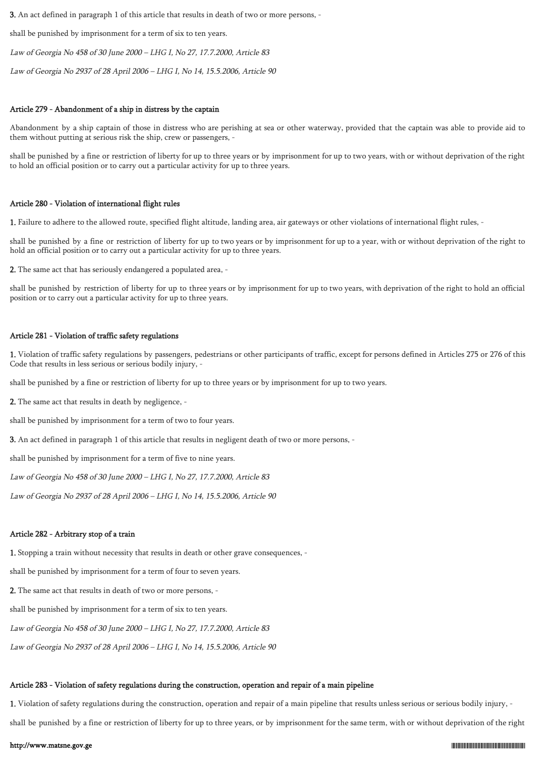**3.** An act defined in paragraph 1 of this article that results in death of two or more persons, -

shall be punished by imprisonment for a term of six to ten years.

*Law of Georgia No 458 of 30 June 2000 – LHG I, No 27, 17.7.2000, Article 83*

*Law of Georgia No 2937 of 28 April 2006 – LHG I, No 14, 15.5.2006, Article 90*

### Article 279 - Abandonment of a ship in distress by the captain

Abandonment by a ship captain of those in distress who are perishing at sea or other waterway, provided that the captain was able to provide aid to them without putting at serious risk the ship, crew or passengers, -

shall be punished by a fine or restriction of liberty for up to three years or by imprisonment for up to two years, with or without deprivation of the right to hold an official position or to carry out a particular activity for up to three years.

### Article 280 - Violation of international flight rules

**1.** Failure to adhere to the allowed route, specified flight altitude, landing area, air gateways or other violations of international flight rules, -

shall be punished by a fine or restriction of liberty for up to two years or by imprisonment for up to a year, with or without deprivation of the right to hold an official position or to carry out a particular activity for up to three years.

**2.** The same act that has seriously endangered a populated area, -

shall be punished by restriction of liberty for up to three years or by imprisonment for up to two years, with deprivation of the right to hold an official position or to carry out a particular activity for up to three years.

### Article 281 - Violation of traffic safety regulations

**1.** Violation of traffic safety regulations by passengers, pedestrians or other participants of traffic, except for persons defined in Articles 275 or 276 of this Code that results in less serious or serious bodily injury, -

shall be punished by a fine or restriction of liberty for up to three years or by imprisonment for up to two years.

**2.** The same act that results in death by negligence, -

shall be punished by imprisonment for a term of two to four years.

**3.** An act defined in paragraph 1 of this article that results in negligent death of two or more persons, -

shall be punished by imprisonment for a term of five to nine years.

*Law of Georgia No 458 of 30 June 2000 – LHG I, No 27, 17.7.2000, Article 83*

*Law of Georgia No 2937 of 28 April 2006 – LHG I, No 14, 15.5.2006, Article 90*

### Article 282 - Arbitrary stop of a train

**1.** Stopping a train without necessity that results in death or other grave consequences, -

shall be punished by imprisonment for a term of four to seven years.

**2.** The same act that results in death of two or more persons, -

shall be punished by imprisonment for a term of six to ten years.

*Law of Georgia No 458 of 30 June 2000 – LHG I, No 27, 17.7.2000, Article 83*

*Law of Georgia No 2937 of 28 April 2006 – LHG I, No 14, 15.5.2006, Article 90*

### Article 283 - Violation of safety regulations during the construction, operation and repair of a main pipeline

**1.** Violation of safety regulations during the construction, operation and repair of a main pipeline that results unless serious or serious bodily injury, -

shall be punished by a fine or restriction of liberty for up to three years, or by imprisonment for the same term, with or without deprivation of the right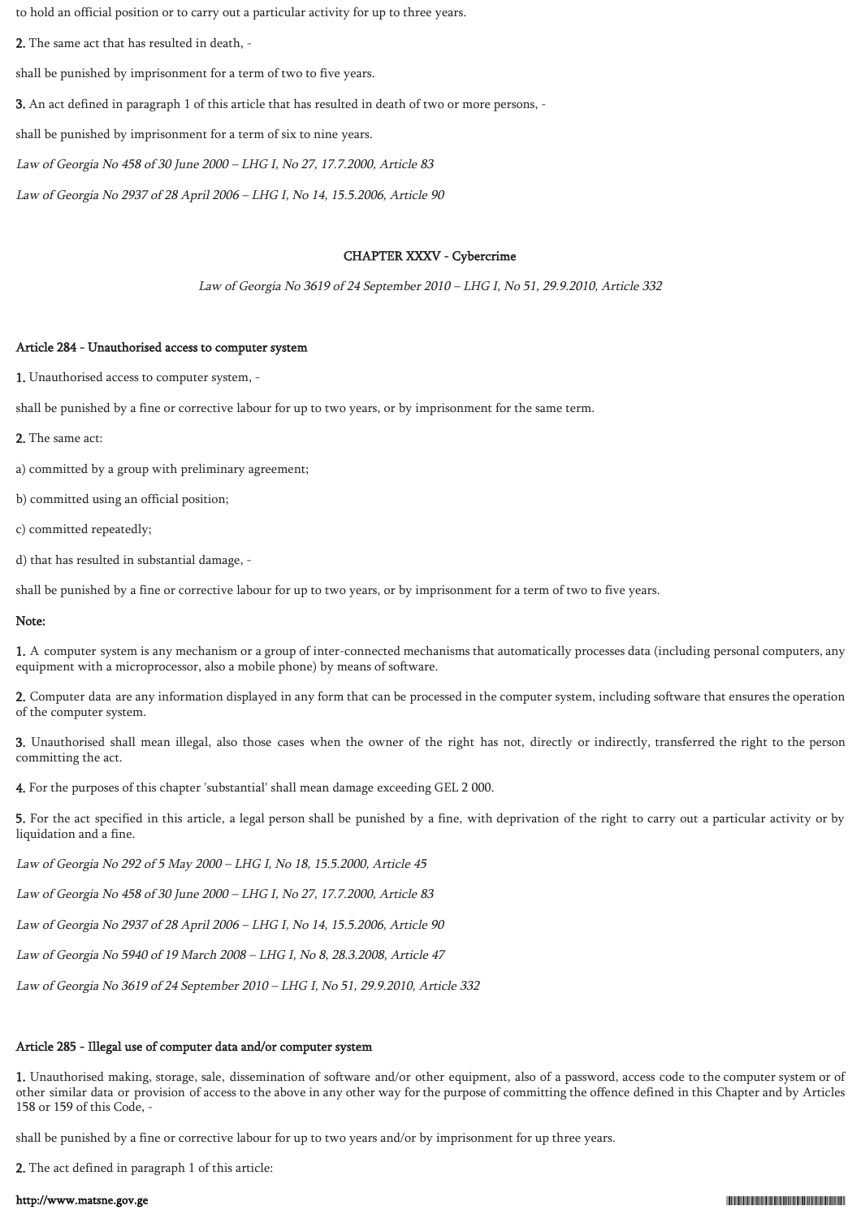to hold an official position or to carry out a particular activity for up to three years.

**2.** The same act that has resulted in death, -

shall be punished by imprisonment for a term of two to five years.

**3.** An act defined in paragraph 1 of this article that has resulted in death of two or more persons, -

shall be punished by imprisonment for a term of six to nine years.

*Law of Georgia No 458 of 30 June 2000 – LHG I, No 27, 17.7.2000, Article 83*

*Law of Georgia No 2937 of 28 April 2006 – LHG I, No 14, 15.5.2006, Article 90*

## CHAPTER XXXV - Cybercrime

*Law of Georgia No 3619 of 24 September 2010 – LHG I, No 51, 29.9.2010, Article 332*

### Article 284 - Unauthorised access to computer system

**1.** Unauthorised access to computer system, -

shall be punished by a fine or corrective labour for up to two years, or by imprisonment for the same term.

**2.** The same act:

a) committed by a group with preliminary agreement;

b) committed using an official position;

c) committed repeatedly;

d) that has resulted in substantial damage, -

shall be punished by a fine or corrective labour for up to two years, or by imprisonment for a term of two to five years.

**Note:**

**1.** A computer system is any mechanism or a group of inter-connected mechanisms that automatically processes data (including personal computers, any equipment with a microprocessor, also a mobile phone) by means of software.

**2.** Computer data are any information displayed in any form that can be processed in the computer system, including software that ensures the operation of the computer system.

**3.** Unauthorised shall mean illegal, also those cases when the owner of the right has not, directly or indirectly, transferred the right to the person committing the act.

**4.** For the purposes of this chapter 'substantial' shall mean damage exceeding GEL 2 000.

**5.** For the act specified in this article, a legal person shall be punished by a fine, with deprivation of the right to carry out a particular activity or by liquidation and a fine.

*Law of Georgia No 292 of 5 May 2000 – LHG I, No 18, 15.5.2000, Article 45*

*Law of Georgia No 458 of 30 June 2000 – LHG I, No 27, 17.7.2000, Article 83*

*Law of Georgia No 2937 of 28 April 2006 – LHG I, No 14, 15.5.2006, Article 90*

*Law of Georgia No 5940 of 19 March 2008 – LHG I, No 8, 28.3.2008, Article 47*

*Law of Georgia No 3619 of 24 September 2010 – LHG I, No 51, 29.9.2010, Article 332*

### Article 285 - Illegal use of computer data and/or computer system

**1.** Unauthorised making, storage, sale, dissemination of software and/or other equipment, also of a password, access code to the computer system or of other similar data or provision of access to the above in any other way for the purpose of committing the offence defined in this Chapter and by Articles 158 or 159 of this Code, -

shall be punished by a fine or corrective labour for up to two years and/or by imprisonment for up three years.

**2.** The act defined in paragraph 1 of this article: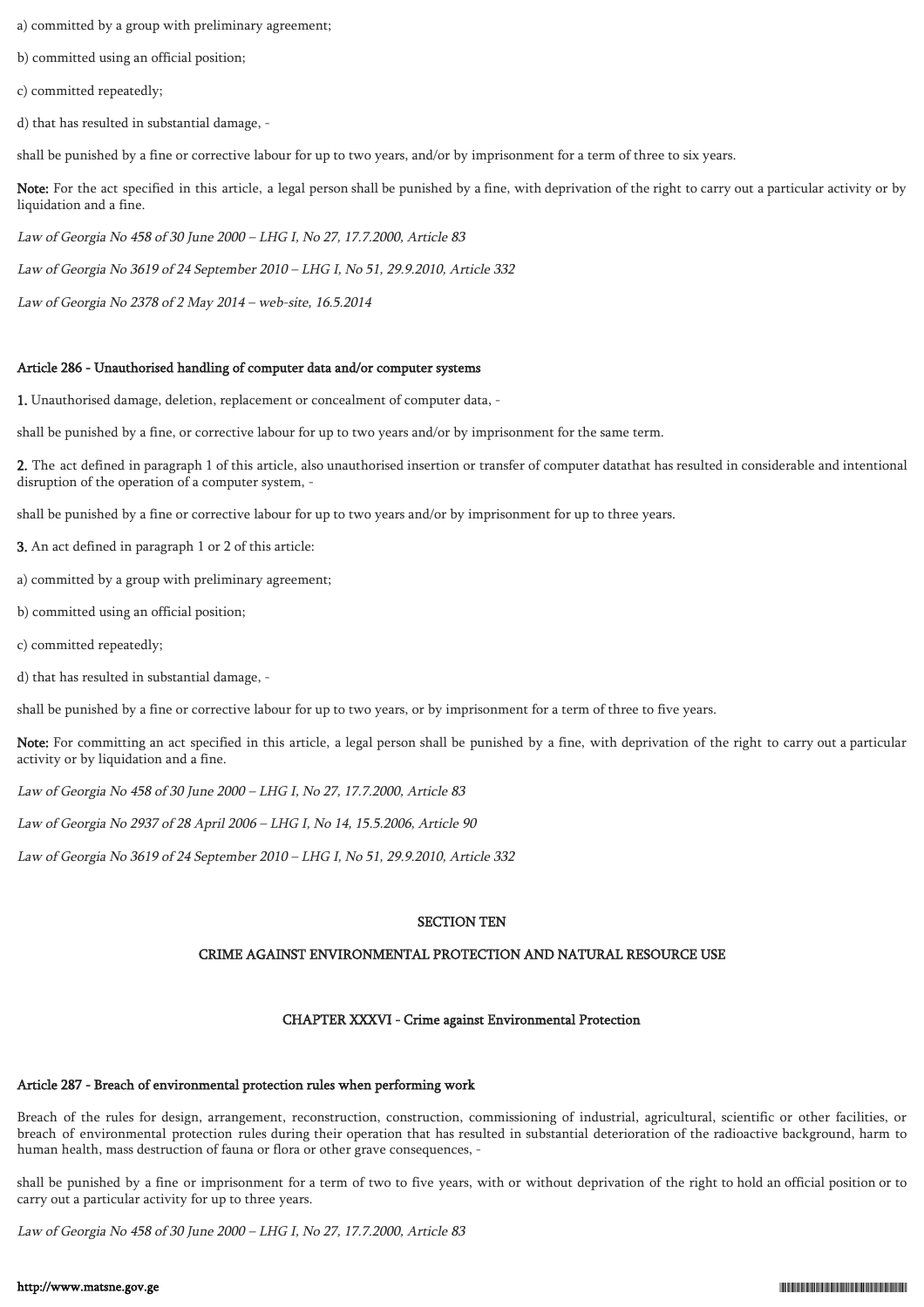a) committed by a group with preliminary agreement;

b) committed using an official position;

c) committed repeatedly;

d) that has resulted in substantial damage, -

shall be punished by a fine or corrective labour for up to two years, and/or by imprisonment for a term of three to six years.

**Note:** For the act specified in this article, a legal person shall be punished by a fine, with deprivation of the right to carry out a particular activity or by liquidation and a fine.

*Law of Georgia No 458 of 30 June 2000 – LHG I, No 27, 17.7.2000, Article 83*

*Law of Georgia No 3619 of 24 September 2010 – LHG I, No 51, 29.9.2010, Article 332*

*Law of Georgia No 2378 of 2 May 2014 – web-site, 16.5.2014*

#### Article 286 - Unauthorised handling of computer data and/or computer systems

**1.** Unauthorised damage, deletion, replacement or concealment of computer data, -

shall be punished by a fine, or corrective labour for up to two years and/or by imprisonment for the same term.

**2.** The act defined in paragraph 1 of this article, also unauthorised insertion or transfer of computer datathat has resulted in considerable and intentional disruption of the operation of a computer system, -

shall be punished by a fine or corrective labour for up to two years and/or by imprisonment for up to three years.

**3.** An act defined in paragraph 1 or 2 of this article:

a) committed by a group with preliminary agreement;

b) committed using an official position;

c) committed repeatedly;

d) that has resulted in substantial damage, -

shall be punished by a fine or corrective labour for up to two years, or by imprisonment for a term of three to five years.

**Note:** For committing an act specified in this article, a legal person shall be punished by a fine, with deprivation of the right to carry out a particular activity or by liquidation and a fine.

*Law of Georgia No 458 of 30 June 2000 – LHG I, No 27, 17.7.2000, Article 83*

*Law of Georgia No 2937 of 28 April 2006 – LHG I, No 14, 15.5.2006, Article 90*

*Law of Georgia No 3619 of 24 September 2010 – LHG I, No 51, 29.9.2010, Article 332*

## SECTION TEN

## CRIME AGAINST ENVIRONMENTAL PROTECTION AND NATURAL RESOURCE USE

### CHAPTER XXXVI - Crime against Environmental Protection

#### Article 287 - Breach of environmental protection rules when performing work

Breach of the rules for design, arrangement, reconstruction, construction, commissioning of industrial, agricultural, scientific or other facilities, or breach of environmental protection rules during their operation that has resulted in substantial deterioration of the radioactive background, harm to human health, mass destruction of fauna or flora or other grave consequences, -

shall be punished by a fine or imprisonment for a term of two to five years, with or without deprivation of the right to hold an official position or to carry out a particular activity for up to three years.

*Law of Georgia No 458 of 30 June 2000 – LHG I, No 27, 17.7.2000, Article 83*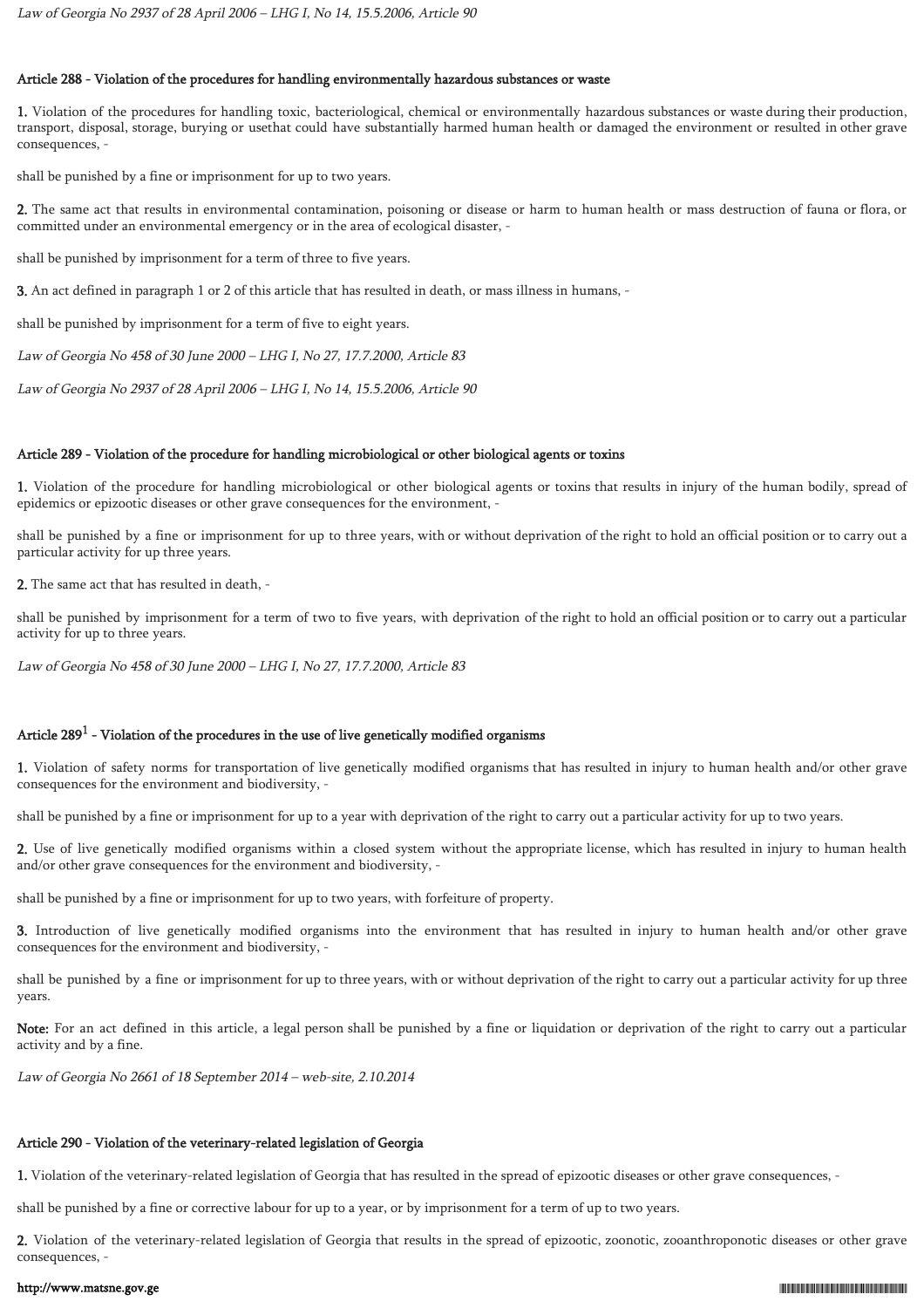*Law of Georgia No 2937 of 28 April 2006 – LHG I, No 14, 15.5.2006, Article 90*

### Article 288 - Violation of the procedures for handling environmentally hazardous substances or waste

**1.** Violation of the procedures for handling toxic, bacteriological, chemical or environmentally hazardous substances or waste during their production, transport, disposal, storage, burying or usethat could have substantially harmed human health or damaged the environment or resulted in other grave consequences, -

shall be punished by a fine or imprisonment for up to two years.

**2.** The same act that results in environmental contamination, poisoning or disease or harm to human health or mass destruction of fauna or flora, or committed under an environmental emergency or in the area of ecological disaster, -

shall be punished by imprisonment for a term of three to five years.

**3.** An act defined in paragraph 1 or 2 of this article that has resulted in death, or mass illness in humans, -

shall be punished by imprisonment for a term of five to eight years.

*Law of Georgia No 458 of 30 June 2000 – LHG I, No 27, 17.7.2000, Article 83*

*Law of Georgia No 2937 of 28 April 2006 – LHG I, No 14, 15.5.2006, Article 90*

### Article 289 - Violation of the procedure for handling microbiological or other biological agents or toxins

**1.** Violation of the procedure for handling microbiological or other biological agents or toxins that results in injury of the human bodily, spread of epidemics or epizootic diseases or other grave consequences for the environment, -

shall be punished by a fine or imprisonment for up to three years, with or without deprivation of the right to hold an official position or to carry out a particular activity for up three years.

**2.** The same act that has resulted in death, -

shall be punished by imprisonment for a term of two to five years, with deprivation of the right to hold an official position or to carry out a particular activity for up to three years.

*Law of Georgia No 458 of 30 June 2000 – LHG I, No 27, 17.7.2000, Article 83*

### Article 289[1] - Violation of the procedures in the use of live genetically modified organisms

**1.** Violation of safety norms for transportation of live genetically modified organisms that has resulted in injury to human health and/or other grave consequences for the environment and biodiversity, -

shall be punished by a fine or imprisonment for up to a year with deprivation of the right to carry out a particular activity for up to two years.

**2.** Use of live genetically modified organisms within a closed system without the appropriate license, which has resulted in injury to human health and/or other grave consequences for the environment and biodiversity, -

shall be punished by a fine or imprisonment for up to two years, with forfeiture of property.

**3.** Introduction of live genetically modified organisms into the environment that has resulted in injury to human health and/or other grave consequences for the environment and biodiversity, -

shall be punished by a fine or imprisonment for up to three years, with or without deprivation of the right to carry out a particular activity for up three years.

**Note:** For an act defined in this article, a legal person shall be punished by a fine or liquidation or deprivation of the right to carry out a particular activity and by a fine.

*Law of Georgia No 2661 of 18 September 2014 – web-site, 2.10.2014*

### Article 290 - Violation of the veterinary-related legislation of Georgia

**1.** Violation of the veterinary-related legislation of Georgia that has resulted in the spread of epizootic diseases or other grave consequences, -

shall be punished by a fine or corrective labour for up to a year, or by imprisonment for a term of up to two years.

**2.** Violation of the veterinary-related legislation of Georgia that results in the spread of epizootic, zoonotic, zooanthroponotic diseases or other grave consequences, -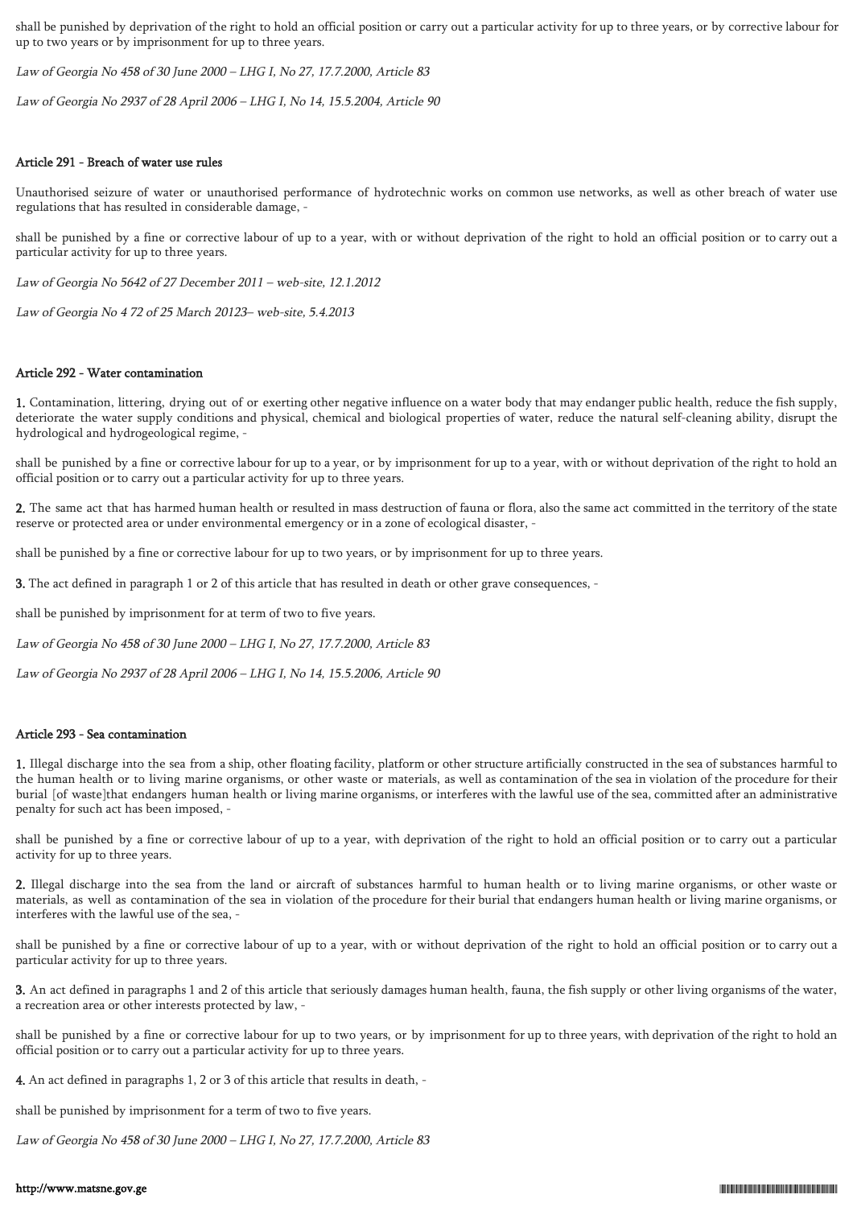shall be punished by deprivation of the right to hold an official position or carry out a particular activity for up to three years, or by corrective labour for up to two years or by imprisonment for up to three years.

*Law of Georgia No 458 of 30 June 2000 – LHG I, No 27, 17.7.2000, Article 83*

*Law of Georgia No 2937 of 28 April 2006 – LHG I, No 14, 15.5.2004, Article 90*

#### Article 291 - Breach of water use rules

Unauthorised seizure of water or unauthorised performance of hydrotechnic works on common use networks, as well as other breach of water use regulations that has resulted in considerable damage, -

shall be punished by a fine or corrective labour of up to a year, with or without deprivation of the right to hold an official position or to carry out a particular activity for up to three years.

*Law of Georgia No 5642 of 27 December 2011 – web-site, 12.1.2012*

*Law of Georgia No 4 72 of 25 March 20123– web-site, 5.4.2013*

#### Article 292 - Water contamination

**1.** Contamination, littering, drying out of or exerting other negative influence on a water body that may endanger public health, reduce the fish supply, deteriorate the water supply conditions and physical, chemical and biological properties of water, reduce the natural self-cleaning ability, disrupt the hydrological and hydrogeological regime, -

shall be punished by a fine or corrective labour for up to a year, or by imprisonment for up to a year, with or without deprivation of the right to hold an official position or to carry out a particular activity for up to three years.

**2.** The same act that has harmed human health or resulted in mass destruction of fauna or flora, also the same act committed in the territory of the state reserve or protected area or under environmental emergency or in a zone of ecological disaster, -

shall be punished by a fine or corrective labour for up to two years, or by imprisonment for up to three years.

**3.** The act defined in paragraph 1 or 2 of this article that has resulted in death or other grave consequences, -

shall be punished by imprisonment for at term of two to five years.

*Law of Georgia No 458 of 30 June 2000 – LHG I, No 27, 17.7.2000, Article 83*

*Law of Georgia No 2937 of 28 April 2006 – LHG I, No 14, 15.5.2006, Article 90*

#### Article 293 - Sea contamination

**1.** Illegal discharge into the sea from a ship, other floating facility, platform or other structure artificially constructed in the sea of substances harmful to the human health or to living marine organisms, or other waste or materials, as well as contamination of the sea in violation of the procedure for their burial [of waste]that endangers human health or living marine organisms, or interferes with the lawful use of the sea, committed after an administrative penalty for such act has been imposed, -

shall be punished by a fine or corrective labour of up to a year, with deprivation of the right to hold an official position or to carry out a particular activity for up to three years.

**2.** Illegal discharge into the sea from the land or aircraft of substances harmful to human health or to living marine organisms, or other waste or materials, as well as contamination of the sea in violation of the procedure for their burial that endangers human health or living marine organisms, or interferes with the lawful use of the sea, -

shall be punished by a fine or corrective labour of up to a year, with or without deprivation of the right to hold an official position or to carry out a particular activity for up to three years.

**3.** An act defined in paragraphs 1 and 2 of this article that seriously damages human health, fauna, the fish supply or other living organisms of the water, a recreation area or other interests protected by law, -

shall be punished by a fine or corrective labour for up to two years, or by imprisonment for up to three years, with deprivation of the right to hold an official position or to carry out a particular activity for up to three years.

**4.** An act defined in paragraphs 1, 2 or 3 of this article that results in death, -

shall be punished by imprisonment for a term of two to five years.

*Law of Georgia No 458 of 30 June 2000 – LHG I, No 27, 17.7.2000, Article 83*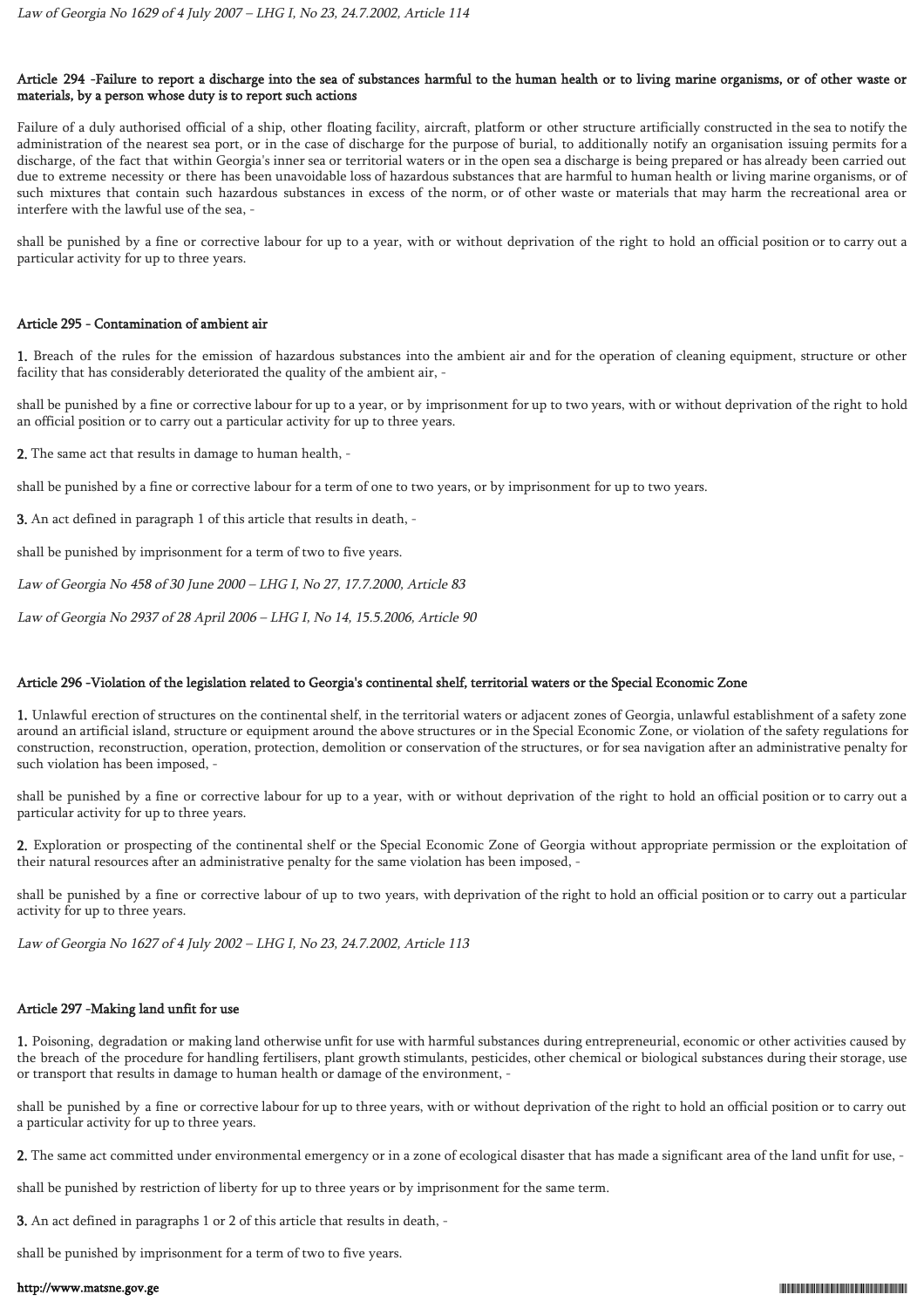*Law of Georgia No 1629 of 4 July 2007 – LHG I, No 23, 24.7.2002, Article 114*

### Article 294 -Failure to report a discharge into the sea of substances harmful to the human health or to living marine organisms, or of other waste or materials, by a person whose duty is to report such actions

Failure of a duly authorised official of a ship, other floating facility, aircraft, platform or other structure artificially constructed in the sea to notify the administration of the nearest sea port, or in the case of discharge for the purpose of burial, to additionally notify an organisation issuing permits for a discharge, of the fact that within Georgia's inner sea or territorial waters or in the open sea a discharge is being prepared or has already been carried out due to extreme necessity or there has been unavoidable loss of hazardous substances that are harmful to human health or living marine organisms, or of such mixtures that contain such hazardous substances in excess of the norm, or of other waste or materials that may harm the recreational area or interfere with the lawful use of the sea, -

shall be punished by a fine or corrective labour for up to a year, with or without deprivation of the right to hold an official position or to carry out a particular activity for up to three years.

### Article 295 - Contamination of ambient air

**1.** Breach of the rules for the emission of hazardous substances into the ambient air and for the operation of cleaning equipment, structure or other facility that has considerably deteriorated the quality of the ambient air, -

shall be punished by a fine or corrective labour for up to a year, or by imprisonment for up to two years, with or without deprivation of the right to hold an official position or to carry out a particular activity for up to three years.

**2.** The same act that results in damage to human health, -

shall be punished by a fine or corrective labour for a term of one to two years, or by imprisonment for up to two years.

**3.** An act defined in paragraph 1 of this article that results in death, -

shall be punished by imprisonment for a term of two to five years.

*Law of Georgia No 458 of 30 June 2000 – LHG I, No 27, 17.7.2000, Article 83*

*Law of Georgia No 2937 of 28 April 2006 – LHG I, No 14, 15.5.2006, Article 90*

### Article 296 -Violation of the legislation related to Georgia's continental shelf, territorial waters or the Special Economic Zone

**1.** Unlawful erection of structures on the continental shelf, in the territorial waters or adjacent zones of Georgia, unlawful establishment of a safety zone around an artificial island, structure or equipment around the above structures or in the Special Economic Zone, or violation of the safety regulations for construction, reconstruction, operation, protection, demolition or conservation of the structures, or for sea navigation after an administrative penalty for such violation has been imposed, -

shall be punished by a fine or corrective labour for up to a year, with or without deprivation of the right to hold an official position or to carry out a particular activity for up to three years.

**2.** Exploration or prospecting of the continental shelf or the Special Economic Zone of Georgia without appropriate permission or the exploitation of their natural resources after an administrative penalty for the same violation has been imposed, -

shall be punished by a fine or corrective labour of up to two years, with deprivation of the right to hold an official position or to carry out a particular activity for up to three years.

*Law of Georgia No 1627 of 4 July 2002 – LHG I, No 23, 24.7.2002, Article 113*

### Article 297 -Making land unfit for use

**1.** Poisoning, degradation or making land otherwise unfit for use with harmful substances during entrepreneurial, economic or other activities caused by the breach of the procedure for handling fertilisers, plant growth stimulants, pesticides, other chemical or biological substances during their storage, use or transport that results in damage to human health or damage of the environment, -

shall be punished by a fine or corrective labour for up to three years, with or without deprivation of the right to hold an official position or to carry out a particular activity for up to three years.

**2.** The same act committed under environmental emergency or in a zone of ecological disaster that has made a significant area of the land unfit for use, -

shall be punished by restriction of liberty for up to three years or by imprisonment for the same term.

**3.** An act defined in paragraphs 1 or 2 of this article that results in death, -

shall be punished by imprisonment for a term of two to five years.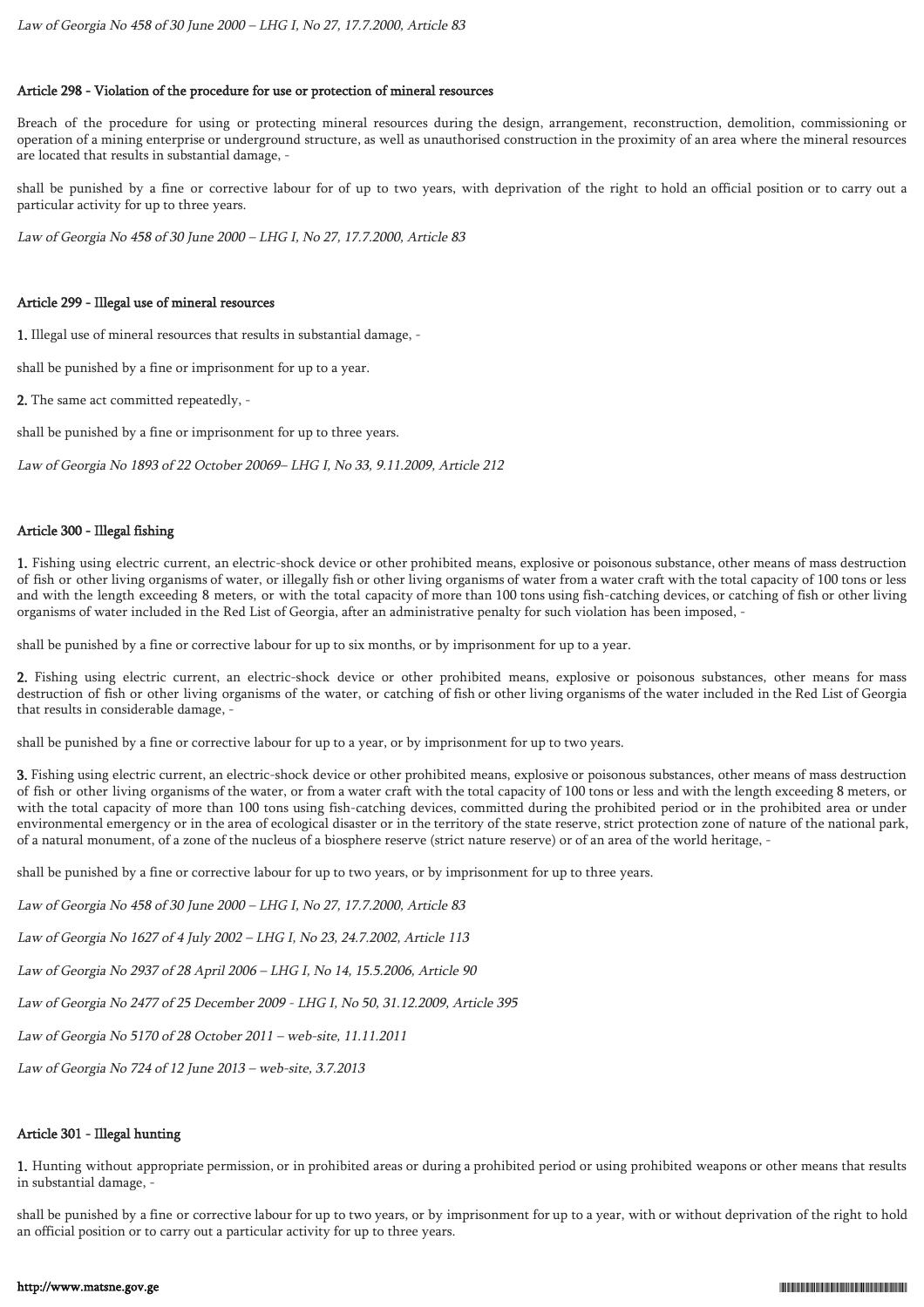*Law of Georgia No 458 of 30 June 2000 – LHG I, No 27, 17.7.2000, Article 83*

#### Article 298 - Violation of the procedure for use or protection of mineral resources

Breach of the procedure for using or protecting mineral resources during the design, arrangement, reconstruction, demolition, commissioning or operation of a mining enterprise or underground structure, as well as unauthorised construction in the proximity of an area where the mineral resources are located that results in substantial damage, -

shall be punished by a fine or corrective labour for of up to two years, with deprivation of the right to hold an official position or to carry out a particular activity for up to three years.

*Law of Georgia No 458 of 30 June 2000 – LHG I, No 27, 17.7.2000, Article 83*

#### Article 299 - Illegal use of mineral resources

**1.** Illegal use of mineral resources that results in substantial damage, -

shall be punished by a fine or imprisonment for up to a year.

**2.** The same act committed repeatedly, -

shall be punished by a fine or imprisonment for up to three years.

*Law of Georgia No 1893 of 22 October 20069– LHG I, No 33, 9.11.2009, Article 212*

#### Article 300 - Illegal fishing

**1.** Fishing using electric current, an electric-shock device or other prohibited means, explosive or poisonous substance, other means of mass destruction of fish or other living organisms of water, or illegally fish or other living organisms of water from a water craft with the total capacity of 100 tons or less and with the length exceeding 8 meters, or with the total capacity of more than 100 tons using fish-catching devices, or catching of fish or other living organisms of water included in the Red List of Georgia, after an administrative penalty for such violation has been imposed, -

shall be punished by a fine or corrective labour for up to six months, or by imprisonment for up to a year.

**2.** Fishing using electric current, an electric-shock device or other prohibited means, explosive or poisonous substances, other means for mass destruction of fish or other living organisms of the water, or catching of fish or other living organisms of the water included in the Red List of Georgia that results in considerable damage, -

shall be punished by a fine or corrective labour for up to a year, or by imprisonment for up to two years.

**3.** Fishing using electric current, an electric-shock device or other prohibited means, explosive or poisonous substances, other means of mass destruction of fish or other living organisms of the water, or from a water craft with the total capacity of 100 tons or less and with the length exceeding 8 meters, or with the total capacity of more than 100 tons using fish-catching devices, committed during the prohibited period or in the prohibited area or under environmental emergency or in the area of ecological disaster or in the territory of the state reserve, strict protection zone of nature of the national park, of a natural monument, of a zone of the nucleus of a biosphere reserve (strict nature reserve) or of an area of the world heritage, -

shall be punished by a fine or corrective labour for up to two years, or by imprisonment for up to three years.

*Law of Georgia No 458 of 30 June 2000 – LHG I, No 27, 17.7.2000, Article 83*

*Law of Georgia No 1627 of 4 July 2002 – LHG I, No 23, 24.7.2002, Article 113*

*Law of Georgia No 2937 of 28 April 2006 – LHG I, No 14, 15.5.2006, Article 90*

*Law of Georgia No 2477 of 25 December 2009 - LHG I, No 50, 31.12.2009, Article 395*

*Law of Georgia No 5170 of 28 October 2011 – web-site, 11.11.2011*

*Law of Georgia No 724 of 12 June 2013 – web-site, 3.7.2013*

#### Article 301 - Illegal hunting

**1.** Hunting without appropriate permission, or in prohibited areas or during a prohibited period or using prohibited weapons or other means that results in substantial damage, -

shall be punished by a fine or corrective labour for up to two years, or by imprisonment for up to a year, with or without deprivation of the right to hold an official position or to carry out a particular activity for up to three years.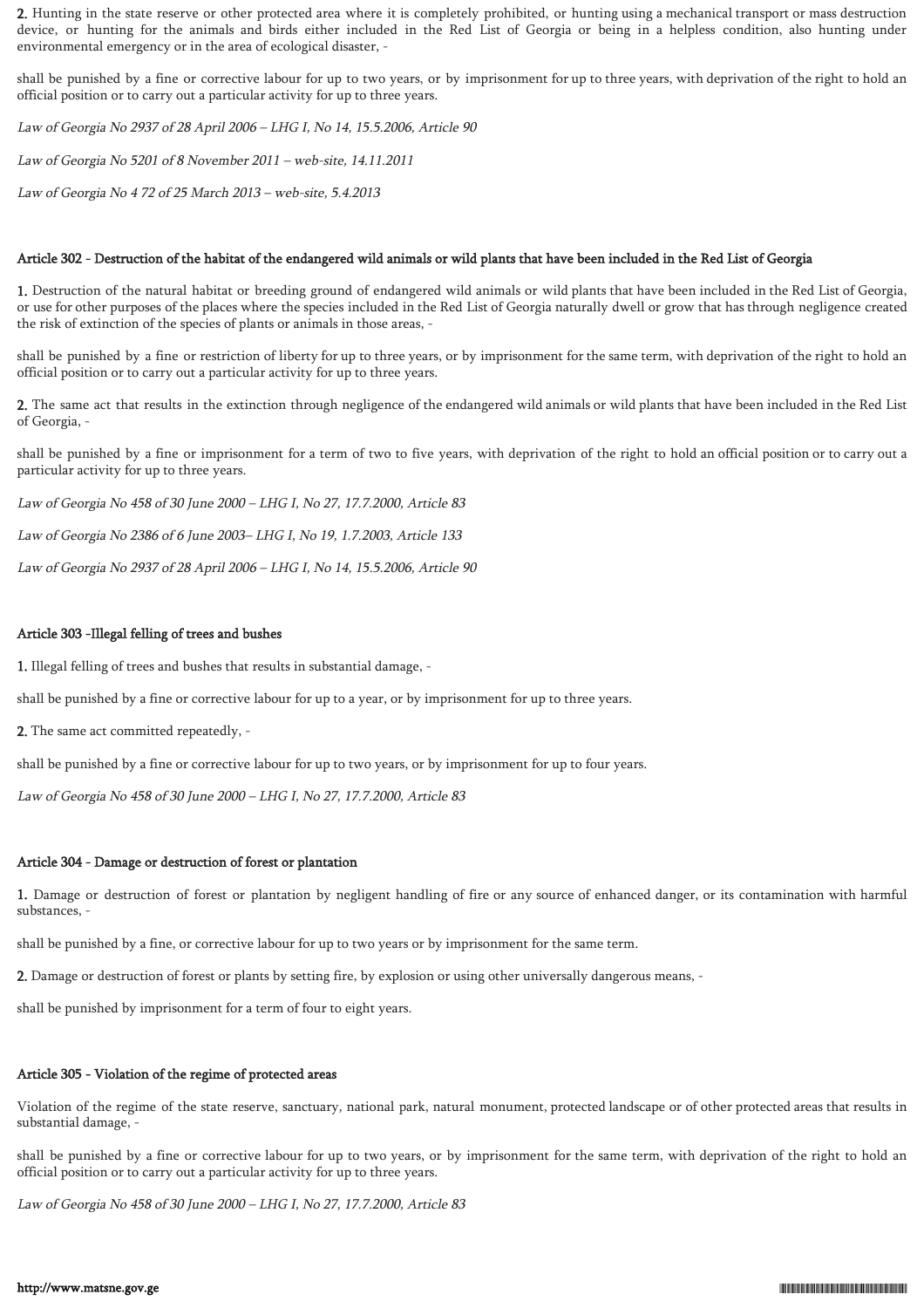**2.** Hunting in the state reserve or other protected area where it is completely prohibited, or hunting using a mechanical transport or mass destruction device, or hunting for the animals and birds either included in the Red List of Georgia or being in a helpless condition, also hunting under environmental emergency or in the area of ecological disaster, -

shall be punished by a fine or corrective labour for up to two years, or by imprisonment for up to three years, with deprivation of the right to hold an official position or to carry out a particular activity for up to three years.

*Law of Georgia No 2937 of 28 April 2006 – LHG I, No 14, 15.5.2006, Article 90*

*Law of Georgia No 5201 of 8 November 2011 – web-site, 14.11.2011*

*Law of Georgia No 4 72 of 25 March 2013 – web-site, 5.4.2013*

#### Article 302 - Destruction of the habitat of the endangered wild animals or wild plants that have been included in the Red List of Georgia

**1.** Destruction of the natural habitat or breeding ground of endangered wild animals or wild plants that have been included in the Red List of Georgia, or use for other purposes of the places where the species included in the Red List of Georgia naturally dwell or grow that has through negligence created the risk of extinction of the species of plants or animals in those areas, -

shall be punished by a fine or restriction of liberty for up to three years, or by imprisonment for the same term, with deprivation of the right to hold an official position or to carry out a particular activity for up to three years.

**2.** The same act that results in the extinction through negligence of the endangered wild animals or wild plants that have been included in the Red List of Georgia, -

shall be punished by a fine or imprisonment for a term of two to five years, with deprivation of the right to hold an official position or to carry out a particular activity for up to three years.

*Law of Georgia No 458 of 30 June 2000 – LHG I, No 27, 17.7.2000, Article 83*

*Law of Georgia No 2386 of 6 June 2003– LHG I, No 19, 1.7.2003, Article 133*

*Law of Georgia No 2937 of 28 April 2006 – LHG I, No 14, 15.5.2006, Article 90*

#### Article 303 -Illegal felling of trees and bushes

**1.** Illegal felling of trees and bushes that results in substantial damage, -

shall be punished by a fine or corrective labour for up to a year, or by imprisonment for up to three years.

**2.** The same act committed repeatedly, -

shall be punished by a fine or corrective labour for up to two years, or by imprisonment for up to four years.

*Law of Georgia No 458 of 30 June 2000 – LHG I, No 27, 17.7.2000, Article 83*

#### Article 304 - Damage or destruction of forest or plantation

**1.** Damage or destruction of forest or plantation by negligent handling of fire or any source of enhanced danger, or its contamination with harmful substances, -

shall be punished by a fine, or corrective labour for up to two years or by imprisonment for the same term.

**2.** Damage or destruction of forest or plants by setting fire, by explosion or using other universally dangerous means, -

shall be punished by imprisonment for a term of four to eight years.

#### Article 305 - Violation of the regime of protected areas

Violation of the regime of the state reserve, sanctuary, national park, natural monument, protected landscape or of other protected areas that results in substantial damage, -

shall be punished by a fine or corrective labour for up to two years, or by imprisonment for the same term, with deprivation of the right to hold an official position or to carry out a particular activity for up to three years.

*Law of Georgia No 458 of 30 June 2000 – LHG I, No 27, 17.7.2000, Article 83*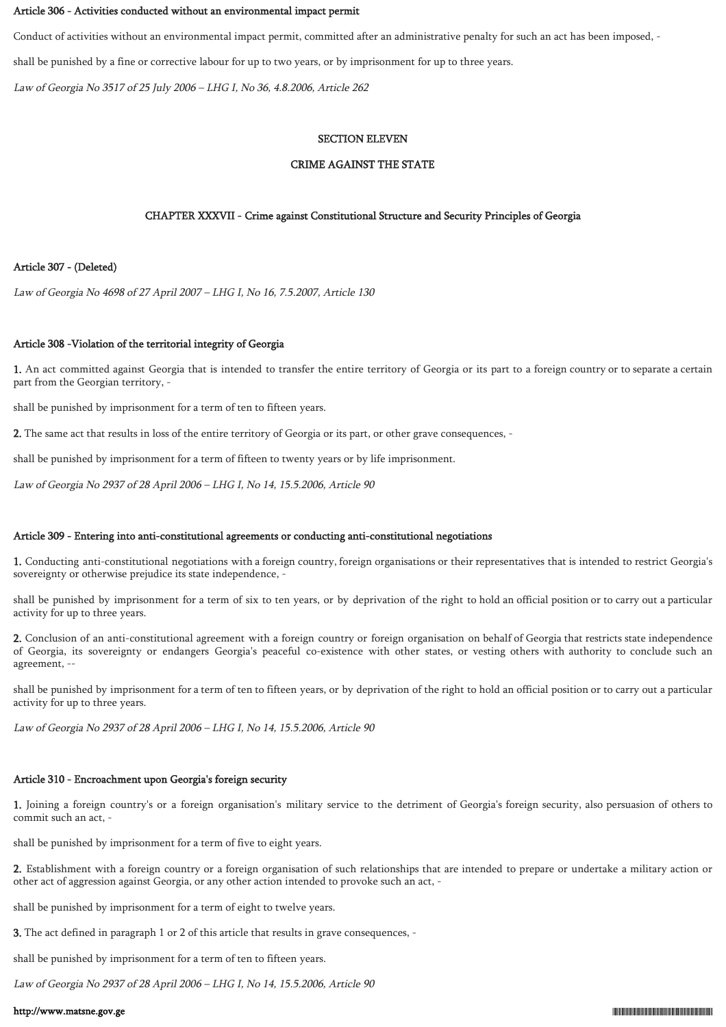### Article 306 - Activities conducted without an environmental impact permit

Conduct of activities without an environmental impact permit, committed after an administrative penalty for such an act has been imposed, -

shall be punished by a fine or corrective labour for up to two years, or by imprisonment for up to three years.

*Law of Georgia No 3517 of 25 July 2006 – LHG I, No 36, 4.8.2006, Article 262*

## SECTION ELEVEN

## CRIME AGAINST THE STATE

## CHAPTER XXXVII - Crime against Constitutional Structure and Security Principles of Georgia

### Article 307 - (Deleted)

*Law of Georgia No 4698 of 27 April 2007 – LHG I, No 16, 7.5.2007, Article 130*

### Article 308 -Violation of the territorial integrity of Georgia

**1.** An act committed against Georgia that is intended to transfer the entire territory of Georgia or its part to a foreign country or to separate a certain part from the Georgian territory, -

shall be punished by imprisonment for a term of ten to fifteen years.

**2.** The same act that results in loss of the entire territory of Georgia or its part, or other grave consequences, -

shall be punished by imprisonment for a term of fifteen to twenty years or by life imprisonment.

*Law of Georgia No 2937 of 28 April 2006 – LHG I, No 14, 15.5.2006, Article 90*

### Article 309 - Entering into anti-constitutional agreements or conducting anti-constitutional negotiations

**1.** Conducting anti-constitutional negotiations with a foreign country, foreign organisations or their representatives that is intended to restrict Georgia's sovereignty or otherwise prejudice its state independence, -

shall be punished by imprisonment for a term of six to ten years, or by deprivation of the right to hold an official position or to carry out a particular activity for up to three years.

**2.** Conclusion of an anti-constitutional agreement with a foreign country or foreign organisation on behalf of Georgia that restricts state independence of Georgia, its sovereignty or endangers Georgia's peaceful co-existence with other states, or vesting others with authority to conclude such an agreement, --

shall be punished by imprisonment for a term of ten to fifteen years, or by deprivation of the right to hold an official position or to carry out a particular activity for up to three years.

*Law of Georgia No 2937 of 28 April 2006 – LHG I, No 14, 15.5.2006, Article 90*

### Article 310 - Encroachment upon Georgia's foreign security

**1.** Joining a foreign country's or a foreign organisation's military service to the detriment of Georgia's foreign security, also persuasion of others to commit such an act, -

shall be punished by imprisonment for a term of five to eight years.

**2.** Establishment with a foreign country or a foreign organisation of such relationships that are intended to prepare or undertake a military action or other act of aggression against Georgia, or any other action intended to provoke such an act, -

shall be punished by imprisonment for a term of eight to twelve years.

**3.** The act defined in paragraph 1 or 2 of this article that results in grave consequences, -

shall be punished by imprisonment for a term of ten to fifteen years.

*Law of Georgia No 2937 of 28 April 2006 – LHG I, No 14, 15.5.2006, Article 90*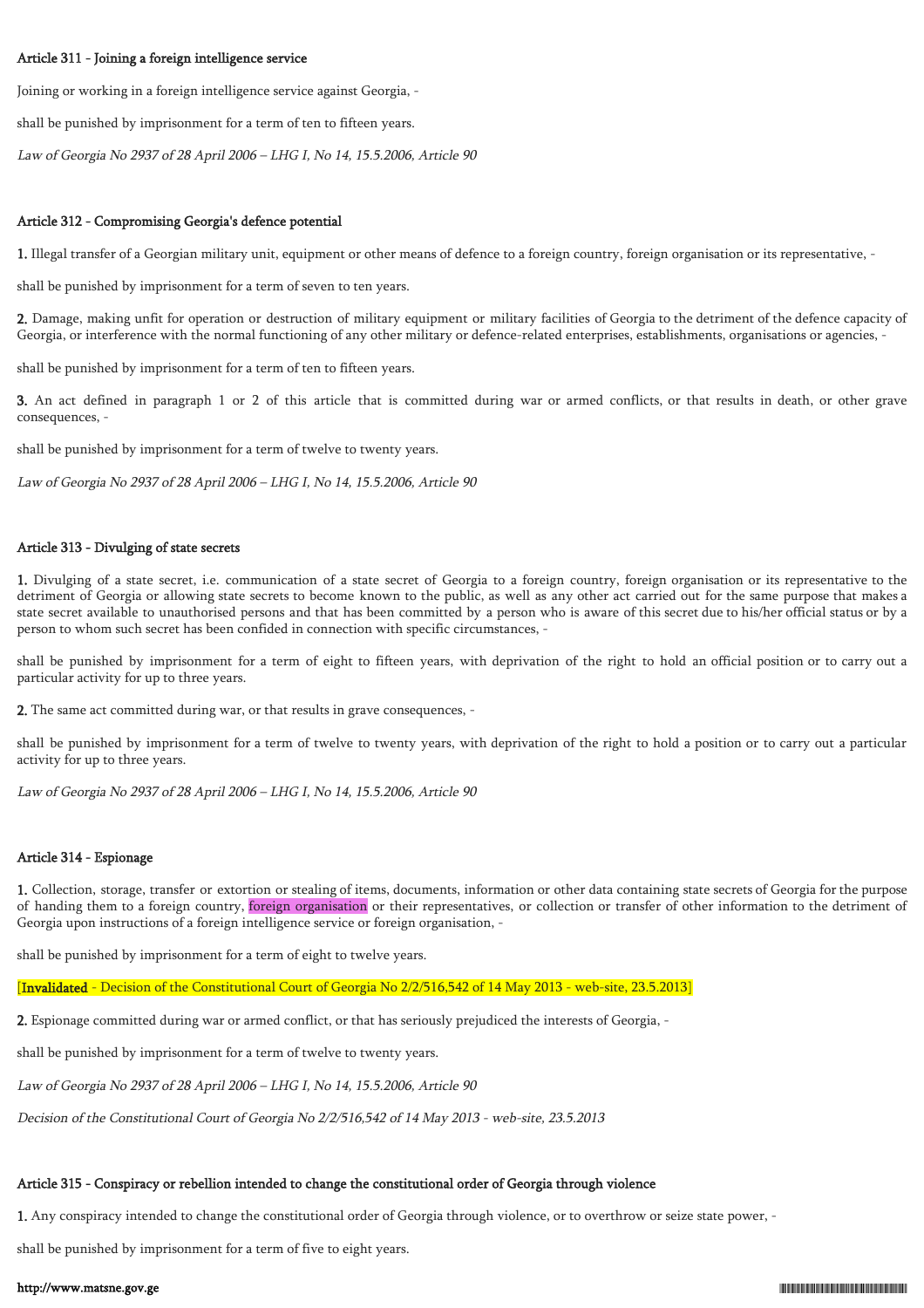#### Article 311 - Joining a foreign intelligence service

Joining or working in a foreign intelligence service against Georgia, -

shall be punished by imprisonment for a term of ten to fifteen years.

*Law of Georgia No 2937 of 28 April 2006 – LHG I, No 14, 15.5.2006, Article 90*

#### Article 312 - Compromising Georgia's defence potential

**1.** Illegal transfer of a Georgian military unit, equipment or other means of defence to a foreign country, foreign organisation or its representative, -

shall be punished by imprisonment for a term of seven to ten years.

**2.** Damage, making unfit for operation or destruction of military equipment or military facilities of Georgia to the detriment of the defence capacity of Georgia, or interference with the normal functioning of any other military or defence-related enterprises, establishments, organisations or agencies, -

shall be punished by imprisonment for a term of ten to fifteen years.

**3.** An act defined in paragraph 1 or 2 of this article that is committed during war or armed conflicts, or that results in death, or other grave consequences, -

shall be punished by imprisonment for a term of twelve to twenty years.

*Law of Georgia No 2937 of 28 April 2006 – LHG I, No 14, 15.5.2006, Article 90*

#### Article 313 - Divulging of state secrets

**1.** Divulging of a state secret, i.e. communication of a state secret of Georgia to a foreign country, foreign organisation or its representative to the detriment of Georgia or allowing state secrets to become known to the public, as well as any other act carried out for the same purpose that makes a state secret available to unauthorised persons and that has been committed by a person who is aware of this secret due to his/her official status or by a person to whom such secret has been confided in connection with specific circumstances, -

shall be punished by imprisonment for a term of eight to fifteen years, with deprivation of the right to hold an official position or to carry out a particular activity for up to three years.

**2.** The same act committed during war, or that results in grave consequences, -

shall be punished by imprisonment for a term of twelve to twenty years, with deprivation of the right to hold a position or to carry out a particular activity for up to three years.

*Law of Georgia No 2937 of 28 April 2006 – LHG I, No 14, 15.5.2006, Article 90*

#### Article 314 - Espionage

**1.** Collection, storage, transfer or extortion or stealing of items, documents, information or other data containing state secrets of Georgia for the purpose of handing them to a foreign country, foreign organisation or their representatives, or collection or transfer of other information to the detriment of Georgia upon instructions of a foreign intelligence service or foreign organisation, -

shall be punished by imprisonment for a term of eight to twelve years.

[**Invalidated** - Decision of the Constitutional Court of Georgia No 2/2/516,542 of 14 May 2013 - web-site, 23.5.2013]

**2.** Espionage committed during war or armed conflict, or that has seriously prejudiced the interests of Georgia, -

shall be punished by imprisonment for a term of twelve to twenty years.

*Law of Georgia No 2937 of 28 April 2006 – LHG I, No 14, 15.5.2006, Article 90*

*Decision of the Constitutional Court of Georgia No 2/2/516,542 of 14 May 2013 - web-site, 23.5.2013*

#### Article 315 - Conspiracy or rebellion intended to change the constitutional order of Georgia through violence

**1.** Any conspiracy intended to change the constitutional order of Georgia through violence, or to overthrow or seize state power, -

shall be punished by imprisonment for a term of five to eight years.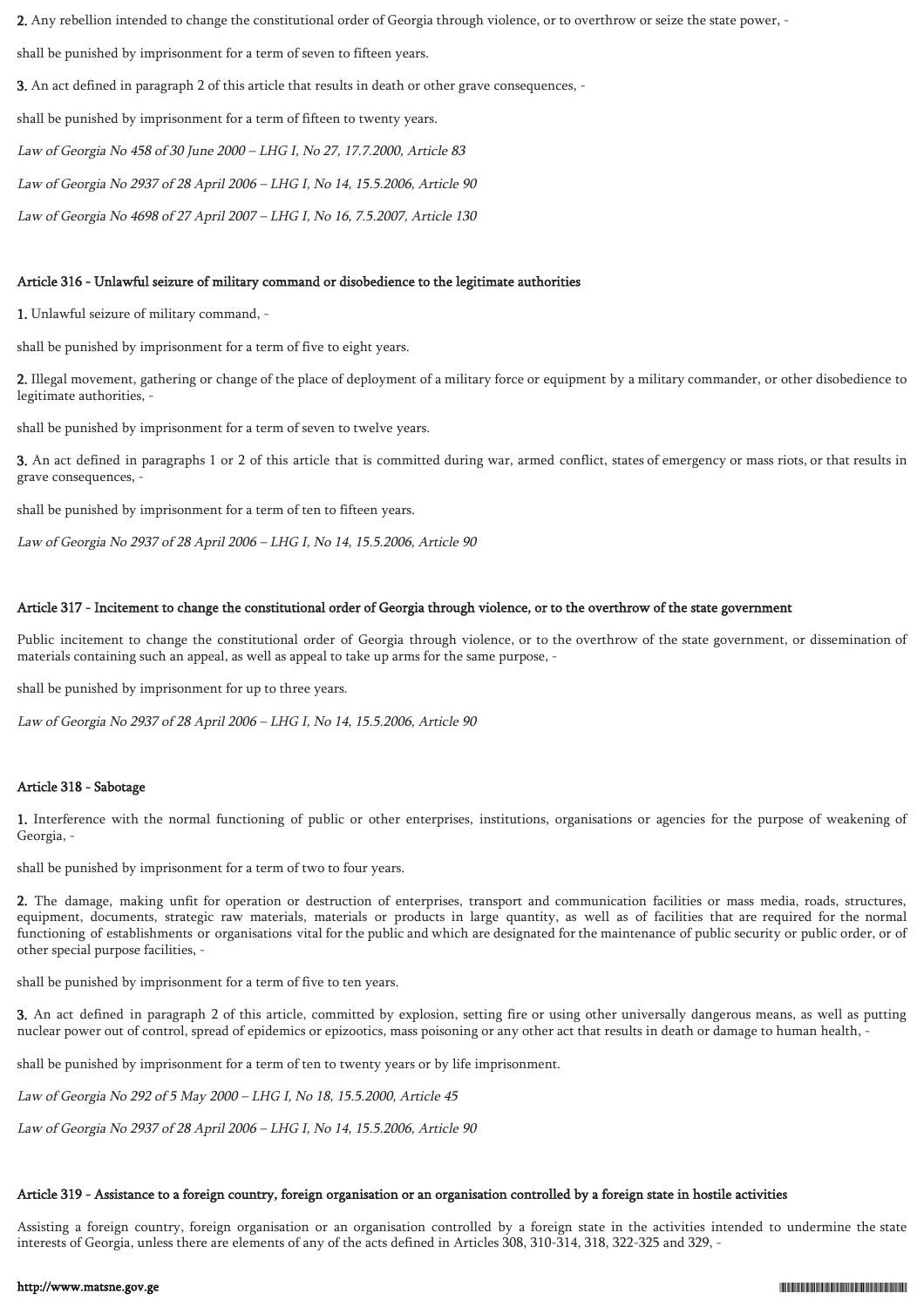**2.** Any rebellion intended to change the constitutional order of Georgia through violence, or to overthrow or seize the state power, -

shall be punished by imprisonment for a term of seven to fifteen years.

**3.** An act defined in paragraph 2 of this article that results in death or other grave consequences, -

shall be punished by imprisonment for a term of fifteen to twenty years.

*Law of Georgia No 458 of 30 June 2000 – LHG I, No 27, 17.7.2000, Article 83*

*Law of Georgia No 2937 of 28 April 2006 – LHG I, No 14, 15.5.2006, Article 90*

*Law of Georgia No 4698 of 27 April 2007 – LHG I, No 16, 7.5.2007, Article 130*

### Article 316 - Unlawful seizure of military command or disobedience to the legitimate authorities

**1.** Unlawful seizure of military command, -

shall be punished by imprisonment for a term of five to eight years.

**2.** Illegal movement, gathering or change of the place of deployment of a military force or equipment by a military commander, or other disobedience to legitimate authorities, -

shall be punished by imprisonment for a term of seven to twelve years.

**3.** An act defined in paragraphs 1 or 2 of this article that is committed during war, armed conflict, states of emergency or mass riots, or that results in grave consequences, -

shall be punished by imprisonment for a term of ten to fifteen years.

*Law of Georgia No 2937 of 28 April 2006 – LHG I, No 14, 15.5.2006, Article 90*

### Article 317 - Incitement to change the constitutional order of Georgia through violence, or to the overthrow of the state government

Public incitement to change the constitutional order of Georgia through violence, or to the overthrow of the state government, or dissemination of materials containing such an appeal, as well as appeal to take up arms for the same purpose, -

shall be punished by imprisonment for up to three years.

*Law of Georgia No 2937 of 28 April 2006 – LHG I, No 14, 15.5.2006, Article 90*

### Article 318 - Sabotage

**1.** Interference with the normal functioning of public or other enterprises, institutions, organisations or agencies for the purpose of weakening of Georgia, -

shall be punished by imprisonment for a term of two to four years.

**2.** The damage, making unfit for operation or destruction of enterprises, transport and communication facilities or mass media, roads, structures, equipment, documents, strategic raw materials, materials or products in large quantity, as well as of facilities that are required for the normal functioning of establishments or organisations vital for the public and which are designated for the maintenance of public security or public order, or of other special purpose facilities, -

shall be punished by imprisonment for a term of five to ten years.

**3.** An act defined in paragraph 2 of this article, committed by explosion, setting fire or using other universally dangerous means, as well as putting nuclear power out of control, spread of epidemics or epizootics, mass poisoning or any other act that results in death or damage to human health, -

shall be punished by imprisonment for a term of ten to twenty years or by life imprisonment.

*Law of Georgia No 292 of 5 May 2000 – LHG I, No 18, 15.5.2000, Article 45*

*Law of Georgia No 2937 of 28 April 2006 – LHG I, No 14, 15.5.2006, Article 90*

### Article 319 - Assistance to a foreign country, foreign organisation or an organisation controlled by a foreign state in hostile activities

Assisting a foreign country, foreign organisation or an organisation controlled by a foreign state in the activities intended to undermine the state interests of Georgia, unless there are elements of any of the acts defined in Articles 308, 310-314, 318, 322-325 and 329, -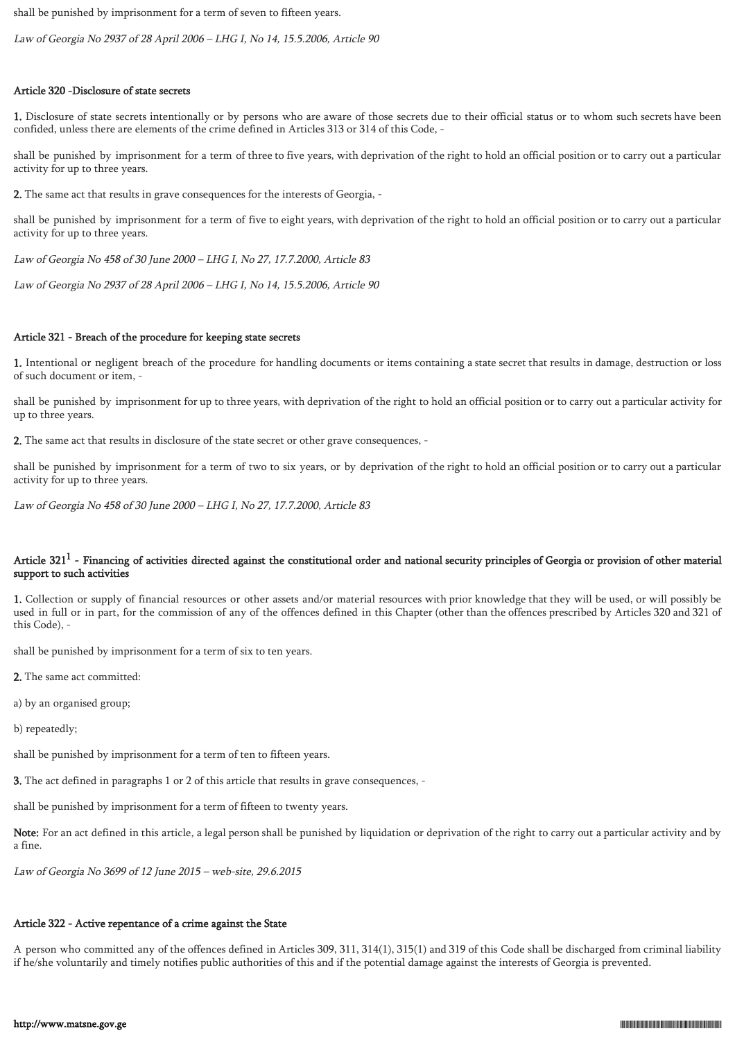shall be punished by imprisonment for a term of seven to fifteen years.

*Law of Georgia No 2937 of 28 April 2006 – LHG I, No 14, 15.5.2006, Article 90*

#### Article 320 -Disclosure of state secrets

**1.** Disclosure of state secrets intentionally or by persons who are aware of those secrets due to their official status or to whom such secrets have been confided, unless there are elements of the crime defined in Articles 313 or 314 of this Code, -

shall be punished by imprisonment for a term of three to five years, with deprivation of the right to hold an official position or to carry out a particular activity for up to three years.

**2.** The same act that results in grave consequences for the interests of Georgia, -

shall be punished by imprisonment for a term of five to eight years, with deprivation of the right to hold an official position or to carry out a particular activity for up to three years.

*Law of Georgia No 458 of 30 June 2000 – LHG I, No 27, 17.7.2000, Article 83*

*Law of Georgia No 2937 of 28 April 2006 – LHG I, No 14, 15.5.2006, Article 90*

#### Article 321 - Breach of the procedure for keeping state secrets

**1.** Intentional or negligent breach of the procedure for handling documents or items containing a state secret that results in damage, destruction or loss of such document or item, -

shall be punished by imprisonment for up to three years, with deprivation of the right to hold an official position or to carry out a particular activity for up to three years.

**2.** The same act that results in disclosure of the state secret or other grave consequences, -

shall be punished by imprisonment for a term of two to six years, or by deprivation of the right to hold an official position or to carry out a particular activity for up to three years.

*Law of Georgia No 458 of 30 June 2000 – LHG I, No 27, 17.7.2000, Article 83*

#### Article 321[1] - Financing of activities directed against the constitutional order and national security principles of Georgia or provision of other material support to such activities

**1.** Collection or supply of financial resources or other assets and/or material resources with prior knowledge that they will be used, or will possibly be used in full or in part, for the commission of any of the offences defined in this Chapter (other than the offences prescribed by Articles 320 and 321 of this Code), -

shall be punished by imprisonment for a term of six to ten years.

**2.** The same act committed:

a) by an organised group;

b) repeatedly;

shall be punished by imprisonment for a term of ten to fifteen years.

**3.** The act defined in paragraphs 1 or 2 of this article that results in grave consequences, -

shall be punished by imprisonment for a term of fifteen to twenty years.

**Note:** For an act defined in this article, a legal person shall be punished by liquidation or deprivation of the right to carry out a particular activity and by a fine.

*Law of Georgia No 3699 of 12 June 2015 – web-site, 29.6.2015*

#### Article 322 - Active repentance of a crime against the State

A person who committed any of the offences defined in Articles 309, 311, 314(1), 315(1) and 319 of this Code shall be discharged from criminal liability if he/she voluntarily and timely notifies public authorities of this and if the potential damage against the interests of Georgia is prevented.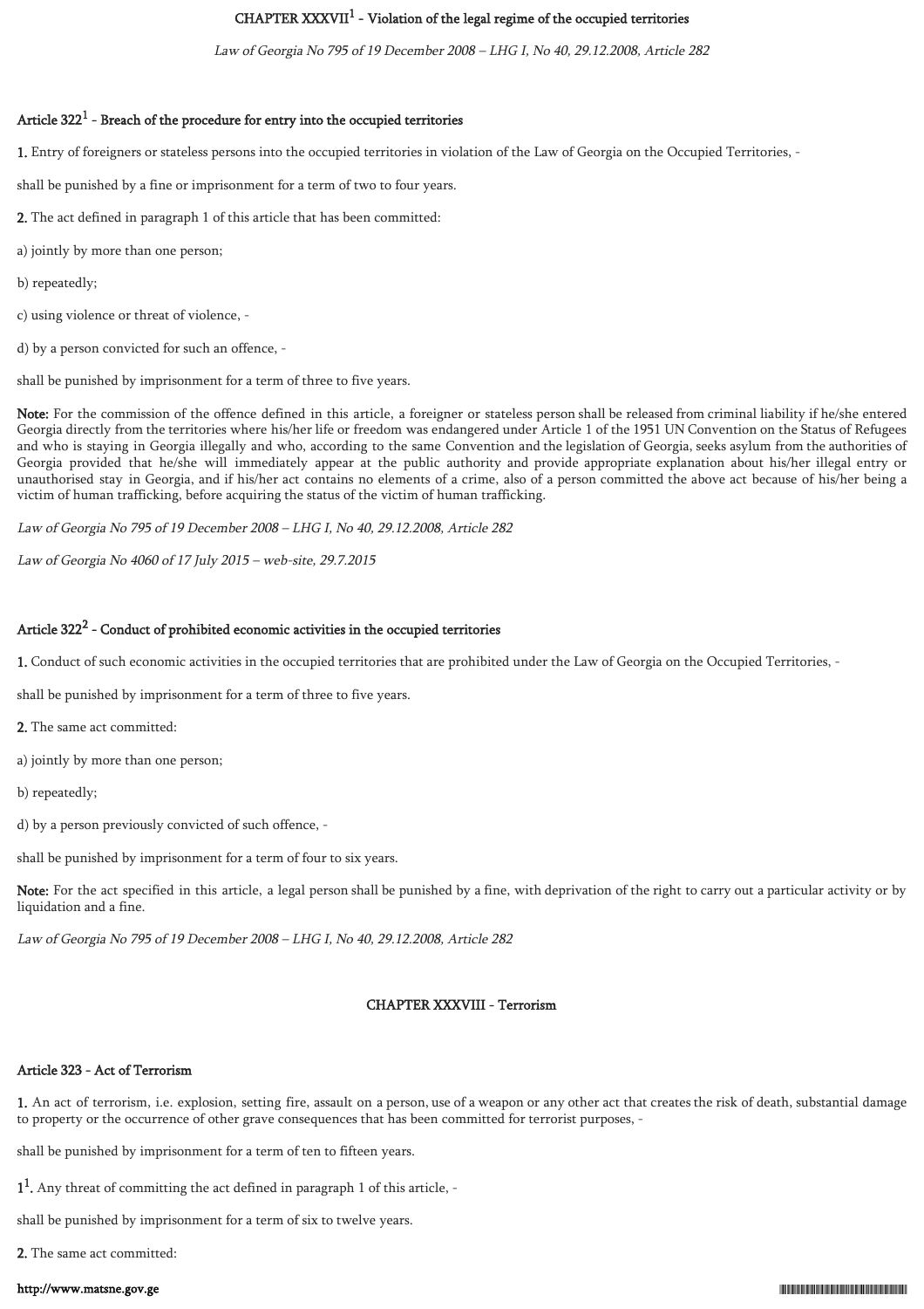## CHAPTER XXXVII[1] - Violation of the legal regime of the occupied territories

*Law of Georgia No 795 of 19 December 2008 – LHG I, No 40, 29.12.2008, Article 282*

### Article 322[1] - Breach of the procedure for entry into the occupied territories

**1.** Entry of foreigners or stateless persons into the occupied territories in violation of the Law of Georgia on the Occupied Territories, -

shall be punished by a fine or imprisonment for a term of two to four years.

**2.** The act defined in paragraph 1 of this article that has been committed:

a) jointly by more than one person;

b) repeatedly;

c) using violence or threat of violence, -

d) by a person convicted for such an offence, -

shall be punished by imprisonment for a term of three to five years.

**Note:** For the commission of the offence defined in this article, a foreigner or stateless person shall be released from criminal liability if he/she entered Georgia directly from the territories where his/her life or freedom was endangered under Article 1 of the 1951 UN Convention on the Status of Refugees and who is staying in Georgia illegally and who, according to the same Convention and the legislation of Georgia, seeks asylum from the authorities of Georgia provided that he/she will immediately appear at the public authority and provide appropriate explanation about his/her illegal entry or unauthorised stay in Georgia, and if his/her act contains no elements of a crime, also of a person committed the above act because of his/her being a victim of human trafficking, before acquiring the status of the victim of human trafficking.

*Law of Georgia No 795 of 19 December 2008 – LHG I, No 40, 29.12.2008, Article 282*

*Law of Georgia No 4060 of 17 July 2015 – web-site, 29.7.2015*

### Article 322[2] - Conduct of prohibited economic activities in the occupied territories

**1.** Conduct of such economic activities in the occupied territories that are prohibited under the Law of Georgia on the Occupied Territories, -

shall be punished by imprisonment for a term of three to five years.

**2.** The same act committed:

a) jointly by more than one person;

b) repeatedly;

d) by a person previously convicted of such offence, -

shall be punished by imprisonment for a term of four to six years.

**Note:** For the act specified in this article, a legal person shall be punished by a fine, with deprivation of the right to carry out a particular activity or by liquidation and a fine.

*Law of Georgia No 795 of 19 December 2008 – LHG I, No 40, 29.12.2008, Article 282*

## CHAPTER XXXVIII - Terrorism

### Article 323 - Act of Terrorism

**1.** An act of terrorism, i.e. explosion, setting fire, assault on a person, use of a weapon or any other act that creates the risk of death, substantial damage to property or the occurrence of other grave consequences that has been committed for terrorist purposes, -

shall be punished by imprisonment for a term of ten to fifteen years.

**1[1].** Any threat of committing the act defined in paragraph 1 of this article, -

shall be punished by imprisonment for a term of six to twelve years.

**2.** The same act committed: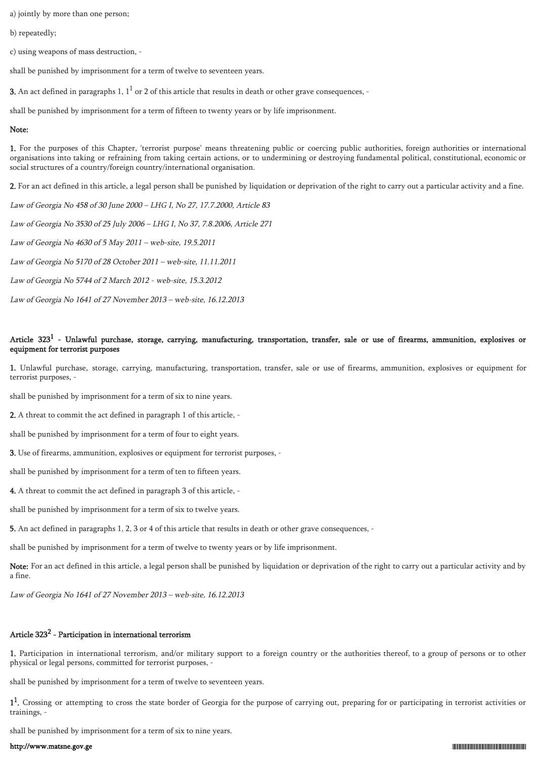a) jointly by more than one person;

b) repeatedly;

c) using weapons of mass destruction, -

shall be punished by imprisonment for a term of twelve to seventeen years.

**3.** An act defined in paragraphs 1, $1^1$ or 2 of this article that results in death or other grave consequences, -

shall be punished by imprisonment for a term of fifteen to twenty years or by life imprisonment.

**Note:**

**1.** For the purposes of this Chapter, 'terrorist purpose' means threatening public or coercing public authorities, foreign authorities or international organisations into taking or refraining from taking certain actions, or to undermining or destroying fundamental political, constitutional, economic or social structures of a country/foreign country/international organisation.

**2.** For an act defined in this article, a legal person shall be punished by liquidation or deprivation of the right to carry out a particular activity and a fine.

*Law of Georgia No 458 of 30 June 2000 – LHG I, No 27, 17.7.2000, Article 83*

*Law of Georgia No 3530 of 25 July 2006 – LHG I, No 37, 7.8.2006, Article 271*

*Law of Georgia No 4630 of 5 May 2011 – web-site, 19.5.2011*

*Law of Georgia No 5170 of 28 October 2011 – web-site, 11.11.2011*

*Law of Georgia No 5744 of 2 March 2012 - web-site, 15.3.2012*

*Law of Georgia No 1641 of 27 November 2013 – web-site, 16.12.2013*

### Article $323^1$ - Unlawful purchase, storage, carrying, manufacturing, transportation, transfer, sale or use of firearms, ammunition, explosives or equipment for terrorist purposes

**1.** Unlawful purchase, storage, carrying, manufacturing, transportation, transfer, sale or use of firearms, ammunition, explosives or equipment for terrorist purposes, -

shall be punished by imprisonment for a term of six to nine years.

**2.** A threat to commit the act defined in paragraph 1 of this article, -

shall be punished by imprisonment for a term of four to eight years.

**3.** Use of firearms, ammunition, explosives or equipment for terrorist purposes, -

shall be punished by imprisonment for a term of ten to fifteen years.

**4.** A threat to commit the act defined in paragraph 3 of this article, -

shall be punished by imprisonment for a term of six to twelve years.

**5.** An act defined in paragraphs 1, 2, 3 or 4 of this article that results in death or other grave consequences, -

shall be punished by imprisonment for a term of twelve to twenty years or by life imprisonment.

**Note:** For an act defined in this article, a legal person shall be punished by liquidation or deprivation of the right to carry out a particular activity and by a fine.

*Law of Georgia No 1641 of 27 November 2013 – web-site, 16.12.2013*

### Article $323^2$ - Participation in international terrorism

**1.** Participation in international terrorism, and/or military support to a foreign country or the authorities thereof, to a group of persons or to other physical or legal persons, committed for terrorist purposes, -

shall be punished by imprisonment for a term of twelve to seventeen years.

**$1^1$.** Crossing or attempting to cross the state border of Georgia for the purpose of carrying out, preparing for or participating in terrorist activities or trainings, -

shall be punished by imprisonment for a term of six to nine years.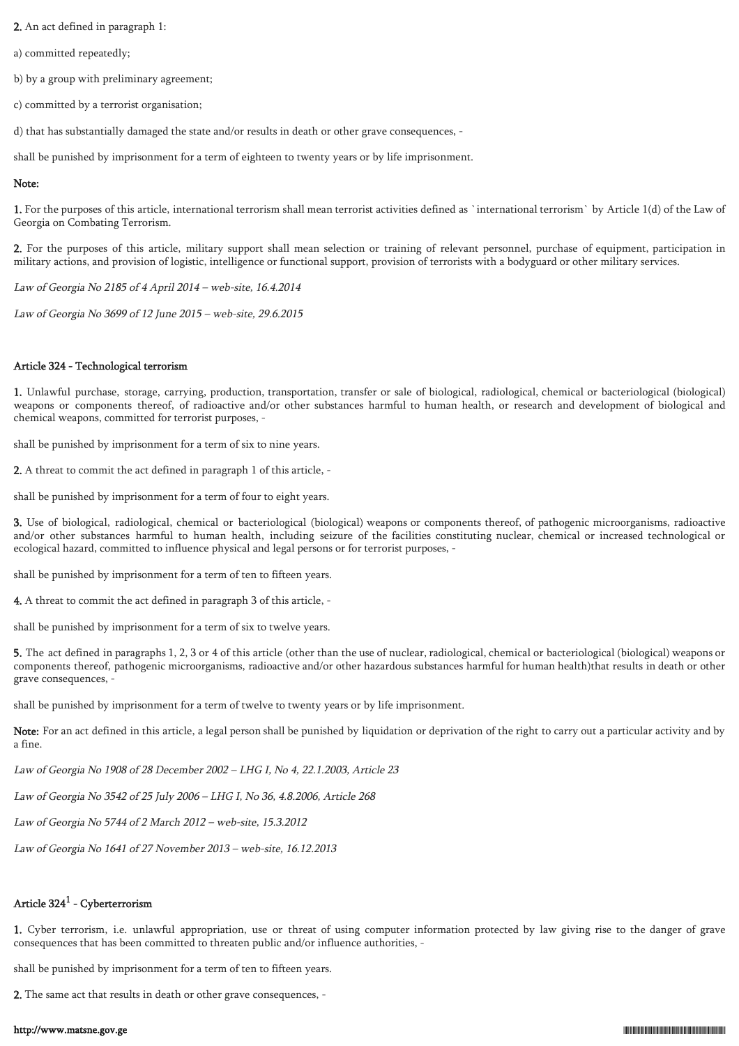**2.** An act defined in paragraph 1:

a) committed repeatedly;

b) by a group with preliminary agreement;

c) committed by a terrorist organisation;

d) that has substantially damaged the state and/or results in death or other grave consequences, -

shall be punished by imprisonment for a term of eighteen to twenty years or by life imprisonment.

**Note:**

**1.** For the purposes of this article, international terrorism shall mean terrorist activities defined as `international terrorism` by Article 1(d) of the Law of Georgia on Combating Terrorism.

**2.** For the purposes of this article, military support shall mean selection or training of relevant personnel, purchase of equipment, participation in military actions, and provision of logistic, intelligence or functional support, provision of terrorists with a bodyguard or other military services.

*Law of Georgia No 2185 of 4 April 2014 – web-site, 16.4.2014*

*Law of Georgia No 3699 of 12 June 2015 – web-site, 29.6.2015*

### Article 324 - Technological terrorism

**1.** Unlawful purchase, storage, carrying, production, transportation, transfer or sale of biological, radiological, chemical or bacteriological (biological) weapons or components thereof, of radioactive and/or other substances harmful to human health, or research and development of biological and chemical weapons, committed for terrorist purposes, -

shall be punished by imprisonment for a term of six to nine years.

**2.** A threat to commit the act defined in paragraph 1 of this article, -

shall be punished by imprisonment for a term of four to eight years.

**3.** Use of biological, radiological, chemical or bacteriological (biological) weapons or components thereof, of pathogenic microorganisms, radioactive and/or other substances harmful to human health, including seizure of the facilities constituting nuclear, chemical or increased technological or ecological hazard, committed to influence physical and legal persons or for terrorist purposes, -

shall be punished by imprisonment for a term of ten to fifteen years.

**4.** A threat to commit the act defined in paragraph 3 of this article, -

shall be punished by imprisonment for a term of six to twelve years.

**5.** The act defined in paragraphs 1, 2, 3 or 4 of this article (other than the use of nuclear, radiological, chemical or bacteriological (biological) weapons or components thereof, pathogenic microorganisms, radioactive and/or other hazardous substances harmful for human health)that results in death or other grave consequences, -

shall be punished by imprisonment for a term of twelve to twenty years or by life imprisonment.

**Note:** For an act defined in this article, a legal person shall be punished by liquidation or deprivation of the right to carry out a particular activity and by a fine.

*Law of Georgia No 1908 of 28 December 2002 – LHG I, No 4, 22.1.2003, Article 23*

*Law of Georgia No 3542 of 25 July 2006 – LHG I, No 36, 4.8.2006, Article 268*

*Law of Georgia No 5744 of 2 March 2012 – web-site, 15.3.2012*

*Law of Georgia No 1641 of 27 November 2013 – web-site, 16.12.2013*

### Article 324[1] - Cyberterrorism

**1.** Cyber terrorism, i.e. unlawful appropriation, use or threat of using computer information protected by law giving rise to the danger of grave consequences that has been committed to threaten public and/or influence authorities, -

shall be punished by imprisonment for a term of ten to fifteen years.

**2.** The same act that results in death or other grave consequences, -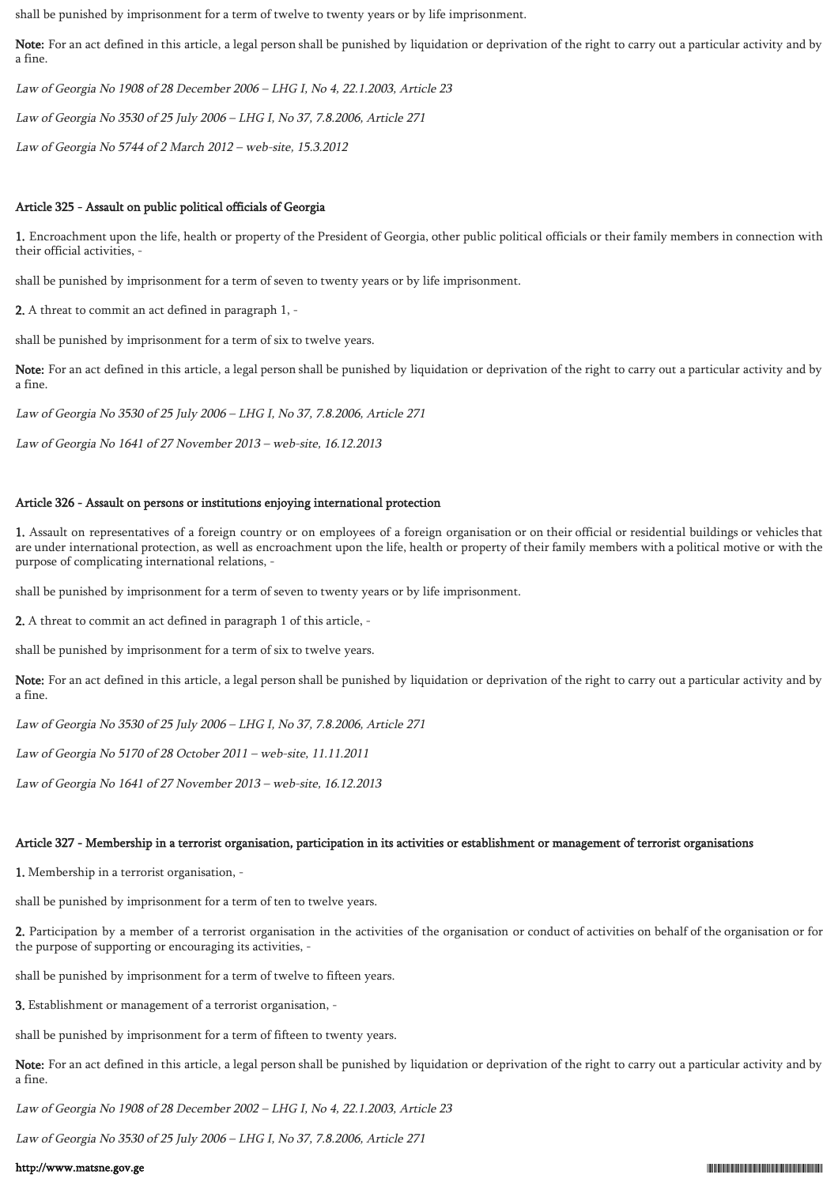shall be punished by imprisonment for a term of twelve to twenty years or by life imprisonment.

**Note:** For an act defined in this article, a legal person shall be punished by liquidation or deprivation of the right to carry out a particular activity and by a fine.

*Law of Georgia No 1908 of 28 December 2006 – LHG I, No 4, 22.1.2003, Article 23*

*Law of Georgia No 3530 of 25 July 2006 – LHG I, No 37, 7.8.2006, Article 271*

*Law of Georgia No 5744 of 2 March 2012 – web-site, 15.3.2012*

#### Article 325 - Assault on public political officials of Georgia

**1.** Encroachment upon the life, health or property of the President of Georgia, other public political officials or their family members in connection with their official activities, -

shall be punished by imprisonment for a term of seven to twenty years or by life imprisonment.

**2.** A threat to commit an act defined in paragraph 1, -

shall be punished by imprisonment for a term of six to twelve years.

**Note:** For an act defined in this article, a legal person shall be punished by liquidation or deprivation of the right to carry out a particular activity and by a fine.

*Law of Georgia No 3530 of 25 July 2006 – LHG I, No 37, 7.8.2006, Article 271*

*Law of Georgia No 1641 of 27 November 2013 – web-site, 16.12.2013*

#### Article 326 - Assault on persons or institutions enjoying international protection

**1.** Assault on representatives of a foreign country or on employees of a foreign organisation or on their official or residential buildings or vehicles that are under international protection, as well as encroachment upon the life, health or property of their family members with a political motive or with the purpose of complicating international relations, -

shall be punished by imprisonment for a term of seven to twenty years or by life imprisonment.

**2.** A threat to commit an act defined in paragraph 1 of this article, -

shall be punished by imprisonment for a term of six to twelve years.

**Note:** For an act defined in this article, a legal person shall be punished by liquidation or deprivation of the right to carry out a particular activity and by a fine.

*Law of Georgia No 3530 of 25 July 2006 – LHG I, No 37, 7.8.2006, Article 271*

*Law of Georgia No 5170 of 28 October 2011 – web-site, 11.11.2011*

*Law of Georgia No 1641 of 27 November 2013 – web-site, 16.12.2013*

#### Article 327 - Membership in a terrorist organisation, participation in its activities or establishment or management of terrorist organisations

**1.** Membership in a terrorist organisation, -

shall be punished by imprisonment for a term of ten to twelve years.

**2.** Participation by a member of a terrorist organisation in the activities of the organisation or conduct of activities on behalf of the organisation or for the purpose of supporting or encouraging its activities, -

shall be punished by imprisonment for a term of twelve to fifteen years.

**3.** Establishment or management of a terrorist organisation, -

shall be punished by imprisonment for a term of fifteen to twenty years.

**Note:** For an act defined in this article, a legal person shall be punished by liquidation or deprivation of the right to carry out a particular activity and by a fine.

*Law of Georgia No 1908 of 28 December 2002 – LHG I, No 4, 22.1.2003, Article 23*

*Law of Georgia No 3530 of 25 July 2006 – LHG I, No 37, 7.8.2006, Article 271*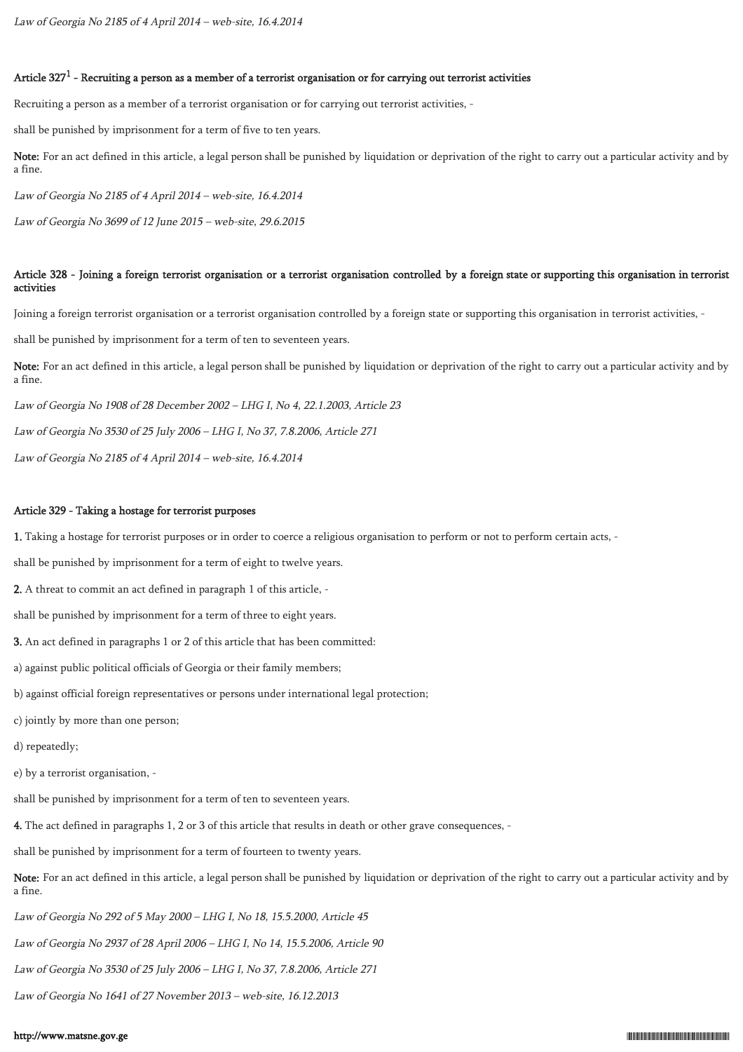*Law of Georgia No 2185 of 4 April 2014 – web-site, 16.4.2014*

### Article 327[1] - Recruiting a person as a member of a terrorist organisation or for carrying out terrorist activities

Recruiting a person as a member of a terrorist organisation or for carrying out terrorist activities, -

shall be punished by imprisonment for a term of five to ten years.

**Note:** For an act defined in this article, a legal person shall be punished by liquidation or deprivation of the right to carry out a particular activity and by a fine.

*Law of Georgia No 2185 of 4 April 2014 – web-site, 16.4.2014*

*Law of Georgia No 3699 of 12 June 2015 – web-site, 29.6.2015*

### Article 328 - Joining a foreign terrorist organisation or a terrorist organisation controlled by a foreign state or supporting this organisation in terrorist activities

Joining a foreign terrorist organisation or a terrorist organisation controlled by a foreign state or supporting this organisation in terrorist activities, -

shall be punished by imprisonment for a term of ten to seventeen years.

**Note:** For an act defined in this article, a legal person shall be punished by liquidation or deprivation of the right to carry out a particular activity and by a fine.

*Law of Georgia No 1908 of 28 December 2002 – LHG I, No 4, 22.1.2003, Article 23*

*Law of Georgia No 3530 of 25 July 2006 – LHG I, No 37, 7.8.2006, Article 271*

*Law of Georgia No 2185 of 4 April 2014 – web-site, 16.4.2014*

### Article 329 - Taking a hostage for terrorist purposes

**1.** Taking a hostage for terrorist purposes or in order to coerce a religious organisation to perform or not to perform certain acts, -

shall be punished by imprisonment for a term of eight to twelve years.

**2.** A threat to commit an act defined in paragraph 1 of this article, -

shall be punished by imprisonment for a term of three to eight years.

**3.** An act defined in paragraphs 1 or 2 of this article that has been committed:

a) against public political officials of Georgia or their family members;

b) against official foreign representatives or persons under international legal protection;

c) jointly by more than one person;

d) repeatedly;

e) by a terrorist organisation, -

shall be punished by imprisonment for a term of ten to seventeen years.

**4.** The act defined in paragraphs 1, 2 or 3 of this article that results in death or other grave consequences, -

shall be punished by imprisonment for a term of fourteen to twenty years.

**Note:** For an act defined in this article, a legal person shall be punished by liquidation or deprivation of the right to carry out a particular activity and by a fine.

*Law of Georgia No 292 of 5 May 2000 – LHG I, No 18, 15.5.2000, Article 45*

*Law of Georgia No 2937 of 28 April 2006 – LHG I, No 14, 15.5.2006, Article 90*

*Law of Georgia No 3530 of 25 July 2006 – LHG I, No 37, 7.8.2006, Article 271*

*Law of Georgia No 1641 of 27 November 2013 – web-site, 16.12.2013*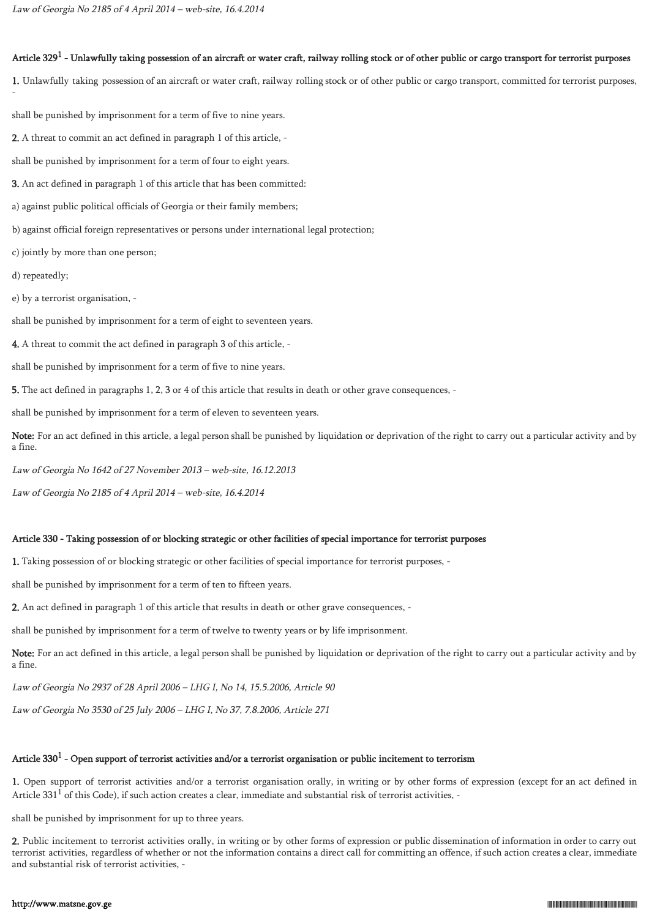*Law of Georgia No 2185 of 4 April 2014 – web-site, 16.4.2014*

#### Article 329[1] - Unlawfully taking possession of an aircraft or water craft, railway rolling stock or of other public or cargo transport for terrorist purposes

**1.** Unlawfully taking possession of an aircraft or water craft, railway rolling stock or of other public or cargo transport, committed for terrorist purposes, -

shall be punished by imprisonment for a term of five to nine years.

**2.** A threat to commit an act defined in paragraph 1 of this article, -

shall be punished by imprisonment for a term of four to eight years.

**3.** An act defined in paragraph 1 of this article that has been committed:

a) against public political officials of Georgia or their family members;

b) against official foreign representatives or persons under international legal protection;

c) jointly by more than one person;

d) repeatedly;

e) by a terrorist organisation, -

shall be punished by imprisonment for a term of eight to seventeen years.

**4.** A threat to commit the act defined in paragraph 3 of this article, -

shall be punished by imprisonment for a term of five to nine years.

**5.** The act defined in paragraphs 1, 2, 3 or 4 of this article that results in death or other grave consequences, -

shall be punished by imprisonment for a term of eleven to seventeen years.

**Note:** For an act defined in this article, a legal person shall be punished by liquidation or deprivation of the right to carry out a particular activity and by a fine.

*Law of Georgia No 1642 of 27 November 2013 – web-site, 16.12.2013*

*Law of Georgia No 2185 of 4 April 2014 – web-site, 16.4.2014*

#### Article 330 - Taking possession of or blocking strategic or other facilities of special importance for terrorist purposes

**1.** Taking possession of or blocking strategic or other facilities of special importance for terrorist purposes, -

shall be punished by imprisonment for a term of ten to fifteen years.

**2.** An act defined in paragraph 1 of this article that results in death or other grave consequences, -

shall be punished by imprisonment for a term of twelve to twenty years or by life imprisonment.

**Note:** For an act defined in this article, a legal person shall be punished by liquidation or deprivation of the right to carry out a particular activity and by a fine.

*Law of Georgia No 2937 of 28 April 2006 – LHG I, No 14, 15.5.2006, Article 90*

*Law of Georgia No 3530 of 25 July 2006 – LHG I, No 37, 7.8.2006, Article 271*

#### Article 330[1] - Open support of terrorist activities and/or a terrorist organisation or public incitement to terrorism

**1.** Open support of terrorist activities and/or a terrorist organisation orally, in writing or by other forms of expression (except for an act defined in Article 331[1] of this Code), if such action creates a clear, immediate and substantial risk of terrorist activities, -

shall be punished by imprisonment for up to three years.

**2.** Public incitement to terrorist activities orally, in writing or by other forms of expression or public dissemination of information in order to carry out terrorist activities, regardless of whether or not the information contains a direct call for committing an offence, if such action creates a clear, immediate and substantial risk of terrorist activities, -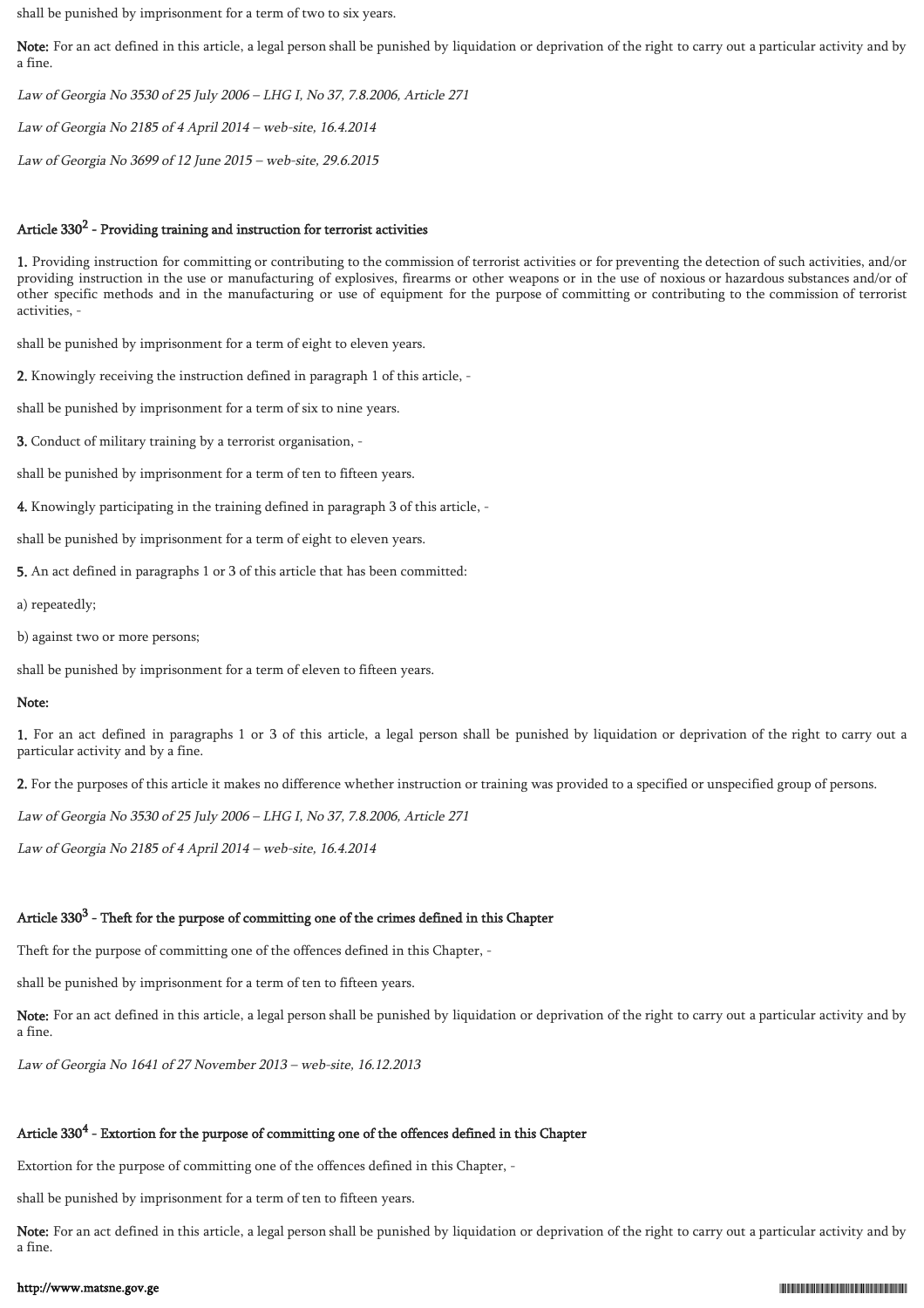shall be punished by imprisonment for a term of two to six years.

**Note:** For an act defined in this article, a legal person shall be punished by liquidation or deprivation of the right to carry out a particular activity and by a fine.

*Law of Georgia No 3530 of 25 July 2006 – LHG I, No 37, 7.8.2006, Article 271*

*Law of Georgia No 2185 of 4 April 2014 – web-site, 16.4.2014*

*Law of Georgia No 3699 of 12 June 2015 – web-site, 29.6.2015*

### Article 330[2] - Providing training and instruction for terrorist activities

**1.** Providing instruction for committing or contributing to the commission of terrorist activities or for preventing the detection of such activities, and/or providing instruction in the use or manufacturing of explosives, firearms or other weapons or in the use of noxious or hazardous substances and/or of other specific methods and in the manufacturing or use of equipment for the purpose of committing or contributing to the commission of terrorist activities, -

shall be punished by imprisonment for a term of eight to eleven years.

**2.** Knowingly receiving the instruction defined in paragraph 1 of this article, -

shall be punished by imprisonment for a term of six to nine years.

**3.** Conduct of military training by a terrorist organisation, -

shall be punished by imprisonment for a term of ten to fifteen years.

**4.** Knowingly participating in the training defined in paragraph 3 of this article, -

shall be punished by imprisonment for a term of eight to eleven years.

**5.** An act defined in paragraphs 1 or 3 of this article that has been committed:

a) repeatedly;

b) against two or more persons;

shall be punished by imprisonment for a term of eleven to fifteen years.

**Note:**

**1.** For an act defined in paragraphs 1 or 3 of this article, a legal person shall be punished by liquidation or deprivation of the right to carry out a particular activity and by a fine.

**2.** For the purposes of this article it makes no difference whether instruction or training was provided to a specified or unspecified group of persons.

*Law of Georgia No 3530 of 25 July 2006 – LHG I, No 37, 7.8.2006, Article 271*

*Law of Georgia No 2185 of 4 April 2014 – web-site, 16.4.2014*

### Article 330[3] - Theft for the purpose of committing one of the crimes defined in this Chapter

Theft for the purpose of committing one of the offences defined in this Chapter, -

shall be punished by imprisonment for a term of ten to fifteen years.

**Note:** For an act defined in this article, a legal person shall be punished by liquidation or deprivation of the right to carry out a particular activity and by a fine.

*Law of Georgia No 1641 of 27 November 2013 – web-site, 16.12.2013*

### Article 330[4] - Extortion for the purpose of committing one of the offences defined in this Chapter

Extortion for the purpose of committing one of the offences defined in this Chapter, -

shall be punished by imprisonment for a term of ten to fifteen years.

**Note:** For an act defined in this article, a legal person shall be punished by liquidation or deprivation of the right to carry out a particular activity and by a fine.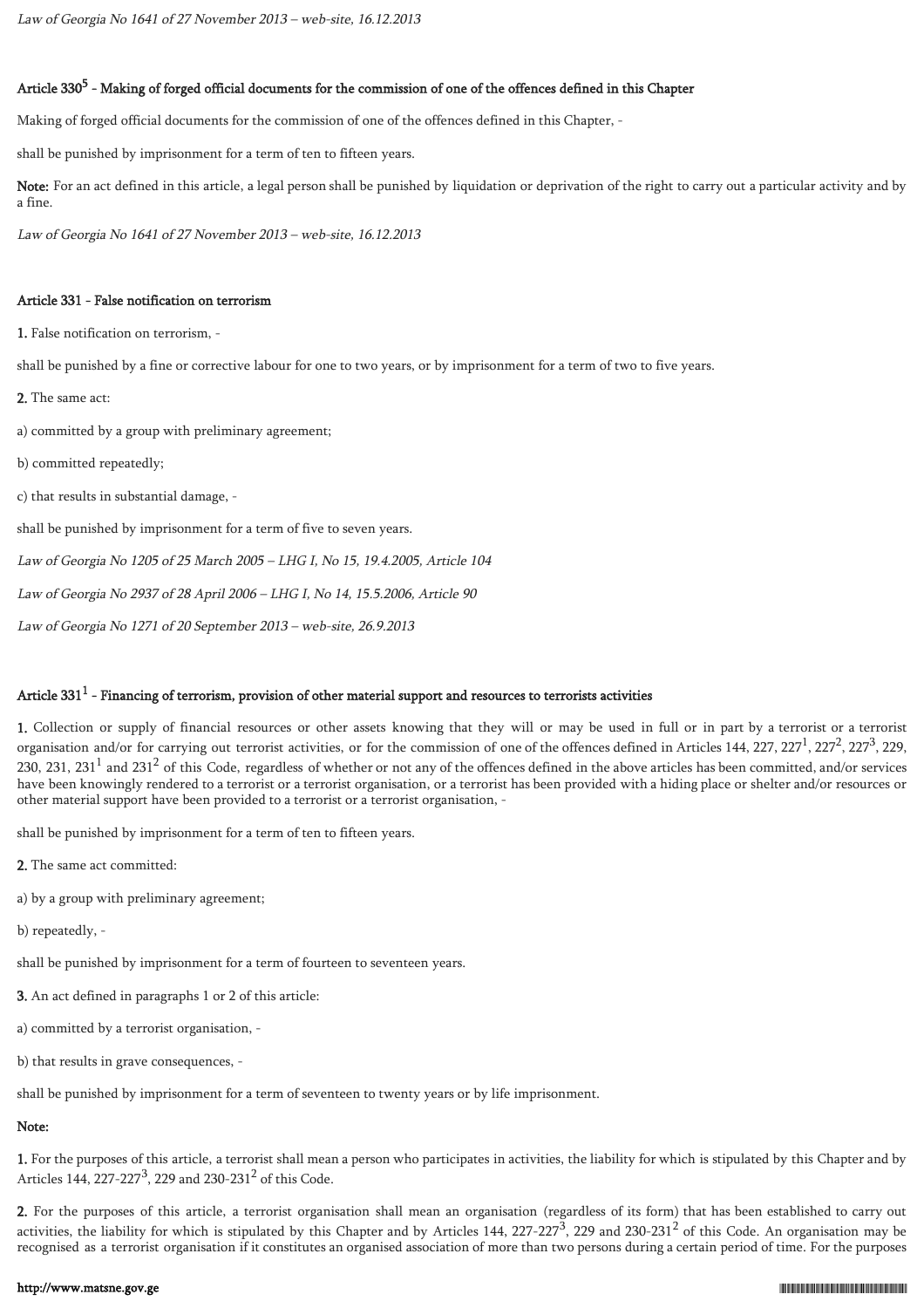*Law of Georgia No 1641 of 27 November 2013 – web-site, 16.12.2013*

### Article $330^5$ - Making of forged official documents for the commission of one of the offences defined in this Chapter

Making of forged official documents for the commission of one of the offences defined in this Chapter, -

shall be punished by imprisonment for a term of ten to fifteen years.

**Note:** For an act defined in this article, a legal person shall be punished by liquidation or deprivation of the right to carry out a particular activity and by a fine.

*Law of Georgia No 1641 of 27 November 2013 – web-site, 16.12.2013*

### Article 331 - False notification on terrorism

**1.** False notification on terrorism, -

shall be punished by a fine or corrective labour for one to two years, or by imprisonment for a term of two to five years.

**2.** The same act:

a) committed by a group with preliminary agreement;

b) committed repeatedly;

c) that results in substantial damage, -

shall be punished by imprisonment for a term of five to seven years.

*Law of Georgia No 1205 of 25 March 2005 – LHG I, No 15, 19.4.2005, Article 104*

*Law of Georgia No 2937 of 28 April 2006 – LHG I, No 14, 15.5.2006, Article 90*

*Law of Georgia No 1271 of 20 September 2013 – web-site, 26.9.2013*

### Article $331^1$ - Financing of terrorism, provision of other material support and resources to terrorists activities

**1.** Collection or supply of financial resources or other assets knowing that they will or may be used in full or in part by a terrorist or a terrorist organisation and/or for carrying out terrorist activities, or for the commission of one of the offences defined in Articles 144, 227, $227^1$, $227^2$, $227^3$, 229, 230, 231, $231^1$ and $231^2$ of this Code, regardless of whether or not any of the offences defined in the above articles has been committed, and/or services have been knowingly rendered to a terrorist or a terrorist organisation, or a terrorist has been provided with a hiding place or shelter and/or resources or other material support have been provided to a terrorist or a terrorist organisation, -

shall be punished by imprisonment for a term of ten to fifteen years.

**2.** The same act committed:

a) by a group with preliminary agreement;

b) repeatedly, -

shall be punished by imprisonment for a term of fourteen to seventeen years.

**3.** An act defined in paragraphs 1 or 2 of this article:

a) committed by a terrorist organisation, -

b) that results in grave consequences, -

shall be punished by imprisonment for a term of seventeen to twenty years or by life imprisonment.

**Note:**

**1.** For the purposes of this article, a terrorist shall mean a person who participates in activities, the liability for which is stipulated by this Chapter and by Articles 144, 227-$227^3$, 229 and 230-$231^2$ of this Code.

**2.** For the purposes of this article, a terrorist organisation shall mean an organisation (regardless of its form) that has been established to carry out activities, the liability for which is stipulated by this Chapter and by Articles 144, 227-$227^3$, 229 and 230-$231^2$ of this Code. An organisation may be recognised as a terrorist organisation if it constitutes an organised association of more than two persons during a certain period of time. For the purposes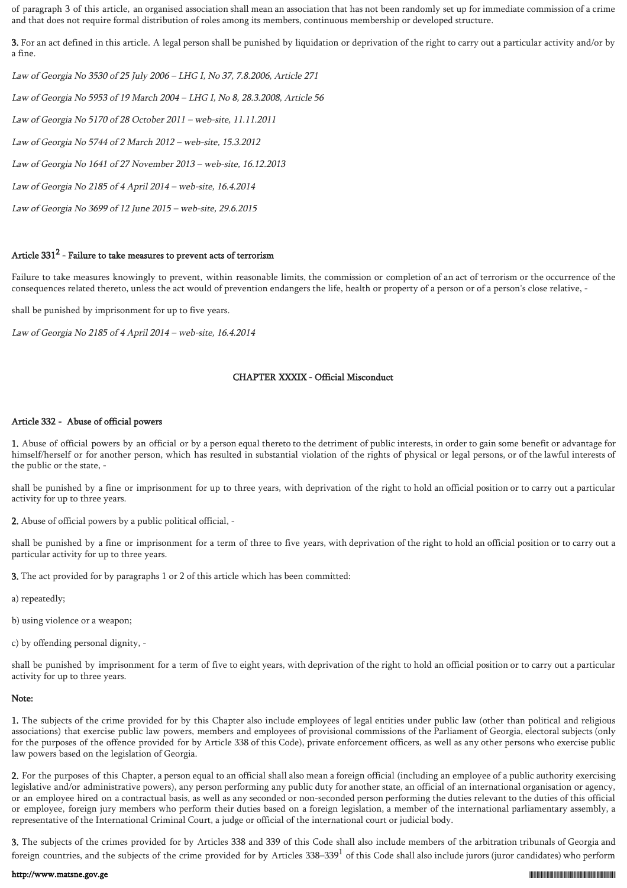of paragraph 3 of this article, an organised association shall mean an association that has not been randomly set up for immediate commission of a crime and that does not require formal distribution of roles among its members, continuous membership or developed structure.

**3.** For an act defined in this article. A legal person shall be punished by liquidation or deprivation of the right to carry out a particular activity and/or by a fine.

*Law of Georgia No 3530 of 25 July 2006 – LHG I, No 37, 7.8.2006, Article 271*

*Law of Georgia No 5953 of 19 March 2004 – LHG I, No 8, 28.3.2008, Article 56*

*Law of Georgia No 5170 of 28 October 2011 – web-site, 11.11.2011*

*Law of Georgia No 5744 of 2 March 2012 – web-site, 15.3.2012*

*Law of Georgia No 1641 of 27 November 2013 – web-site, 16.12.2013*

*Law of Georgia No 2185 of 4 April 2014 – web-site, 16.4.2014*

*Law of Georgia No 3699 of 12 June 2015 – web-site, 29.6.2015*

### Article 331[2] - Failure to take measures to prevent acts of terrorism

Failure to take measures knowingly to prevent, within reasonable limits, the commission or completion of an act of terrorism or the occurrence of the consequences related thereto, unless the act would of prevention endangers the life, health or property of a person or of a person's close relative, -

shall be punished by imprisonment for up to five years.

*Law of Georgia No 2185 of 4 April 2014 – web-site, 16.4.2014*

## CHAPTER XXXIX - Official Misconduct

### Article 332 - Abuse of official powers

**1.** Abuse of official powers by an official or by a person equal thereto to the detriment of public interests, in order to gain some benefit or advantage for himself/herself or for another person, which has resulted in substantial violation of the rights of physical or legal persons, or of the lawful interests of the public or the state, -

shall be punished by a fine or imprisonment for up to three years, with deprivation of the right to hold an official position or to carry out a particular activity for up to three years.

**2.** Abuse of official powers by a public political official, -

shall be punished by a fine or imprisonment for a term of three to five years, with deprivation of the right to hold an official position or to carry out a particular activity for up to three years.

**3.** The act provided for by paragraphs 1 or 2 of this article which has been committed:

a) repeatedly;

b) using violence or a weapon;

c) by offending personal dignity, -

shall be punished by imprisonment for a term of five to eight years, with deprivation of the right to hold an official position or to carry out a particular activity for up to three years.

**Note:**

**1.** The subjects of the crime provided for by this Chapter also include employees of legal entities under public law (other than political and religious associations) that exercise public law powers, members and employees of provisional commissions of the Parliament of Georgia, electoral subjects (only for the purposes of the offence provided for by Article 338 of this Code), private enforcement officers, as well as any other persons who exercise public law powers based on the legislation of Georgia.

**2.** For the purposes of this Chapter, a person equal to an official shall also mean a foreign official (including an employee of a public authority exercising legislative and/or administrative powers), any person performing any public duty for another state, an official of an international organisation or agency, or an employee hired on a contractual basis, as well as any seconded or non-seconded person performing the duties relevant to the duties of this official or employee, foreign jury members who perform their duties based on a foreign legislation, a member of the international parliamentary assembly, a representative of the International Criminal Court, a judge or official of the international court or judicial body.

**3.** The subjects of the crimes provided for by Articles 338 and 339 of this Code shall also include members of the arbitration tribunals of Georgia and foreign countries, and the subjects of the crime provided for by Articles 338–339[1] of this Code shall also include jurors (juror candidates) who perform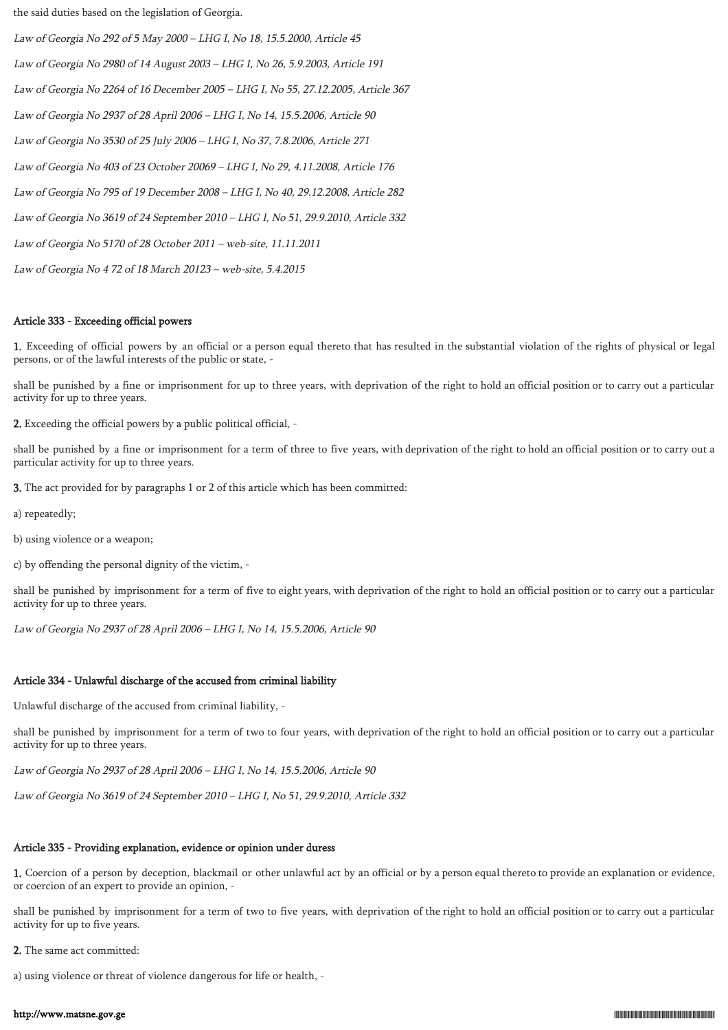the said duties based on the legislation of Georgia.

*Law of Georgia No 292 of 5 May 2000 – LHG I, No 18, 15.5.2000, Article 45*

*Law of Georgia No 2980 of 14 August 2003 – LHG I, No 26, 5.9.2003, Article 191*

*Law of Georgia No 2264 of 16 December 2005 – LHG I, No 55, 27.12.2005, Article 367*

*Law of Georgia No 2937 of 28 April 2006 – LHG I, No 14, 15.5.2006, Article 90*

*Law of Georgia No 3530 of 25 July 2006 – LHG I, No 37, 7.8.2006, Article 271*

*Law of Georgia No 403 of 23 October 20069 – LHG I, No 29, 4.11.2008, Article 176*

*Law of Georgia No 795 of 19 December 2008 – LHG I, No 40, 29.12.2008, Article 282*

*Law of Georgia No 3619 of 24 September 2010 – LHG I, No 51, 29.9.2010, Article 332*

*Law of Georgia No 5170 of 28 October 2011 – web-site, 11.11.2011*

*Law of Georgia No 4 72 of 18 March 20123 – web-site, 5.4.2015*

#### Article 333 - Exceeding official powers

**1.** Exceeding of official powers by an official or a person equal thereto that has resulted in the substantial violation of the rights of physical or legal persons, or of the lawful interests of the public or state, -

shall be punished by a fine or imprisonment for up to three years, with deprivation of the right to hold an official position or to carry out a particular activity for up to three years.

**2.** Exceeding the official powers by a public political official, -

shall be punished by a fine or imprisonment for a term of three to five years, with deprivation of the right to hold an official position or to carry out a particular activity for up to three years.

**3.** The act provided for by paragraphs 1 or 2 of this article which has been committed:

a) repeatedly;

b) using violence or a weapon;

c) by offending the personal dignity of the victim, -

shall be punished by imprisonment for a term of five to eight years, with deprivation of the right to hold an official position or to carry out a particular activity for up to three years.

*Law of Georgia No 2937 of 28 April 2006 – LHG I, No 14, 15.5.2006, Article 90*

#### Article 334 - Unlawful discharge of the accused from criminal liability

Unlawful discharge of the accused from criminal liability, -

shall be punished by imprisonment for a term of two to four years, with deprivation of the right to hold an official position or to carry out a particular activity for up to three years.

*Law of Georgia No 2937 of 28 April 2006 – LHG I, No 14, 15.5.2006, Article 90*

*Law of Georgia No 3619 of 24 September 2010 – LHG I, No 51, 29.9.2010, Article 332*

#### Article 335 - Providing explanation, evidence or opinion under duress

**1.** Coercion of a person by deception, blackmail or other unlawful act by an official or by a person equal thereto to provide an explanation or evidence, or coercion of an expert to provide an opinion, -

shall be punished by imprisonment for a term of two to five years, with deprivation of the right to hold an official position or to carry out a particular activity for up to five years.

**2.** The same act committed:

a) using violence or threat of violence dangerous for life or health, -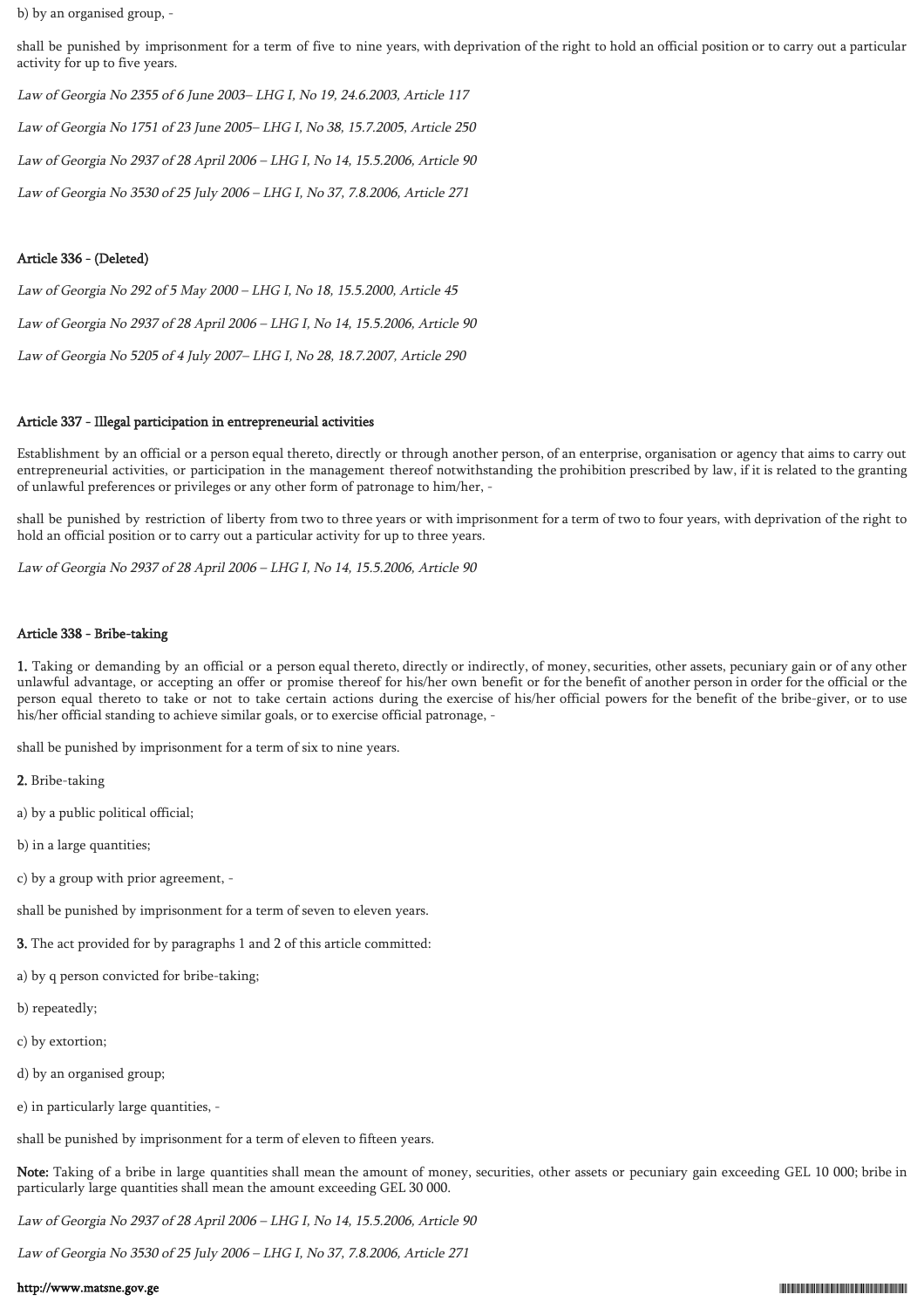b) by an organised group, -

shall be punished by imprisonment for a term of five to nine years, with deprivation of the right to hold an official position or to carry out a particular activity for up to five years.

*Law of Georgia No 2355 of 6 June 2003– LHG I, No 19, 24.6.2003, Article 117*

*Law of Georgia No 1751 of 23 June 2005– LHG I, No 38, 15.7.2005, Article 250*

*Law of Georgia No 2937 of 28 April 2006 – LHG I, No 14, 15.5.2006, Article 90*

*Law of Georgia No 3530 of 25 July 2006 – LHG I, No 37, 7.8.2006, Article 271*

### Article 336 - (Deleted)

*Law of Georgia No 292 of 5 May 2000 – LHG I, No 18, 15.5.2000, Article 45*

*Law of Georgia No 2937 of 28 April 2006 – LHG I, No 14, 15.5.2006, Article 90*

*Law of Georgia No 5205 of 4 July 2007– LHG I, No 28, 18.7.2007, Article 290*

### Article 337 - Illegal participation in entrepreneurial activities

Establishment by an official or a person equal thereto, directly or through another person, of an enterprise, organisation or agency that aims to carry out entrepreneurial activities, or participation in the management thereof notwithstanding the prohibition prescribed by law, if it is related to the granting of unlawful preferences or privileges or any other form of patronage to him/her, -

shall be punished by restriction of liberty from two to three years or with imprisonment for a term of two to four years, with deprivation of the right to hold an official position or to carry out a particular activity for up to three years.

*Law of Georgia No 2937 of 28 April 2006 – LHG I, No 14, 15.5.2006, Article 90*

### Article 338 - Bribe-taking

**1.** Taking or demanding by an official or a person equal thereto, directly or indirectly, of money, securities, other assets, pecuniary gain or of any other unlawful advantage, or accepting an offer or promise thereof for his/her own benefit or for the benefit of another person in order for the official or the person equal thereto to take or not to take certain actions during the exercise of his/her official powers for the benefit of the bribe-giver, or to use his/her official standing to achieve similar goals, or to exercise official patronage, -

shall be punished by imprisonment for a term of six to nine years.

**2.** Bribe-taking

a) by a public political official;

b) in a large quantities;

c) by a group with prior agreement, -

shall be punished by imprisonment for a term of seven to eleven years.

**3.** The act provided for by paragraphs 1 and 2 of this article committed:

a) by q person convicted for bribe-taking;

b) repeatedly;

c) by extortion;

d) by an organised group;

e) in particularly large quantities, -

shall be punished by imprisonment for a term of eleven to fifteen years.

**Note:** Taking of a bribe in large quantities shall mean the amount of money, securities, other assets or pecuniary gain exceeding GEL 10 000; bribe in particularly large quantities shall mean the amount exceeding GEL 30 000.

*Law of Georgia No 2937 of 28 April 2006 – LHG I, No 14, 15.5.2006, Article 90*

*Law of Georgia No 3530 of 25 July 2006 – LHG I, No 37, 7.8.2006, Article 271*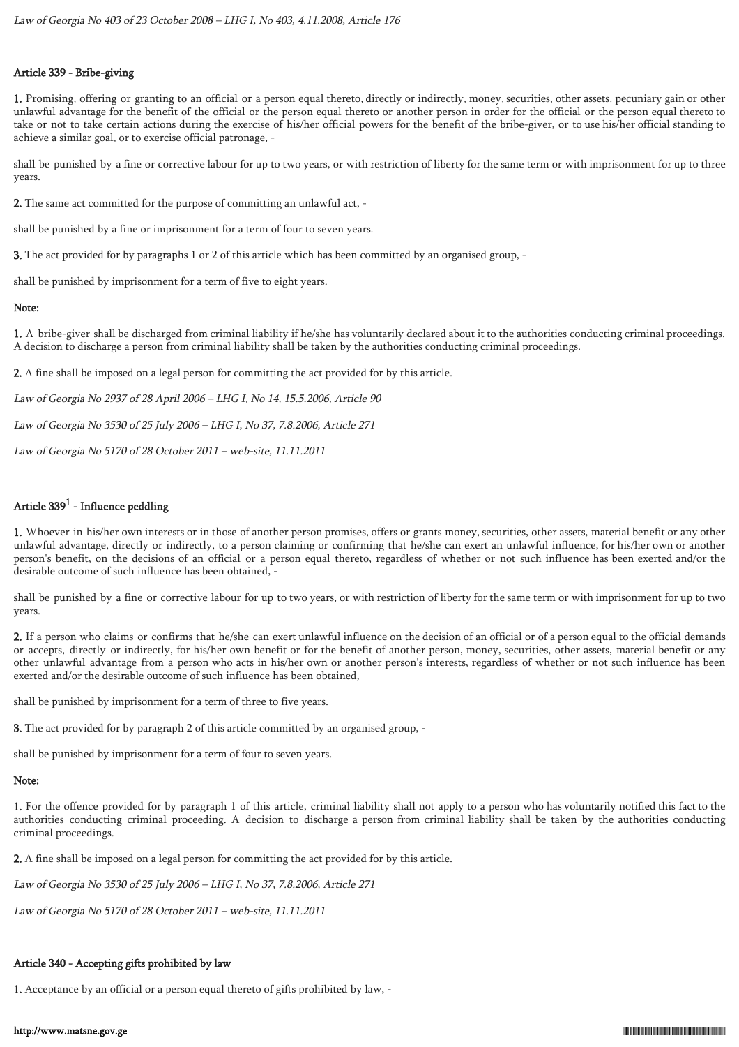*Law of Georgia No 403 of 23 October 2008 – LHG I, No 403, 4.11.2008, Article 176*

### Article 339 - Bribe-giving

**1.** Promising, offering or granting to an official or a person equal thereto, directly or indirectly, money, securities, other assets, pecuniary gain or other unlawful advantage for the benefit of the official or the person equal thereto or another person in order for the official or the person equal thereto to take or not to take certain actions during the exercise of his/her official powers for the benefit of the bribe-giver, or to use his/her official standing to achieve a similar goal, or to exercise official patronage, -

shall be punished by a fine or corrective labour for up to two years, or with restriction of liberty for the same term or with imprisonment for up to three years.

**2.** The same act committed for the purpose of committing an unlawful act, -

shall be punished by a fine or imprisonment for a term of four to seven years.

**3.** The act provided for by paragraphs 1 or 2 of this article which has been committed by an organised group, -

shall be punished by imprisonment for a term of five to eight years.

**Note:**

**1.** A bribe-giver shall be discharged from criminal liability if he/she has voluntarily declared about it to the authorities conducting criminal proceedings. A decision to discharge a person from criminal liability shall be taken by the authorities conducting criminal proceedings.

**2.** A fine shall be imposed on a legal person for committing the act provided for by this article.

*Law of Georgia No 2937 of 28 April 2006 – LHG I, No 14, 15.5.2006, Article 90*

*Law of Georgia No 3530 of 25 July 2006 – LHG I, No 37, 7.8.2006, Article 271*

*Law of Georgia No 5170 of 28 October 2011 – web-site, 11.11.2011*

### Article 339[1] - Influence peddling

**1.** Whoever in his/her own interests or in those of another person promises, offers or grants money, securities, other assets, material benefit or any other unlawful advantage, directly or indirectly, to a person claiming or confirming that he/she can exert an unlawful influence, for his/her own or another person's benefit, on the decisions of an official or a person equal thereto, regardless of whether or not such influence has been exerted and/or the desirable outcome of such influence has been obtained, -

shall be punished by a fine or corrective labour for up to two years, or with restriction of liberty for the same term or with imprisonment for up to two years.

**2.** If a person who claims or confirms that he/she can exert unlawful influence on the decision of an official or of a person equal to the official demands or accepts, directly or indirectly, for his/her own benefit or for the benefit of another person, money, securities, other assets, material benefit or any other unlawful advantage from a person who acts in his/her own or another person's interests, regardless of whether or not such influence has been exerted and/or the desirable outcome of such influence has been obtained,

shall be punished by imprisonment for a term of three to five years.

**3.** The act provided for by paragraph 2 of this article committed by an organised group, -

shall be punished by imprisonment for a term of four to seven years.

**Note:**

**1.** For the offence provided for by paragraph 1 of this article, criminal liability shall not apply to a person who has voluntarily notified this fact to the authorities conducting criminal proceeding. A decision to discharge a person from criminal liability shall be taken by the authorities conducting criminal proceedings.

**2.** A fine shall be imposed on a legal person for committing the act provided for by this article.

*Law of Georgia No 3530 of 25 July 2006 – LHG I, No 37, 7.8.2006, Article 271*

*Law of Georgia No 5170 of 28 October 2011 – web-site, 11.11.2011*

### Article 340 - Accepting gifts prohibited by law

**1.** Acceptance by an official or a person equal thereto of gifts prohibited by law, -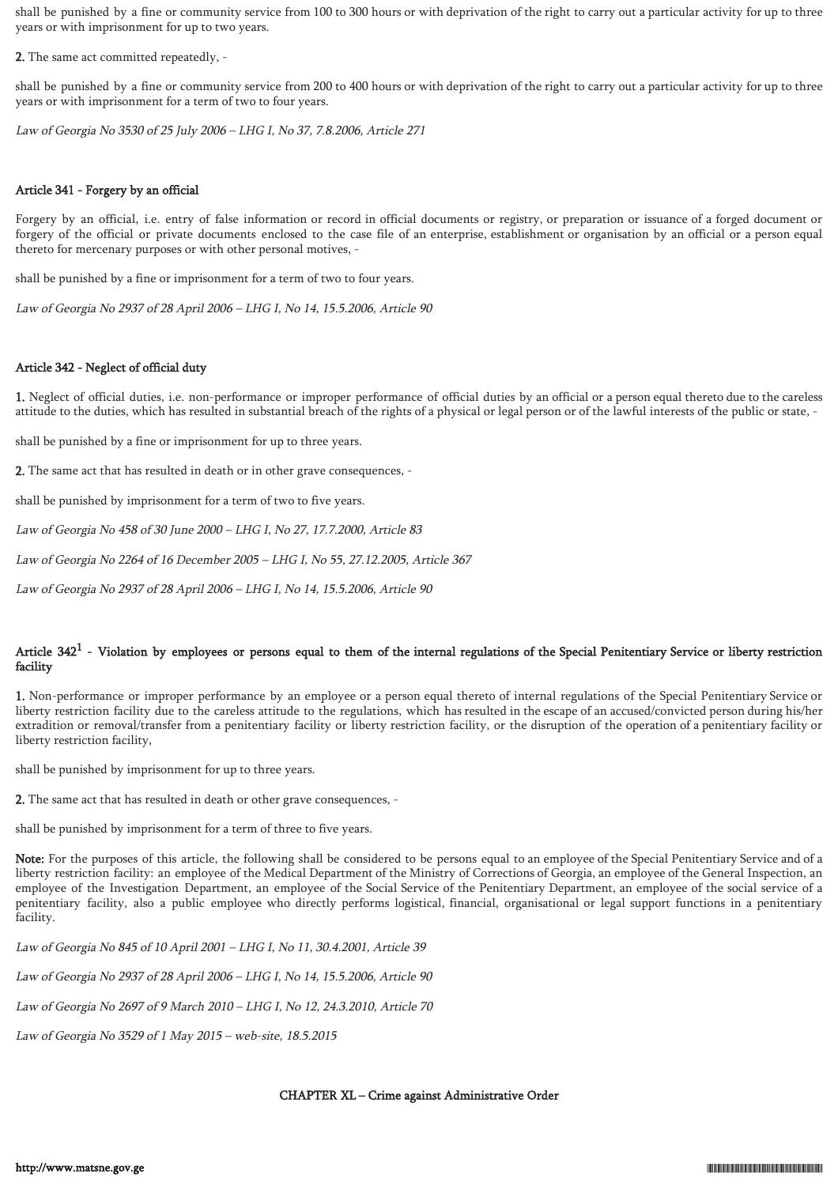shall be punished by a fine or community service from 100 to 300 hours or with deprivation of the right to carry out a particular activity for up to three years or with imprisonment for up to two years.

**2.** The same act committed repeatedly, -

shall be punished by a fine or community service from 200 to 400 hours or with deprivation of the right to carry out a particular activity for up to three years or with imprisonment for a term of two to four years.

*Law of Georgia No 3530 of 25 July 2006 – LHG I, No 37, 7.8.2006, Article 271*

### Article 341 - Forgery by an official

Forgery by an official, i.e. entry of false information or record in official documents or registry, or preparation or issuance of a forged document or forgery of the official or private documents enclosed to the case file of an enterprise, establishment or organisation by an official or a person equal thereto for mercenary purposes or with other personal motives, -

shall be punished by a fine or imprisonment for a term of two to four years.

*Law of Georgia No 2937 of 28 April 2006 – LHG I, No 14, 15.5.2006, Article 90*

### Article 342 - Neglect of official duty

**1.** Neglect of official duties, i.e. non-performance or improper performance of official duties by an official or a person equal thereto due to the careless attitude to the duties, which has resulted in substantial breach of the rights of a physical or legal person or of the lawful interests of the public or state, -

shall be punished by a fine or imprisonment for up to three years.

**2.** The same act that has resulted in death or in other grave consequences, -

shall be punished by imprisonment for a term of two to five years.

*Law of Georgia No 458 of 30 June 2000 – LHG I, No 27, 17.7.2000, Article 83*

*Law of Georgia No 2264 of 16 December 2005 – LHG I, No 55, 27.12.2005, Article 367*

*Law of Georgia No 2937 of 28 April 2006 – LHG I, No 14, 15.5.2006, Article 90*

### Article 342[1] - Violation by employees or persons equal to them of the internal regulations of the Special Penitentiary Service or liberty restriction facility

**1.** Non-performance or improper performance by an employee or a person equal thereto of internal regulations of the Special Penitentiary Service or liberty restriction facility due to the careless attitude to the regulations, which has resulted in the escape of an accused/convicted person during his/her extradition or removal/transfer from a penitentiary facility or liberty restriction facility, or the disruption of the operation of a penitentiary facility or liberty restriction facility,

shall be punished by imprisonment for up to three years.

**2.** The same act that has resulted in death or other grave consequences, -

shall be punished by imprisonment for a term of three to five years.

**Note:** For the purposes of this article, the following shall be considered to be persons equal to an employee of the Special Penitentiary Service and of a liberty restriction facility: an employee of the Medical Department of the Ministry of Corrections of Georgia, an employee of the General Inspection, an employee of the Investigation Department, an employee of the Social Service of the Penitentiary Department, an employee of the social service of a penitentiary facility, also a public employee who directly performs logistical, financial, organisational or legal support functions in a penitentiary facility.

*Law of Georgia No 845 of 10 April 2001 – LHG I, No 11, 30.4.2001, Article 39*

*Law of Georgia No 2937 of 28 April 2006 – LHG I, No 14, 15.5.2006, Article 90*

*Law of Georgia No 2697 of 9 March 2010 – LHG I, No 12, 24.3.2010, Article 70*

*Law of Georgia No 3529 of 1 May 2015 – web-site, 18.5.2015*

## CHAPTER XL – Crime against Administrative Order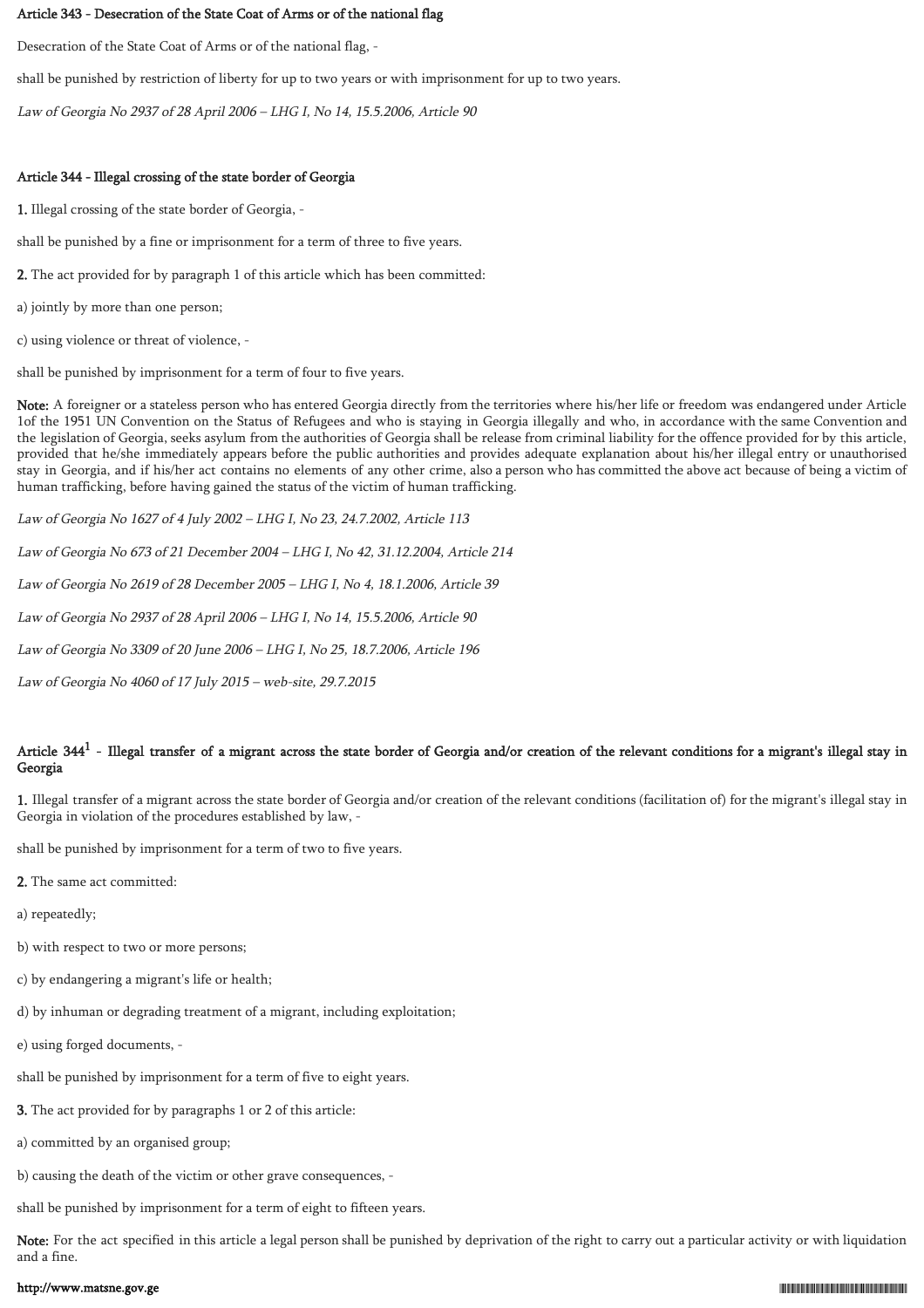### Article 343 - Desecration of the State Coat of Arms or of the national flag

Desecration of the State Coat of Arms or of the national flag, -

shall be punished by restriction of liberty for up to two years or with imprisonment for up to two years.

*Law of Georgia No 2937 of 28 April 2006 – LHG I, No 14, 15.5.2006, Article 90*

### Article 344 - Illegal crossing of the state border of Georgia

**1.** Illegal crossing of the state border of Georgia, -

shall be punished by a fine or imprisonment for a term of three to five years.

**2.** The act provided for by paragraph 1 of this article which has been committed:

a) jointly by more than one person;

c) using violence or threat of violence, -

shall be punished by imprisonment for a term of four to five years.

**Note:** A foreigner or a stateless person who has entered Georgia directly from the territories where his/her life or freedom was endangered under Article 1of the 1951 UN Convention on the Status of Refugees and who is staying in Georgia illegally and who, in accordance with the same Convention and the legislation of Georgia, seeks asylum from the authorities of Georgia shall be release from criminal liability for the offence provided for by this article, provided that he/she immediately appears before the public authorities and provides adequate explanation about his/her illegal entry or unauthorised stay in Georgia, and if his/her act contains no elements of any other crime, also a person who has committed the above act because of being a victim of human trafficking, before having gained the status of the victim of human trafficking.

*Law of Georgia No 1627 of 4 July 2002 – LHG I, No 23, 24.7.2002, Article 113*

*Law of Georgia No 673 of 21 December 2004 – LHG I, No 42, 31.12.2004, Article 214*

*Law of Georgia No 2619 of 28 December 2005 – LHG I, No 4, 18.1.2006, Article 39*

*Law of Georgia No 2937 of 28 April 2006 – LHG I, No 14, 15.5.2006, Article 90*

*Law of Georgia No 3309 of 20 June 2006 – LHG I, No 25, 18.7.2006, Article 196*

*Law of Georgia No 4060 of 17 July 2015 – web-site, 29.7.2015*

### Article 344[1] - Illegal transfer of a migrant across the state border of Georgia and/or creation of the relevant conditions for a migrant's illegal stay in Georgia

**1.** Illegal transfer of a migrant across the state border of Georgia and/or creation of the relevant conditions (facilitation of) for the migrant's illegal stay in Georgia in violation of the procedures established by law, -

shall be punished by imprisonment for a term of two to five years.

**2.** The same act committed:

a) repeatedly;

b) with respect to two or more persons;

c) by endangering a migrant's life or health;

d) by inhuman or degrading treatment of a migrant, including exploitation;

e) using forged documents, -

shall be punished by imprisonment for a term of five to eight years.

**3.** The act provided for by paragraphs 1 or 2 of this article:

a) committed by an organised group;

b) causing the death of the victim or other grave consequences, -

shall be punished by imprisonment for a term of eight to fifteen years.

**Note:** For the act specified in this article a legal person shall be punished by deprivation of the right to carry out a particular activity or with liquidation and a fine.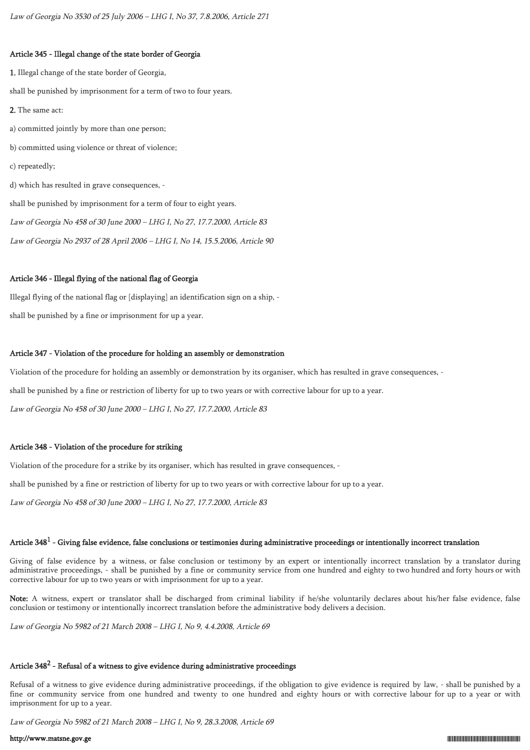*Law of Georgia No 3530 of 25 July 2006 – LHG I, No 37, 7.8.2006, Article 271*

### Article 345 - Illegal change of the state border of Georgia

**1.** Illegal change of the state border of Georgia,

shall be punished by imprisonment for a term of two to four years.

**2.** The same act:

a) committed jointly by more than one person;

b) committed using violence or threat of violence;

c) repeatedly;

d) which has resulted in grave consequences, -

shall be punished by imprisonment for a term of four to eight years.

*Law of Georgia No 458 of 30 June 2000 – LHG I, No 27, 17.7.2000, Article 83*

*Law of Georgia No 2937 of 28 April 2006 – LHG I, No 14, 15.5.2006, Article 90*

### Article 346 - Illegal flying of the national flag of Georgia

Illegal flying of the national flag or [displaying] an identification sign on a ship, -

shall be punished by a fine or imprisonment for up a year.

### Article 347 - Violation of the procedure for holding an assembly or demonstration

Violation of the procedure for holding an assembly or demonstration by its organiser, which has resulted in grave consequences, -

shall be punished by a fine or restriction of liberty for up to two years or with corrective labour for up to a year.

*Law of Georgia No 458 of 30 June 2000 – LHG I, No 27, 17.7.2000, Article 83*

### Article 348 - Violation of the procedure for striking

Violation of the procedure for a strike by its organiser, which has resulted in grave consequences, -

shall be punished by a fine or restriction of liberty for up to two years or with corrective labour for up to a year.

*Law of Georgia No 458 of 30 June 2000 – LHG I, No 27, 17.7.2000, Article 83*

### Article 348[1] - Giving false evidence, false conclusions or testimonies during administrative proceedings or intentionally incorrect translation

Giving of false evidence by a witness, or false conclusion or testimony by an expert or intentionally incorrect translation by a translator during administrative proceedings, - shall be punished by a fine or community service from one hundred and eighty to two hundred and forty hours or with corrective labour for up to two years or with imprisonment for up to a year.

**Note:** A witness, expert or translator shall be discharged from criminal liability if he/she voluntarily declares about his/her false evidence, false conclusion or testimony or intentionally incorrect translation before the administrative body delivers a decision.

*Law of Georgia No 5982 of 21 March 2008 – LHG I, No 9, 4.4.2008, Article 69*

### Article 348[2] - Refusal of a witness to give evidence during administrative proceedings

Refusal of a witness to give evidence during administrative proceedings, if the obligation to give evidence is required by law, - shall be punished by a fine or community service from one hundred and twenty to one hundred and eighty hours or with corrective labour for up to a year or with imprisonment for up to a year.

*Law of Georgia No 5982 of 21 March 2008 – LHG I, No 9, 28.3.2008, Article 69*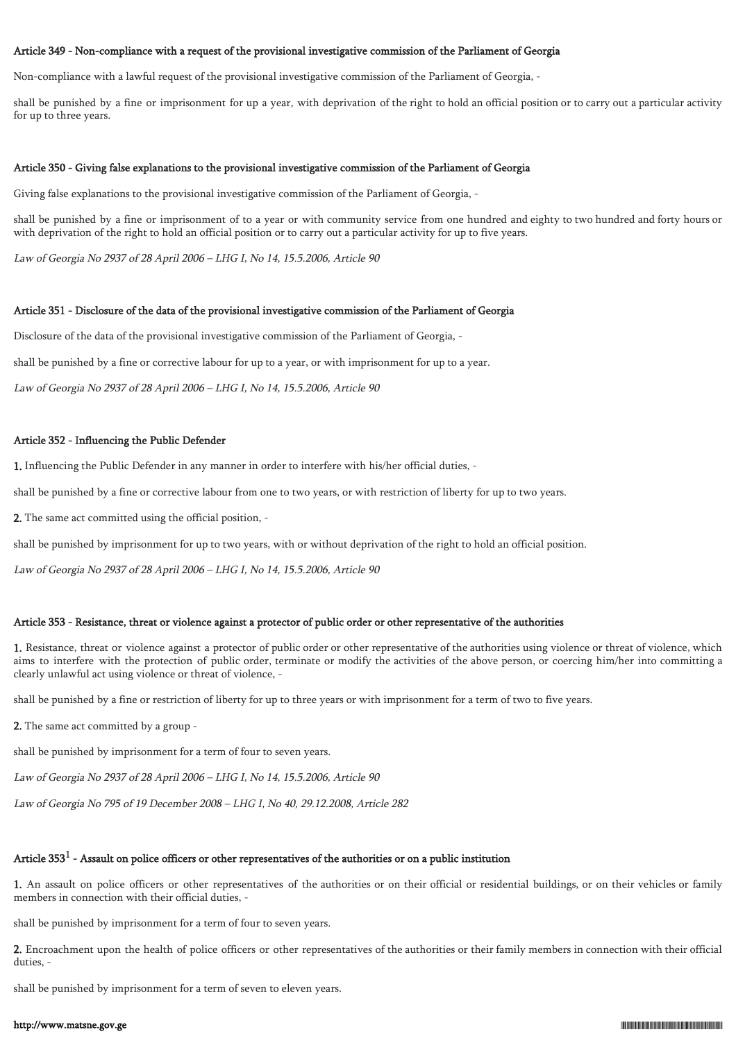#### Article 349 - Non-compliance with a request of the provisional investigative commission of the Parliament of Georgia

Non-compliance with a lawful request of the provisional investigative commission of the Parliament of Georgia, -

shall be punished by a fine or imprisonment for up a year, with deprivation of the right to hold an official position or to carry out a particular activity for up to three years.

#### Article 350 - Giving false explanations to the provisional investigative commission of the Parliament of Georgia

Giving false explanations to the provisional investigative commission of the Parliament of Georgia, -

shall be punished by a fine or imprisonment of to a year or with community service from one hundred and eighty to two hundred and forty hours or with deprivation of the right to hold an official position or to carry out a particular activity for up to five years.

*Law of Georgia No 2937 of 28 April 2006 – LHG I, No 14, 15.5.2006, Article 90*

#### Article 351 - Disclosure of the data of the provisional investigative commission of the Parliament of Georgia

Disclosure of the data of the provisional investigative commission of the Parliament of Georgia, -

shall be punished by a fine or corrective labour for up to a year, or with imprisonment for up to a year.

*Law of Georgia No 2937 of 28 April 2006 – LHG I, No 14, 15.5.2006, Article 90*

#### Article 352 - Influencing the Public Defender

**1.** Influencing the Public Defender in any manner in order to interfere with his/her official duties, -

shall be punished by a fine or corrective labour from one to two years, or with restriction of liberty for up to two years.

**2.** The same act committed using the official position, -

shall be punished by imprisonment for up to two years, with or without deprivation of the right to hold an official position.

*Law of Georgia No 2937 of 28 April 2006 – LHG I, No 14, 15.5.2006, Article 90*

#### Article 353 - Resistance, threat or violence against a protector of public order or other representative of the authorities

**1.** Resistance, threat or violence against a protector of public order or other representative of the authorities using violence or threat of violence, which aims to interfere with the protection of public order, terminate or modify the activities of the above person, or coercing him/her into committing a clearly unlawful act using violence or threat of violence, -

shall be punished by a fine or restriction of liberty for up to three years or with imprisonment for a term of two to five years.

**2.** The same act committed by a group -

shall be punished by imprisonment for a term of four to seven years.

*Law of Georgia No 2937 of 28 April 2006 – LHG I, No 14, 15.5.2006, Article 90*

*Law of Georgia No 795 of 19 December 2008 – LHG I, No 40, 29.12.2008, Article 282*

#### Article 353[1] - Assault on police officers or other representatives of the authorities or on a public institution

**1.** An assault on police officers or other representatives of the authorities or on their official or residential buildings, or on their vehicles or family members in connection with their official duties, -

shall be punished by imprisonment for a term of four to seven years.

**2.** Encroachment upon the health of police officers or other representatives of the authorities or their family members in connection with their official duties, -

shall be punished by imprisonment for a term of seven to eleven years.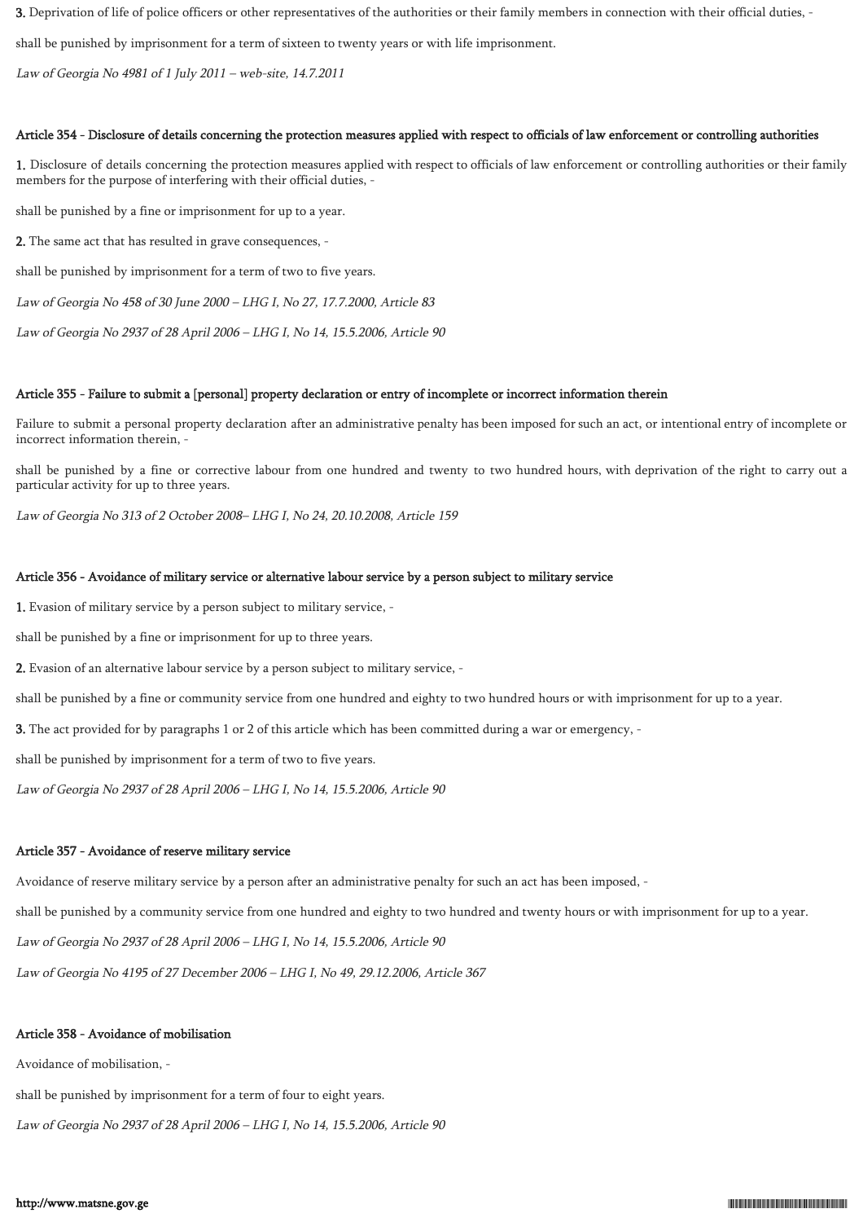**3.** Deprivation of life of police officers or other representatives of the authorities or their family members in connection with their official duties, -

shall be punished by imprisonment for a term of sixteen to twenty years or with life imprisonment.

*Law of Georgia No 4981 of 1 July 2011 – web-site, 14.7.2011*

#### Article 354 - Disclosure of details concerning the protection measures applied with respect to officials of law enforcement or controlling authorities

**1.** Disclosure of details concerning the protection measures applied with respect to officials of law enforcement or controlling authorities or their family members for the purpose of interfering with their official duties, -

shall be punished by a fine or imprisonment for up to a year.

**2.** The same act that has resulted in grave consequences, -

shall be punished by imprisonment for a term of two to five years.

*Law of Georgia No 458 of 30 June 2000 – LHG I, No 27, 17.7.2000, Article 83*

*Law of Georgia No 2937 of 28 April 2006 – LHG I, No 14, 15.5.2006, Article 90*

#### Article 355 - Failure to submit a [personal] property declaration or entry of incomplete or incorrect information therein

Failure to submit a personal property declaration after an administrative penalty has been imposed for such an act, or intentional entry of incomplete or incorrect information therein, -

shall be punished by a fine or corrective labour from one hundred and twenty to two hundred hours, with deprivation of the right to carry out a particular activity for up to three years.

*Law of Georgia No 313 of 2 October 2008– LHG I, No 24, 20.10.2008, Article 159*

#### Article 356 - Avoidance of military service or alternative labour service by a person subject to military service

**1.** Evasion of military service by a person subject to military service, -

shall be punished by a fine or imprisonment for up to three years.

**2.** Evasion of an alternative labour service by a person subject to military service, -

shall be punished by a fine or community service from one hundred and eighty to two hundred hours or with imprisonment for up to a year.

**3.** The act provided for by paragraphs 1 or 2 of this article which has been committed during a war or emergency, -

shall be punished by imprisonment for a term of two to five years.

*Law of Georgia No 2937 of 28 April 2006 – LHG I, No 14, 15.5.2006, Article 90*

#### Article 357 - Avoidance of reserve military service

Avoidance of reserve military service by a person after an administrative penalty for such an act has been imposed, -

shall be punished by a community service from one hundred and eighty to two hundred and twenty hours or with imprisonment for up to a year.

*Law of Georgia No 2937 of 28 April 2006 – LHG I, No 14, 15.5.2006, Article 90*

*Law of Georgia No 4195 of 27 December 2006 – LHG I, No 49, 29.12.2006, Article 367*

#### Article 358 - Avoidance of mobilisation

Avoidance of mobilisation, -

shall be punished by imprisonment for a term of four to eight years.

*Law of Georgia No 2937 of 28 April 2006 – LHG I, No 14, 15.5.2006, Article 90*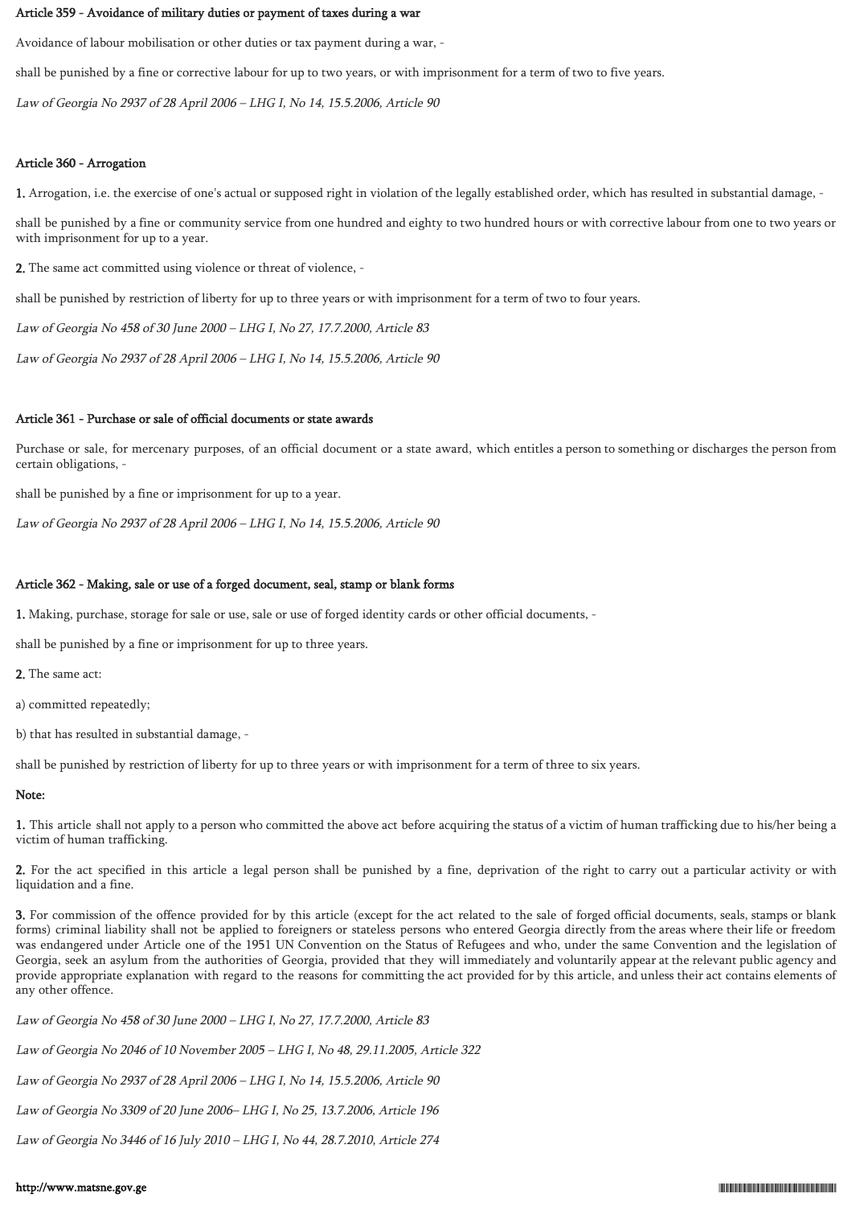### Article 359 - Avoidance of military duties or payment of taxes during a war

Avoidance of labour mobilisation or other duties or tax payment during a war, -

shall be punished by a fine or corrective labour for up to two years, or with imprisonment for a term of two to five years.

*Law of Georgia No 2937 of 28 April 2006 – LHG I, No 14, 15.5.2006, Article 90*

### Article 360 - Arrogation

**1.** Arrogation, i.e. the exercise of one's actual or supposed right in violation of the legally established order, which has resulted in substantial damage, -

shall be punished by a fine or community service from one hundred and eighty to two hundred hours or with corrective labour from one to two years or with imprisonment for up to a year.

**2.** The same act committed using violence or threat of violence, -

shall be punished by restriction of liberty for up to three years or with imprisonment for a term of two to four years.

*Law of Georgia No 458 of 30 June 2000 – LHG I, No 27, 17.7.2000, Article 83*

*Law of Georgia No 2937 of 28 April 2006 – LHG I, No 14, 15.5.2006, Article 90*

### Article 361 - Purchase or sale of official documents or state awards

Purchase or sale, for mercenary purposes, of an official document or a state award, which entitles a person to something or discharges the person from certain obligations, -

shall be punished by a fine or imprisonment for up to a year.

*Law of Georgia No 2937 of 28 April 2006 – LHG I, No 14, 15.5.2006, Article 90*

### Article 362 - Making, sale or use of a forged document, seal, stamp or blank forms

**1.** Making, purchase, storage for sale or use, sale or use of forged identity cards or other official documents, -

shall be punished by a fine or imprisonment for up to three years.

**2.** The same act:

a) committed repeatedly;

b) that has resulted in substantial damage, -

shall be punished by restriction of liberty for up to three years or with imprisonment for a term of three to six years.

**Note:**

**1.** This article shall not apply to a person who committed the above act before acquiring the status of a victim of human trafficking due to his/her being a victim of human trafficking.

**2.** For the act specified in this article a legal person shall be punished by a fine, deprivation of the right to carry out a particular activity or with liquidation and a fine.

**3.** For commission of the offence provided for by this article (except for the act related to the sale of forged official documents, seals, stamps or blank forms) criminal liability shall not be applied to foreigners or stateless persons who entered Georgia directly from the areas where their life or freedom was endangered under Article one of the 1951 UN Convention on the Status of Refugees and who, under the same Convention and the legislation of Georgia, seek an asylum from the authorities of Georgia, provided that they will immediately and voluntarily appear at the relevant public agency and provide appropriate explanation with regard to the reasons for committing the act provided for by this article, and unless their act contains elements of any other offence.

*Law of Georgia No 458 of 30 June 2000 – LHG I, No 27, 17.7.2000, Article 83*

*Law of Georgia No 2046 of 10 November 2005 – LHG I, No 48, 29.11.2005, Article 322*

*Law of Georgia No 2937 of 28 April 2006 – LHG I, No 14, 15.5.2006, Article 90*

*Law of Georgia No 3309 of 20 June 2006– LHG I, No 25, 13.7.2006, Article 196*

*Law of Georgia No 3446 of 16 July 2010 – LHG I, No 44, 28.7.2010, Article 274*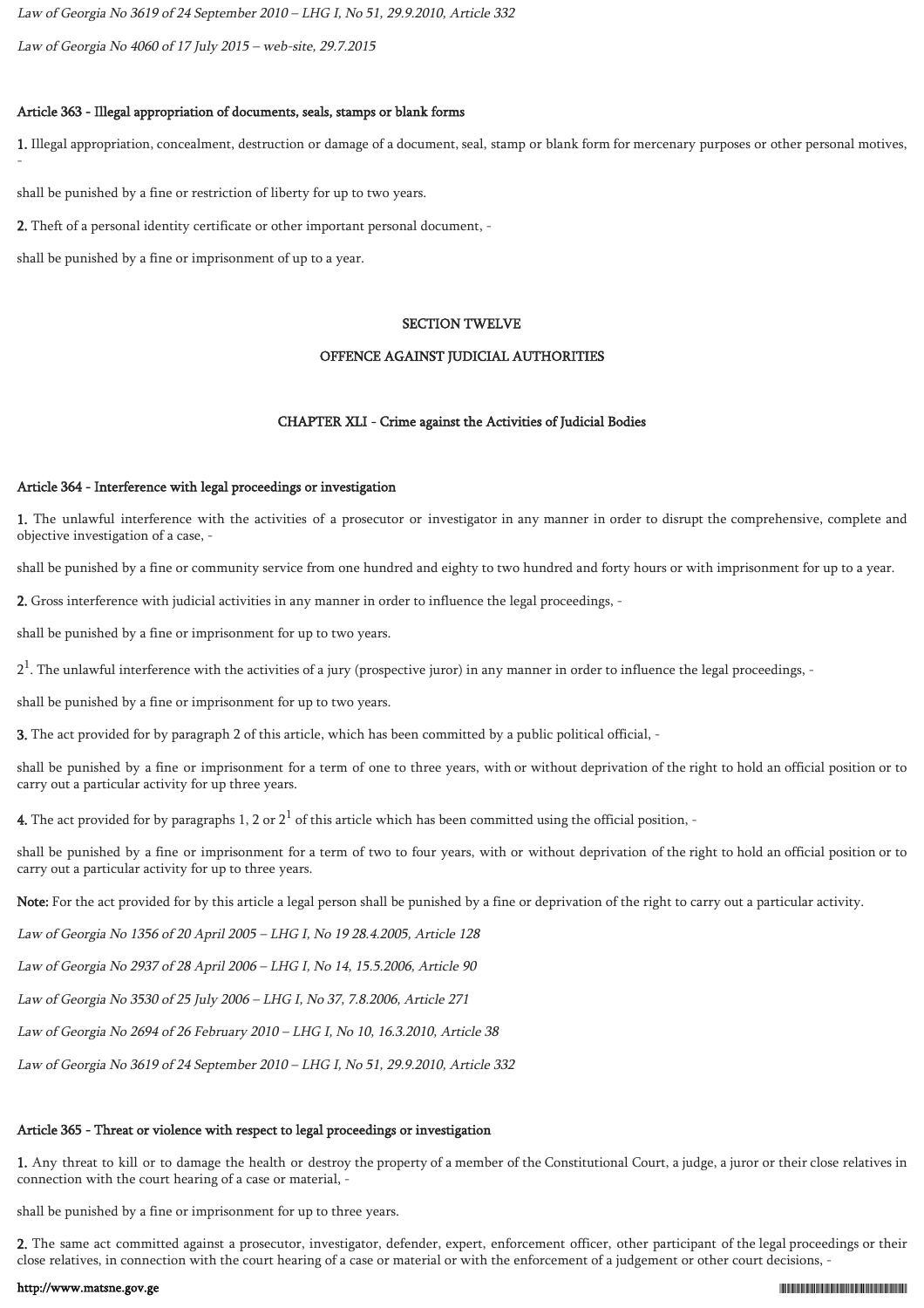*Law of Georgia No 3619 of 24 September 2010 – LHG I, No 51, 29.9.2010, Article 332*

*Law of Georgia No 4060 of 17 July 2015 – web-site, 29.7.2015*

#### Article 363 - Illegal appropriation of documents, seals, stamps or blank forms

**1.** Illegal appropriation, concealment, destruction or damage of a document, seal, stamp or blank form for mercenary purposes or other personal motives, -

shall be punished by a fine or restriction of liberty for up to two years.

**2.** Theft of a personal identity certificate or other important personal document, -

shall be punished by a fine or imprisonment of up to a year.

## SECTION TWELVE

## OFFENCE AGAINST JUDICIAL AUTHORITIES

### CHAPTER XLI - Crime against the Activities of Judicial Bodies

#### Article 364 - Interference with legal proceedings or investigation

**1.** The unlawful interference with the activities of a prosecutor or investigator in any manner in order to disrupt the comprehensive, complete and objective investigation of a case, -

shall be punished by a fine or community service from one hundred and eighty to two hundred and forty hours or with imprisonment for up to a year.

**2.** Gross interference with judicial activities in any manner in order to influence the legal proceedings, -

shall be punished by a fine or imprisonment for up to two years.

$2^1$. The unlawful interference with the activities of a jury (prospective juror) in any manner in order to influence the legal proceedings, -

shall be punished by a fine or imprisonment for up to two years.

**3.** The act provided for by paragraph 2 of this article, which has been committed by a public political official, -

shall be punished by a fine or imprisonment for a term of one to three years, with or without deprivation of the right to hold an official position or to carry out a particular activity for up three years.

**4.** The act provided for by paragraphs 1, 2 or $2^1$ of this article which has been committed using the official position, -

shall be punished by a fine or imprisonment for a term of two to four years, with or without deprivation of the right to hold an official position or to carry out a particular activity for up to three years.

**Note:** For the act provided for by this article a legal person shall be punished by a fine or deprivation of the right to carry out a particular activity.

*Law of Georgia No 1356 of 20 April 2005 – LHG I, No 19 28.4.2005, Article 128*

*Law of Georgia No 2937 of 28 April 2006 – LHG I, No 14, 15.5.2006, Article 90*

*Law of Georgia No 3530 of 25 July 2006 – LHG I, No 37, 7.8.2006, Article 271*

*Law of Georgia No 2694 of 26 February 2010 – LHG I, No 10, 16.3.2010, Article 38*

*Law of Georgia No 3619 of 24 September 2010 – LHG I, No 51, 29.9.2010, Article 332*

#### Article 365 - Threat or violence with respect to legal proceedings or investigation

**1.** Any threat to kill or to damage the health or destroy the property of a member of the Constitutional Court, a judge, a juror or their close relatives in connection with the court hearing of a case or material, -

shall be punished by a fine or imprisonment for up to three years.

**2.** The same act committed against a prosecutor, investigator, defender, expert, enforcement officer, other participant of the legal proceedings or their close relatives, in connection with the court hearing of a case or material or with the enforcement of a judgement or other court decisions, -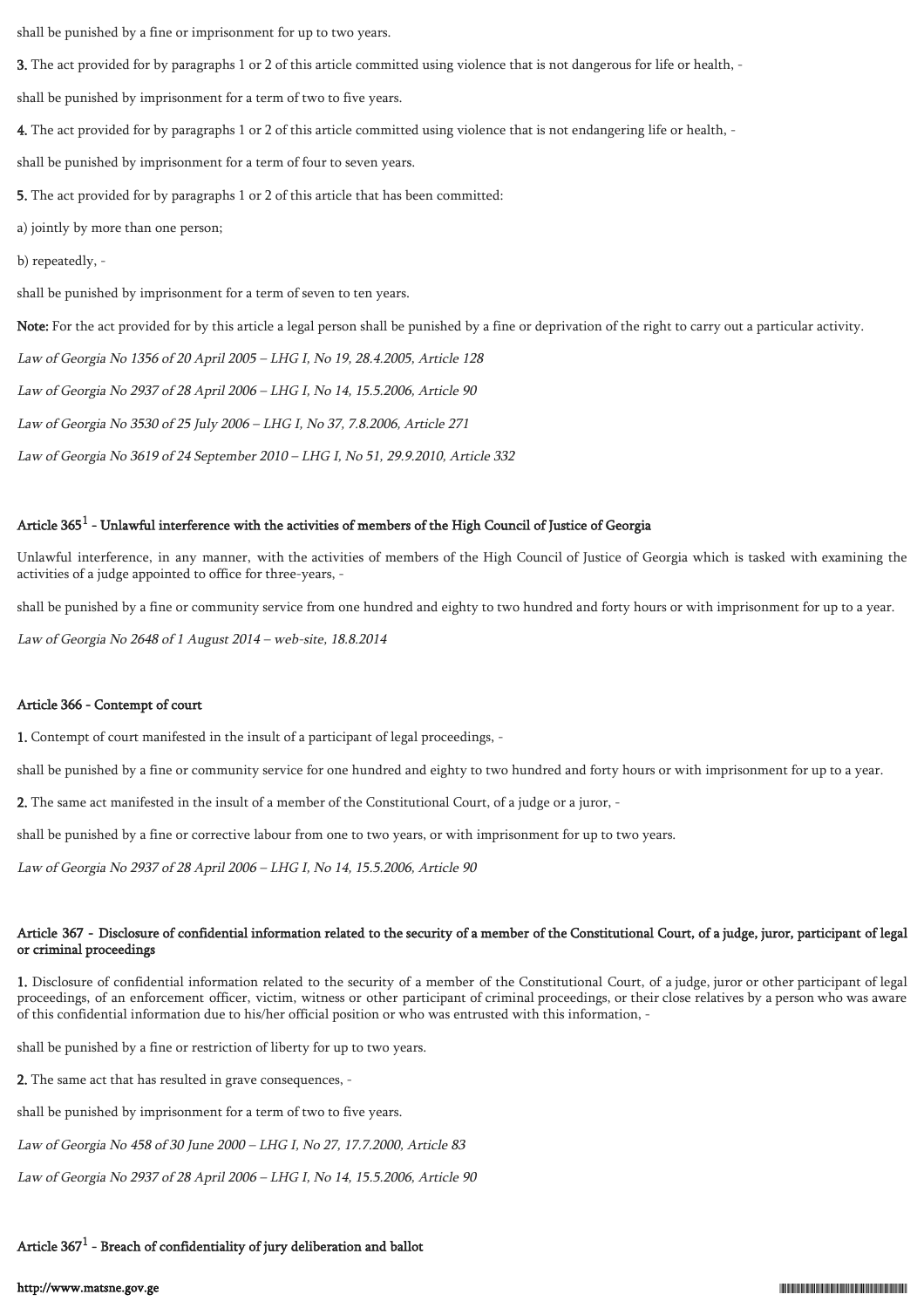shall be punished by a fine or imprisonment for up to two years.

**3.** The act provided for by paragraphs 1 or 2 of this article committed using violence that is not dangerous for life or health, -

shall be punished by imprisonment for a term of two to five years.

**4.** The act provided for by paragraphs 1 or 2 of this article committed using violence that is not endangering life or health, -

shall be punished by imprisonment for a term of four to seven years.

**5.** The act provided for by paragraphs 1 or 2 of this article that has been committed:

a) jointly by more than one person;

b) repeatedly, -

shall be punished by imprisonment for a term of seven to ten years.

**Note:** For the act provided for by this article a legal person shall be punished by a fine or deprivation of the right to carry out a particular activity.

*Law of Georgia No 1356 of 20 April 2005 – LHG I, No 19, 28.4.2005, Article 128*

*Law of Georgia No 2937 of 28 April 2006 – LHG I, No 14, 15.5.2006, Article 90*

*Law of Georgia No 3530 of 25 July 2006 – LHG I, No 37, 7.8.2006, Article 271*

*Law of Georgia No 3619 of 24 September 2010 – LHG I, No 51, 29.9.2010, Article 332*

### Article 365[1] - Unlawful interference with the activities of members of the High Council of Justice of Georgia

Unlawful interference, in any manner, with the activities of members of the High Council of Justice of Georgia which is tasked with examining the activities of a judge appointed to office for three-years, -

shall be punished by a fine or community service from one hundred and eighty to two hundred and forty hours or with imprisonment for up to a year.

*Law of Georgia No 2648 of 1 August 2014 – web-site, 18.8.2014*

### Article 366 - Contempt of court

**1.** Contempt of court manifested in the insult of a participant of legal proceedings, -

shall be punished by a fine or community service for one hundred and eighty to two hundred and forty hours or with imprisonment for up to a year.

**2.** The same act manifested in the insult of a member of the Constitutional Court, of a judge or a juror, -

shall be punished by a fine or corrective labour from one to two years, or with imprisonment for up to two years.

*Law of Georgia No 2937 of 28 April 2006 – LHG I, No 14, 15.5.2006, Article 90*

### Article 367 - Disclosure of confidential information related to the security of a member of the Constitutional Court, of a judge, juror, participant of legal or criminal proceedings

**1.** Disclosure of confidential information related to the security of a member of the Constitutional Court, of a judge, juror or other participant of legal proceedings, of an enforcement officer, victim, witness or other participant of criminal proceedings, or their close relatives by a person who was aware of this confidential information due to his/her official position or who was entrusted with this information, -

shall be punished by a fine or restriction of liberty for up to two years.

**2.** The same act that has resulted in grave consequences, -

shall be punished by imprisonment for a term of two to five years.

*Law of Georgia No 458 of 30 June 2000 – LHG I, No 27, 17.7.2000, Article 83*

*Law of Georgia No 2937 of 28 April 2006 – LHG I, No 14, 15.5.2006, Article 90*

### Article 367[1] - Breach of confidentiality of jury deliberation and ballot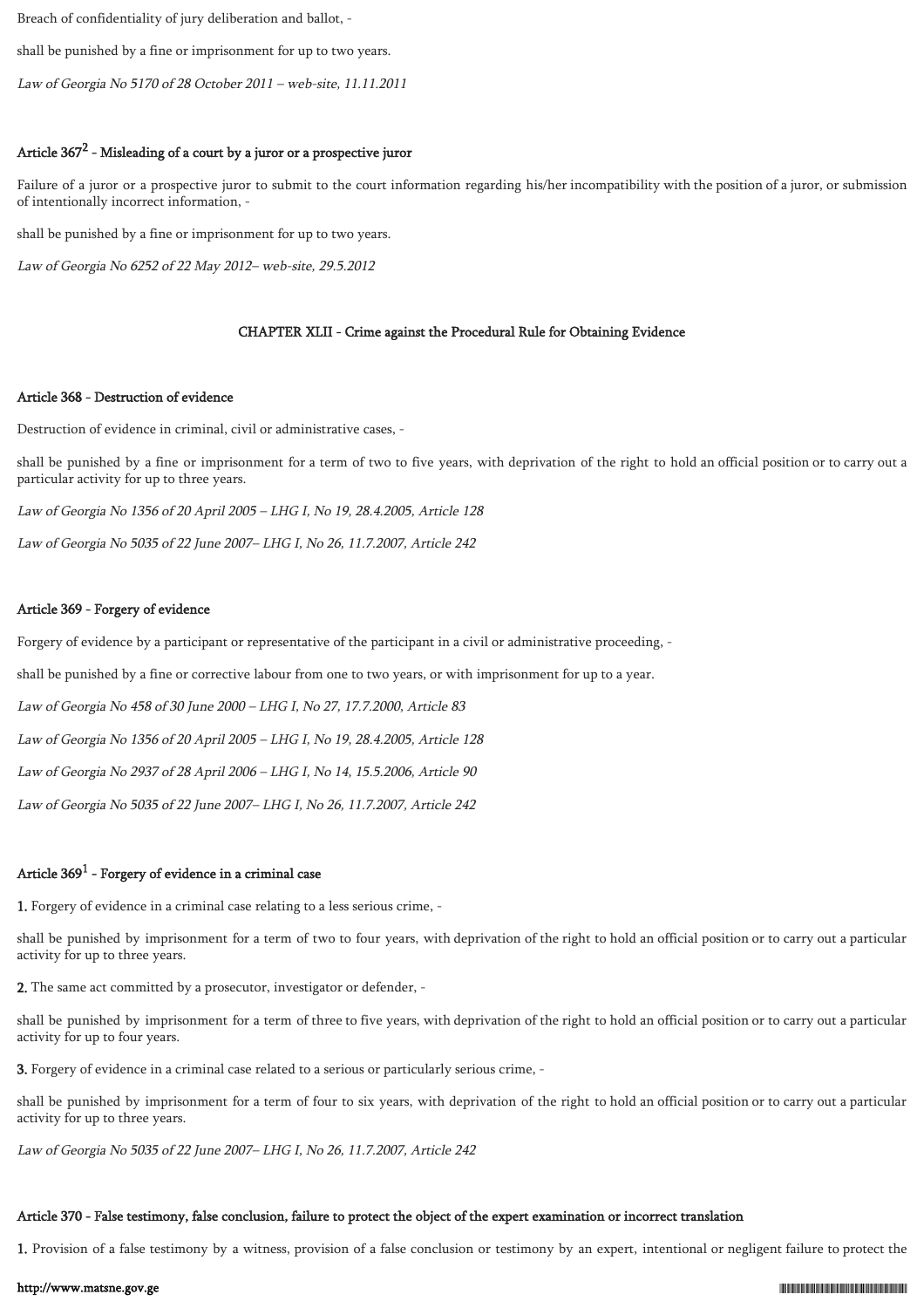Breach of confidentiality of jury deliberation and ballot, -

shall be punished by a fine or imprisonment for up to two years.

*Law of Georgia No 5170 of 28 October 2011 – web-site, 11.11.2011*

#### Article 367[2] - Misleading of a court by a juror or a prospective juror

Failure of a juror or a prospective juror to submit to the court information regarding his/her incompatibility with the position of a juror, or submission of intentionally incorrect information, -

shall be punished by a fine or imprisonment for up to two years.

*Law of Georgia No 6252 of 22 May 2012– web-site, 29.5.2012*

### CHAPTER XLII - Crime against the Procedural Rule for Obtaining Evidence

#### Article 368 - Destruction of evidence

Destruction of evidence in criminal, civil or administrative cases, -

shall be punished by a fine or imprisonment for a term of two to five years, with deprivation of the right to hold an official position or to carry out a particular activity for up to three years.

*Law of Georgia No 1356 of 20 April 2005 – LHG I, No 19, 28.4.2005, Article 128*

*Law of Georgia No 5035 of 22 June 2007– LHG I, No 26, 11.7.2007, Article 242*

#### Article 369 - Forgery of evidence

Forgery of evidence by a participant or representative of the participant in a civil or administrative proceeding, -

shall be punished by a fine or corrective labour from one to two years, or with imprisonment for up to a year.

*Law of Georgia No 458 of 30 June 2000 – LHG I, No 27, 17.7.2000, Article 83*

*Law of Georgia No 1356 of 20 April 2005 – LHG I, No 19, 28.4.2005, Article 128*

*Law of Georgia No 2937 of 28 April 2006 – LHG I, No 14, 15.5.2006, Article 90*

*Law of Georgia No 5035 of 22 June 2007– LHG I, No 26, 11.7.2007, Article 242*

#### Article 369[1] - Forgery of evidence in a criminal case

**1.** Forgery of evidence in a criminal case relating to a less serious crime, -

shall be punished by imprisonment for a term of two to four years, with deprivation of the right to hold an official position or to carry out a particular activity for up to three years.

**2.** The same act committed by a prosecutor, investigator or defender, -

shall be punished by imprisonment for a term of three to five years, with deprivation of the right to hold an official position or to carry out a particular activity for up to four years.

**3.** Forgery of evidence in a criminal case related to a serious or particularly serious crime, -

shall be punished by imprisonment for a term of four to six years, with deprivation of the right to hold an official position or to carry out a particular activity for up to three years.

*Law of Georgia No 5035 of 22 June 2007– LHG I, No 26, 11.7.2007, Article 242*

#### Article 370 - False testimony, false conclusion, failure to protect the object of the expert examination or incorrect translation

**1.** Provision of a false testimony by a witness, provision of a false conclusion or testimony by an expert, intentional or negligent failure to protect the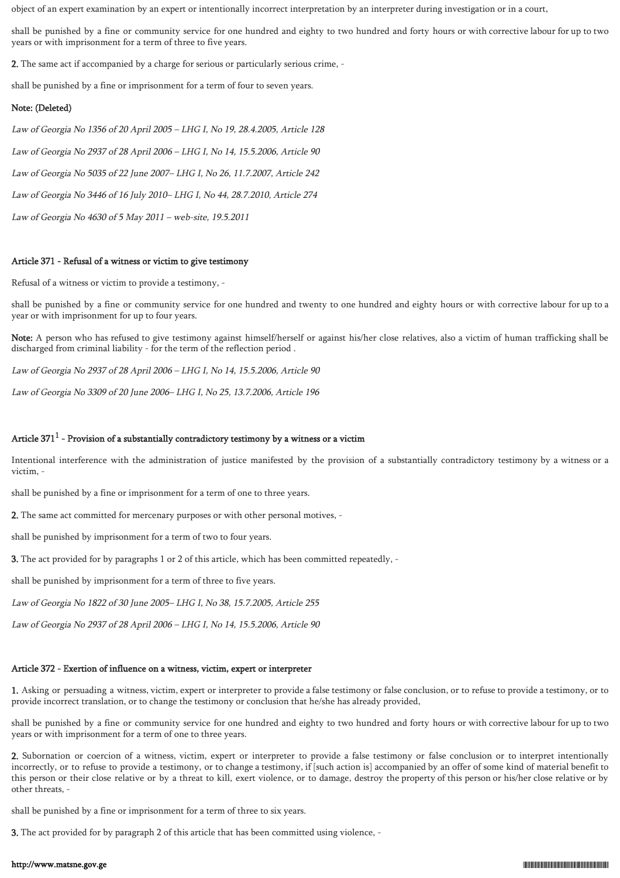object of an expert examination by an expert or intentionally incorrect interpretation by an interpreter during investigation or in a court,

shall be punished by a fine or community service for one hundred and eighty to two hundred and forty hours or with corrective labour for up to two years or with imprisonment for a term of three to five years.

**2.** The same act if accompanied by a charge for serious or particularly serious crime, -

shall be punished by a fine or imprisonment for a term of four to seven years.

**Note: (Deleted)**

*Law of Georgia No 1356 of 20 April 2005 – LHG I, No 19, 28.4.2005, Article 128*

*Law of Georgia No 2937 of 28 April 2006 – LHG I, No 14, 15.5.2006, Article 90*

*Law of Georgia No 5035 of 22 June 2007– LHG I, No 26, 11.7.2007, Article 242*

*Law of Georgia No 3446 of 16 July 2010– LHG I, No 44, 28.7.2010, Article 274*

*Law of Georgia No 4630 of 5 May 2011 – web-site, 19.5.2011*

#### Article 371 - Refusal of a witness or victim to give testimony

Refusal of a witness or victim to provide a testimony, -

shall be punished by a fine or community service for one hundred and twenty to one hundred and eighty hours or with corrective labour for up to a year or with imprisonment for up to four years.

**Note:** A person who has refused to give testimony against himself/herself or against his/her close relatives, also a victim of human trafficking shall be discharged from criminal liability - for the term of the reflection period .

*Law of Georgia No 2937 of 28 April 2006 – LHG I, No 14, 15.5.2006, Article 90*

*Law of Georgia No 3309 of 20 June 2006– LHG I, No 25, 13.7.2006, Article 196*

#### Article 371[1] - Provision of a substantially contradictory testimony by a witness or a victim

Intentional interference with the administration of justice manifested by the provision of a substantially contradictory testimony by a witness or a victim, -

shall be punished by a fine or imprisonment for a term of one to three years.

**2.** The same act committed for mercenary purposes or with other personal motives, -

shall be punished by imprisonment for a term of two to four years.

**3.** The act provided for by paragraphs 1 or 2 of this article, which has been committed repeatedly, -

shall be punished by imprisonment for a term of three to five years.

*Law of Georgia No 1822 of 30 June 2005– LHG I, No 38, 15.7.2005, Article 255*

*Law of Georgia No 2937 of 28 April 2006 – LHG I, No 14, 15.5.2006, Article 90*

#### Article 372 - Exertion of influence on a witness, victim, expert or interpreter

**1.** Asking or persuading a witness, victim, expert or interpreter to provide a false testimony or false conclusion, or to refuse to provide a testimony, or to provide incorrect translation, or to change the testimony or conclusion that he/she has already provided,

shall be punished by a fine or community service for one hundred and eighty to two hundred and forty hours or with corrective labour for up to two years or with imprisonment for a term of one to three years.

**2.** Subornation or coercion of a witness, victim, expert or interpreter to provide a false testimony or false conclusion or to interpret intentionally incorrectly, or to refuse to provide a testimony, or to change a testimony, if [such action is] accompanied by an offer of some kind of material benefit to this person or their close relative or by a threat to kill, exert violence, or to damage, destroy the property of this person or his/her close relative or by other threats, -

shall be punished by a fine or imprisonment for a term of three to six years.

**3.** The act provided for by paragraph 2 of this article that has been committed using violence, -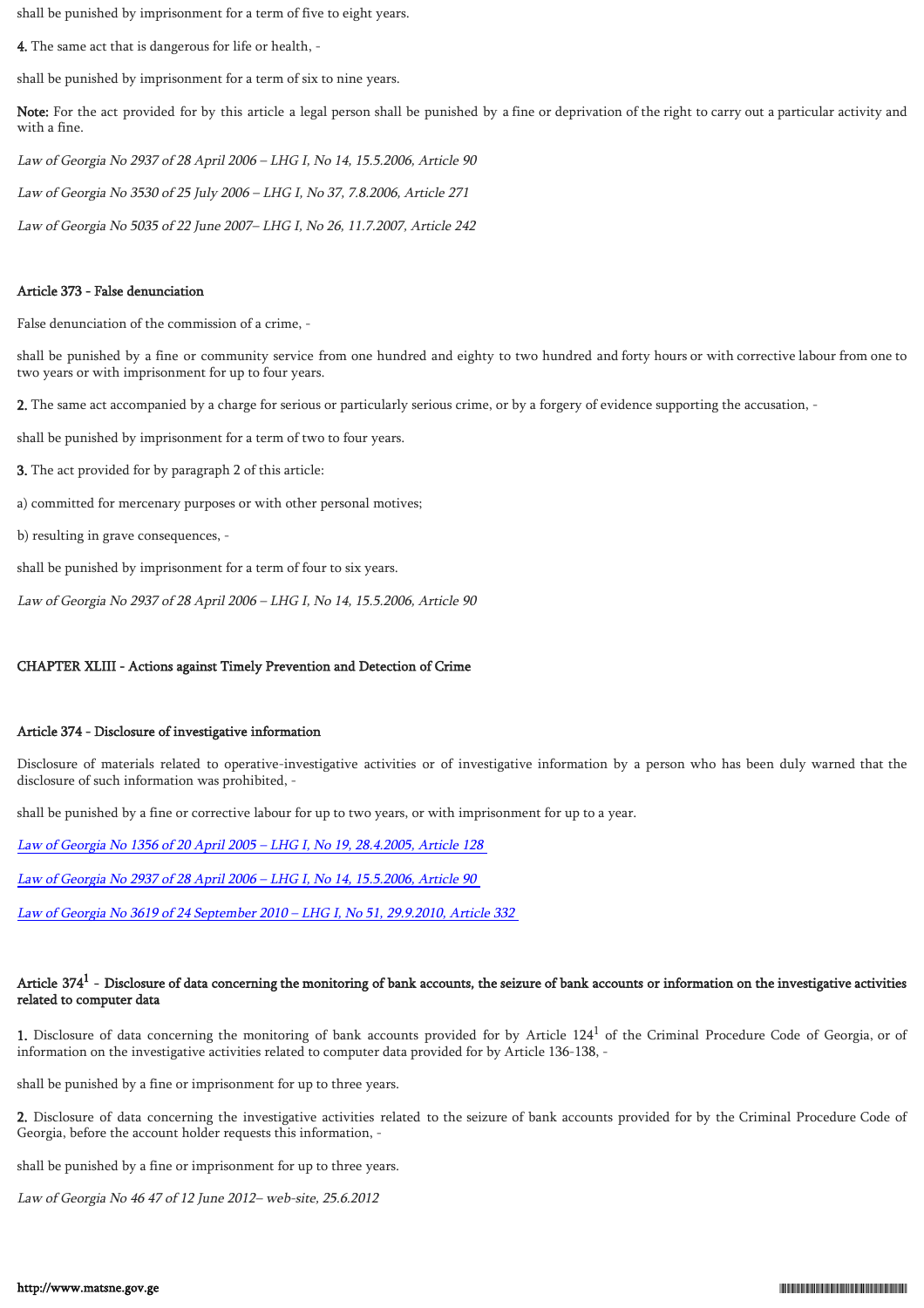shall be punished by imprisonment for a term of five to eight years.

**4.** The same act that is dangerous for life or health, -

shall be punished by imprisonment for a term of six to nine years.

**Note:** For the act provided for by this article a legal person shall be punished by a fine or deprivation of the right to carry out a particular activity and with a fine.

*Law of Georgia No 2937 of 28 April 2006 – LHG I, No 14, 15.5.2006, Article 90*

*Law of Georgia No 3530 of 25 July 2006 – LHG I, No 37, 7.8.2006, Article 271*

*Law of Georgia No 5035 of 22 June 2007– LHG I, No 26, 11.7.2007, Article 242*

### Article 373 - False denunciation

False denunciation of the commission of a crime, -

shall be punished by a fine or community service from one hundred and eighty to two hundred and forty hours or with corrective labour from one to two years or with imprisonment for up to four years.

**2.** The same act accompanied by a charge for serious or particularly serious crime, or by a forgery of evidence supporting the accusation, -

shall be punished by imprisonment for a term of two to four years.

**3.** The act provided for by paragraph 2 of this article:

a) committed for mercenary purposes or with other personal motives;

b) resulting in grave consequences, -

shall be punished by imprisonment for a term of four to six years.

*Law of Georgia No 2937 of 28 April 2006 – LHG I, No 14, 15.5.2006, Article 90*

## CHAPTER XLIII - Actions against Timely Prevention and Detection of Crime

### Article 374 - Disclosure of investigative information

Disclosure of materials related to operative-investigative activities or of investigative information by a person who has been duly warned that the disclosure of such information was prohibited, -

shall be punished by a fine or corrective labour for up to two years, or with imprisonment for up to a year.

*Law of Georgia No 1356 of 20 April 2005 – LHG I, No 19, 28.4.2005, Article 128*

*Law of Georgia No 2937 of 28 April 2006 – LHG I, No 14, 15.5.2006, Article 90*

*Law of Georgia No 3619 of 24 September 2010 – LHG I, No 51, 29.9.2010, Article 332*

### Article 374[1] - Disclosure of data concerning the monitoring of bank accounts, the seizure of bank accounts or information on the investigative activities related to computer data

**1.** Disclosure of data concerning the monitoring of bank accounts provided for by Article 124[1] of the Criminal Procedure Code of Georgia, or of information on the investigative activities related to computer data provided for by Article 136-138, -

shall be punished by a fine or imprisonment for up to three years.

**2.** Disclosure of data concerning the investigative activities related to the seizure of bank accounts provided for by the Criminal Procedure Code of Georgia, before the account holder requests this information, -

shall be punished by a fine or imprisonment for up to three years.

*Law of Georgia No 46 47 of 12 June 2012– web-site, 25.6.2012*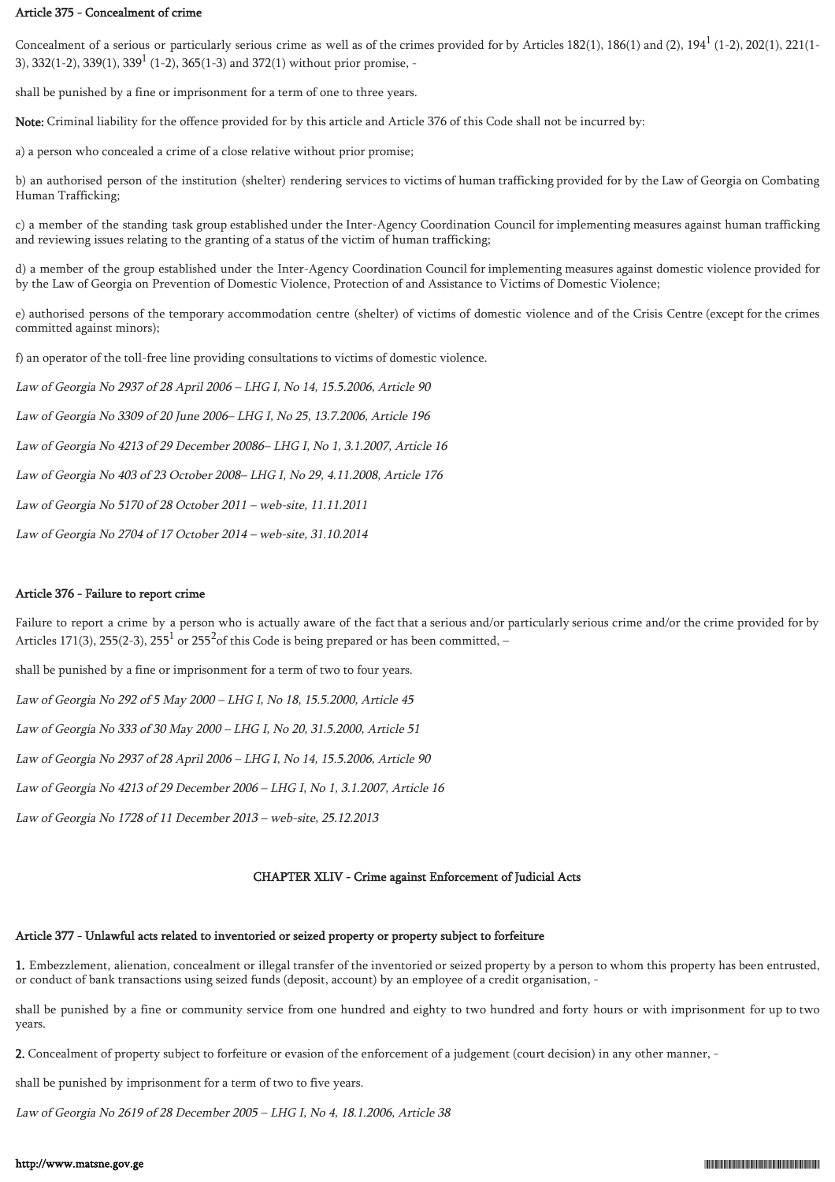### Article 375 - Concealment of crime

Concealment of a serious or particularly serious crime as well as of the crimes provided for by Articles 182(1), 186(1) and (2), 194[1] (1-2), 202(1), 221(1-3), 332(1-2), 339(1), 339[1] (1-2), 365(1-3) and 372(1) without prior promise, -

shall be punished by a fine or imprisonment for a term of one to three years.

**Note:** Criminal liability for the offence provided for by this article and Article 376 of this Code shall not be incurred by:

a) a person who concealed a crime of a close relative without prior promise;

b) an authorised person of the institution (shelter) rendering services to victims of human trafficking provided for by the Law of Georgia on Combating Human Trafficking;

c) a member of the standing task group established under the Inter-Agency Coordination Council for implementing measures against human trafficking and reviewing issues relating to the granting of a status of the victim of human trafficking;

d) a member of the group established under the Inter-Agency Coordination Council for implementing measures against domestic violence provided for by the Law of Georgia on Prevention of Domestic Violence, Protection of and Assistance to Victims of Domestic Violence;

e) authorised persons of the temporary accommodation centre (shelter) of victims of domestic violence and of the Crisis Centre (except for the crimes committed against minors);

f) an operator of the toll-free line providing consultations to victims of domestic violence.

*Law of Georgia No 2937 of 28 April 2006 – LHG I, No 14, 15.5.2006, Article 90*

*Law of Georgia No 3309 of 20 June 2006– LHG I, No 25, 13.7.2006, Article 196*

*Law of Georgia No 4213 of 29 December 20086– LHG I, No 1, 3.1.2007, Article 16*

*Law of Georgia No 403 of 23 October 2008– LHG I, No 29, 4.11.2008, Article 176*

*Law of Georgia No 5170 of 28 October 2011 – web-site, 11.11.2011*

*Law of Georgia No 2704 of 17 October 2014 – web-site, 31.10.2014*

### Article 376 - Failure to report crime

Failure to report a crime by a person who is actually aware of the fact that a serious and/or particularly serious crime and/or the crime provided for by Articles 171(3), 255(2-3), 255[1] or 255[2] of this Code is being prepared or has been committed, –

shall be punished by a fine or imprisonment for a term of two to four years.

*Law of Georgia No 292 of 5 May 2000 – LHG I, No 18, 15.5.2000, Article 45*

*Law of Georgia No 333 of 30 May 2000 – LHG I, No 20, 31.5.2000, Article 51*

*Law of Georgia No 2937 of 28 April 2006 – LHG I, No 14, 15.5.2006, Article 90*

*Law of Georgia No 4213 of 29 December 2006 – LHG I, No 1, 3.1.2007, Article 16*

*Law of Georgia No 1728 of 11 December 2013 – web-site, 25.12.2013*

## CHAPTER XLIV - Crime against Enforcement of Judicial Acts

### Article 377 - Unlawful acts related to inventoried or seized property or property subject to forfeiture

**1.** Embezzlement, alienation, concealment or illegal transfer of the inventoried or seized property by a person to whom this property has been entrusted, or conduct of bank transactions using seized funds (deposit, account) by an employee of a credit organisation, -

shall be punished by a fine or community service from one hundred and eighty to two hundred and forty hours or with imprisonment for up to two years.

**2.** Concealment of property subject to forfeiture or evasion of the enforcement of a judgement (court decision) in any other manner, -

shall be punished by imprisonment for a term of two to five years.

*Law of Georgia No 2619 of 28 December 2005 – LHG I, No 4, 18.1.2006, Article 38*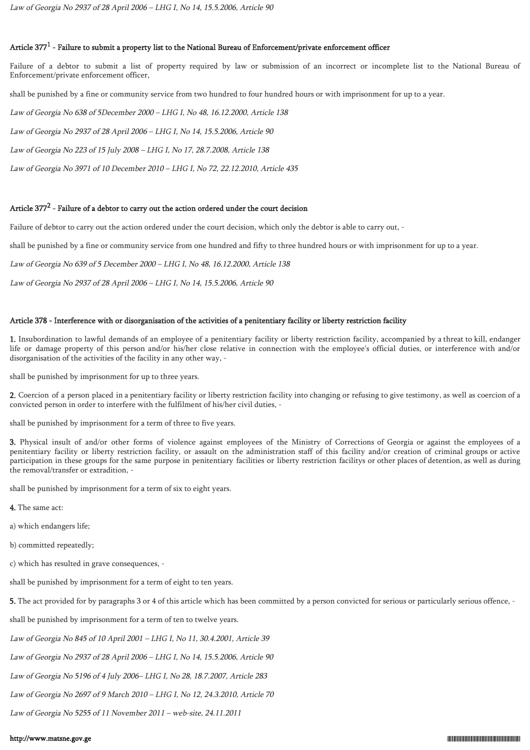*Law of Georgia No 2937 of 28 April 2006 – LHG I, No 14, 15.5.2006, Article 90*

### Article 377[1] - Failure to submit a property list to the National Bureau of Enforcement/private enforcement officer

Failure of a debtor to submit a list of property required by law or submission of an incorrect or incomplete list to the National Bureau of Enforcement/private enforcement officer,

shall be punished by a fine or community service from two hundred to four hundred hours or with imprisonment for up to a year.

*Law of Georgia No 638 of 5December 2000 – LHG I, No 48, 16.12.2000, Article 138*

*Law of Georgia No 2937 of 28 April 2006 – LHG I, No 14, 15.5.2006, Article 90*

*Law of Georgia No 223 of 15 July 2008 – LHG I, No 17, 28.7.2008, Article 138*

*Law of Georgia No 3971 of 10 December 2010 – LHG I, No 72, 22.12.2010, Article 435*

### Article 377[2] - Failure of a debtor to carry out the action ordered under the court decision

Failure of debtor to carry out the action ordered under the court decision, which only the debtor is able to carry out, -

shall be punished by a fine or community service from one hundred and fifty to three hundred hours or with imprisonment for up to a year.

*Law of Georgia No 639 of 5 December 2000 – LHG I, No 48, 16.12.2000, Article 138*

*Law of Georgia No 2937 of 28 April 2006 – LHG I, No 14, 15.5.2006, Article 90*

### Article 378 - Interference with or disorganisation of the activities of a penitentiary facility or liberty restriction facility

**1.** Insubordination to lawful demands of an employee of a penitentiary facility or liberty restriction facility, accompanied by a threat to kill, endanger life or damage property of this person and/or his/her close relative in connection with the employee's official duties, or interference with and/or disorganisation of the activities of the facility in any other way, -

shall be punished by imprisonment for up to three years.

**2.** Coercion of a person placed in a penitentiary facility or liberty restriction facility into changing or refusing to give testimony, as well as coercion of a convicted person in order to interfere with the fulfilment of his/her civil duties, -

shall be punished by imprisonment for a term of three to five years.

**3.** Physical insult of and/or other forms of violence against employees of the Ministry of Corrections of Georgia or against the employees of a penitentiary facility or liberty restriction facility, or assault on the administration staff of this facility and/or creation of criminal groups or active participation in these groups for the same purpose in penitentiary facilities or liberty restriction facilitys or other places of detention, as well as during the removal/transfer or extradition, -

shall be punished by imprisonment for a term of six to eight years.

**4.** The same act:

a) which endangers life;

b) committed repeatedly;

c) which has resulted in grave consequences, -

shall be punished by imprisonment for a term of eight to ten years.

**5.** The act provided for by paragraphs 3 or 4 of this article which has been committed by a person convicted for serious or particularly serious offence, -

shall be punished by imprisonment for a term of ten to twelve years.

*Law of Georgia No 845 of 10 April 2001 – LHG I, No 11, 30.4.2001, Article 39*

*Law of Georgia No 2937 of 28 April 2006 – LHG I, No 14, 15.5.2006, Article 90*

*Law of Georgia No 5196 of 4 July 2006– LHG I, No 28, 18.7.2007, Article 283*

*Law of Georgia No 2697 of 9 March 2010 – LHG I, No 12, 24.3.2010, Article 70*

*Law of Georgia No 5255 of 11 November 2011 – web-site, 24.11.2011*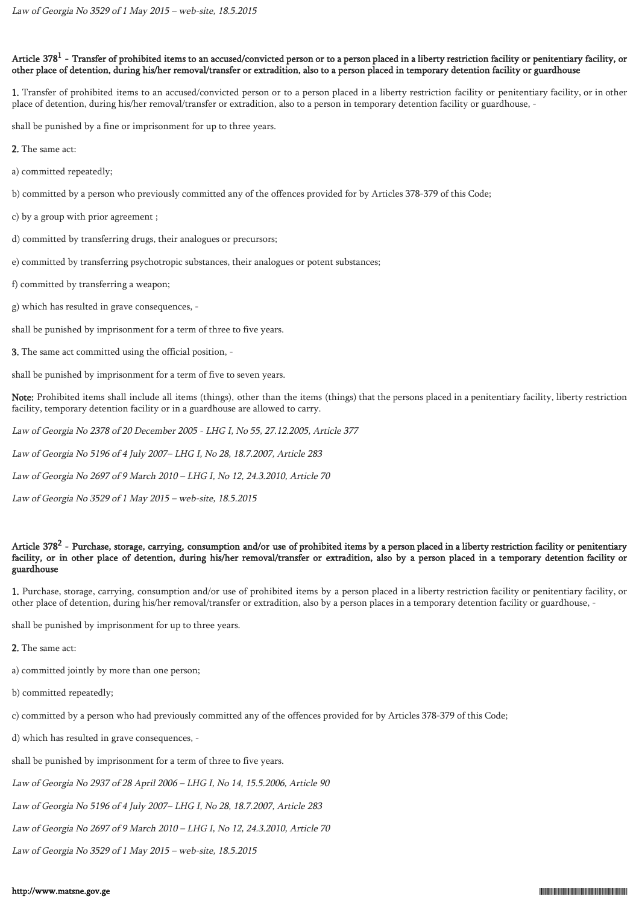*Law of Georgia No 3529 of 1 May 2015 – web-site, 18.5.2015*

### Article 378[1] - Transfer of prohibited items to an accused/convicted person or to a person placed in a liberty restriction facility or penitentiary facility, or other place of detention, during his/her removal/transfer or extradition, also to a person placed in temporary detention facility or guardhouse

**1.** Transfer of prohibited items to an accused/convicted person or to a person placed in a liberty restriction facility or penitentiary facility, or in other place of detention, during his/her removal/transfer or extradition, also to a person in temporary detention facility or guardhouse, -

shall be punished by a fine or imprisonment for up to three years.

**2.** The same act:

a) committed repeatedly;

b) committed by a person who previously committed any of the offences provided for by Articles 378-379 of this Code;

c) by a group with prior agreement ;

d) committed by transferring drugs, their analogues or precursors;

e) committed by transferring psychotropic substances, their analogues or potent substances;

f) committed by transferring a weapon;

g) which has resulted in grave consequences, -

shall be punished by imprisonment for a term of three to five years.

**3.** The same act committed using the official position, -

shall be punished by imprisonment for a term of five to seven years.

**Note:** Prohibited items shall include all items (things), other than the items (things) that the persons placed in a penitentiary facility, liberty restriction facility, temporary detention facility or in a guardhouse are allowed to carry.

*Law of Georgia No 2378 of 20 December 2005 - LHG I, No 55, 27.12.2005, Article 377*

*Law of Georgia No 5196 of 4 July 2007– LHG I, No 28, 18.7.2007, Article 283*

*Law of Georgia No 2697 of 9 March 2010 – LHG I, No 12, 24.3.2010, Article 70*

*Law of Georgia No 3529 of 1 May 2015 – web-site, 18.5.2015*

### Article 378[2] - Purchase, storage, carrying, consumption and/or use of prohibited items by a person placed in a liberty restriction facility or penitentiary facility, or in other place of detention, during his/her removal/transfer or extradition, also by a person placed in a temporary detention facility or guardhouse

**1.** Purchase, storage, carrying, consumption and/or use of prohibited items by a person placed in a liberty restriction facility or penitentiary facility, or other place of detention, during his/her removal/transfer or extradition, also by a person places in a temporary detention facility or guardhouse, -

shall be punished by imprisonment for up to three years.

**2.** The same act:

a) committed jointly by more than one person;

b) committed repeatedly;

c) committed by a person who had previously committed any of the offences provided for by Articles 378-379 of this Code;

d) which has resulted in grave consequences, -

shall be punished by imprisonment for a term of three to five years.

*Law of Georgia No 2937 of 28 April 2006 – LHG I, No 14, 15.5.2006, Article 90*

*Law of Georgia No 5196 of 4 July 2007– LHG I, No 28, 18.7.2007, Article 283*

*Law of Georgia No 2697 of 9 March 2010 – LHG I, No 12, 24.3.2010, Article 70*

*Law of Georgia No 3529 of 1 May 2015 – web-site, 18.5.2015*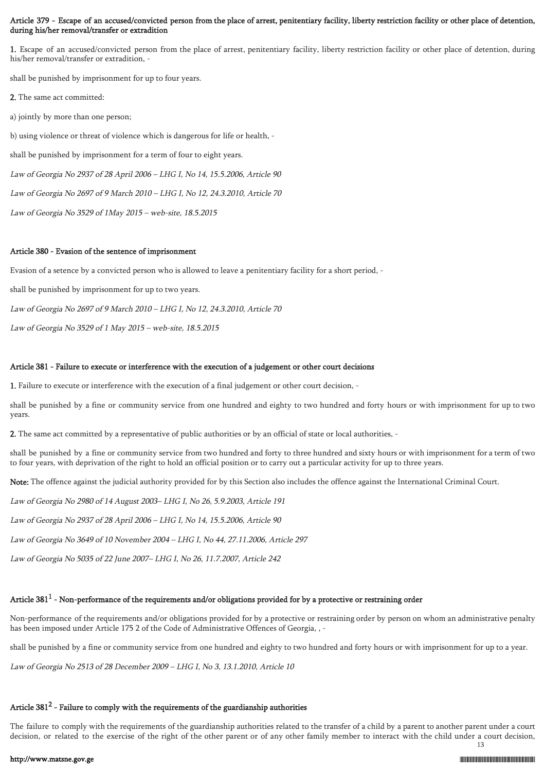#### Article 379 - Escape of an accused/convicted person from the place of arrest, penitentiary facility, liberty restriction facility or other place of detention, during his/her removal/transfer or extradition

**1.** Escape of an accused/convicted person from the place of arrest, penitentiary facility, liberty restriction facility or other place of detention, during his/her removal/transfer or extradition, -

shall be punished by imprisonment for up to four years.

**2.** The same act committed:

a) jointly by more than one person;

b) using violence or threat of violence which is dangerous for life or health, -

shall be punished by imprisonment for a term of four to eight years.

*Law of Georgia No 2937 of 28 April 2006 – LHG I, No 14, 15.5.2006, Article 90*

*Law of Georgia No 2697 of 9 March 2010 – LHG I, No 12, 24.3.2010, Article 70*

*Law of Georgia No 3529 of 1May 2015 – web-site, 18.5.2015*

#### Article 380 - Evasion of the sentence of imprisonment

Evasion of a setence by a convicted person who is allowed to leave a penitentiary facility for a short period, -

shall be punished by imprisonment for up to two years.

*Law of Georgia No 2697 of 9 March 2010 – LHG I, No 12, 24.3.2010, Article 70*

*Law of Georgia No 3529 of 1 May 2015 – web-site, 18.5.2015*

#### Article 381 - Failure to execute or interference with the execution of a judgement or other court decisions

**1.** Failure to execute or interference with the execution of a final judgement or other court decision, -

shall be punished by a fine or community service from one hundred and eighty to two hundred and forty hours or with imprisonment for up to two years.

**2.** The same act committed by a representative of public authorities or by an official of state or local authorities, -

shall be punished by a fine or community service from two hundred and forty to three hundred and sixty hours or with imprisonment for a term of two to four years, with deprivation of the right to hold an official position or to carry out a particular activity for up to three years.

**Note:** The offence against the judicial authority provided for by this Section also includes the offence against the International Criminal Court.

*Law of Georgia No 2980 of 14 August 2003– LHG I, No 26, 5.9.2003, Article 191*

*Law of Georgia No 2937 of 28 April 2006 – LHG I, No 14, 15.5.2006, Article 90*

*Law of Georgia No 3649 of 10 November 2004 – LHG I, No 44, 27.11.2006, Article 297*

*Law of Georgia No 5035 of 22 June 2007– LHG I, No 26, 11.7.2007, Article 242*

#### Article 381[1] - Non-performance of the requirements and/or obligations provided for by a protective or restraining order

Non-performance of the requirements and/or obligations provided for by a protective or restraining order by person on whom an administrative penalty has been imposed under Article 175 2 of the Code of Administrative Offences of Georgia, , -

shall be punished by a fine or community service from one hundred and eighty to two hundred and forty hours or with imprisonment for up to a year.

*Law of Georgia No 2513 of 28 December 2009 – LHG I, No 3, 13.1.2010, Article 10*

#### Article 381[2] - Failure to comply with the requirements of the guardianship authorities

The failure to comply with the requirements of the guardianship authorities related to the transfer of a child by a parent to another parent under a court decision, or related to the exercise of the right of the other parent or of any other family member to interact with the child under a court decision,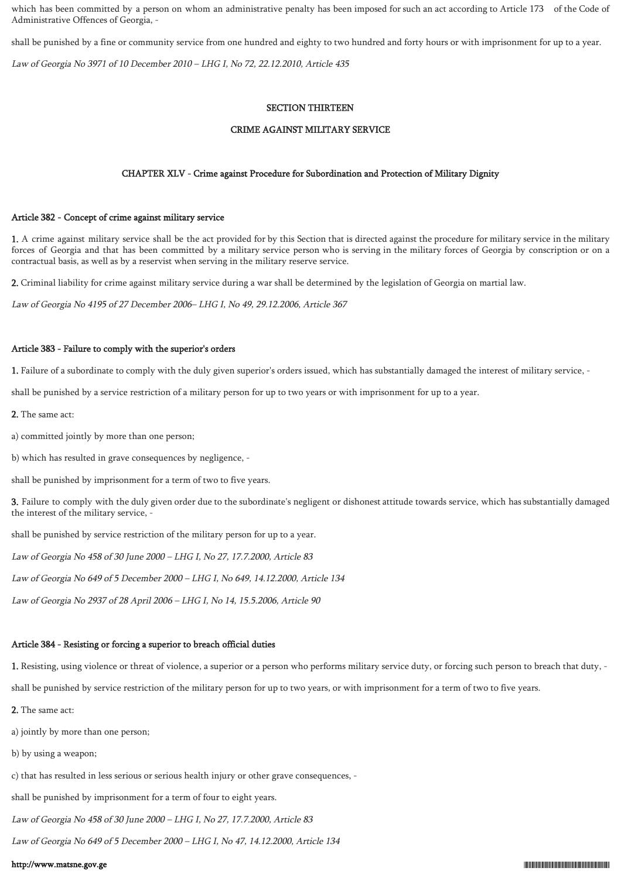which has been committed by a person on whom an administrative penalty has been imposed for such an act according to Article 173 of the Code of Administrative Offences of Georgia, -

shall be punished by a fine or community service from one hundred and eighty to two hundred and forty hours or with imprisonment for up to a year.

*Law of Georgia No 3971 of 10 December 2010 – LHG I, No 72, 22.12.2010, Article 435*

# SECTION THIRTEEN

# CRIME AGAINST MILITARY SERVICE

## CHAPTER XLV - Crime against Procedure for Subordination and Protection of Military Dignity

### Article 382 - Concept of crime against military service

**1.** A crime against military service shall be the act provided for by this Section that is directed against the procedure for military service in the military forces of Georgia and that has been committed by a military service person who is serving in the military forces of Georgia by conscription or on a contractual basis, as well as by a reservist when serving in the military reserve service.

**2.** Criminal liability for crime against military service during a war shall be determined by the legislation of Georgia on martial law.

*Law of Georgia No 4195 of 27 December 2006– LHG I, No 49, 29.12.2006, Article 367*

### Article 383 - Failure to comply with the superior's orders

**1.** Failure of a subordinate to comply with the duly given superior's orders issued, which has substantially damaged the interest of military service, -

shall be punished by a service restriction of a military person for up to two years or with imprisonment for up to a year.

**2.** The same act:

a) committed jointly by more than one person;

b) which has resulted in grave consequences by negligence, -

shall be punished by imprisonment for a term of two to five years.

**3.** Failure to comply with the duly given order due to the subordinate's negligent or dishonest attitude towards service, which has substantially damaged the interest of the military service, -

shall be punished by service restriction of the military person for up to a year.

*Law of Georgia No 458 of 30 June 2000 – LHG I, No 27, 17.7.2000, Article 83*

*Law of Georgia No 649 of 5 December 2000 – LHG I, No 649, 14.12.2000, Article 134*

*Law of Georgia No 2937 of 28 April 2006 – LHG I, No 14, 15.5.2006, Article 90*

### Article 384 - Resisting or forcing a superior to breach official duties

**1.** Resisting, using violence or threat of violence, a superior or a person who performs military service duty, or forcing such person to breach that duty, -

shall be punished by service restriction of the military person for up to two years, or with imprisonment for a term of two to five years.

**2.** The same act:

a) jointly by more than one person;

b) by using a weapon;

c) that has resulted in less serious or serious health injury or other grave consequences, -

shall be punished by imprisonment for a term of four to eight years.

*Law of Georgia No 458 of 30 June 2000 – LHG I, No 27, 17.7.2000, Article 83*

*Law of Georgia No 649 of 5 December 2000 – LHG I, No 47, 14.12.2000, Article 134*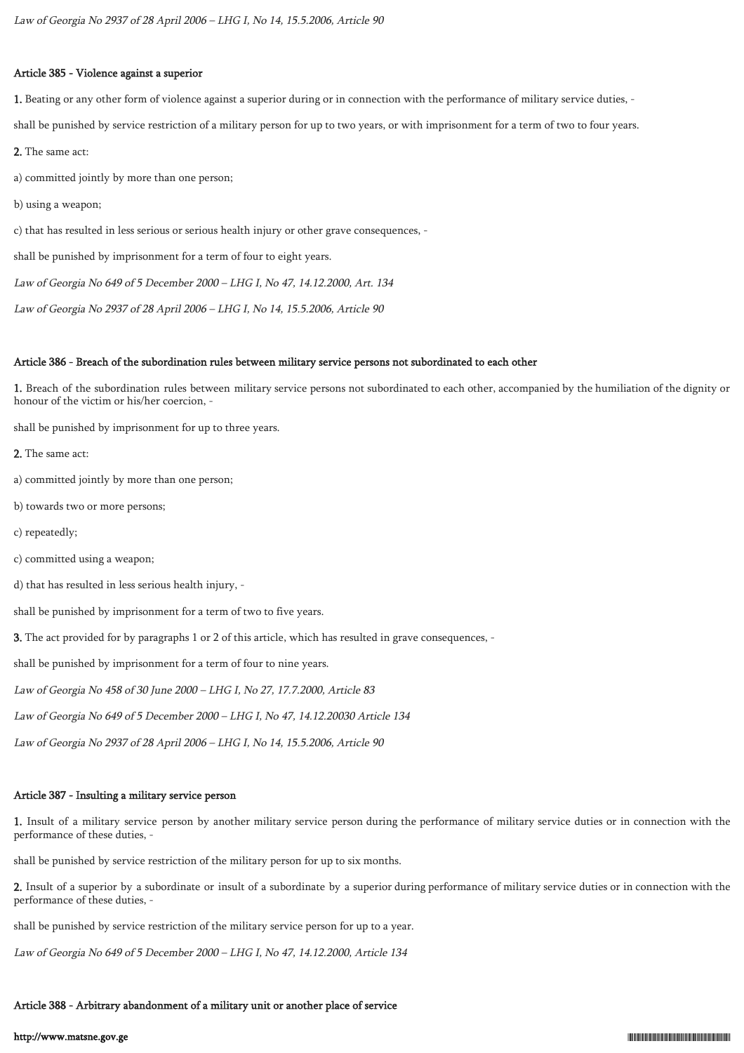*Law of Georgia No 2937 of 28 April 2006 – LHG I, No 14, 15.5.2006, Article 90*

### Article 385 - Violence against a superior

**1.** Beating or any other form of violence against a superior during or in connection with the performance of military service duties, -

shall be punished by service restriction of a military person for up to two years, or with imprisonment for a term of two to four years.

**2.** The same act:

a) committed jointly by more than one person;

b) using a weapon;

c) that has resulted in less serious or serious health injury or other grave consequences, -

shall be punished by imprisonment for a term of four to eight years.

*Law of Georgia No 649 of 5 December 2000 – LHG I, No 47, 14.12.2000, Art. 134*

*Law of Georgia No 2937 of 28 April 2006 – LHG I, No 14, 15.5.2006, Article 90*

### Article 386 - Breach of the subordination rules between military service persons not subordinated to each other

**1.** Breach of the subordination rules between military service persons not subordinated to each other, accompanied by the humiliation of the dignity or honour of the victim or his/her coercion, -

shall be punished by imprisonment for up to three years.

**2.** The same act:

a) committed jointly by more than one person;

b) towards two or more persons;

c) repeatedly;

c) committed using a weapon;

d) that has resulted in less serious health injury, -

shall be punished by imprisonment for a term of two to five years.

**3.** The act provided for by paragraphs 1 or 2 of this article, which has resulted in grave consequences, -

shall be punished by imprisonment for a term of four to nine years.

*Law of Georgia No 458 of 30 June 2000 – LHG I, No 27, 17.7.2000, Article 83*

*Law of Georgia No 649 of 5 December 2000 – LHG I, No 47, 14.12.20030 Article 134*

*Law of Georgia No 2937 of 28 April 2006 – LHG I, No 14, 15.5.2006, Article 90*

### Article 387 - Insulting a military service person

**1.** Insult of a military service person by another military service person during the performance of military service duties or in connection with the performance of these duties, -

shall be punished by service restriction of the military person for up to six months.

**2.** Insult of a superior by a subordinate or insult of a subordinate by a superior during performance of military service duties or in connection with the performance of these duties, -

shall be punished by service restriction of the military service person for up to a year.

*Law of Georgia No 649 of 5 December 2000 – LHG I, No 47, 14.12.2000, Article 134*

### Article 388 - Arbitrary abandonment of a military unit or another place of service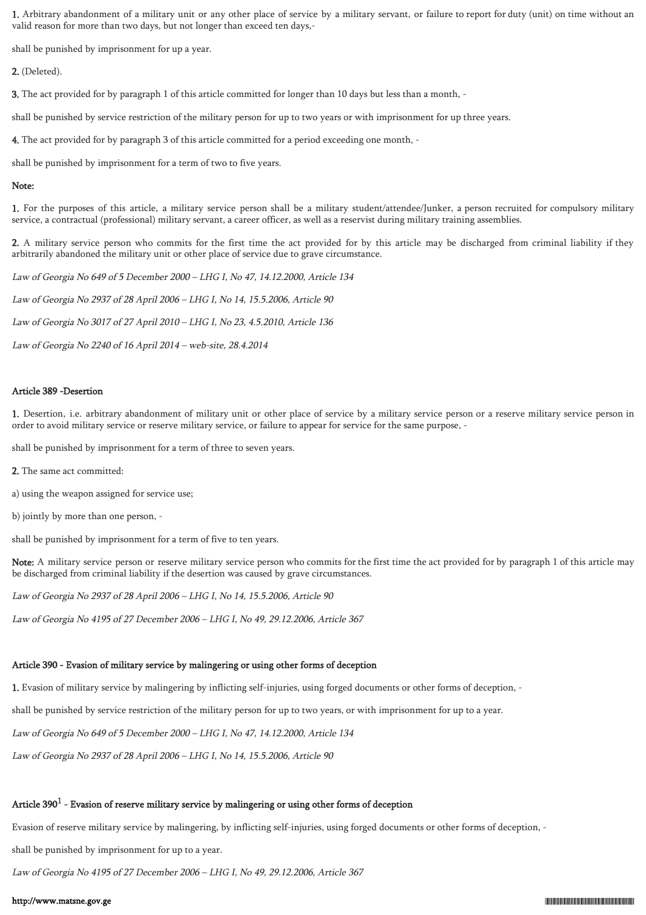**1.** Arbitrary abandonment of a military unit or any other place of service by a military servant, or failure to report for duty (unit) on time without an valid reason for more than two days, but not longer than exceed ten days,-

shall be punished by imprisonment for up a year.

**2.** (Deleted).

**3.** The act provided for by paragraph 1 of this article committed for longer than 10 days but less than a month, -

shall be punished by service restriction of the military person for up to two years or with imprisonment for up three years.

**4.** The act provided for by paragraph 3 of this article committed for a period exceeding one month, -

shall be punished by imprisonment for a term of two to five years.

**Note:**

**1.** For the purposes of this article, a military service person shall be a military student/attendee/Junker, a person recruited for compulsory military service, a contractual (professional) military servant, a career officer, as well as a reservist during military training assemblies.

**2.** A military service person who commits for the first time the act provided for by this article may be discharged from criminal liability if they arbitrarily abandoned the military unit or other place of service due to grave circumstance.

*Law of Georgia No 649 of 5 December 2000 – LHG I, No 47, 14.12.2000, Article 134*

*Law of Georgia No 2937 of 28 April 2006 – LHG I, No 14, 15.5.2006, Article 90*

*Law of Georgia No 3017 of 27 April 2010 – LHG I, No 23, 4.5.2010, Article 136*

*Law of Georgia No 2240 of 16 April 2014 – web-site, 28.4.2014*

### Article 389 -Desertion

**1.** Desertion, i.e. arbitrary abandonment of military unit or other place of service by a military service person or a reserve military service person in order to avoid military service or reserve military service, or failure to appear for service for the same purpose, -

shall be punished by imprisonment for a term of three to seven years.

**2.** The same act committed:

a) using the weapon assigned for service use;

b) jointly by more than one person, -

shall be punished by imprisonment for a term of five to ten years.

**Note:** A military service person or reserve military service person who commits for the first time the act provided for by paragraph 1 of this article may be discharged from criminal liability if the desertion was caused by grave circumstances.

*Law of Georgia No 2937 of 28 April 2006 – LHG I, No 14, 15.5.2006, Article 90*

*Law of Georgia No 4195 of 27 December 2006 – LHG I, No 49, 29.12.2006, Article 367*

### Article 390 - Evasion of military service by malingering or using other forms of deception

**1.** Evasion of military service by malingering by inflicting self-injuries, using forged documents or other forms of deception, -

shall be punished by service restriction of the military person for up to two years, or with imprisonment for up to a year.

*Law of Georgia No 649 of 5 December 2000 – LHG I, No 47, 14.12.2000, Article 134*

*Law of Georgia No 2937 of 28 April 2006 – LHG I, No 14, 15.5.2006, Article 90*

### Article 390[1] - Evasion of reserve military service by malingering or using other forms of deception

Evasion of reserve military service by malingering, by inflicting self-injuries, using forged documents or other forms of deception, -

shall be punished by imprisonment for up to a year.

*Law of Georgia No 4195 of 27 December 2006 – LHG I, No 49, 29.12.2006, Article 367*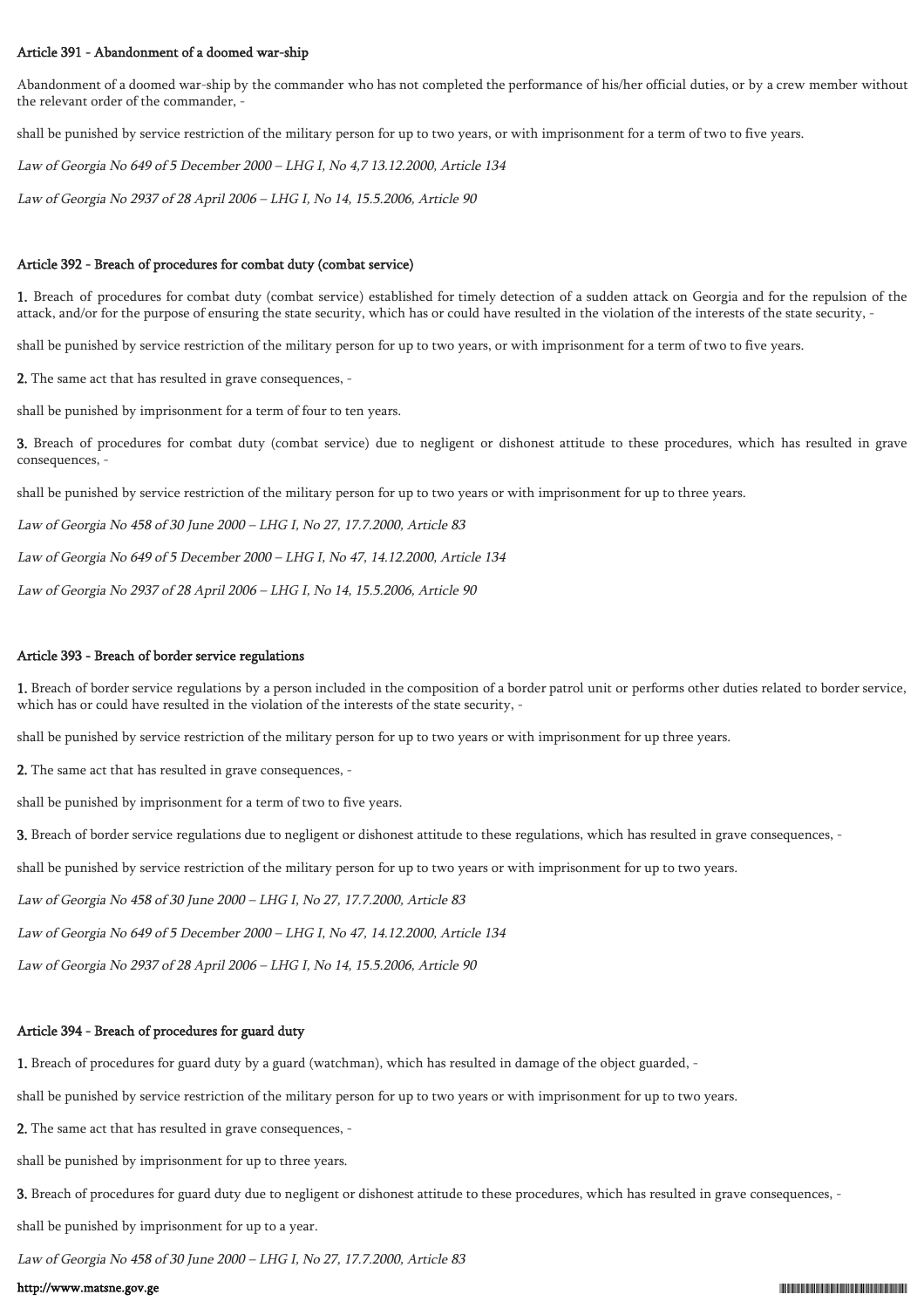#### Article 391 - Abandonment of a doomed war-ship

Abandonment of a doomed war-ship by the commander who has not completed the performance of his/her official duties, or by a crew member without the relevant order of the commander, -

shall be punished by service restriction of the military person for up to two years, or with imprisonment for a term of two to five years.

*Law of Georgia No 649 of 5 December 2000 – LHG I, No 4,7 13.12.2000, Article 134*

*Law of Georgia No 2937 of 28 April 2006 – LHG I, No 14, 15.5.2006, Article 90*

#### Article 392 - Breach of procedures for combat duty (combat service)

**1.** Breach of procedures for combat duty (combat service) established for timely detection of a sudden attack on Georgia and for the repulsion of the attack, and/or for the purpose of ensuring the state security, which has or could have resulted in the violation of the interests of the state security, -

shall be punished by service restriction of the military person for up to two years, or with imprisonment for a term of two to five years.

**2.** The same act that has resulted in grave consequences, -

shall be punished by imprisonment for a term of four to ten years.

**3.** Breach of procedures for combat duty (combat service) due to negligent or dishonest attitude to these procedures, which has resulted in grave consequences, -

shall be punished by service restriction of the military person for up to two years or with imprisonment for up to three years.

*Law of Georgia No 458 of 30 June 2000 – LHG I, No 27, 17.7.2000, Article 83*

*Law of Georgia No 649 of 5 December 2000 – LHG I, No 47, 14.12.2000, Article 134*

*Law of Georgia No 2937 of 28 April 2006 – LHG I, No 14, 15.5.2006, Article 90*

#### Article 393 - Breach of border service regulations

**1.** Breach of border service regulations by a person included in the composition of a border patrol unit or performs other duties related to border service, which has or could have resulted in the violation of the interests of the state security, -

shall be punished by service restriction of the military person for up to two years or with imprisonment for up three years.

**2.** The same act that has resulted in grave consequences, -

shall be punished by imprisonment for a term of two to five years.

**3.** Breach of border service regulations due to negligent or dishonest attitude to these regulations, which has resulted in grave consequences, -

shall be punished by service restriction of the military person for up to two years or with imprisonment for up to two years.

*Law of Georgia No 458 of 30 June 2000 – LHG I, No 27, 17.7.2000, Article 83*

*Law of Georgia No 649 of 5 December 2000 – LHG I, No 47, 14.12.2000, Article 134*

*Law of Georgia No 2937 of 28 April 2006 – LHG I, No 14, 15.5.2006, Article 90*

#### Article 394 - Breach of procedures for guard duty

**1.** Breach of procedures for guard duty by a guard (watchman), which has resulted in damage of the object guarded, -

shall be punished by service restriction of the military person for up to two years or with imprisonment for up to two years.

**2.** The same act that has resulted in grave consequences, -

shall be punished by imprisonment for up to three years.

**3.** Breach of procedures for guard duty due to negligent or dishonest attitude to these procedures, which has resulted in grave consequences, -

shall be punished by imprisonment for up to a year.

*Law of Georgia No 458 of 30 June 2000 – LHG I, No 27, 17.7.2000, Article 83*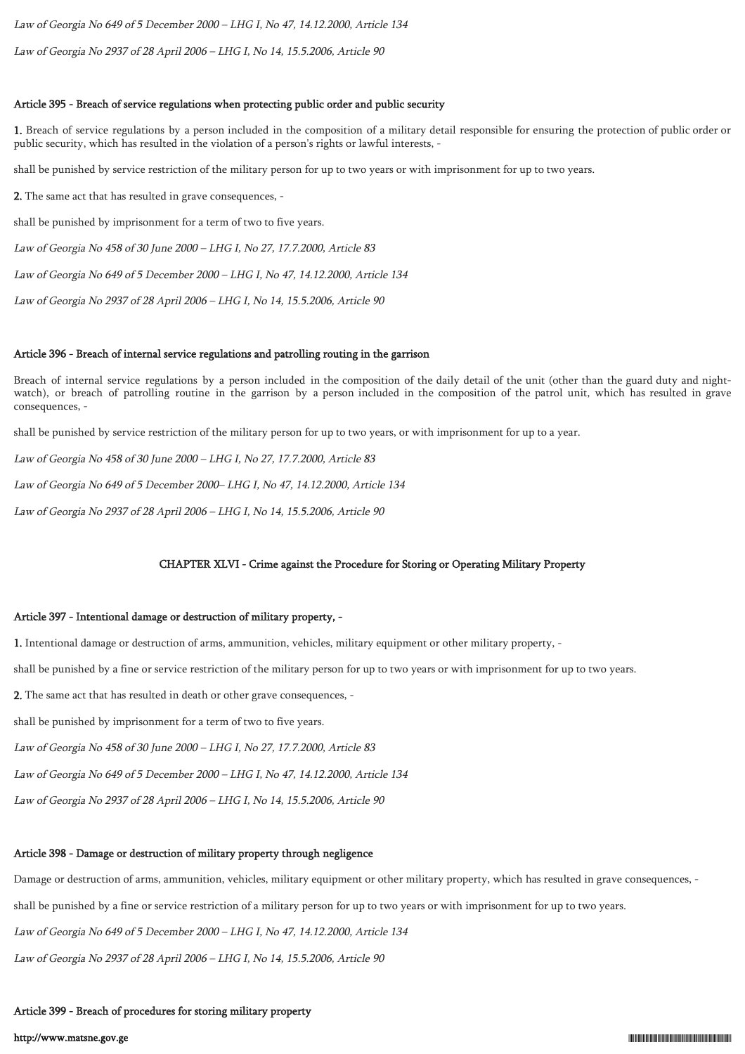*Law of Georgia No 649 of 5 December 2000 – LHG I, No 47, 14.12.2000, Article 134*

*Law of Georgia No 2937 of 28 April 2006 – LHG I, No 14, 15.5.2006, Article 90*

### Article 395 - Breach of service regulations when protecting public order and public security

**1.** Breach of service regulations by a person included in the composition of a military detail responsible for ensuring the protection of public order or public security, which has resulted in the violation of a person's rights or lawful interests, -

shall be punished by service restriction of the military person for up to two years or with imprisonment for up to two years.

**2.** The same act that has resulted in grave consequences, -

shall be punished by imprisonment for a term of two to five years.

*Law of Georgia No 458 of 30 June 2000 – LHG I, No 27, 17.7.2000, Article 83*

*Law of Georgia No 649 of 5 December 2000 – LHG I, No 47, 14.12.2000, Article 134*

*Law of Georgia No 2937 of 28 April 2006 – LHG I, No 14, 15.5.2006, Article 90*

### Article 396 - Breach of internal service regulations and patrolling routing in the garrison

Breach of internal service regulations by a person included in the composition of the daily detail of the unit (other than the guard duty and night-watch), or breach of patrolling routine in the garrison by a person included in the composition of the patrol unit, which has resulted in grave consequences, -

shall be punished by service restriction of the military person for up to two years, or with imprisonment for up to a year.

*Law of Georgia No 458 of 30 June 2000 – LHG I, No 27, 17.7.2000, Article 83*

*Law of Georgia No 649 of 5 December 2000– LHG I, No 47, 14.12.2000, Article 134*

*Law of Georgia No 2937 of 28 April 2006 – LHG I, No 14, 15.5.2006, Article 90*

## CHAPTER XLVI - Crime against the Procedure for Storing or Operating Military Property

### Article 397 - Intentional damage or destruction of military property, -

**1.** Intentional damage or destruction of arms, ammunition, vehicles, military equipment or other military property, -

shall be punished by a fine or service restriction of the military person for up to two years or with imprisonment for up to two years.

**2.** The same act that has resulted in death or other grave consequences, -

shall be punished by imprisonment for a term of two to five years.

*Law of Georgia No 458 of 30 June 2000 – LHG I, No 27, 17.7.2000, Article 83*

*Law of Georgia No 649 of 5 December 2000 – LHG I, No 47, 14.12.2000, Article 134*

*Law of Georgia No 2937 of 28 April 2006 – LHG I, No 14, 15.5.2006, Article 90*

### Article 398 - Damage or destruction of military property through negligence

Damage or destruction of arms, ammunition, vehicles, military equipment or other military property, which has resulted in grave consequences, -

shall be punished by a fine or service restriction of a military person for up to two years or with imprisonment for up to two years.

*Law of Georgia No 649 of 5 December 2000 – LHG I, No 47, 14.12.2000, Article 134*

*Law of Georgia No 2937 of 28 April 2006 – LHG I, No 14, 15.5.2006, Article 90*

### Article 399 - Breach of procedures for storing military property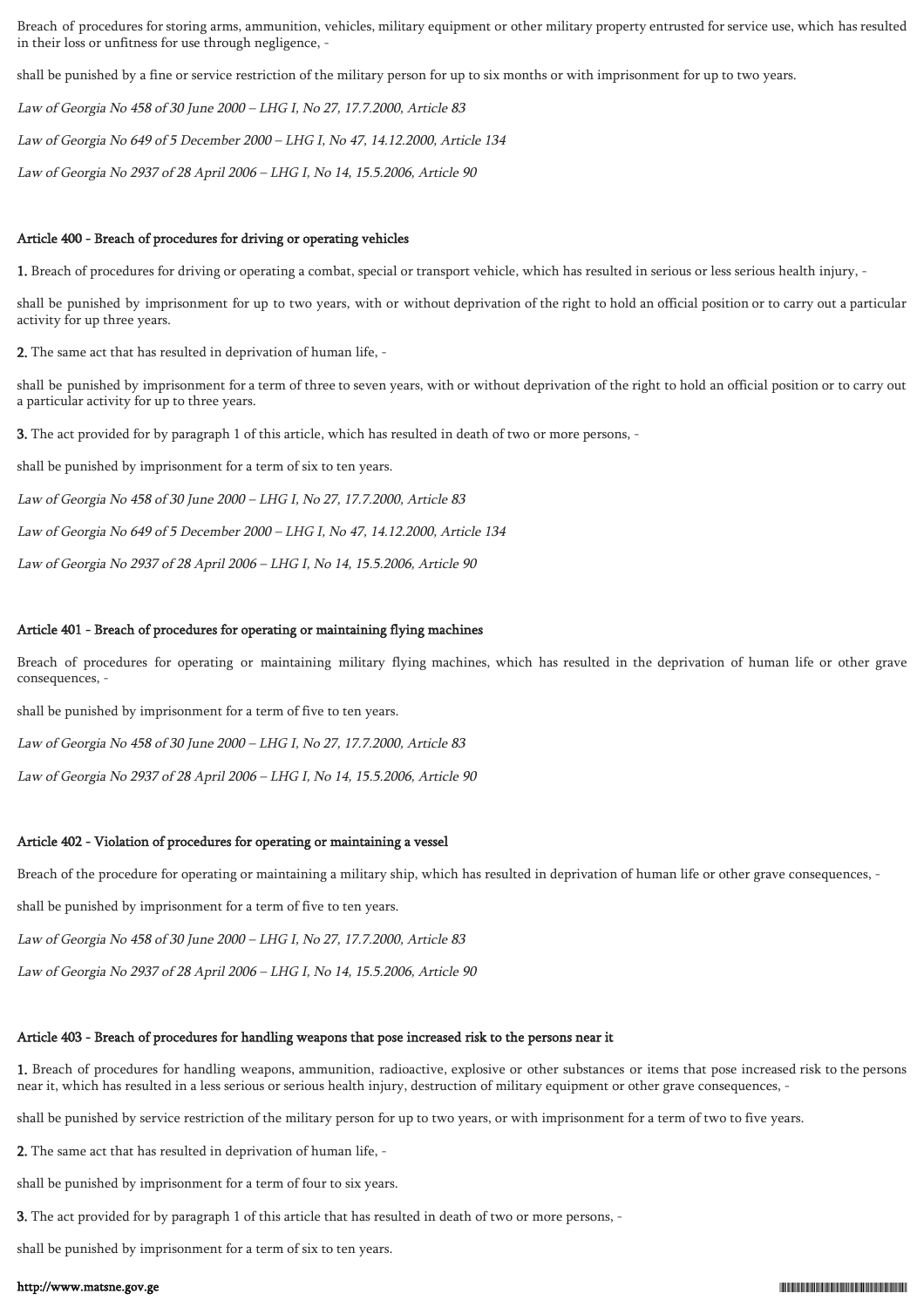Breach of procedures for storing arms, ammunition, vehicles, military equipment or other military property entrusted for service use, which has resulted in their loss or unfitness for use through negligence, -

shall be punished by a fine or service restriction of the military person for up to six months or with imprisonment for up to two years.

*Law of Georgia No 458 of 30 June 2000 – LHG I, No 27, 17.7.2000, Article 83*

*Law of Georgia No 649 of 5 December 2000 – LHG I, No 47, 14.12.2000, Article 134*

*Law of Georgia No 2937 of 28 April 2006 – LHG I, No 14, 15.5.2006, Article 90*

### Article 400 - Breach of procedures for driving or operating vehicles

**1.** Breach of procedures for driving or operating a combat, special or transport vehicle, which has resulted in serious or less serious health injury, -

shall be punished by imprisonment for up to two years, with or without deprivation of the right to hold an official position or to carry out a particular activity for up three years.

**2.** The same act that has resulted in deprivation of human life, -

shall be punished by imprisonment for a term of three to seven years, with or without deprivation of the right to hold an official position or to carry out a particular activity for up to three years.

**3.** The act provided for by paragraph 1 of this article, which has resulted in death of two or more persons, -

shall be punished by imprisonment for a term of six to ten years.

*Law of Georgia No 458 of 30 June 2000 – LHG I, No 27, 17.7.2000, Article 83*

*Law of Georgia No 649 of 5 December 2000 – LHG I, No 47, 14.12.2000, Article 134*

*Law of Georgia No 2937 of 28 April 2006 – LHG I, No 14, 15.5.2006, Article 90*

### Article 401 - Breach of procedures for operating or maintaining flying machines

Breach of procedures for operating or maintaining military flying machines, which has resulted in the deprivation of human life or other grave consequences, -

shall be punished by imprisonment for a term of five to ten years.

*Law of Georgia No 458 of 30 June 2000 – LHG I, No 27, 17.7.2000, Article 83*

*Law of Georgia No 2937 of 28 April 2006 – LHG I, No 14, 15.5.2006, Article 90*

### Article 402 - Violation of procedures for operating or maintaining a vessel

Breach of the procedure for operating or maintaining a military ship, which has resulted in deprivation of human life or other grave consequences, -

shall be punished by imprisonment for a term of five to ten years.

*Law of Georgia No 458 of 30 June 2000 – LHG I, No 27, 17.7.2000, Article 83*

*Law of Georgia No 2937 of 28 April 2006 – LHG I, No 14, 15.5.2006, Article 90*

### Article 403 - Breach of procedures for handling weapons that pose increased risk to the persons near it

**1.** Breach of procedures for handling weapons, ammunition, radioactive, explosive or other substances or items that pose increased risk to the persons near it, which has resulted in a less serious or serious health injury, destruction of military equipment or other grave consequences, -

shall be punished by service restriction of the military person for up to two years, or with imprisonment for a term of two to five years.

**2.** The same act that has resulted in deprivation of human life, -

shall be punished by imprisonment for a term of four to six years.

**3.** The act provided for by paragraph 1 of this article that has resulted in death of two or more persons, -

shall be punished by imprisonment for a term of six to ten years.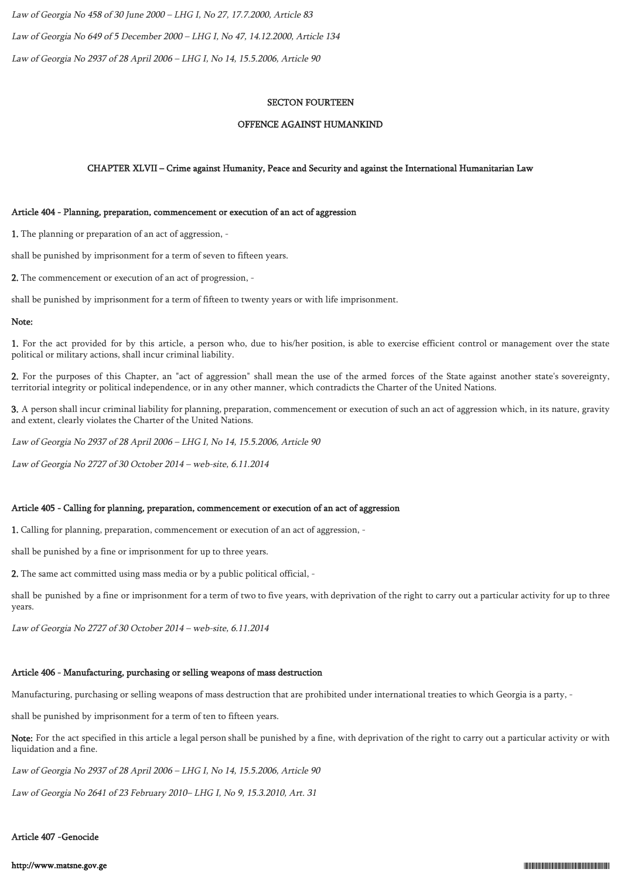*Law of Georgia No 458 of 30 June 2000 – LHG I, No 27, 17.7.2000, Article 83*

*Law of Georgia No 649 of 5 December 2000 – LHG I, No 47, 14.12.2000, Article 134*

*Law of Georgia No 2937 of 28 April 2006 – LHG I, No 14, 15.5.2006, Article 90*

# SECTON FOURTEEN

# OFFENCE AGAINST HUMANKIND

## CHAPTER XLVII – Crime against Humanity, Peace and Security and against the International Humanitarian Law

### Article 404 - Planning, preparation, commencement or execution of an act of aggression

**1.** The planning or preparation of an act of aggression, -

shall be punished by imprisonment for a term of seven to fifteen years.

**2.** The commencement or execution of an act of progression, -

shall be punished by imprisonment for a term of fifteen to twenty years or with life imprisonment.

**Note:**

**1.** For the act provided for by this article, a person who, due to his/her position, is able to exercise efficient control or management over the state political or military actions, shall incur criminal liability.

**2.** For the purposes of this Chapter, an "act of aggression" shall mean the use of the armed forces of the State against another state's sovereignty, territorial integrity or political independence, or in any other manner, which contradicts the Charter of the United Nations.

**3.** A person shall incur criminal liability for planning, preparation, commencement or execution of such an act of aggression which, in its nature, gravity and extent, clearly violates the Charter of the United Nations.

*Law of Georgia No 2937 of 28 April 2006 – LHG I, No 14, 15.5.2006, Article 90*

*Law of Georgia No 2727 of 30 October 2014 – web-site, 6.11.2014*

### Article 405 - Calling for planning, preparation, commencement or execution of an act of aggression

**1.** Calling for planning, preparation, commencement or execution of an act of aggression, -

shall be punished by a fine or imprisonment for up to three years.

**2.** The same act committed using mass media or by a public political official, -

shall be punished by a fine or imprisonment for a term of two to five years, with deprivation of the right to carry out a particular activity for up to three years.

*Law of Georgia No 2727 of 30 October 2014 – web-site, 6.11.2014*

### Article 406 - Manufacturing, purchasing or selling weapons of mass destruction

Manufacturing, purchasing or selling weapons of mass destruction that are prohibited under international treaties to which Georgia is a party, -

shall be punished by imprisonment for a term of ten to fifteen years.

**Note:** For the act specified in this article a legal person shall be punished by a fine, with deprivation of the right to carry out a particular activity or with liquidation and a fine.

*Law of Georgia No 2937 of 28 April 2006 – LHG I, No 14, 15.5.2006, Article 90*

*Law of Georgia No 2641 of 23 February 2010– LHG I, No 9, 15.3.2010, Art. 31*

### Article 407 -Genocide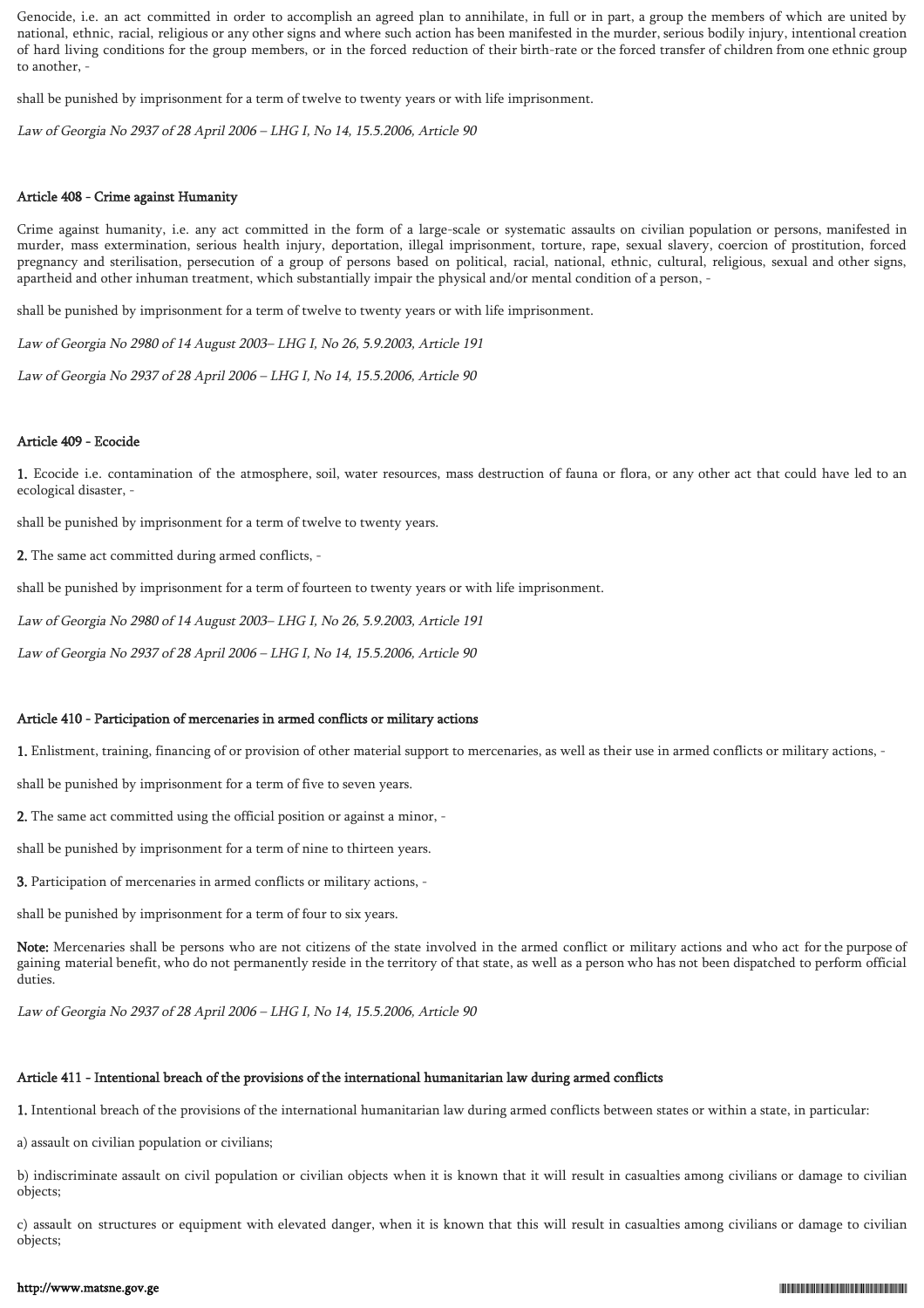Genocide, i.e. an act committed in order to accomplish an agreed plan to annihilate, in full or in part, a group the members of which are united by national, ethnic, racial, religious or any other signs and where such action has been manifested in the murder, serious bodily injury, intentional creation of hard living conditions for the group members, or in the forced reduction of their birth-rate or the forced transfer of children from one ethnic group to another, -

shall be punished by imprisonment for a term of twelve to twenty years or with life imprisonment.

*Law of Georgia No 2937 of 28 April 2006 – LHG I, No 14, 15.5.2006, Article 90*

#### Article 408 - Crime against Humanity

Crime against humanity, i.e. any act committed in the form of a large-scale or systematic assaults on civilian population or persons, manifested in murder, mass extermination, serious health injury, deportation, illegal imprisonment, torture, rape, sexual slavery, coercion of prostitution, forced pregnancy and sterilisation, persecution of a group of persons based on political, racial, national, ethnic, cultural, religious, sexual and other signs, apartheid and other inhuman treatment, which substantially impair the physical and/or mental condition of a person, -

shall be punished by imprisonment for a term of twelve to twenty years or with life imprisonment.

*Law of Georgia No 2980 of 14 August 2003– LHG I, No 26, 5.9.2003, Article 191*

*Law of Georgia No 2937 of 28 April 2006 – LHG I, No 14, 15.5.2006, Article 90*

#### Article 409 - Ecocide

**1.** Ecocide i.e. contamination of the atmosphere, soil, water resources, mass destruction of fauna or flora, or any other act that could have led to an ecological disaster, -

shall be punished by imprisonment for a term of twelve to twenty years.

**2.** The same act committed during armed conflicts, -

shall be punished by imprisonment for a term of fourteen to twenty years or with life imprisonment.

*Law of Georgia No 2980 of 14 August 2003– LHG I, No 26, 5.9.2003, Article 191*

*Law of Georgia No 2937 of 28 April 2006 – LHG I, No 14, 15.5.2006, Article 90*

#### Article 410 - Participation of mercenaries in armed conflicts or military actions

**1.** Enlistment, training, financing of or provision of other material support to mercenaries, as well as their use in armed conflicts or military actions, -

shall be punished by imprisonment for a term of five to seven years.

**2.** The same act committed using the official position or against a minor, -

shall be punished by imprisonment for a term of nine to thirteen years.

**3.** Participation of mercenaries in armed conflicts or military actions, -

shall be punished by imprisonment for a term of four to six years.

**Note:** Mercenaries shall be persons who are not citizens of the state involved in the armed conflict or military actions and who act for the purpose of gaining material benefit, who do not permanently reside in the territory of that state, as well as a person who has not been dispatched to perform official duties.

*Law of Georgia No 2937 of 28 April 2006 – LHG I, No 14, 15.5.2006, Article 90*

#### Article 411 - Intentional breach of the provisions of the international humanitarian law during armed conflicts

**1.** Intentional breach of the provisions of the international humanitarian law during armed conflicts between states or within a state, in particular:

a) assault on civilian population or civilians;

b) indiscriminate assault on civil population or civilian objects when it is known that it will result in casualties among civilians or damage to civilian objects;

c) assault on structures or equipment with elevated danger, when it is known that this will result in casualties among civilians or damage to civilian objects;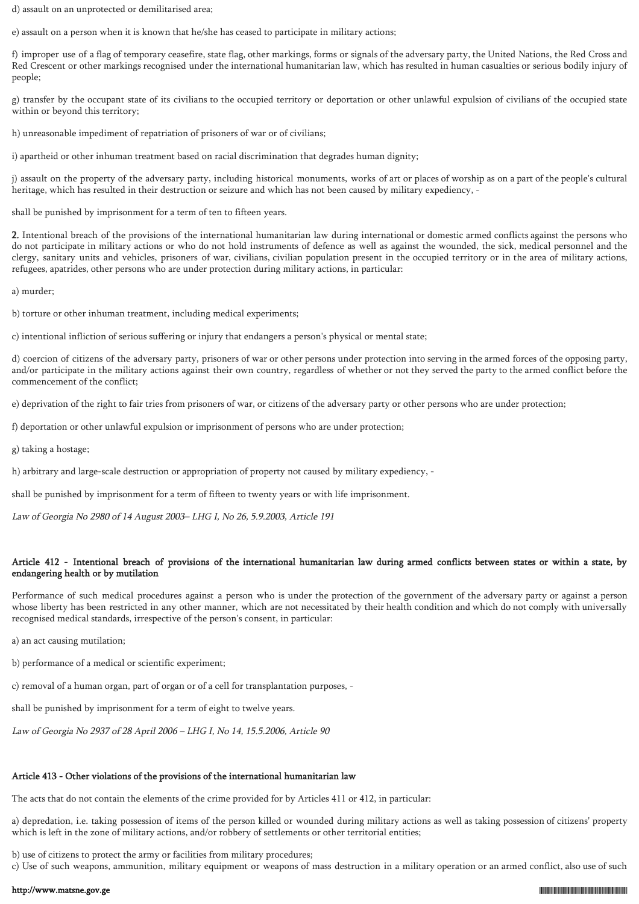d) assault on an unprotected or demilitarised area;

e) assault on a person when it is known that he/she has ceased to participate in military actions;

f) improper use of a flag of temporary ceasefire, state flag, other markings, forms or signals of the adversary party, the United Nations, the Red Cross and Red Crescent or other markings recognised under the international humanitarian law, which has resulted in human casualties or serious bodily injury of people;

g) transfer by the occupant state of its civilians to the occupied territory or deportation or other unlawful expulsion of civilians of the occupied state within or beyond this territory;

h) unreasonable impediment of repatriation of prisoners of war or of civilians;

i) apartheid or other inhuman treatment based on racial discrimination that degrades human dignity;

j) assault on the property of the adversary party, including historical monuments, works of art or places of worship as on a part of the people's cultural heritage, which has resulted in their destruction or seizure and which has not been caused by military expediency, -

shall be punished by imprisonment for a term of ten to fifteen years.

**2.** Intentional breach of the provisions of the international humanitarian law during international or domestic armed conflicts against the persons who do not participate in military actions or who do not hold instruments of defence as well as against the wounded, the sick, medical personnel and the clergy, sanitary units and vehicles, prisoners of war, civilians, civilian population present in the occupied territory or in the area of military actions, refugees, apatrides, other persons who are under protection during military actions, in particular:

a) murder;

b) torture or other inhuman treatment, including medical experiments;

c) intentional infliction of serious suffering or injury that endangers a person's physical or mental state;

d) coercion of citizens of the adversary party, prisoners of war or other persons under protection into serving in the armed forces of the opposing party, and/or participate in the military actions against their own country, regardless of whether or not they served the party to the armed conflict before the commencement of the conflict;

e) deprivation of the right to fair tries from prisoners of war, or citizens of the adversary party or other persons who are under protection;

f) deportation or other unlawful expulsion or imprisonment of persons who are under protection;

g) taking a hostage;

h) arbitrary and large-scale destruction or appropriation of property not caused by military expediency, -

shall be punished by imprisonment for a term of fifteen to twenty years or with life imprisonment.

*Law of Georgia No 2980 of 14 August 2003– LHG I, No 26, 5.9.2003, Article 191*

#### Article 412 - Intentional breach of provisions of the international humanitarian law during armed conflicts between states or within a state, by endangering health or by mutilation

Performance of such medical procedures against a person who is under the protection of the government of the adversary party or against a person whose liberty has been restricted in any other manner, which are not necessitated by their health condition and which do not comply with universally recognised medical standards, irrespective of the person's consent, in particular:

a) an act causing mutilation;

b) performance of a medical or scientific experiment;

c) removal of a human organ, part of organ or of a cell for transplantation purposes, -

shall be punished by imprisonment for a term of eight to twelve years.

*Law of Georgia No 2937 of 28 April 2006 – LHG I, No 14, 15.5.2006, Article 90*

#### Article 413 - Other violations of the provisions of the international humanitarian law

The acts that do not contain the elements of the crime provided for by Articles 411 or 412, in particular:

a) depredation, i.e. taking possession of items of the person killed or wounded during military actions as well as taking possession of citizens' property which is left in the zone of military actions, and/or robbery of settlements or other territorial entities;

b) use of citizens to protect the army or facilities from military procedures;
c) Use of such weapons, ammunition, military equipment or weapons of mass destruction in a military operation or an armed conflict, also use of such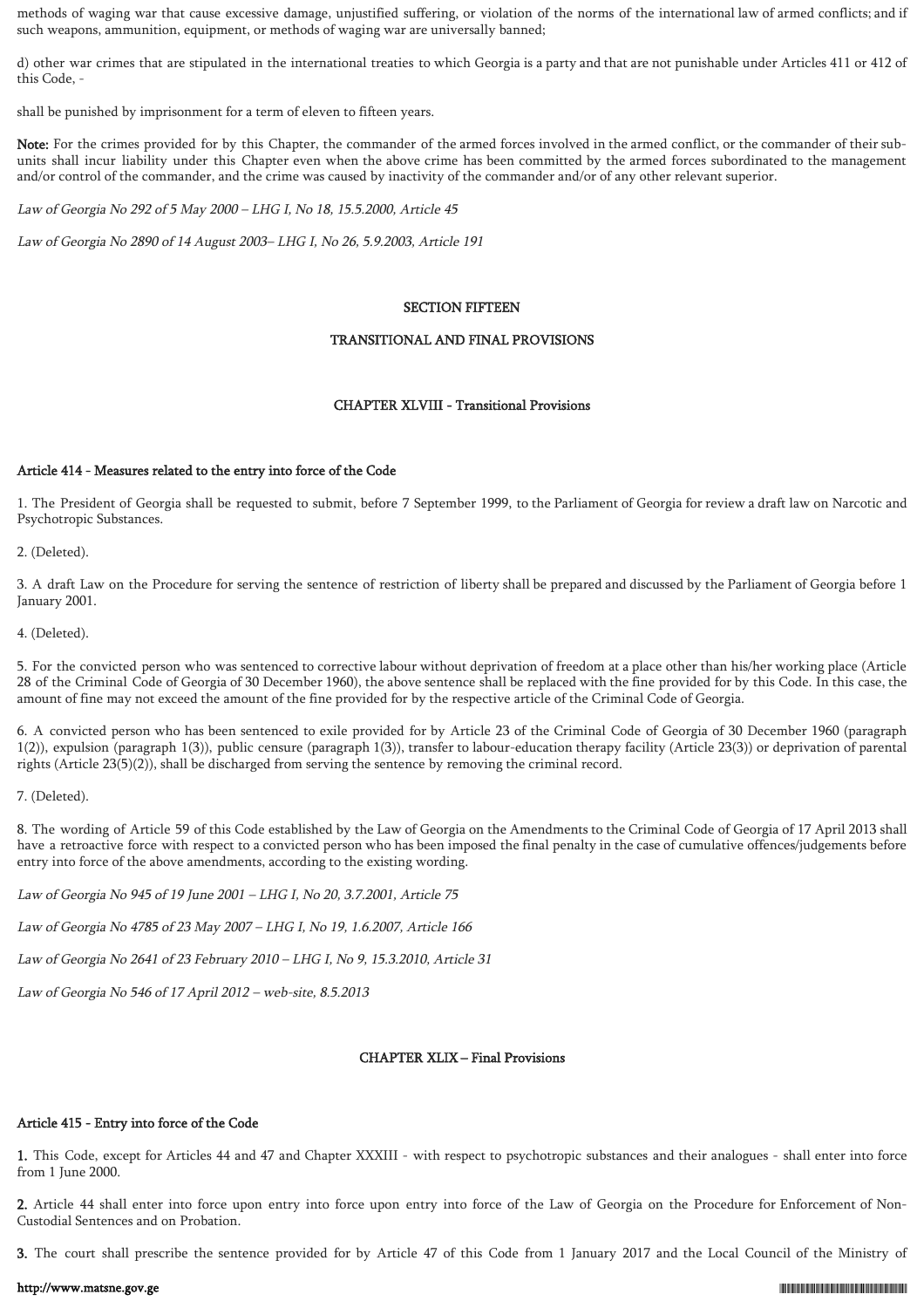methods of waging war that cause excessive damage, unjustified suffering, or violation of the norms of the international law of armed conflicts; and if such weapons, ammunition, equipment, or methods of waging war are universally banned;

d) other war crimes that are stipulated in the international treaties to which Georgia is a party and that are not punishable under Articles 411 or 412 of this Code, -

shall be punished by imprisonment for a term of eleven to fifteen years.

**Note:** For the crimes provided for by this Chapter, the commander of the armed forces involved in the armed conflict, or the commander of their sub-units shall incur liability under this Chapter even when the above crime has been committed by the armed forces subordinated to the management and/or control of the commander, and the crime was caused by inactivity of the commander and/or of any other relevant superior.

*Law of Georgia No 292 of 5 May 2000 – LHG I, No 18, 15.5.2000, Article 45*

*Law of Georgia No 2890 of 14 August 2003– LHG I, No 26, 5.9.2003, Article 191*

## SECTION FIFTEEN

## TRANSITIONAL AND FINAL PROVISIONS

### CHAPTER XLVIII - Transitional Provisions

#### Article 414 - Measures related to the entry into force of the Code

1. The President of Georgia shall be requested to submit, before 7 September 1999, to the Parliament of Georgia for review a draft law on Narcotic and Psychotropic Substances.

2. (Deleted).

3. A draft Law on the Procedure for serving the sentence of restriction of liberty shall be prepared and discussed by the Parliament of Georgia before 1 January 2001.

4. (Deleted).

5. For the convicted person who was sentenced to corrective labour without deprivation of freedom at a place other than his/her working place (Article 28 of the Criminal Code of Georgia of 30 December 1960), the above sentence shall be replaced with the fine provided for by this Code. In this case, the amount of fine may not exceed the amount of the fine provided for by the respective article of the Criminal Code of Georgia.

6. A convicted person who has been sentenced to exile provided for by Article 23 of the Criminal Code of Georgia of 30 December 1960 (paragraph 1(2)), expulsion (paragraph 1(3)), public censure (paragraph 1(3)), transfer to labour-education therapy facility (Article 23(3)) or deprivation of parental rights (Article 23(5)(2)), shall be discharged from serving the sentence by removing the criminal record.

7. (Deleted).

8. The wording of Article 59 of this Code established by the Law of Georgia on the Amendments to the Criminal Code of Georgia of 17 April 2013 shall have a retroactive force with respect to a convicted person who has been imposed the final penalty in the case of cumulative offences/judgements before entry into force of the above amendments, according to the existing wording.

*Law of Georgia No 945 of 19 June 2001 – LHG I, No 20, 3.7.2001, Article 75*

*Law of Georgia No 4785 of 23 May 2007 – LHG I, No 19, 1.6.2007, Article 166*

*Law of Georgia No 2641 of 23 February 2010 – LHG I, No 9, 15.3.2010, Article 31*

*Law of Georgia No 546 of 17 April 2012 – web-site, 8.5.2013*

### CHAPTER XLIX – Final Provisions

#### Article 415 - Entry into force of the Code

**1.** This Code, except for Articles 44 and 47 and Chapter XXXIII - with respect to psychotropic substances and their analogues - shall enter into force from 1 June 2000.

**2.** Article 44 shall enter into force upon entry into force upon entry into force of the Law of Georgia on the Procedure for Enforcement of Non-Custodial Sentences and on Probation.

**3.** The court shall prescribe the sentence provided for by Article 47 of this Code from 1 January 2017 and the Local Council of the Ministry of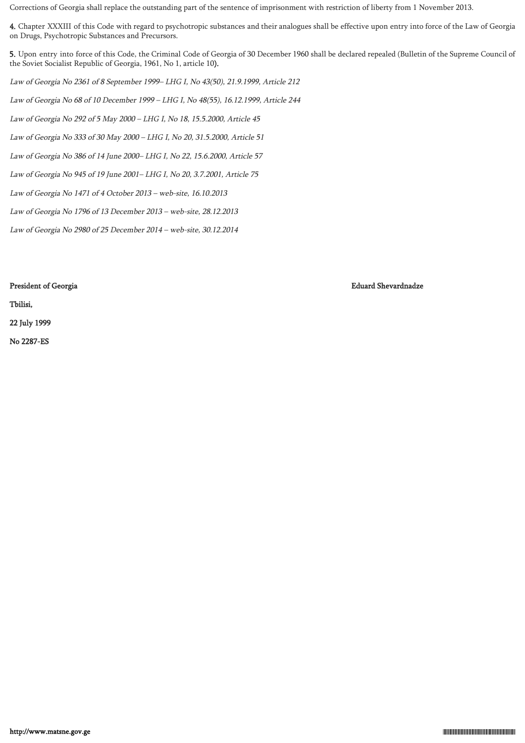Corrections of Georgia shall replace the outstanding part of the sentence of imprisonment with restriction of liberty from 1 November 2013.

**4.** Chapter XXXIII of this Code with regard to psychotropic substances and their analogues shall be effective upon entry into force of the Law of Georgia on Drugs, Psychotropic Substances and Precursors.

**5.** Upon entry into force of this Code, the Criminal Code of Georgia of 30 December 1960 shall be declared repealed (Bulletin of the Supreme Council of the Soviet Socialist Republic of Georgia, 1961, No 1, article 10**).**

*Law of Georgia No 2361 of 8 September 1999– LHG I, No 43(50), 21.9.1999, Article 212*

*Law of Georgia No 68 of 10 December 1999 – LHG I, No 48(55), 16.12.1999, Article 244*

*Law of Georgia No 292 of 5 May 2000 – LHG I, No 18, 15.5.2000, Article 45*

*Law of Georgia No 333 of 30 May 2000 – LHG I, No 20, 31.5.2000, Article 51*

*Law of Georgia No 386 of 14 June 2000– LHG I, No 22, 15.6.2000, Article 57*

*Law of Georgia No 945 of 19 June 2001– LHG I, No 20, 3.7.2001, Article 75*

*Law of Georgia No 1471 of 4 October 2013 – web-site, 16.10.2013*

*Law of Georgia No 1796 of 13 December 2013 – web-site, 28.12.2013*

*Law of Georgia No 2980 of 25 December 2014 – web-site, 30.12.2014*

**President of Georgia** **Eduard Shevardnadze**

**Tbilisi,**

**22 July 1999**

**No 2287-ES**